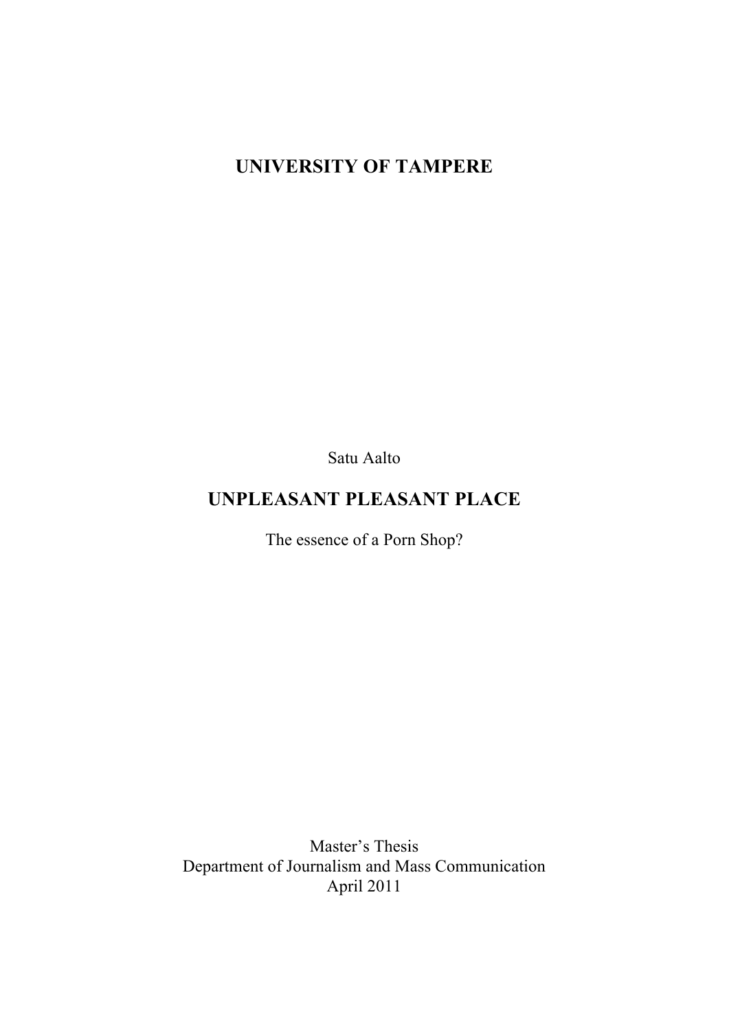# UNIVERSITY OF TAMPERE

Satu Aalto

# UNPLEASANT PLEASANT PLACE

The essence of a Porn Shop?

Master's Thesis
Department of Journalism and Mass Communication
April 2011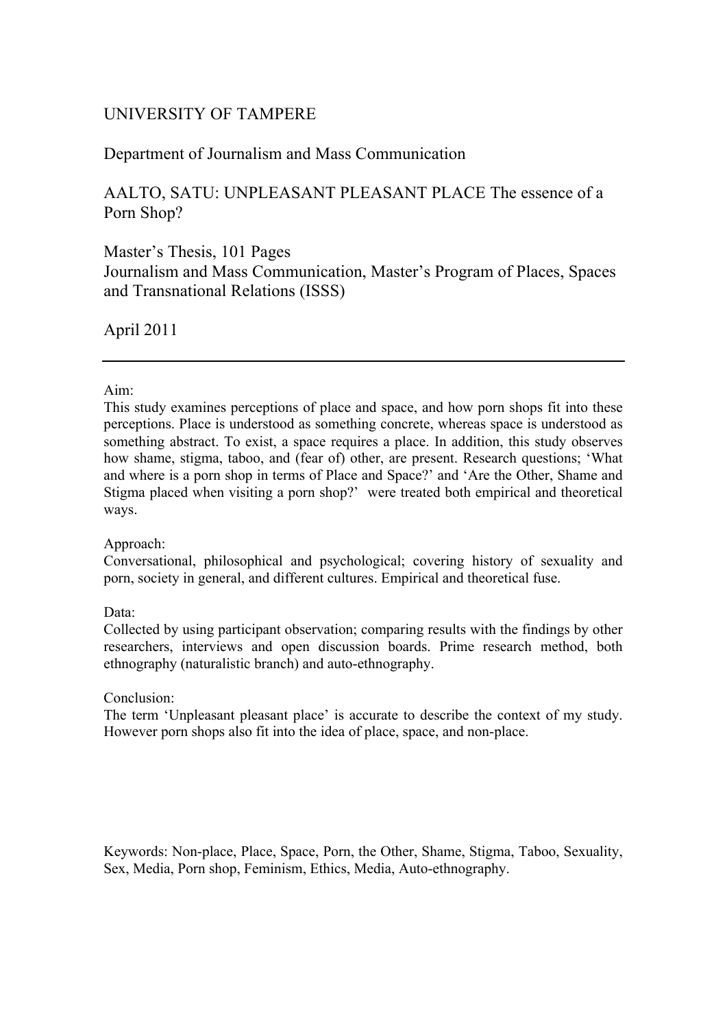UNIVERSITY OF TAMPERE

Department of Journalism and Mass Communication

AALTO, SATU: UNPLEASANT PLEASANT PLACE The essence of a Porn Shop?

Master's Thesis, 101 Pages
Journalism and Mass Communication, Master's Program of Places, Spaces and Transnational Relations (ISSS)

April 2011

---

Aim:
This study examines perceptions of place and space, and how porn shops fit into these perceptions. Place is understood as something concrete, whereas space is understood as something abstract. To exist, a space requires a place. In addition, this study observes how shame, stigma, taboo, and (fear of) other, are present. Research questions; 'What and where is a porn shop in terms of Place and Space?' and 'Are the Other, Shame and Stigma placed when visiting a porn shop?' were treated both empirical and theoretical ways.

Approach:
Conversational, philosophical and psychological; covering history of sexuality and porn, society in general, and different cultures. Empirical and theoretical fuse.

Data:
Collected by using participant observation; comparing results with the findings by other researchers, interviews and open discussion boards. Prime research method, both ethnography (naturalistic branch) and auto-ethnography.

Conclusion:
The term 'Unpleasant pleasant place' is accurate to describe the context of my study. However porn shops also fit into the idea of place, space, and non-place.

Keywords: Non-place, Place, Space, Porn, the Other, Shame, Stigma, Taboo, Sexuality, Sex, Media, Porn shop, Feminism, Ethics, Media, Auto-ethnography.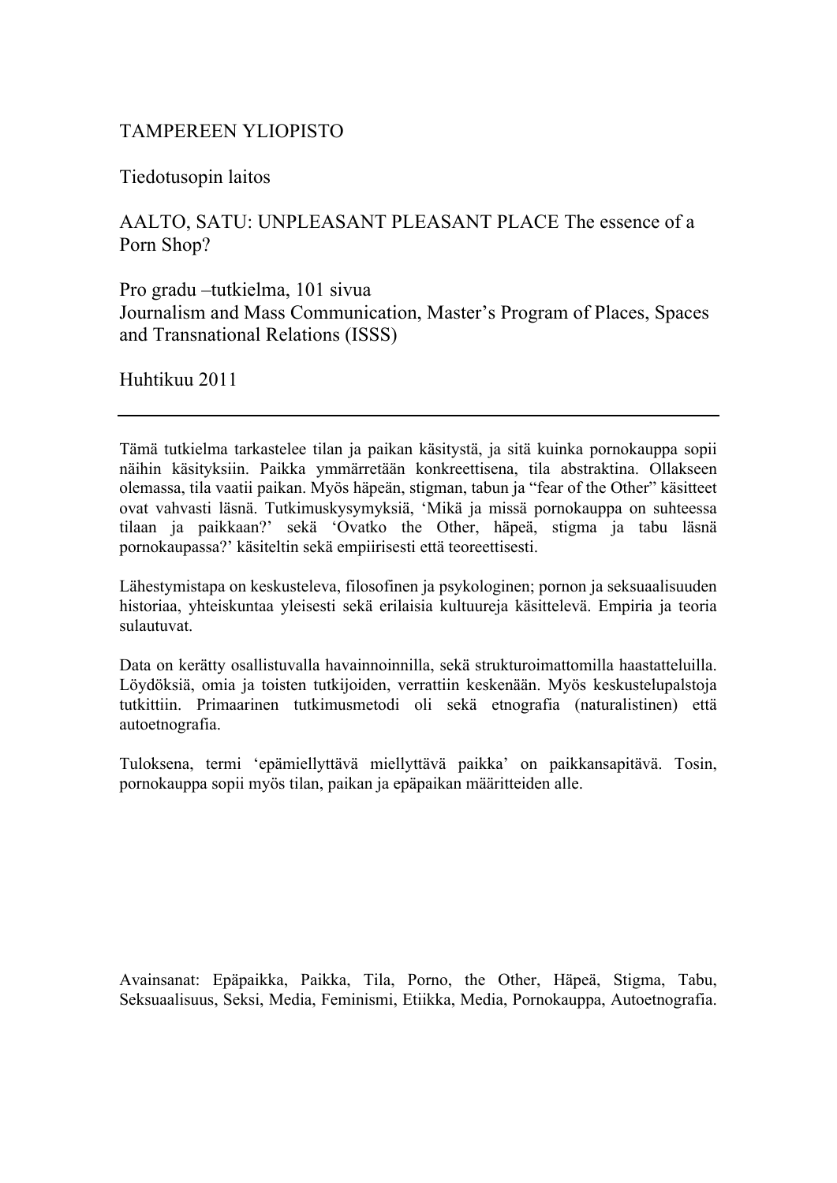TAMPEREEN YLIOPISTO

Tiedotusopin laitos

AALTO, SATU: UNPLEASANT PLEASANT PLACE The essence of a Porn Shop?

Pro gradu –tutkielma, 101 sivua
Journalism and Mass Communication, Master's Program of Places, Spaces and Transnational Relations (ISSS)

Huhtikuu 2011

---

Tämä tutkielma tarkastelee tilan ja paikan käsitystä, ja sitä kuinka pornokauppa sopii näihin käsityksiin. Paikka ymmärretään konkreettisena, tila abstraktina. Ollakseen olemassa, tila vaatii paikan. Myös häpeän, stigman, tabun ja "fear of the Other" käsitteet ovat vahvasti läsnä. Tutkimuskysymyksiä, 'Mikä ja missä pornokauppa on suhteessa tilaan ja paikkaan?' sekä 'Ovatko the Other, häpeä, stigma ja tabu läsnä pornokaupassa?' käsiteltin sekä empiirisesti että teoreettisesti.

Lähestymistapa on keskusteleva, filosofinen ja psykologinen; pornon ja seksuaalisuuden historiaa, yhteiskuntaa yleisesti sekä erilaisia kultuureja käsittelevä. Empiria ja teoria sulautuvat.

Data on kerätty osallistuvalla havainnoinnilla, sekä strukturoimattomilla haastatteluilla. Löydöksiä, omia ja toisten tutkijoiden, verrattiin keskenään. Myös keskustelupalstoja tutkittiin. Primaarinen tutkimusmetodi oli sekä etnografia (naturalistinen) että autoetnografia.

Tuloksena, termi 'epämiellyttävä miellyttävä paikka' on paikkansapitävä. Tosin, pornokauppa sopii myös tilan, paikan ja epäpaikan määritteiden alle.

Avainsanat: Epäpaikka, Paikka, Tila, Porno, the Other, Häpeä, Stigma, Tabu, Seksuaalisuus, Seksi, Media, Feminismi, Etiikka, Media, Pornokauppa, Autoetnografia.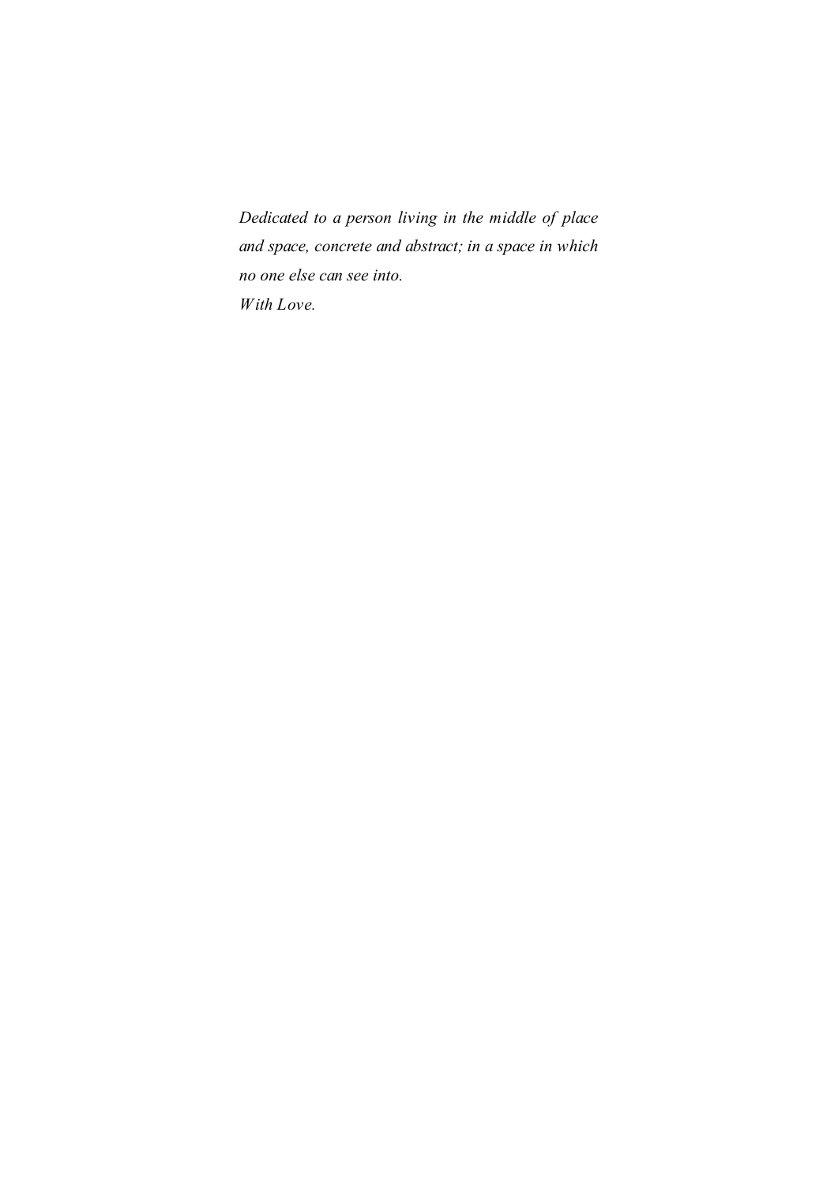*Dedicated to a person living in the middle of place and space, concrete and abstract; in a space in which no one else can see into.*
*With Love.*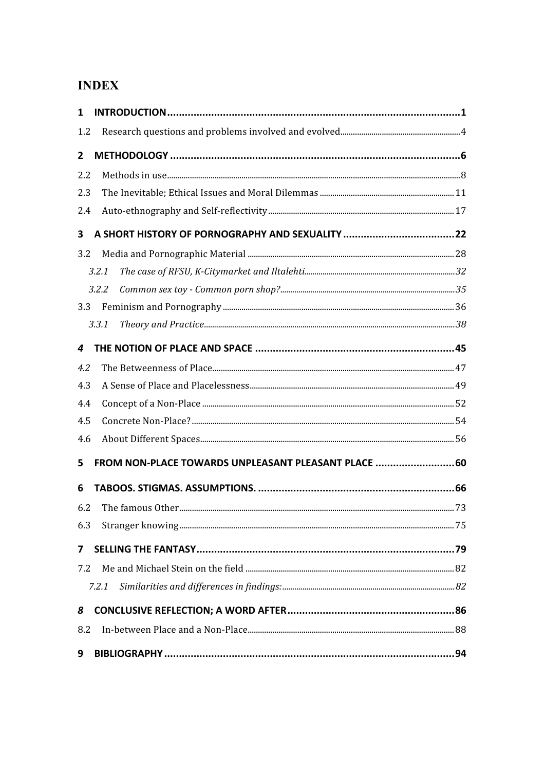# INDEX

| | | |
|---|---|---|
| **1** | **INTRODUCTION** | **1** |
| 1.2 | Research questions and problems involved and evolved | 4 |
| **2** | **METHODOLOGY** | **6** |
| 2.2 | Methods in use | 8 |
| 2.3 | The Inevitable; Ethical Issues and Moral Dilemmas | 11 |
| 2.4 | Auto-ethnography and Self-reflectivity | 17 |
| **3** | **A SHORT HISTORY OF PORNOGRAPHY AND SEXUALITY** | **22** |
| 3.2 | Media and Pornographic Material | 28 |
| *3.2.1* | *The case of RFSU, K-Citymarket and Iltalehti* | *32* |
| *3.2.2* | *Common sex toy - Common porn shop?* | *35* |
| 3.3 | Feminism and Pornography | 36 |
| *3.3.1* | *Theory and Practice* | *38* |
| ***4*** | **THE NOTION OF PLACE AND SPACE** | **45** |
| *4.2* | The Betweenness of Place | 47 |
| 4.3 | A Sense of Place and Placelessness | 49 |
| 4.4 | Concept of a Non-Place | 52 |
| 4.5 | Concrete Non-Place? | 54 |
| 4.6 | About Different Spaces | 56 |
| **5** | **FROM NON-PLACE TOWARDS UNPLEASANT PLEASANT PLACE** | **60** |
| **6** | **TABOOS. STIGMAS. ASSUMPTIONS.** | **66** |
| 6.2 | The famous Other | 73 |
| 6.3 | Stranger knowing | 75 |
| **7** | **SELLING THE FANTASY** | **79** |
| 7.2 | Me and Michael Stein on the field | 82 |
| *7.2.1* | *Similarities and differences in findings:* | *82* |
| ***8*** | **CONCLUSIVE REFLECTION; A WORD AFTER** | **86** |
| 8.2 | In-between Place and a Non-Place | 88 |
| **9** | **BIBLIOGRAPHY** | **94** |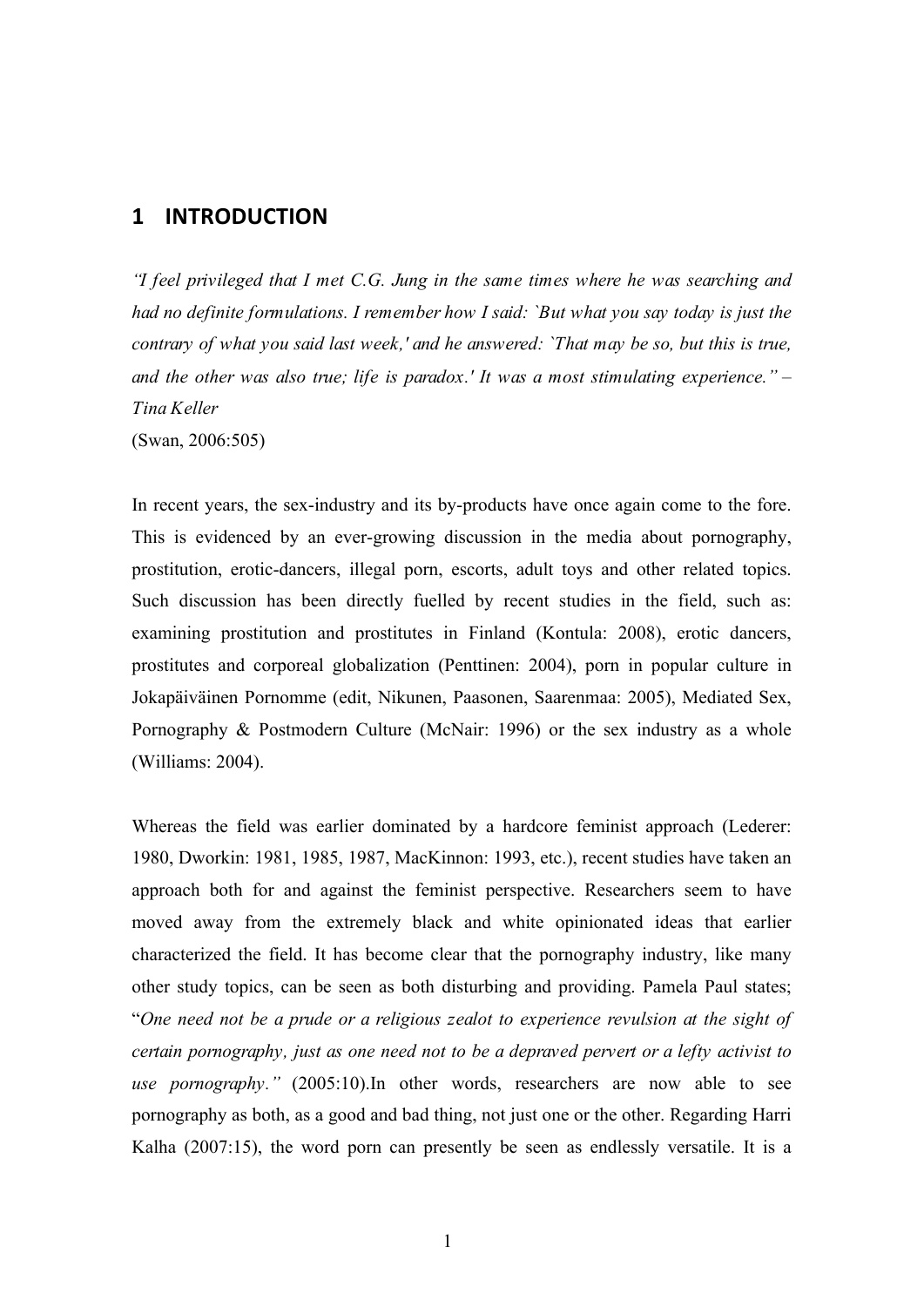# 1 INTRODUCTION

*"I feel privileged that I met C.G. Jung in the same times where he was searching and had no definite formulations. I remember how I said: `But what you say today is just the contrary of what you said last week,' and he answered: `That may be so, but this is true, and the other was also true; life is paradox.' It was a most stimulating experience." – Tina Keller*
(Swan, 2006:505)

In recent years, the sex-industry and its by-products have once again come to the fore. This is evidenced by an ever-growing discussion in the media about pornography, prostitution, erotic-dancers, illegal porn, escorts, adult toys and other related topics. Such discussion has been directly fuelled by recent studies in the field, such as: examining prostitution and prostitutes in Finland (Kontula: 2008), erotic dancers, prostitutes and corporeal globalization (Penttinen: 2004), porn in popular culture in Jokapäiväinen Pornomme (edit, Nikunen, Paasonen, Saarenmaa: 2005), Mediated Sex, Pornography & Postmodern Culture (McNair: 1996) or the sex industry as a whole (Williams: 2004).

Whereas the field was earlier dominated by a hardcore feminist approach (Lederer: 1980, Dworkin: 1981, 1985, 1987, MacKinnon: 1993, etc.), recent studies have taken an approach both for and against the feminist perspective. Researchers seem to have moved away from the extremely black and white opinionated ideas that earlier characterized the field. It has become clear that the pornography industry, like many other study topics, can be seen as both disturbing and providing. Pamela Paul states; "*One need not be a prude or a religious zealot to experience revulsion at the sight of certain pornography, just as one need not to be a depraved pervert or a lefty activist to use pornography*." (2005:10).In other words, researchers are now able to see pornography as both, as a good and bad thing, not just one or the other. Regarding Harri Kalha (2007:15), the word porn can presently be seen as endlessly versatile. It is a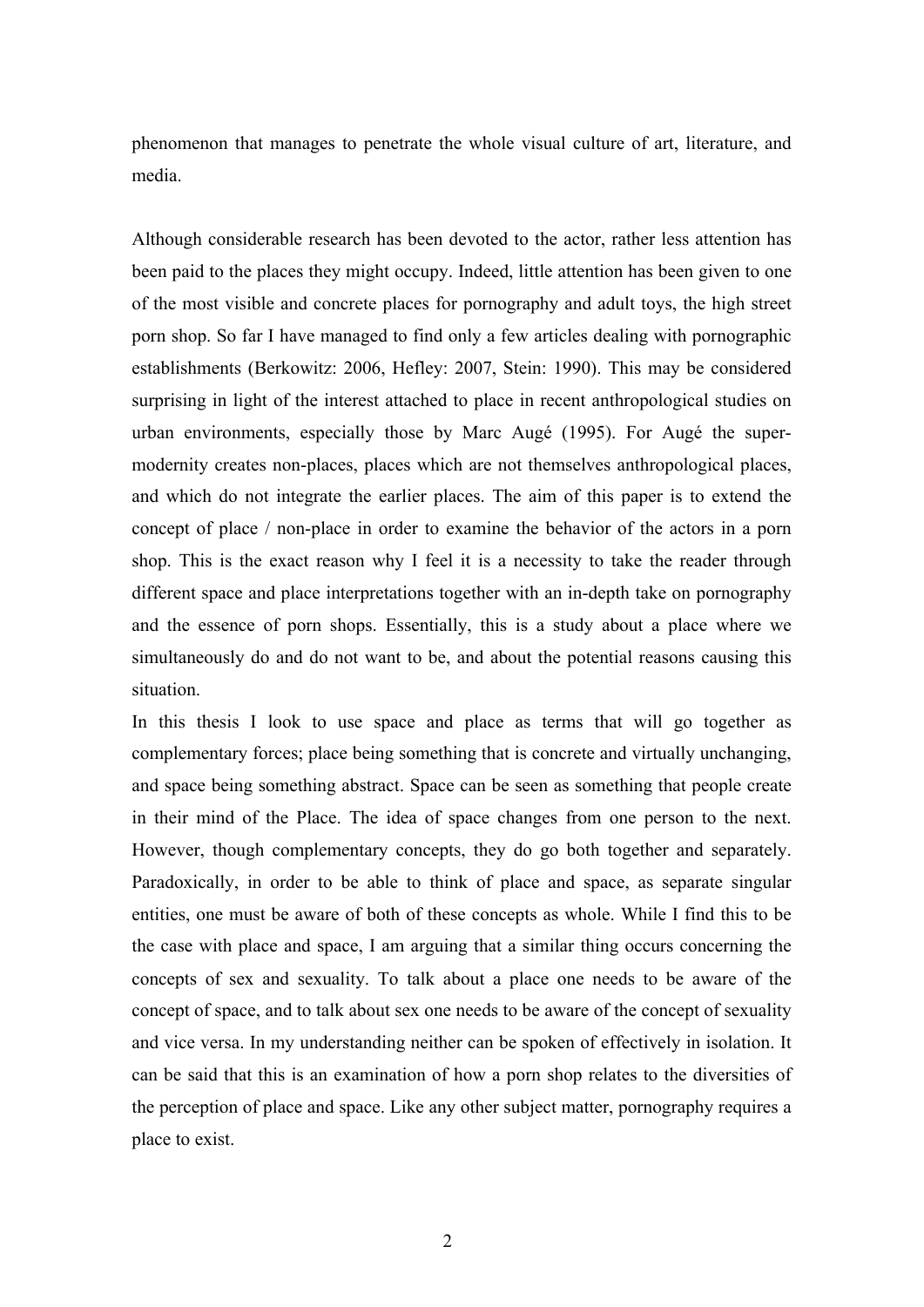phenomenon that manages to penetrate the whole visual culture of art, literature, and media.

Although considerable research has been devoted to the actor, rather less attention has been paid to the places they might occupy. Indeed, little attention has been given to one of the most visible and concrete places for pornography and adult toys, the high street porn shop. So far I have managed to find only a few articles dealing with pornographic establishments (Berkowitz: 2006, Hefley: 2007, Stein: 1990). This may be considered surprising in light of the interest attached to place in recent anthropological studies on urban environments, especially those by Marc Augé (1995). For Augé the super-modernity creates non-places, places which are not themselves anthropological places, and which do not integrate the earlier places. The aim of this paper is to extend the concept of place / non-place in order to examine the behavior of the actors in a porn shop. This is the exact reason why I feel it is a necessity to take the reader through different space and place interpretations together with an in-depth take on pornography and the essence of porn shops. Essentially, this is a study about a place where we simultaneously do and do not want to be, and about the potential reasons causing this situation.

In this thesis I look to use space and place as terms that will go together as complementary forces; place being something that is concrete and virtually unchanging, and space being something abstract. Space can be seen as something that people create in their mind of the Place. The idea of space changes from one person to the next. However, though complementary concepts, they do go both together and separately. Paradoxically, in order to be able to think of place and space, as separate singular entities, one must be aware of both of these concepts as whole. While I find this to be the case with place and space, I am arguing that a similar thing occurs concerning the concepts of sex and sexuality. To talk about a place one needs to be aware of the concept of space, and to talk about sex one needs to be aware of the concept of sexuality and vice versa. In my understanding neither can be spoken of effectively in isolation. It can be said that this is an examination of how a porn shop relates to the diversities of the perception of place and space. Like any other subject matter, pornography requires a place to exist.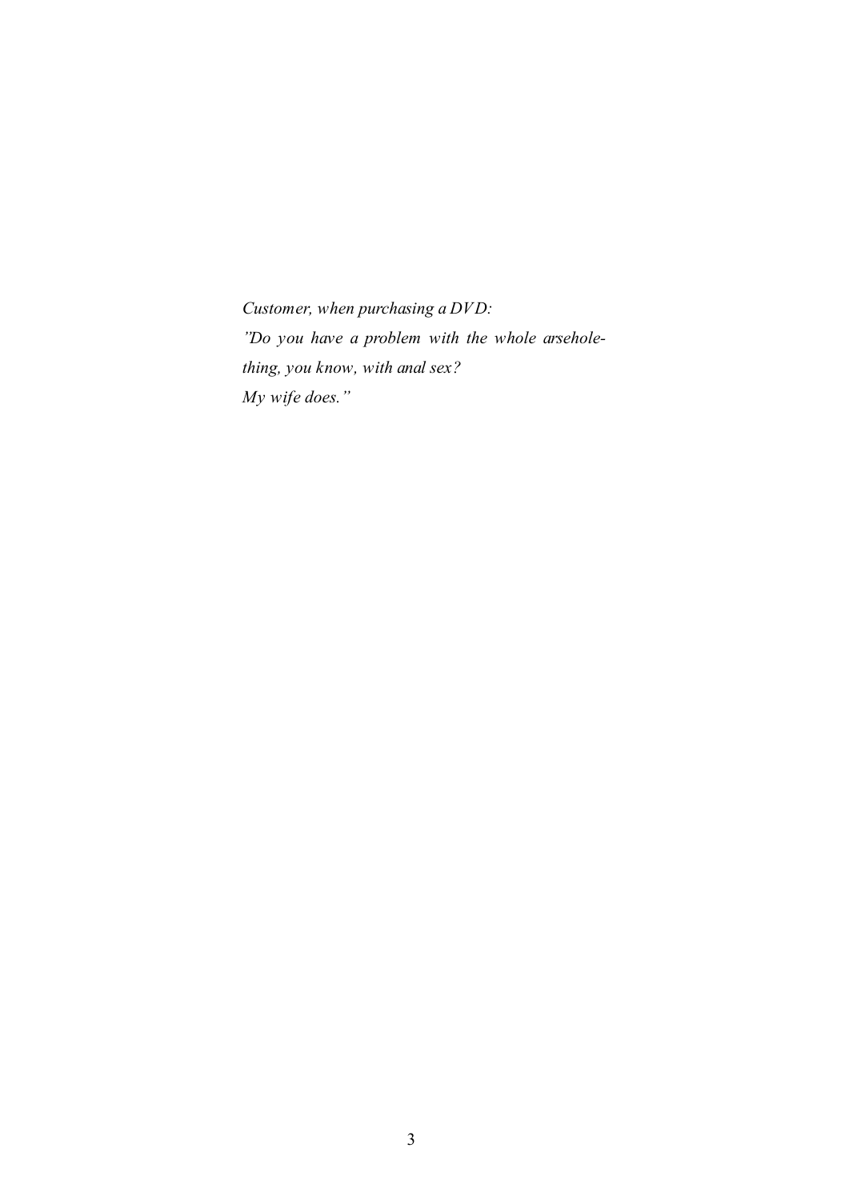*Customer, when purchasing a DVD:*
*”Do you have a problem with the whole arsehole-thing, you know, with anal sex?*
*My wife does.”*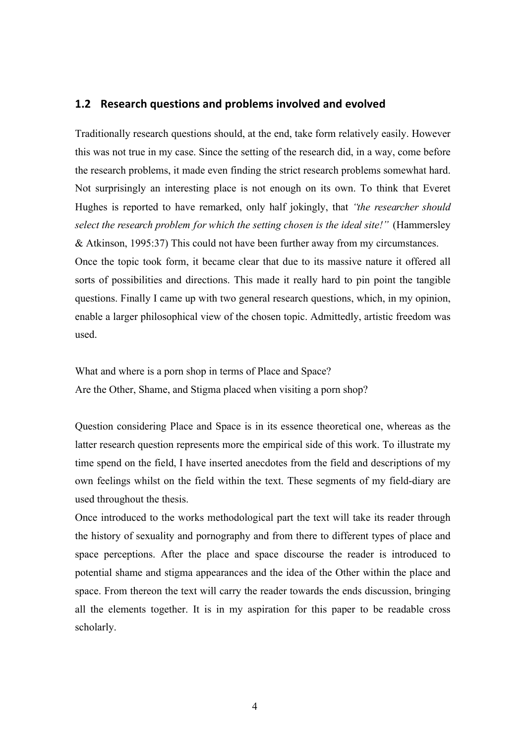## 1.2 Research questions and problems involved and evolved

Traditionally research questions should, at the end, take form relatively easily. However this was not true in my case. Since the setting of the research did, in a way, come before the research problems, it made even finding the strict research problems somewhat hard. Not surprisingly an interesting place is not enough on its own. To think that Everet Hughes is reported to have remarked, only half jokingly, that *"the researcher should select the research problem for which the setting chosen is the ideal site!"* (Hammersley & Atkinson, 1995:37) This could not have been further away from my circumstances.

Once the topic took form, it became clear that due to its massive nature it offered all sorts of possibilities and directions. This made it really hard to pin point the tangible questions. Finally I came up with two general research questions, which, in my opinion, enable a larger philosophical view of the chosen topic. Admittedly, artistic freedom was used.

What and where is a porn shop in terms of Place and Space?

Are the Other, Shame, and Stigma placed when visiting a porn shop?

Question considering Place and Space is in its essence theoretical one, whereas as the latter research question represents more the empirical side of this work. To illustrate my time spend on the field, I have inserted anecdotes from the field and descriptions of my own feelings whilst on the field within the text. These segments of my field-diary are used throughout the thesis.

Once introduced to the works methodological part the text will take its reader through the history of sexuality and pornography and from there to different types of place and space perceptions. After the place and space discourse the reader is introduced to potential shame and stigma appearances and the idea of the Other within the place and space. From thereon the text will carry the reader towards the ends discussion, bringing all the elements together. It is in my aspiration for this paper to be readable cross scholarly.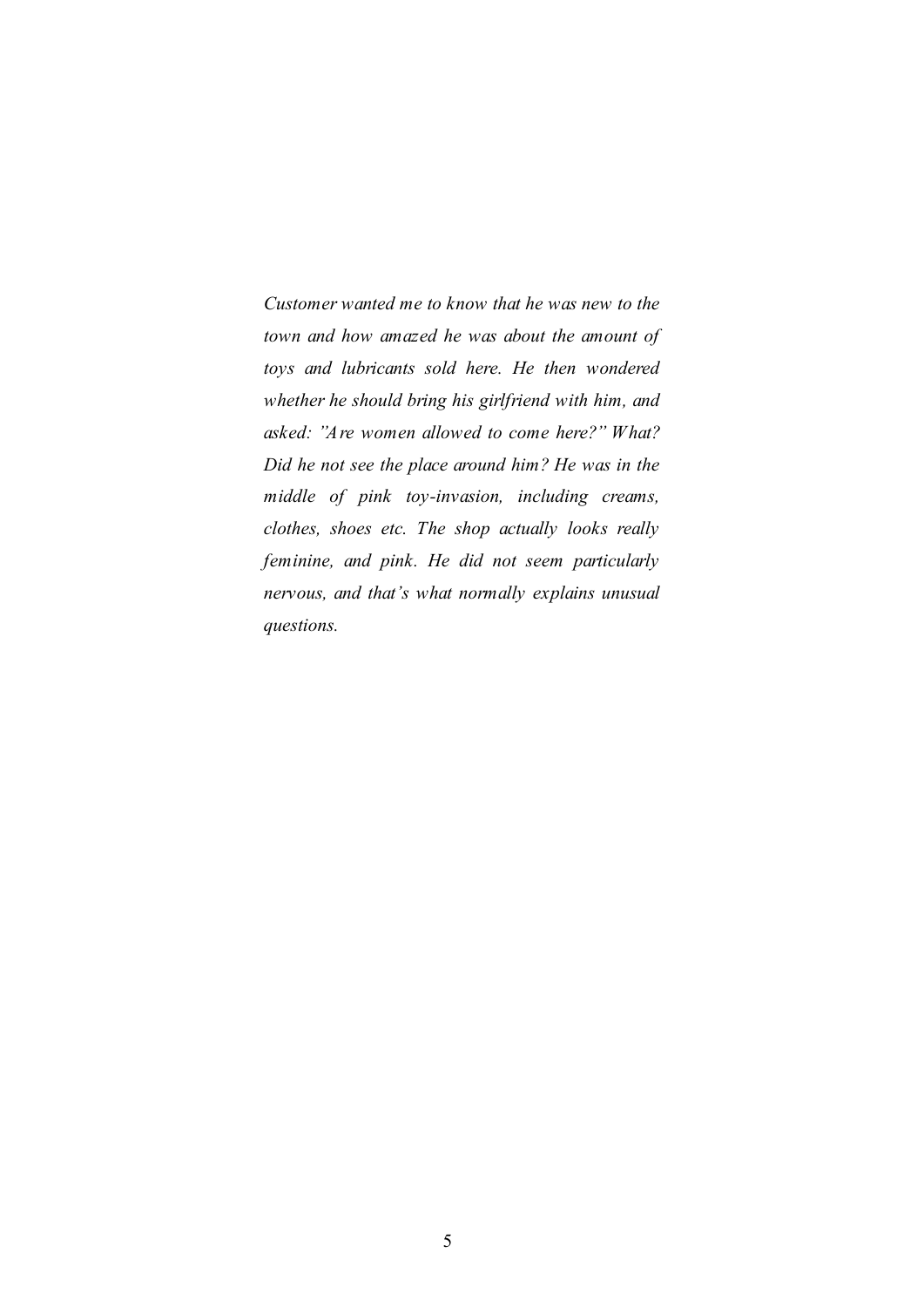*Customer wanted me to know that he was new to the town and how amazed he was about the amount of toys and lubricants sold here. He then wondered whether he should bring his girlfriend with him, and asked: "Are women allowed to come here?" What? Did he not see the place around him? He was in the middle of pink toy-invasion, including creams, clothes, shoes etc. The shop actually looks really feminine, and pink. He did not seem particularly nervous, and that's what normally explains unusual questions.*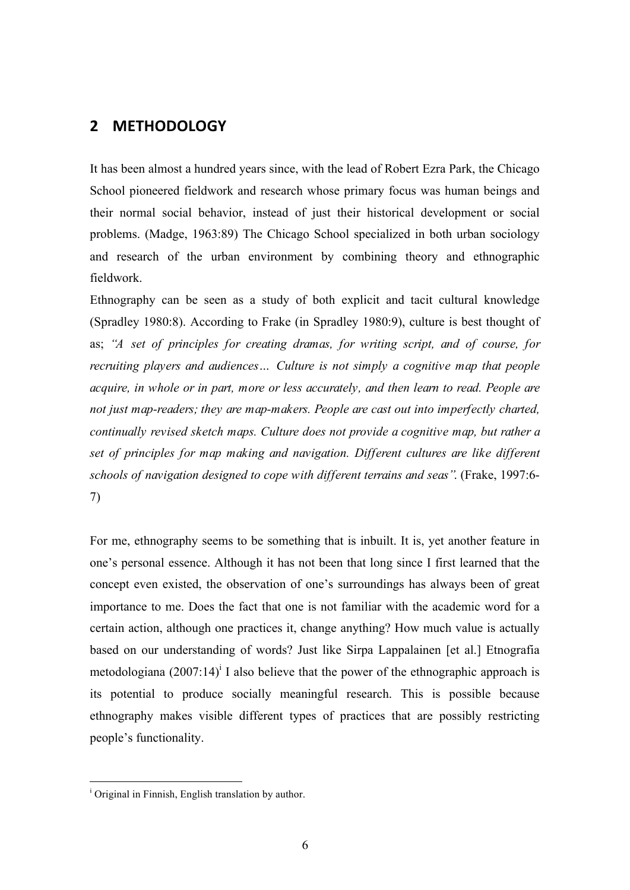## 2 METHODOLOGY

It has been almost a hundred years since, with the lead of Robert Ezra Park, the Chicago School pioneered fieldwork and research whose primary focus was human beings and their normal social behavior, instead of just their historical development or social problems. (Madge, 1963:89) The Chicago School specialized in both urban sociology and research of the urban environment by combining theory and ethnographic fieldwork.

Ethnography can be seen as a study of both explicit and tacit cultural knowledge (Spradley 1980:8). According to Frake (in Spradley 1980:9), culture is best thought of as; *"A set of principles for creating dramas, for writing script, and of course, for recruiting players and audiences… Culture is not simply a cognitive map that people acquire, in whole or in part, more or less accurately, and then learn to read. People are not just map-readers; they are map-makers. People are cast out into imperfectly charted, continually revised sketch maps. Culture does not provide a cognitive map, but rather a set of principles for map making and navigation. Different cultures are like different schools of navigation designed to cope with different terrains and seas".* (Frake, 1997:6-7)

For me, ethnography seems to be something that is inbuilt. It is, yet another feature in one's personal essence. Although it has not been that long since I first learned that the concept even existed, the observation of one's surroundings has always been of great importance to me. Does the fact that one is not familiar with the academic word for a certain action, although one practices it, change anything? How much value is actually based on our understanding of words? Just like Sirpa Lappalainen [et al.] Etnografia metodologiana (2007:14)[i] I also believe that the power of the ethnographic approach is its potential to produce socially meaningful research. This is possible because ethnography makes visible different types of practices that are possibly restricting people's functionality.

---

[i] Original in Finnish, English translation by author.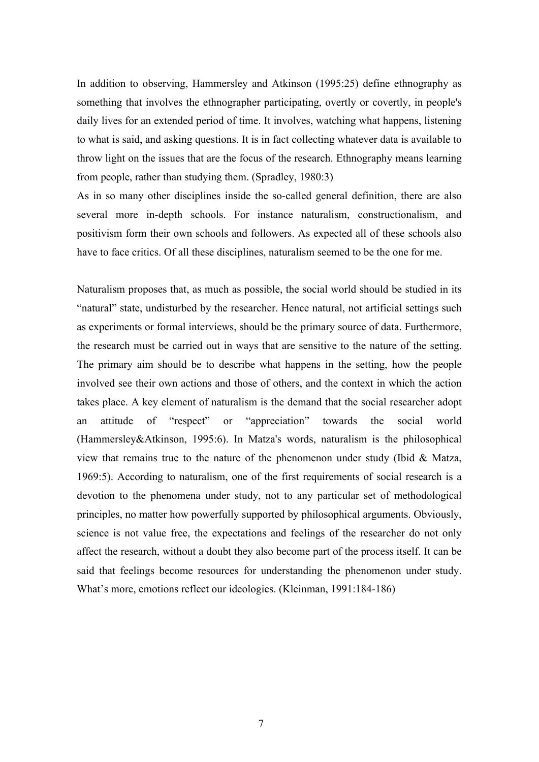In addition to observing, Hammersley and Atkinson (1995:25) define ethnography as something that involves the ethnographer participating, overtly or covertly, in people's daily lives for an extended period of time. It involves, watching what happens, listening to what is said, and asking questions. It is in fact collecting whatever data is available to throw light on the issues that are the focus of the research. Ethnography means learning from people, rather than studying them. (Spradley, 1980:3)
As in so many other disciplines inside the so-called general definition, there are also several more in-depth schools. For instance naturalism, constructionalism, and positivism form their own schools and followers. As expected all of these schools also have to face critics. Of all these disciplines, naturalism seemed to be the one for me.

Naturalism proposes that, as much as possible, the social world should be studied in its “natural” state, undisturbed by the researcher. Hence natural, not artificial settings such as experiments or formal interviews, should be the primary source of data. Furthermore, the research must be carried out in ways that are sensitive to the nature of the setting. The primary aim should be to describe what happens in the setting, how the people involved see their own actions and those of others, and the context in which the action takes place. A key element of naturalism is the demand that the social researcher adopt an attitude of “respect” or “appreciation” towards the social world (Hammersley&Atkinson, 1995:6). In Matza's words, naturalism is the philosophical view that remains true to the nature of the phenomenon under study (Ibid & Matza, 1969:5). According to naturalism, one of the first requirements of social research is a devotion to the phenomena under study, not to any particular set of methodological principles, no matter how powerfully supported by philosophical arguments. Obviously, science is not value free, the expectations and feelings of the researcher do not only affect the research, without a doubt they also become part of the process itself. It can be said that feelings become resources for understanding the phenomenon under study. What’s more, emotions reflect our ideologies. (Kleinman, 1991:184-186)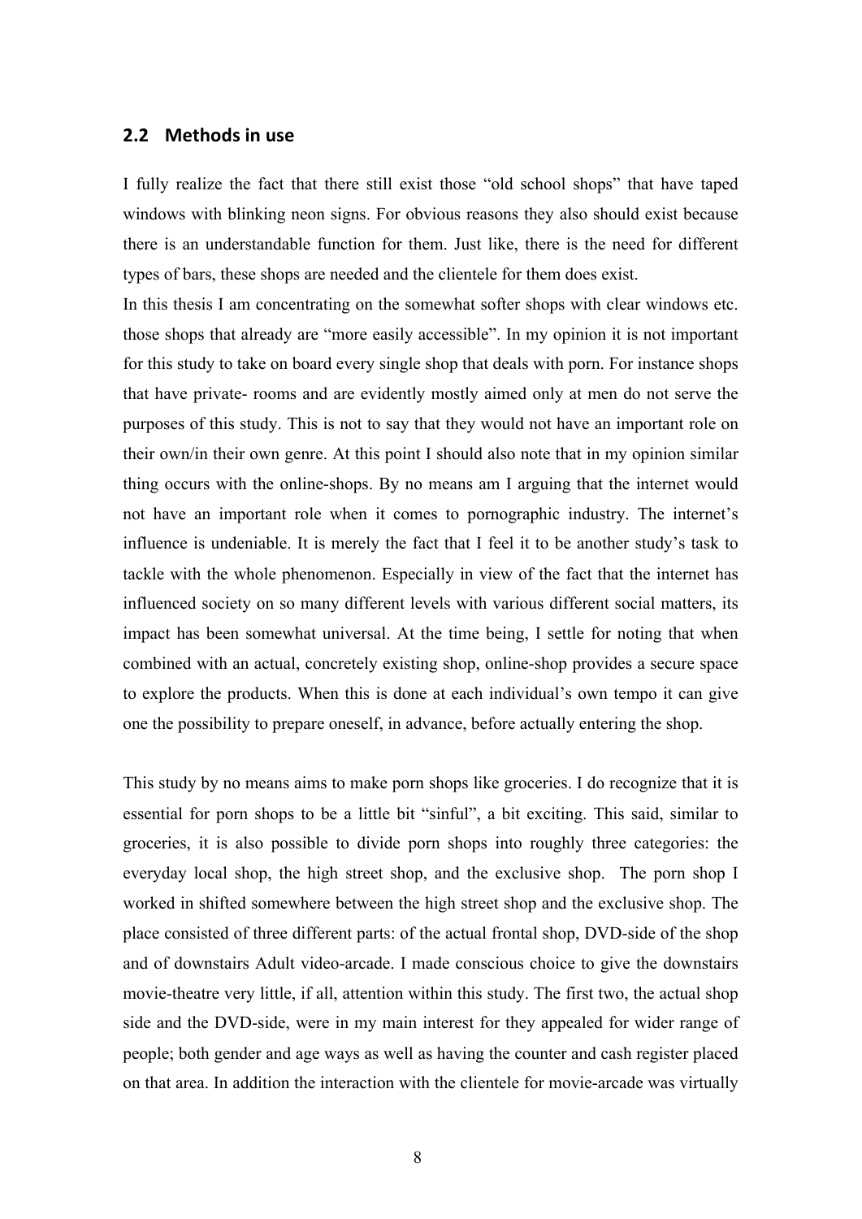## 2.2 Methods in use

I fully realize the fact that there still exist those “old school shops” that have taped windows with blinking neon signs. For obvious reasons they also should exist because there is an understandable function for them. Just like, there is the need for different types of bars, these shops are needed and the clientele for them does exist.
In this thesis I am concentrating on the somewhat softer shops with clear windows etc. those shops that already are “more easily accessible”. In my opinion it is not important for this study to take on board every single shop that deals with porn. For instance shops that have private- rooms and are evidently mostly aimed only at men do not serve the purposes of this study. This is not to say that they would not have an important role on their own/in their own genre. At this point I should also note that in my opinion similar thing occurs with the online-shops. By no means am I arguing that the internet would not have an important role when it comes to pornographic industry. The internet’s influence is undeniable. It is merely the fact that I feel it to be another study’s task to tackle with the whole phenomenon. Especially in view of the fact that the internet has influenced society on so many different levels with various different social matters, its impact has been somewhat universal. At the time being, I settle for noting that when combined with an actual, concretely existing shop, online-shop provides a secure space to explore the products. When this is done at each individual’s own tempo it can give one the possibility to prepare oneself, in advance, before actually entering the shop.

This study by no means aims to make porn shops like groceries. I do recognize that it is essential for porn shops to be a little bit “sinful”, a bit exciting. This said, similar to groceries, it is also possible to divide porn shops into roughly three categories: the everyday local shop, the high street shop, and the exclusive shop. The porn shop I worked in shifted somewhere between the high street shop and the exclusive shop. The place consisted of three different parts: of the actual frontal shop, DVD-side of the shop and of downstairs Adult video-arcade. I made conscious choice to give the downstairs movie-theatre very little, if all, attention within this study. The first two, the actual shop side and the DVD-side, were in my main interest for they appealed for wider range of people; both gender and age ways as well as having the counter and cash register placed on that area. In addition the interaction with the clientele for movie-arcade was virtually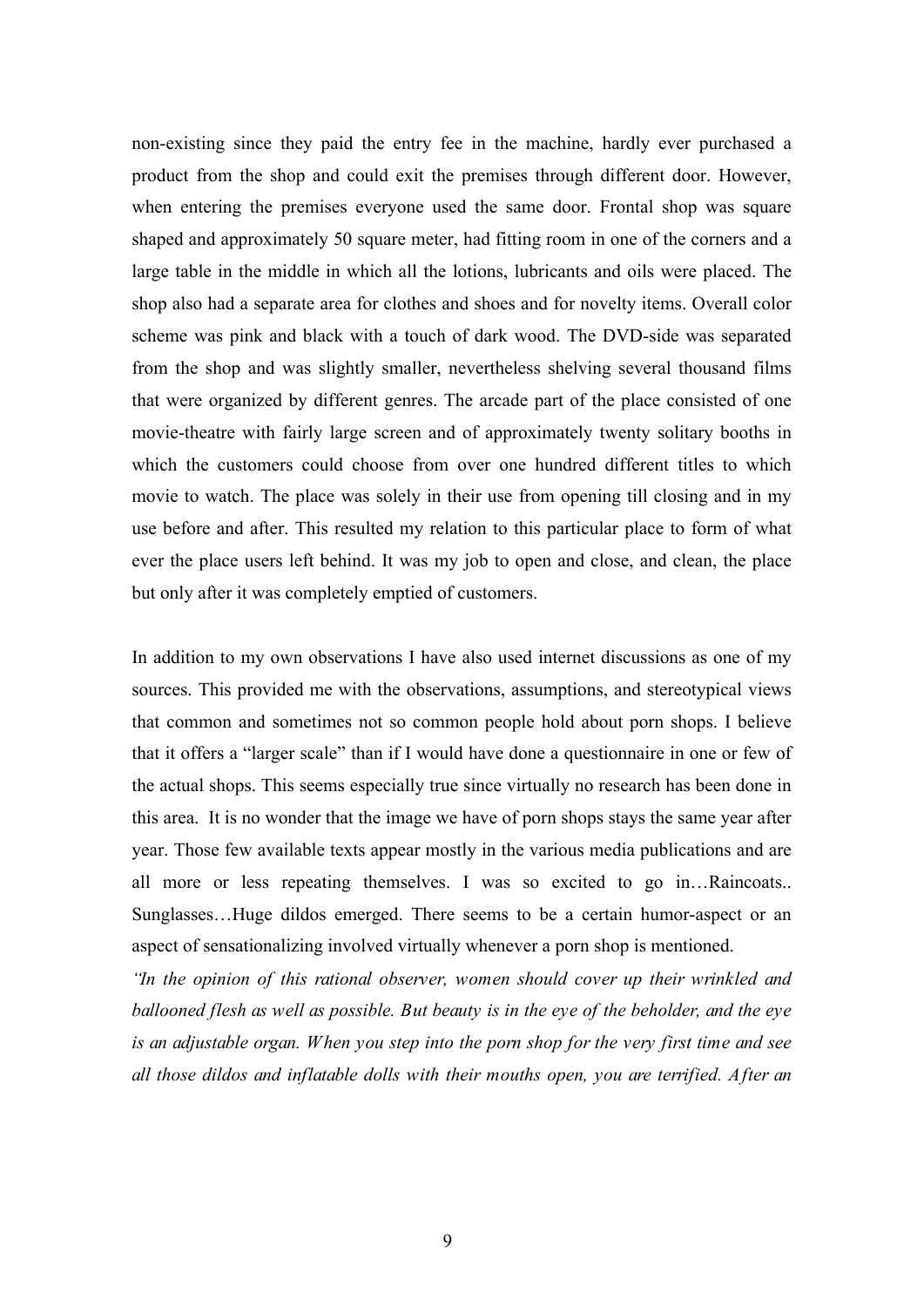non-existing since they paid the entry fee in the machine, hardly ever purchased a product from the shop and could exit the premises through different door. However, when entering the premises everyone used the same door. Frontal shop was square shaped and approximately 50 square meter, had fitting room in one of the corners and a large table in the middle in which all the lotions, lubricants and oils were placed. The shop also had a separate area for clothes and shoes and for novelty items. Overall color scheme was pink and black with a touch of dark wood. The DVD-side was separated from the shop and was slightly smaller, nevertheless shelving several thousand films that were organized by different genres. The arcade part of the place consisted of one movie-theatre with fairly large screen and of approximately twenty solitary booths in which the customers could choose from over one hundred different titles to which movie to watch. The place was solely in their use from opening till closing and in my use before and after. This resulted my relation to this particular place to form of what ever the place users left behind. It was my job to open and close, and clean, the place but only after it was completely emptied of customers.

In addition to my own observations I have also used internet discussions as one of my sources. This provided me with the observations, assumptions, and stereotypical views that common and sometimes not so common people hold about porn shops. I believe that it offers a "larger scale" than if I would have done a questionnaire in one or few of the actual shops. This seems especially true since virtually no research has been done in this area. It is no wonder that the image we have of porn shops stays the same year after year. Those few available texts appear mostly in the various media publications and are all more or less repeating themselves. I was so excited to go in…Raincoats.. Sunglasses…Huge dildos emerged. There seems to be a certain humor-aspect or an aspect of sensationalizing involved virtually whenever a porn shop is mentioned.

*"In the opinion of this rational observer, women should cover up their wrinkled and ballooned flesh as well as possible. But beauty is in the eye of the beholder, and the eye is an adjustable organ. When you step into the porn shop for the very first time and see all those dildos and inflatable dolls with their mouths open, you are terrified. After an*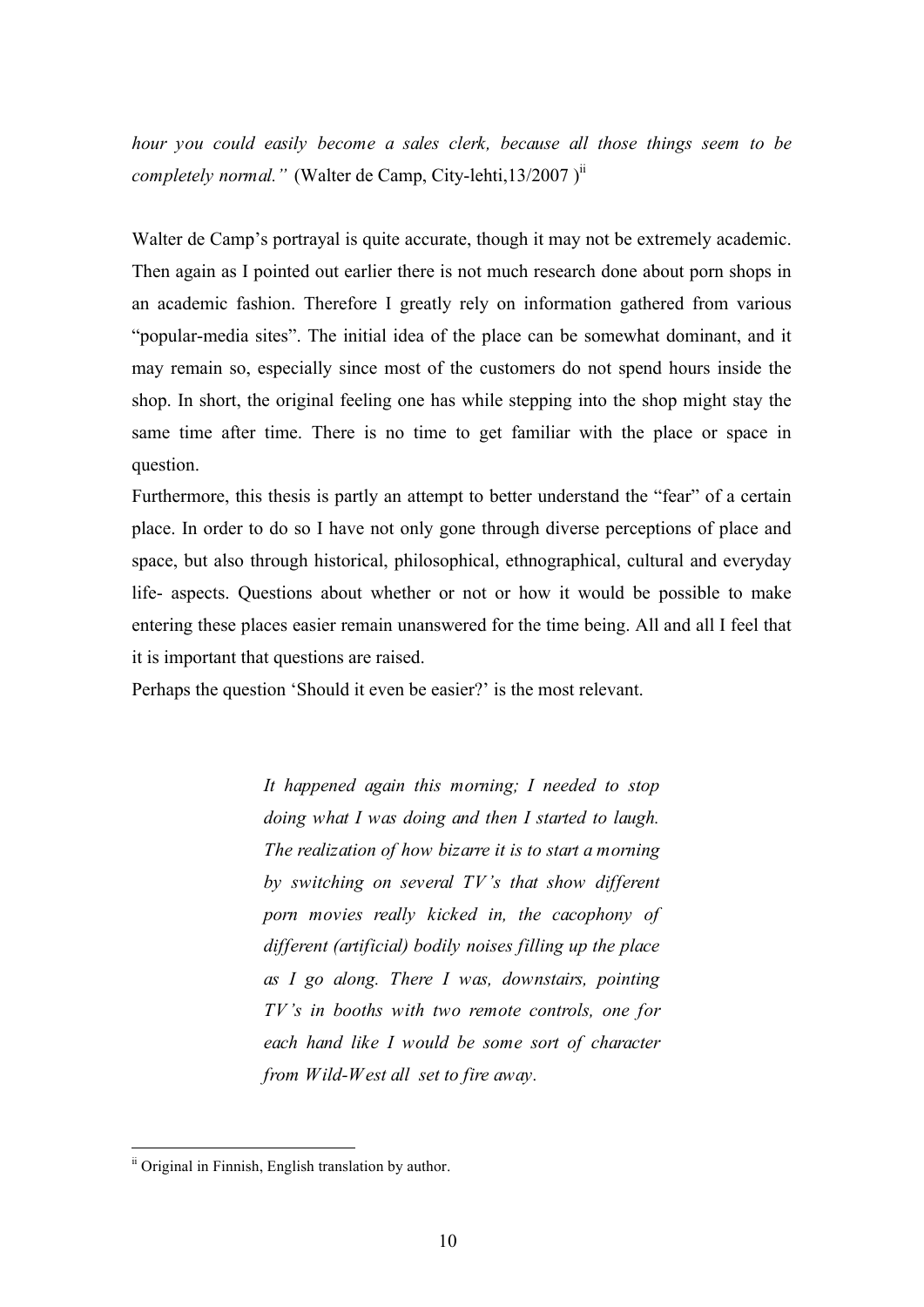*hour you could easily become a sales clerk, because all those things seem to be completely normal."* (Walter de Camp, City-lehti,13/2007 )[ii]

Walter de Camp's portrayal is quite accurate, though it may not be extremely academic. Then again as I pointed out earlier there is not much research done about porn shops in an academic fashion. Therefore I greatly rely on information gathered from various "popular-media sites". The initial idea of the place can be somewhat dominant, and it may remain so, especially since most of the customers do not spend hours inside the shop. In short, the original feeling one has while stepping into the shop might stay the same time after time. There is no time to get familiar with the place or space in question.

Furthermore, this thesis is partly an attempt to better understand the "fear" of a certain place. In order to do so I have not only gone through diverse perceptions of place and space, but also through historical, philosophical, ethnographical, cultural and everyday life- aspects. Questions about whether or not or how it would be possible to make entering these places easier remain unanswered for the time being. All and all I feel that it is important that questions are raised.

Perhaps the question 'Should it even be easier?' is the most relevant.

> *It happened again this morning; I needed to stop doing what I was doing and then I started to laugh. The realization of how bizarre it is to start a morning by switching on several TV's that show different porn movies really kicked in, the cacophony of different (artificial) bodily noises filling up the place as I go along. There I was, downstairs, pointing TV's in booths with two remote controls, one for each hand like I would be some sort of character from Wild-West all set to fire away.*

[ii] Original in Finnish, English translation by author.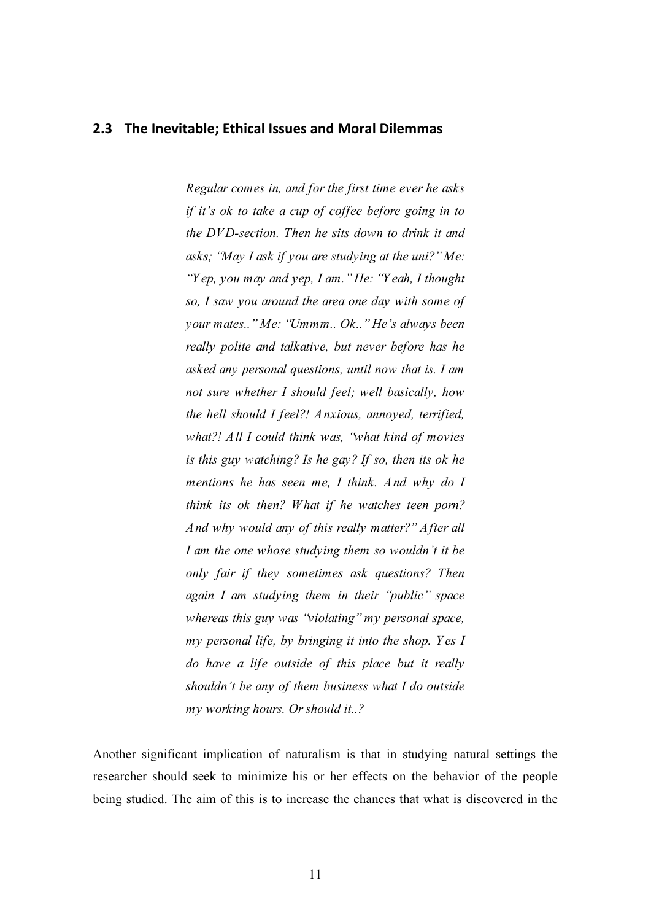## 2.3 The Inevitable; Ethical Issues and Moral Dilemmas

> *Regular comes in, and for the first time ever he asks if it's ok to take a cup of coffee before going in to the DVD-section. Then he sits down to drink it and asks; "May I ask if you are studying at the uni?" Me: "Yep, you may and yep, I am." He: "Yeah, I thought so, I saw you around the area one day with some of your mates.." Me: "Ummm.. Ok.." He's always been really polite and talkative, but never before has he asked any personal questions, until now that is. I am not sure whether I should feel; well basically, how the hell should I feel?! Anxious, annoyed, terrified, what?! All I could think was, "what kind of movies is this guy watching? Is he gay? If so, then its ok he mentions he has seen me, I think. And why do I think its ok then? What if he watches teen porn? And why would any of this really matter?" After all I am the one whose studying them so wouldn't it be only fair if they sometimes ask questions? Then again I am studying them in their "public" space whereas this guy was "violating" my personal space, my personal life, by bringing it into the shop. Yes I do have a life outside of this place but it really shouldn't be any of them business what I do outside my working hours. Or should it..?*

Another significant implication of naturalism is that in studying natural settings the researcher should seek to minimize his or her effects on the behavior of the people being studied. The aim of this is to increase the chances that what is discovered in the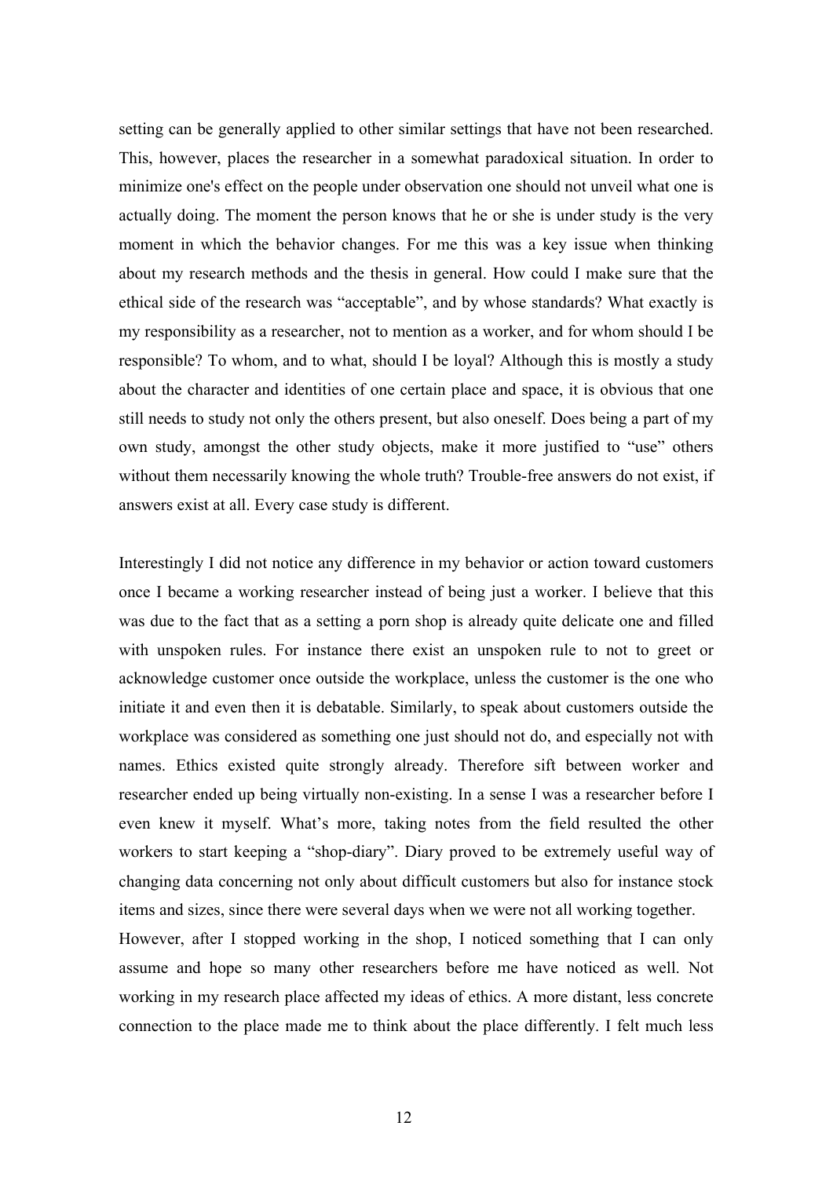setting can be generally applied to other similar settings that have not been researched. This, however, places the researcher in a somewhat paradoxical situation. In order to minimize one's effect on the people under observation one should not unveil what one is actually doing. The moment the person knows that he or she is under study is the very moment in which the behavior changes. For me this was a key issue when thinking about my research methods and the thesis in general. How could I make sure that the ethical side of the research was "acceptable", and by whose standards? What exactly is my responsibility as a researcher, not to mention as a worker, and for whom should I be responsible? To whom, and to what, should I be loyal? Although this is mostly a study about the character and identities of one certain place and space, it is obvious that one still needs to study not only the others present, but also oneself. Does being a part of my own study, amongst the other study objects, make it more justified to "use" others without them necessarily knowing the whole truth? Trouble-free answers do not exist, if answers exist at all. Every case study is different.

Interestingly I did not notice any difference in my behavior or action toward customers once I became a working researcher instead of being just a worker. I believe that this was due to the fact that as a setting a porn shop is already quite delicate one and filled with unspoken rules. For instance there exist an unspoken rule to not to greet or acknowledge customer once outside the workplace, unless the customer is the one who initiate it and even then it is debatable. Similarly, to speak about customers outside the workplace was considered as something one just should not do, and especially not with names. Ethics existed quite strongly already. Therefore sift between worker and researcher ended up being virtually non-existing. In a sense I was a researcher before I even knew it myself. What's more, taking notes from the field resulted the other workers to start keeping a "shop-diary". Diary proved to be extremely useful way of changing data concerning not only about difficult customers but also for instance stock items and sizes, since there were several days when we were not all working together.
However, after I stopped working in the shop, I noticed something that I can only assume and hope so many other researchers before me have noticed as well. Not working in my research place affected my ideas of ethics. A more distant, less concrete connection to the place made me to think about the place differently. I felt much less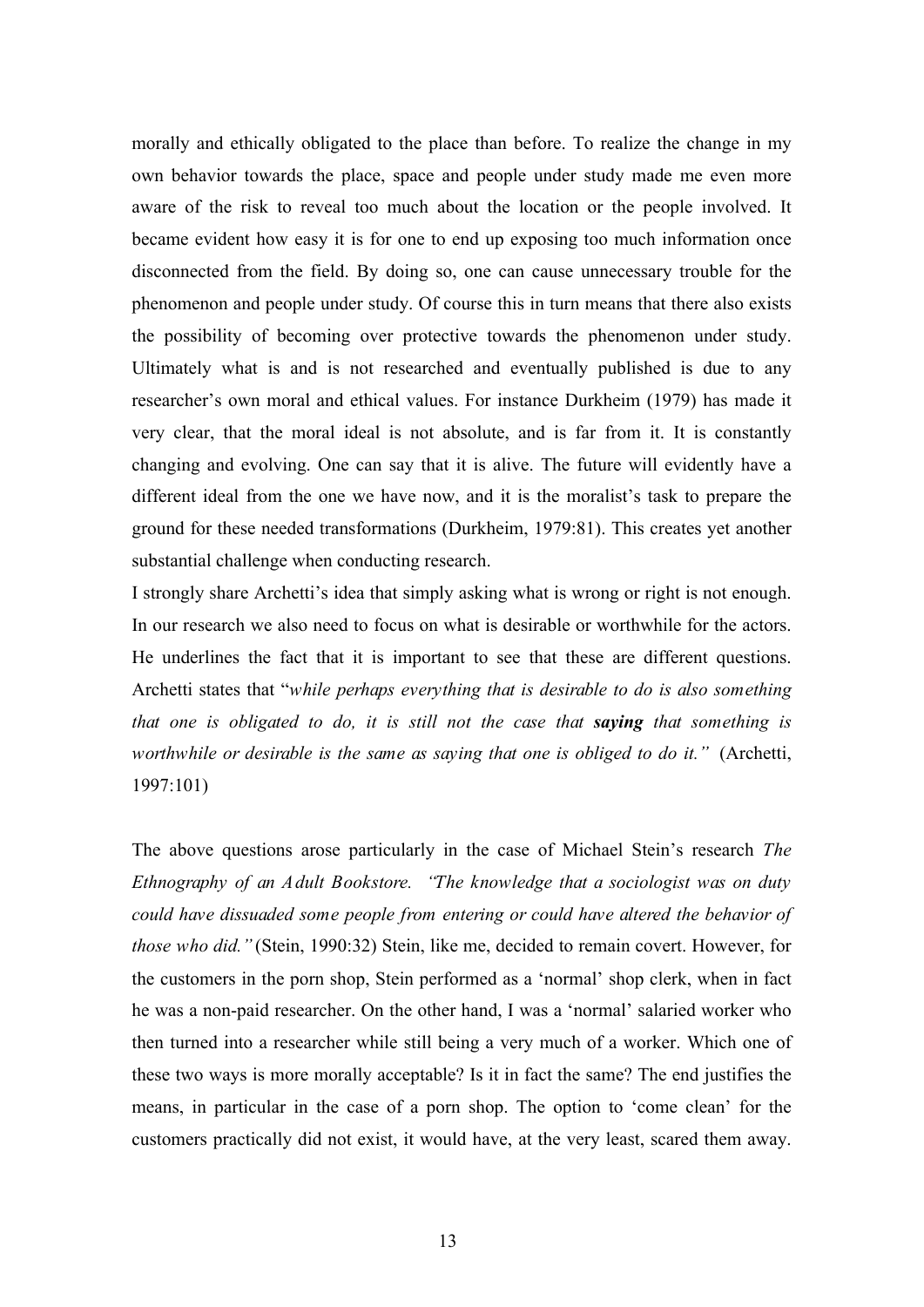morally and ethically obligated to the place than before. To realize the change in my own behavior towards the place, space and people under study made me even more aware of the risk to reveal too much about the location or the people involved. It became evident how easy it is for one to end up exposing too much information once disconnected from the field. By doing so, one can cause unnecessary trouble for the phenomenon and people under study. Of course this in turn means that there also exists the possibility of becoming over protective towards the phenomenon under study. Ultimately what is and is not researched and eventually published is due to any researcher's own moral and ethical values. For instance Durkheim (1979) has made it very clear, that the moral ideal is not absolute, and is far from it. It is constantly changing and evolving. One can say that it is alive. The future will evidently have a different ideal from the one we have now, and it is the moralist's task to prepare the ground for these needed transformations (Durkheim, 1979:81). This creates yet another substantial challenge when conducting research.

I strongly share Archetti's idea that simply asking what is wrong or right is not enough. In our research we also need to focus on what is desirable or worthwhile for the actors. He underlines the fact that it is important to see that these are different questions. Archetti states that "*while perhaps everything that is desirable to do is also something that one is obligated to do, it is still not the case that* ***saying*** *that something is worthwhile or desirable is the same as saying that one is obliged to do it."* (Archetti, 1997:101)

The above questions arose particularly in the case of Michael Stein's research *The Ethnography of an Adult Bookstore. "The knowledge that a sociologist was on duty could have dissuaded some people from entering or could have altered the behavior of those who did."* (Stein, 1990:32) Stein, like me, decided to remain covert. However, for the customers in the porn shop, Stein performed as a 'normal' shop clerk, when in fact he was a non-paid researcher. On the other hand, I was a 'normal' salaried worker who then turned into a researcher while still being a very much of a worker. Which one of these two ways is more morally acceptable? Is it in fact the same? The end justifies the means, in particular in the case of a porn shop. The option to 'come clean' for the customers practically did not exist, it would have, at the very least, scared them away.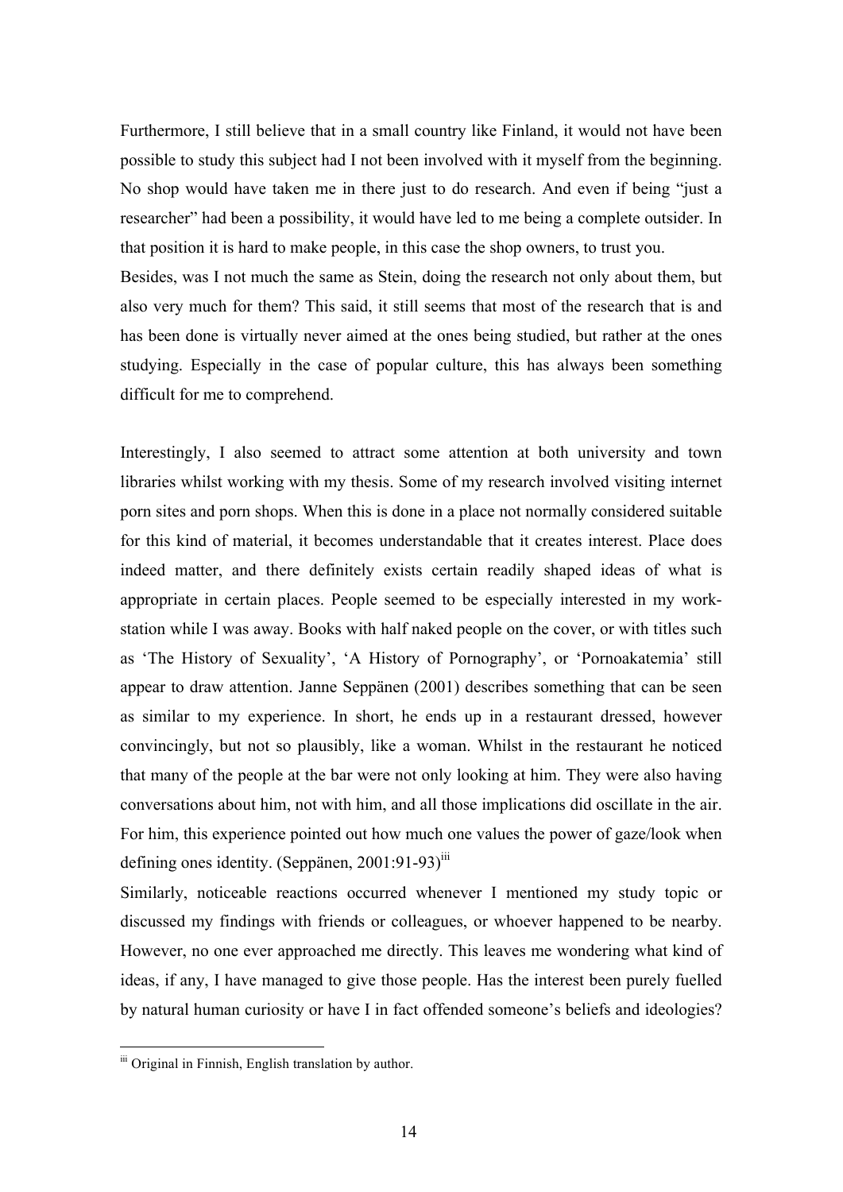Furthermore, I still believe that in a small country like Finland, it would not have been possible to study this subject had I not been involved with it myself from the beginning. No shop would have taken me in there just to do research. And even if being "just a researcher" had been a possibility, it would have led to me being a complete outsider. In that position it is hard to make people, in this case the shop owners, to trust you.

Besides, was I not much the same as Stein, doing the research not only about them, but also very much for them? This said, it still seems that most of the research that is and has been done is virtually never aimed at the ones being studied, but rather at the ones studying. Especially in the case of popular culture, this has always been something difficult for me to comprehend.

Interestingly, I also seemed to attract some attention at both university and town libraries whilst working with my thesis. Some of my research involved visiting internet porn sites and porn shops. When this is done in a place not normally considered suitable for this kind of material, it becomes understandable that it creates interest. Place does indeed matter, and there definitely exists certain readily shaped ideas of what is appropriate in certain places. People seemed to be especially interested in my work-station while I was away. Books with half naked people on the cover, or with titles such as 'The History of Sexuality', 'A History of Pornography', or 'Pornoakatemia' still appear to draw attention. Janne Seppänen (2001) describes something that can be seen as similar to my experience. In short, he ends up in a restaurant dressed, however convincingly, but not so plausibly, like a woman. Whilst in the restaurant he noticed that many of the people at the bar were not only looking at him. They were also having conversations about him, not with him, and all those implications did oscillate in the air. For him, this experience pointed out how much one values the power of gaze/look when defining ones identity. (Seppänen, 2001:91-93)[iii]

Similarly, noticeable reactions occurred whenever I mentioned my study topic or discussed my findings with friends or colleagues, or whoever happened to be nearby. However, no one ever approached me directly. This leaves me wondering what kind of ideas, if any, I have managed to give those people. Has the interest been purely fuelled by natural human curiosity or have I in fact offended someone's beliefs and ideologies?

---

[iii] Original in Finnish, English translation by author.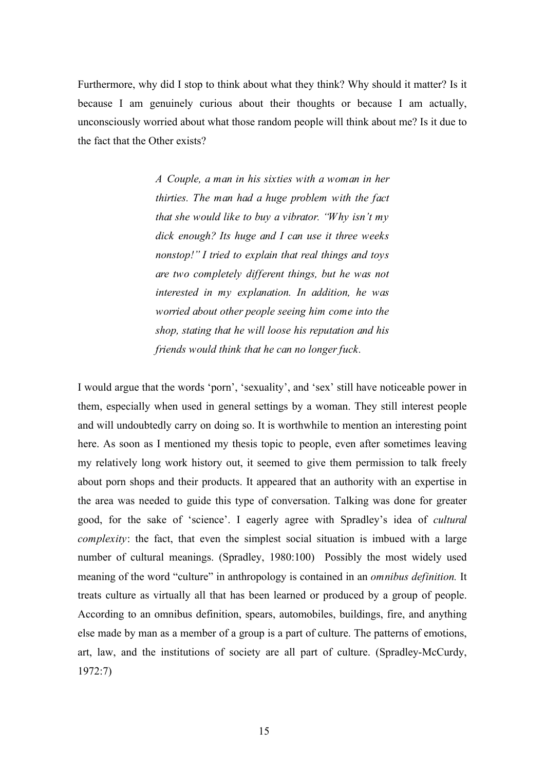Furthermore, why did I stop to think about what they think? Why should it matter? Is it because I am genuinely curious about their thoughts or because I am actually, unconsciously worried about what those random people will think about me? Is it due to the fact that the Other exists?

> *A Couple, a man in his sixties with a woman in her thirties. The man had a huge problem with the fact that she would like to buy a vibrator. "Why isn't my dick enough? Its huge and I can use it three weeks nonstop!" I tried to explain that real things and toys are two completely different things, but he was not interested in my explanation. In addition, he was worried about other people seeing him come into the shop, stating that he will loose his reputation and his friends would think that he can no longer fuck.*

I would argue that the words 'porn', 'sexuality', and 'sex' still have noticeable power in them, especially when used in general settings by a woman. They still interest people and will undoubtedly carry on doing so. It is worthwhile to mention an interesting point here. As soon as I mentioned my thesis topic to people, even after sometimes leaving my relatively long work history out, it seemed to give them permission to talk freely about porn shops and their products. It appeared that an authority with an expertise in the area was needed to guide this type of conversation. Talking was done for greater good, for the sake of 'science'. I eagerly agree with Spradley's idea of *cultural complexity*: the fact, that even the simplest social situation is imbued with a large number of cultural meanings. (Spradley, 1980:100) Possibly the most widely used meaning of the word "culture" in anthropology is contained in an *omnibus definition.* It treats culture as virtually all that has been learned or produced by a group of people. According to an omnibus definition, spears, automobiles, buildings, fire, and anything else made by man as a member of a group is a part of culture. The patterns of emotions, art, law, and the institutions of society are all part of culture. (Spradley-McCurdy, 1972:7)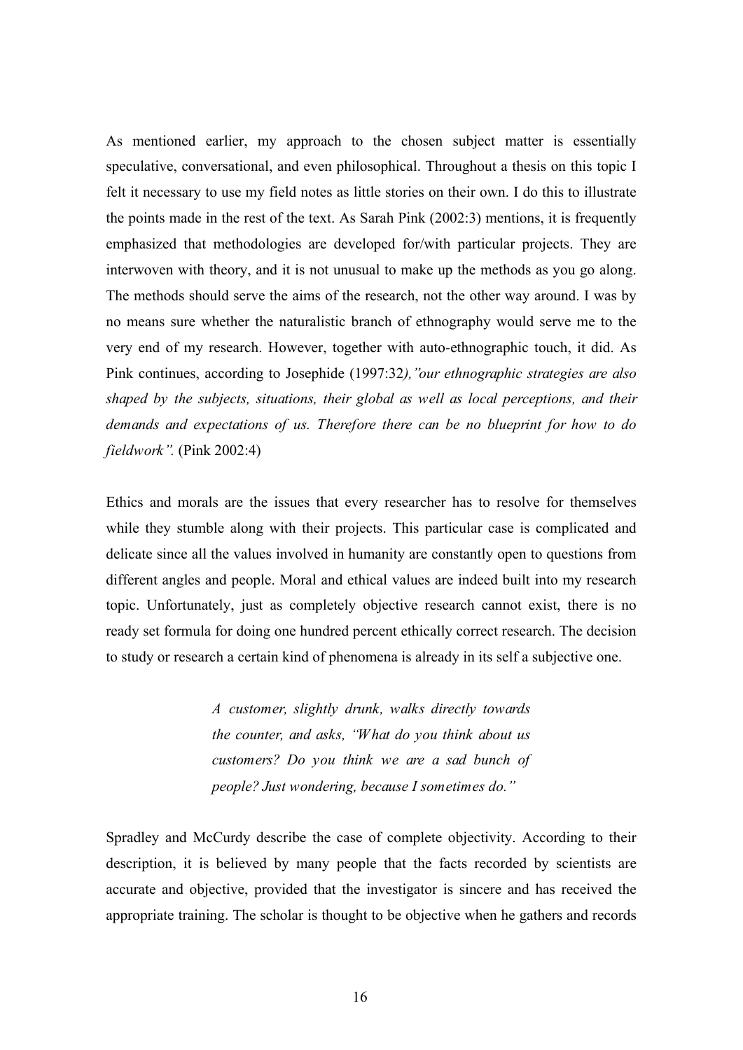As mentioned earlier, my approach to the chosen subject matter is essentially speculative, conversational, and even philosophical. Throughout a thesis on this topic I felt it necessary to use my field notes as little stories on their own. I do this to illustrate the points made in the rest of the text. As Sarah Pink (2002:3) mentions, it is frequently emphasized that methodologies are developed for/with particular projects. They are interwoven with theory, and it is not unusual to make up the methods as you go along. The methods should serve the aims of the research, not the other way around. I was by no means sure whether the naturalistic branch of ethnography would serve me to the very end of my research. However, together with auto-ethnographic touch, it did. As Pink continues, according to Josephide (1997:32*),"our ethnographic strategies are also shaped by the subjects, situations, their global as well as local perceptions, and their demands and expectations of us. Therefore there can be no blueprint for how to do fieldwork".* (Pink 2002:4)

Ethics and morals are the issues that every researcher has to resolve for themselves while they stumble along with their projects. This particular case is complicated and delicate since all the values involved in humanity are constantly open to questions from different angles and people. Moral and ethical values are indeed built into my research topic. Unfortunately, just as completely objective research cannot exist, there is no ready set formula for doing one hundred percent ethically correct research. The decision to study or research a certain kind of phenomena is already in its self a subjective one.

> *A customer, slightly drunk, walks directly towards the counter, and asks, "What do you think about us customers? Do you think we are a sad bunch of people? Just wondering, because I sometimes do."*

Spradley and McCurdy describe the case of complete objectivity. According to their description, it is believed by many people that the facts recorded by scientists are accurate and objective, provided that the investigator is sincere and has received the appropriate training. The scholar is thought to be objective when he gathers and records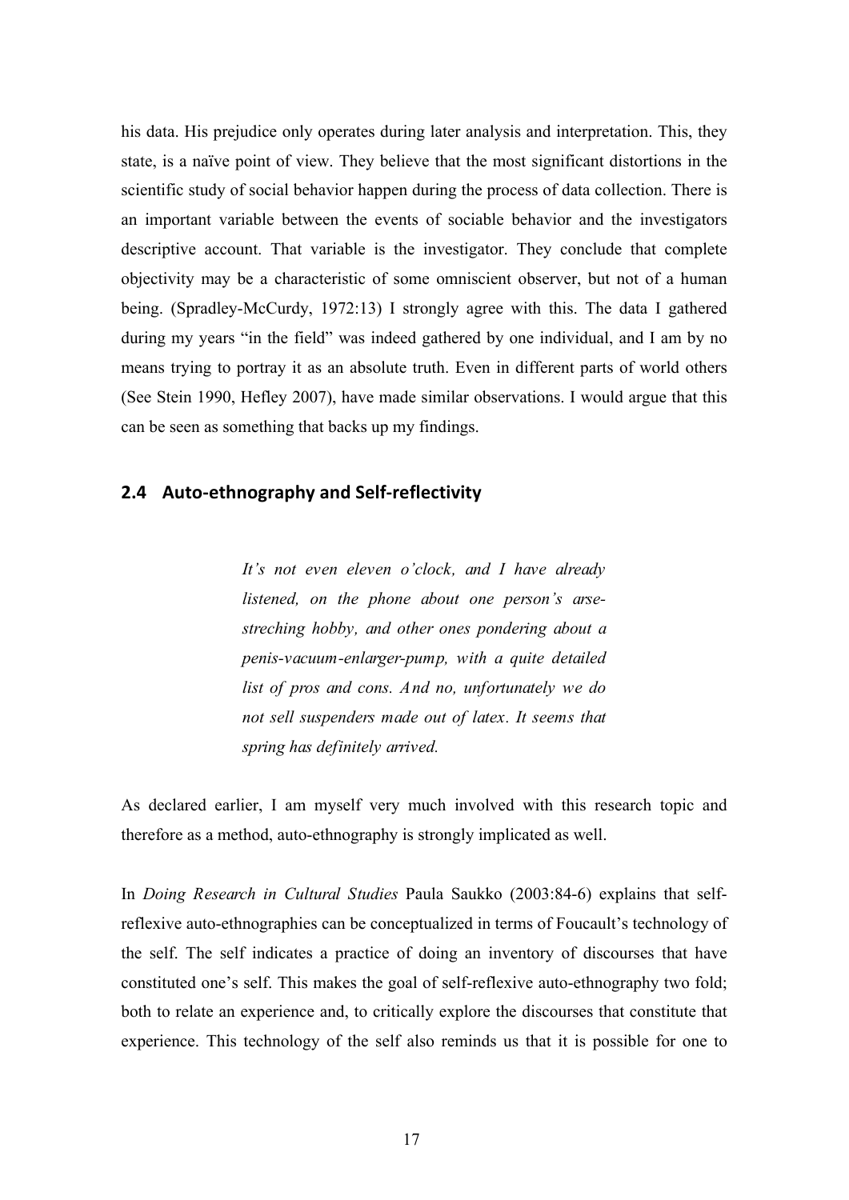his data. His prejudice only operates during later analysis and interpretation. This, they state, is a naïve point of view. They believe that the most significant distortions in the scientific study of social behavior happen during the process of data collection. There is an important variable between the events of sociable behavior and the investigators descriptive account. That variable is the investigator. They conclude that complete objectivity may be a characteristic of some omniscient observer, but not of a human being. (Spradley-McCurdy, 1972:13) I strongly agree with this. The data I gathered during my years "in the field" was indeed gathered by one individual, and I am by no means trying to portray it as an absolute truth. Even in different parts of world others (See Stein 1990, Hefley 2007), have made similar observations. I would argue that this can be seen as something that backs up my findings.

## 2.4 Auto-ethnography and Self-reflectivity

> *It's not even eleven o'clock, and I have already listened, on the phone about one person's arse-streching hobby, and other ones pondering about a penis-vacuum-enlarger-pump, with a quite detailed list of pros and cons. And no, unfortunately we do not sell suspenders made out of latex. It seems that spring has definitely arrived.*

As declared earlier, I am myself very much involved with this research topic and therefore as a method, auto-ethnography is strongly implicated as well.

In *Doing Research in Cultural Studies* Paula Saukko (2003:84-6) explains that self-reflexive auto-ethnographies can be conceptualized in terms of Foucault's technology of the self. The self indicates a practice of doing an inventory of discourses that have constituted one's self. This makes the goal of self-reflexive auto-ethnography two fold; both to relate an experience and, to critically explore the discourses that constitute that experience. This technology of the self also reminds us that it is possible for one to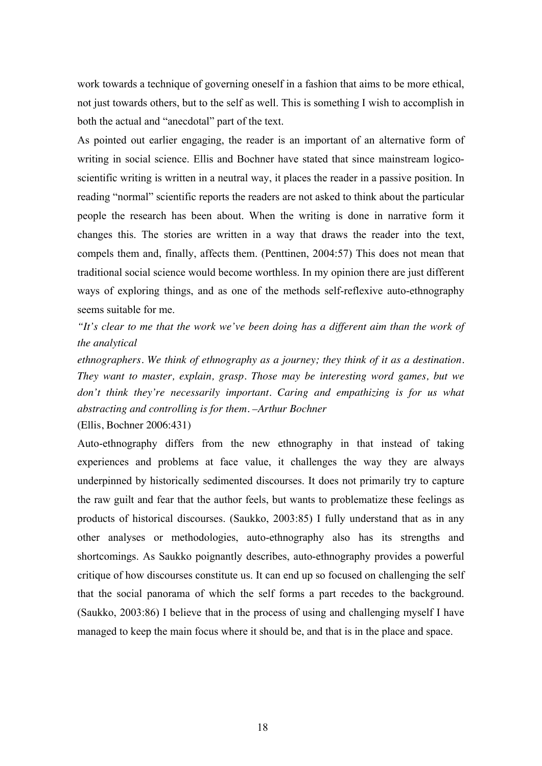work towards a technique of governing oneself in a fashion that aims to be more ethical, not just towards others, but to the self as well. This is something I wish to accomplish in both the actual and "anecdotal" part of the text.

As pointed out earlier engaging, the reader is an important of an alternative form of writing in social science. Ellis and Bochner have stated that since mainstream logico-scientific writing is written in a neutral way, it places the reader in a passive position. In reading "normal" scientific reports the readers are not asked to think about the particular people the research has been about. When the writing is done in narrative form it changes this. The stories are written in a way that draws the reader into the text, compels them and, finally, affects them. (Penttinen, 2004:57) This does not mean that traditional social science would become worthless. In my opinion there are just different ways of exploring things, and as one of the methods self-reflexive auto-ethnography seems suitable for me.

*"It's clear to me that the work we've been doing has a different aim than the work of the analytical*
*ethnographers. We think of ethnography as a journey; they think of it as a destination. They want to master, explain, grasp. Those may be interesting word games, but we don't think they're necessarily important. Caring and empathizing is for us what abstracting and controlling is for them. –Arthur Bochner*
(Ellis, Bochner 2006:431)

Auto-ethnography differs from the new ethnography in that instead of taking experiences and problems at face value, it challenges the way they are always underpinned by historically sedimented discourses. It does not primarily try to capture the raw guilt and fear that the author feels, but wants to problematize these feelings as products of historical discourses. (Saukko, 2003:85) I fully understand that as in any other analyses or methodologies, auto-ethnography also has its strengths and shortcomings. As Saukko poignantly describes, auto-ethnography provides a powerful critique of how discourses constitute us. It can end up so focused on challenging the self that the social panorama of which the self forms a part recedes to the background. (Saukko, 2003:86) I believe that in the process of using and challenging myself I have managed to keep the main focus where it should be, and that is in the place and space.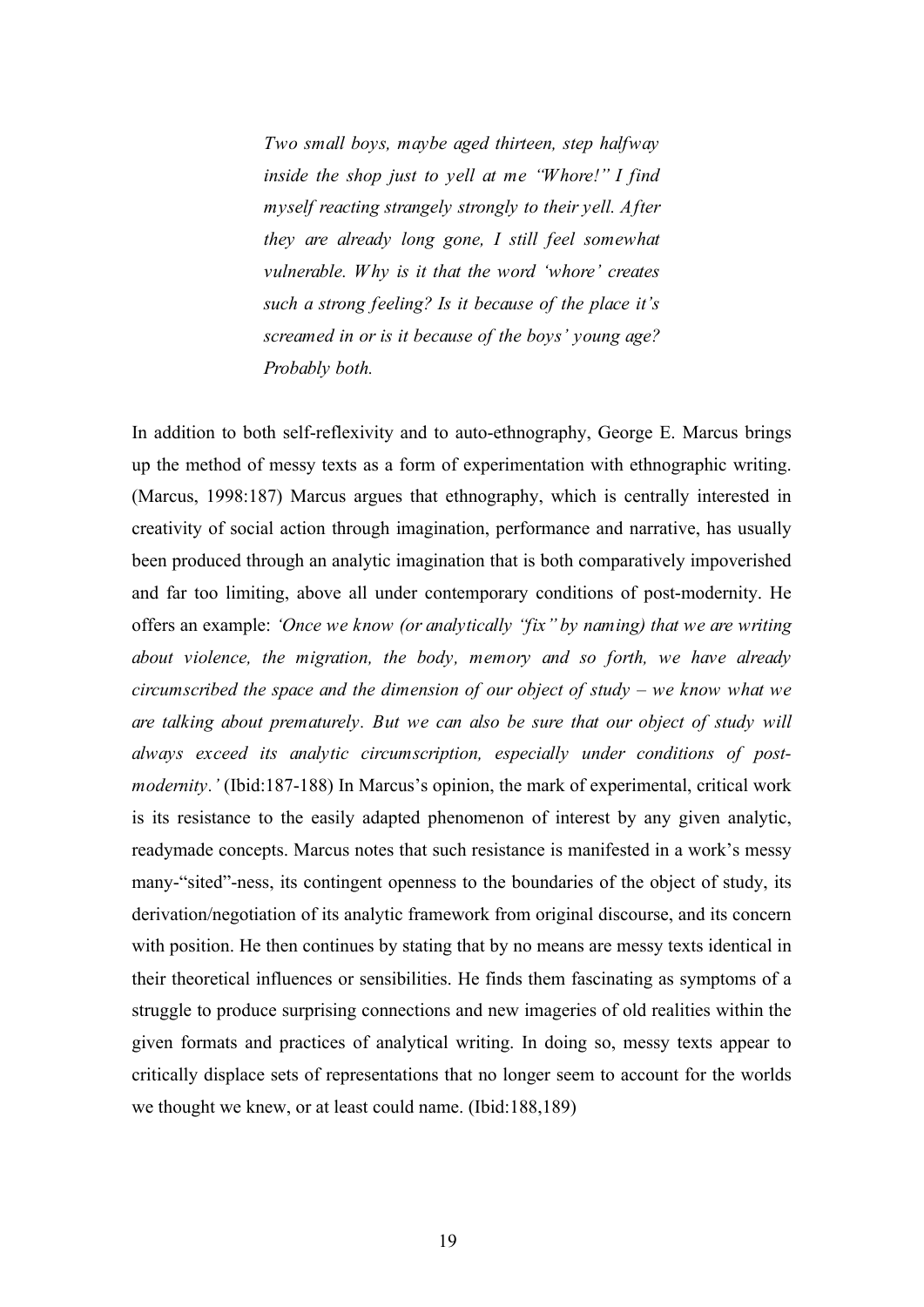> *Two small boys, maybe aged thirteen, step halfway inside the shop just to yell at me "Whore!" I find myself reacting strangely strongly to their yell. After they are already long gone, I still feel somewhat vulnerable. Why is it that the word 'whore' creates such a strong feeling? Is it because of the place it's screamed in or is it because of the boys' young age? Probably both.*

In addition to both self-reflexivity and to auto-ethnography, George E. Marcus brings up the method of messy texts as a form of experimentation with ethnographic writing. (Marcus, 1998:187) Marcus argues that ethnography, which is centrally interested in creativity of social action through imagination, performance and narrative, has usually been produced through an analytic imagination that is both comparatively impoverished and far too limiting, above all under contemporary conditions of post-modernity. He offers an example: *'Once we know (or analytically "fix" by naming) that we are writing about violence, the migration, the body, memory and so forth, we have already circumscribed the space and the dimension of our object of study – we know what we are talking about prematurely. But we can also be sure that our object of study will always exceed its analytic circumscription, especially under conditions of post-modernity.'* (Ibid:187-188) In Marcus's opinion, the mark of experimental, critical work is its resistance to the easily adapted phenomenon of interest by any given analytic, readymade concepts. Marcus notes that such resistance is manifested in a work's messy many-"sited"-ness, its contingent openness to the boundaries of the object of study, its derivation/negotiation of its analytic framework from original discourse, and its concern with position. He then continues by stating that by no means are messy texts identical in their theoretical influences or sensibilities. He finds them fascinating as symptoms of a struggle to produce surprising connections and new imageries of old realities within the given formats and practices of analytical writing. In doing so, messy texts appear to critically displace sets of representations that no longer seem to account for the worlds we thought we knew, or at least could name. (Ibid:188,189)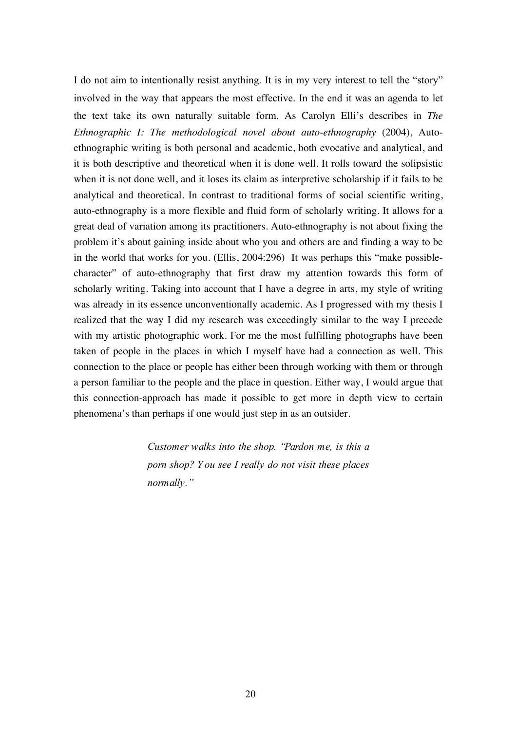I do not aim to intentionally resist anything. It is in my very interest to tell the "story" involved in the way that appears the most effective. In the end it was an agenda to let the text take its own naturally suitable form. As Carolyn Elli's describes in *The Ethnographic I: The methodological novel about auto-ethnography* (2004), Auto-ethnographic writing is both personal and academic, both evocative and analytical, and it is both descriptive and theoretical when it is done well. It rolls toward the solipsistic when it is not done well, and it loses its claim as interpretive scholarship if it fails to be analytical and theoretical. In contrast to traditional forms of social scientific writing, auto-ethnography is a more flexible and fluid form of scholarly writing. It allows for a great deal of variation among its practitioners. Auto-ethnography is not about fixing the problem it's about gaining inside about who you and others are and finding a way to be in the world that works for you. (Ellis, 2004:296) It was perhaps this "make possible-character" of auto-ethnography that first draw my attention towards this form of scholarly writing. Taking into account that I have a degree in arts, my style of writing was already in its essence unconventionally academic. As I progressed with my thesis I realized that the way I did my research was exceedingly similar to the way I precede with my artistic photographic work. For me the most fulfilling photographs have been taken of people in the places in which I myself have had a connection as well. This connection to the place or people has either been through working with them or through a person familiar to the people and the place in question. Either way, I would argue that this connection-approach has made it possible to get more in depth view to certain phenomena's than perhaps if one would just step in as an outsider.

> *Customer walks into the shop. "Pardon me, is this a porn shop? You see I really do not visit these places normally."*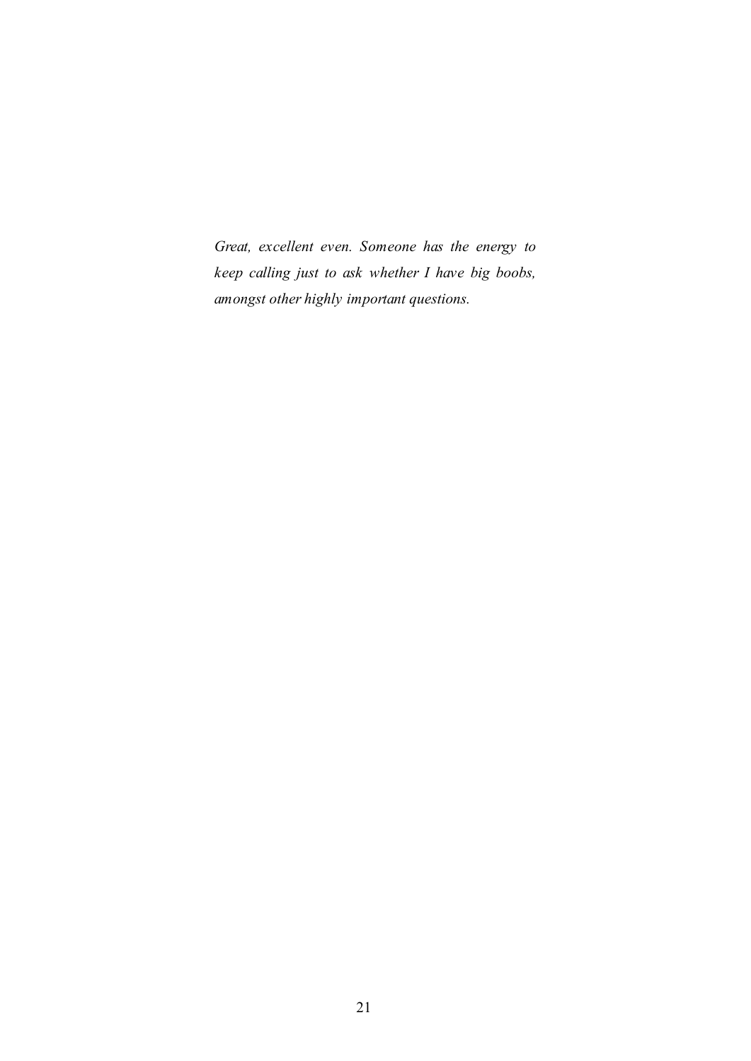*Great, excellent even. Someone has the energy to keep calling just to ask whether I have big boobs, amongst other highly important questions.*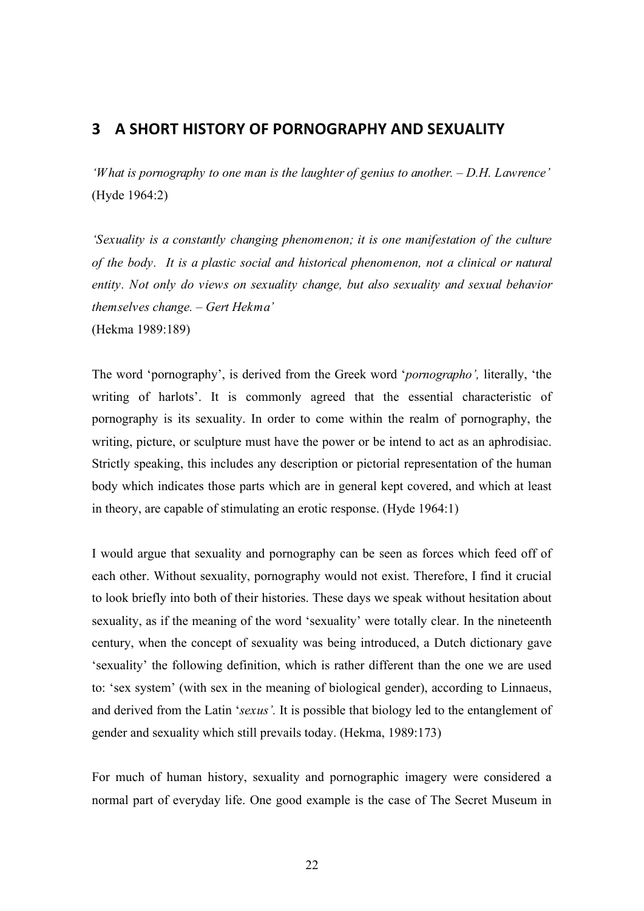## 3 A SHORT HISTORY OF PORNOGRAPHY AND SEXUALITY

*'What is pornography to one man is the laughter of genius to another. – D.H. Lawrence'* (Hyde 1964:2)

*'Sexuality is a constantly changing phenomenon; it is one manifestation of the culture of the body. It is a plastic social and historical phenomenon, not a clinical or natural entity. Not only do views on sexuality change, but also sexuality and sexual behavior themselves change. – Gert Hekma'*
(Hekma 1989:189)

The word 'pornography', is derived from the Greek word '*pornographo',* literally, 'the writing of harlots'. It is commonly agreed that the essential characteristic of pornography is its sexuality. In order to come within the realm of pornography, the writing, picture, or sculpture must have the power or be intend to act as an aphrodisiac. Strictly speaking, this includes any description or pictorial representation of the human body which indicates those parts which are in general kept covered, and which at least in theory, are capable of stimulating an erotic response. (Hyde 1964:1)

I would argue that sexuality and pornography can be seen as forces which feed off of each other. Without sexuality, pornography would not exist. Therefore, I find it crucial to look briefly into both of their histories. These days we speak without hesitation about sexuality, as if the meaning of the word 'sexuality' were totally clear. In the nineteenth century, when the concept of sexuality was being introduced, a Dutch dictionary gave 'sexuality' the following definition, which is rather different than the one we are used to: 'sex system' (with sex in the meaning of biological gender), according to Linnaeus, and derived from the Latin '*sexus'.* It is possible that biology led to the entanglement of gender and sexuality which still prevails today. (Hekma, 1989:173)

For much of human history, sexuality and pornographic imagery were considered a normal part of everyday life. One good example is the case of The Secret Museum in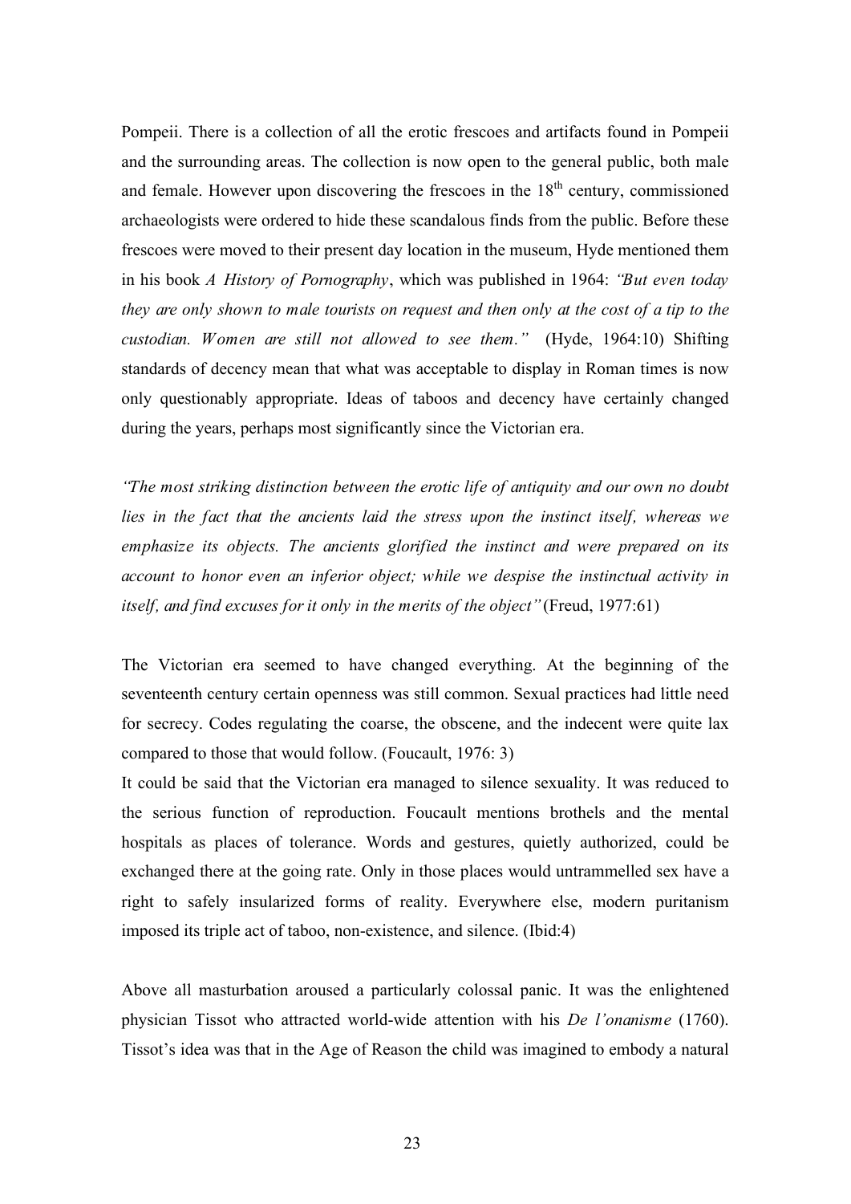Pompeii. There is a collection of all the erotic frescoes and artifacts found in Pompeii and the surrounding areas. The collection is now open to the general public, both male and female. However upon discovering the frescoes in the 18th century, commissioned archaeologists were ordered to hide these scandalous finds from the public. Before these frescoes were moved to their present day location in the museum, Hyde mentioned them in his book *A History of Pornography*, which was published in 1964: *"But even today they are only shown to male tourists on request and then only at the cost of a tip to the custodian. Women are still not allowed to see them."* (Hyde, 1964:10) Shifting standards of decency mean that what was acceptable to display in Roman times is now only questionably appropriate. Ideas of taboos and decency have certainly changed during the years, perhaps most significantly since the Victorian era.

*"The most striking distinction between the erotic life of antiquity and our own no doubt lies in the fact that the ancients laid the stress upon the instinct itself, whereas we emphasize its objects. The ancients glorified the instinct and were prepared on its account to honor even an inferior object; while we despise the instinctual activity in itself, and find excuses for it only in the merits of the object"* (Freud, 1977:61)

The Victorian era seemed to have changed everything. At the beginning of the seventeenth century certain openness was still common. Sexual practices had little need for secrecy. Codes regulating the coarse, the obscene, and the indecent were quite lax compared to those that would follow. (Foucault, 1976: 3)

It could be said that the Victorian era managed to silence sexuality. It was reduced to the serious function of reproduction. Foucault mentions brothels and the mental hospitals as places of tolerance. Words and gestures, quietly authorized, could be exchanged there at the going rate. Only in those places would untrammelled sex have a right to safely insularized forms of reality. Everywhere else, modern puritanism imposed its triple act of taboo, non-existence, and silence. (Ibid:4)

Above all masturbation aroused a particularly colossal panic. It was the enlightened physician Tissot who attracted world-wide attention with his *De l'onanisme* (1760). Tissot's idea was that in the Age of Reason the child was imagined to embody a natural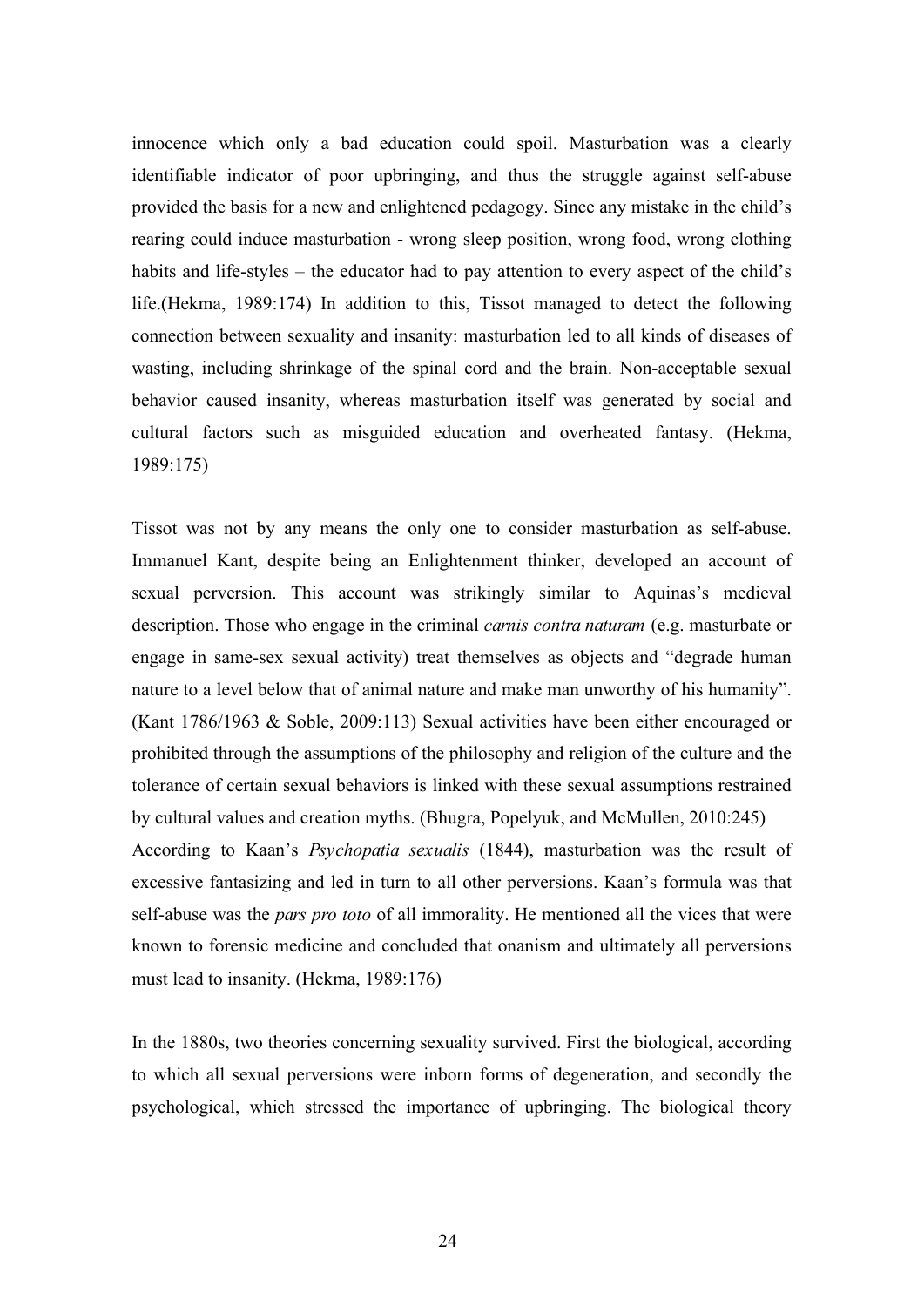innocence which only a bad education could spoil. Masturbation was a clearly identifiable indicator of poor upbringing, and thus the struggle against self-abuse provided the basis for a new and enlightened pedagogy. Since any mistake in the child's rearing could induce masturbation - wrong sleep position, wrong food, wrong clothing habits and life-styles – the educator had to pay attention to every aspect of the child's life.(Hekma, 1989:174) In addition to this, Tissot managed to detect the following connection between sexuality and insanity: masturbation led to all kinds of diseases of wasting, including shrinkage of the spinal cord and the brain. Non-acceptable sexual behavior caused insanity, whereas masturbation itself was generated by social and cultural factors such as misguided education and overheated fantasy. (Hekma, 1989:175)

Tissot was not by any means the only one to consider masturbation as self-abuse. Immanuel Kant, despite being an Enlightenment thinker, developed an account of sexual perversion. This account was strikingly similar to Aquinas's medieval description. Those who engage in the criminal *carnis contra naturam* (e.g. masturbate or engage in same-sex sexual activity) treat themselves as objects and "degrade human nature to a level below that of animal nature and make man unworthy of his humanity". (Kant 1786/1963 & Soble, 2009:113) Sexual activities have been either encouraged or prohibited through the assumptions of the philosophy and religion of the culture and the tolerance of certain sexual behaviors is linked with these sexual assumptions restrained by cultural values and creation myths. (Bhugra, Popelyuk, and McMullen, 2010:245)
According to Kaan's *Psychopatia sexualis* (1844), masturbation was the result of excessive fantasizing and led in turn to all other perversions. Kaan's formula was that self-abuse was the *pars pro toto* of all immorality. He mentioned all the vices that were known to forensic medicine and concluded that onanism and ultimately all perversions must lead to insanity. (Hekma, 1989:176)

In the 1880s, two theories concerning sexuality survived. First the biological, according to which all sexual perversions were inborn forms of degeneration, and secondly the psychological, which stressed the importance of upbringing. The biological theory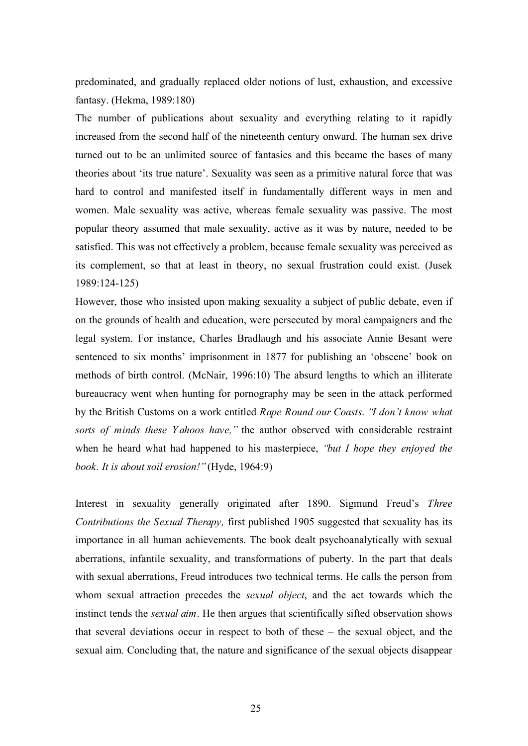predominated, and gradually replaced older notions of lust, exhaustion, and excessive fantasy. (Hekma, 1989:180)

The number of publications about sexuality and everything relating to it rapidly increased from the second half of the nineteenth century onward. The human sex drive turned out to be an unlimited source of fantasies and this became the bases of many theories about 'its true nature'. Sexuality was seen as a primitive natural force that was hard to control and manifested itself in fundamentally different ways in men and women. Male sexuality was active, whereas female sexuality was passive. The most popular theory assumed that male sexuality, active as it was by nature, needed to be satisfied. This was not effectively a problem, because female sexuality was perceived as its complement, so that at least in theory, no sexual frustration could exist. (Jusek 1989:124-125)

However, those who insisted upon making sexuality a subject of public debate, even if on the grounds of health and education, were persecuted by moral campaigners and the legal system. For instance, Charles Bradlaugh and his associate Annie Besant were sentenced to six months' imprisonment in 1877 for publishing an 'obscene' book on methods of birth control. (McNair, 1996:10) The absurd lengths to which an illiterate bureaucracy went when hunting for pornography may be seen in the attack performed by the British Customs on a work entitled *Rape Round our Coasts*. *"I don't know what sorts of minds these Yahoos have,"* the author observed with considerable restraint when he heard what had happened to his masterpiece, *"but I hope they enjoyed the book. It is about soil erosion!"* (Hyde, 1964:9)

Interest in sexuality generally originated after 1890. Sigmund Freud's *Three Contributions the Sexual Therapy,* first published 1905 suggested that sexuality has its importance in all human achievements. The book dealt psychoanalytically with sexual aberrations, infantile sexuality, and transformations of puberty. In the part that deals with sexual aberrations, Freud introduces two technical terms. He calls the person from whom sexual attraction precedes the *sexual object*, and the act towards which the instinct tends the *sexual aim*. He then argues that scientifically sifted observation shows that several deviations occur in respect to both of these – the sexual object, and the sexual aim. Concluding that, the nature and significance of the sexual objects disappear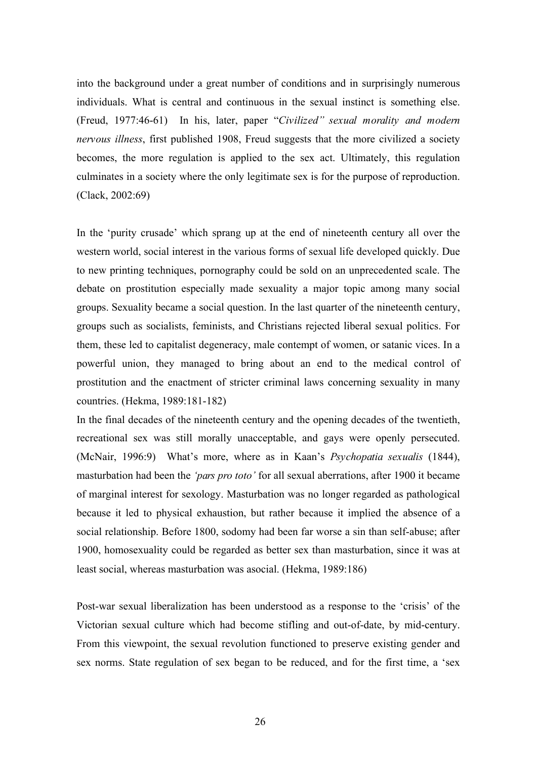into the background under a great number of conditions and in surprisingly numerous individuals. What is central and continuous in the sexual instinct is something else. (Freud, 1977:46-61) In his, later, paper "*Civilized" sexual morality and modern nervous illness*, first published 1908, Freud suggests that the more civilized a society becomes, the more regulation is applied to the sex act. Ultimately, this regulation culminates in a society where the only legitimate sex is for the purpose of reproduction. (Clack, 2002:69)

In the 'purity crusade' which sprang up at the end of nineteenth century all over the western world, social interest in the various forms of sexual life developed quickly. Due to new printing techniques, pornography could be sold on an unprecedented scale. The debate on prostitution especially made sexuality a major topic among many social groups. Sexuality became a social question. In the last quarter of the nineteenth century, groups such as socialists, feminists, and Christians rejected liberal sexual politics. For them, these led to capitalist degeneracy, male contempt of women, or satanic vices. In a powerful union, they managed to bring about an end to the medical control of prostitution and the enactment of stricter criminal laws concerning sexuality in many countries. (Hekma, 1989:181-182)

In the final decades of the nineteenth century and the opening decades of the twentieth, recreational sex was still morally unacceptable, and gays were openly persecuted. (McNair, 1996:9) What's more, where as in Kaan's *Psychopatia sexualis* (1844), masturbation had been the *'pars pro toto'* for all sexual aberrations, after 1900 it became of marginal interest for sexology. Masturbation was no longer regarded as pathological because it led to physical exhaustion, but rather because it implied the absence of a social relationship. Before 1800, sodomy had been far worse a sin than self-abuse; after 1900, homosexuality could be regarded as better sex than masturbation, since it was at least social, whereas masturbation was asocial. (Hekma, 1989:186)

Post-war sexual liberalization has been understood as a response to the 'crisis' of the Victorian sexual culture which had become stifling and out-of-date, by mid-century. From this viewpoint, the sexual revolution functioned to preserve existing gender and sex norms. State regulation of sex began to be reduced, and for the first time, a 'sex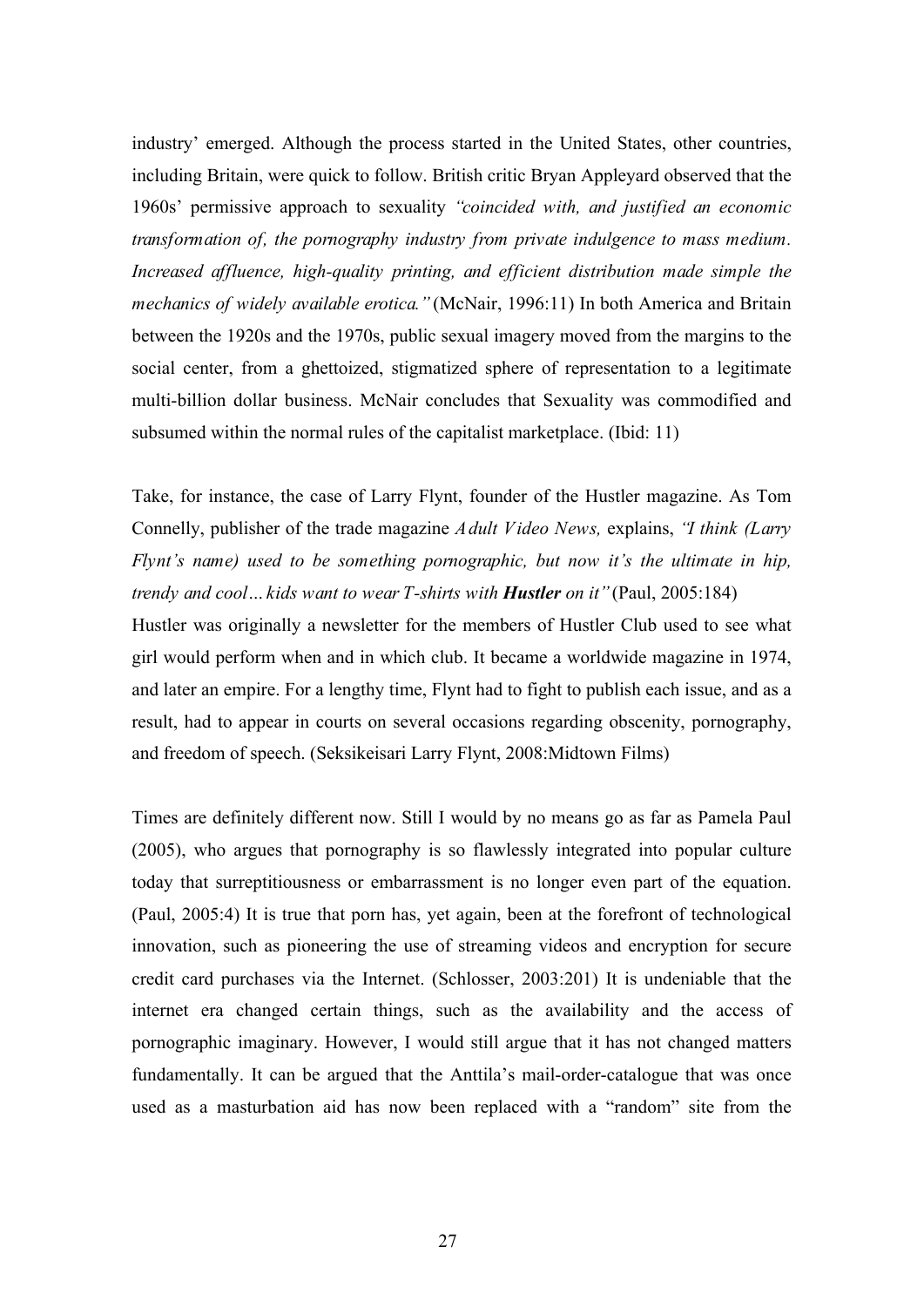industry' emerged. Although the process started in the United States, other countries, including Britain, were quick to follow. British critic Bryan Appleyard observed that the 1960s' permissive approach to sexuality *"coincided with, and justified an economic transformation of, the pornography industry from private indulgence to mass medium. Increased affluence, high-quality printing, and efficient distribution made simple the mechanics of widely available erotica."* (McNair, 1996:11) In both America and Britain between the 1920s and the 1970s, public sexual imagery moved from the margins to the social center, from a ghettoized, stigmatized sphere of representation to a legitimate multi-billion dollar business. McNair concludes that Sexuality was commodified and subsumed within the normal rules of the capitalist marketplace. (Ibid: 11)

Take, for instance, the case of Larry Flynt, founder of the Hustler magazine. As Tom Connelly, publisher of the trade magazine *Adult Video News,* explains, *"I think (Larry Flynt's name) used to be something pornographic, but now it's the ultimate in hip, trendy and cool… kids want to wear T-shirts with **Hustler** on it"* (Paul, 2005:184)
Hustler was originally a newsletter for the members of Hustler Club used to see what girl would perform when and in which club. It became a worldwide magazine in 1974, and later an empire. For a lengthy time, Flynt had to fight to publish each issue, and as a result, had to appear in courts on several occasions regarding obscenity, pornography, and freedom of speech. (Seksikeisari Larry Flynt, 2008:Midtown Films)

Times are definitely different now. Still I would by no means go as far as Pamela Paul (2005), who argues that pornography is so flawlessly integrated into popular culture today that surreptitiousness or embarrassment is no longer even part of the equation. (Paul, 2005:4) It is true that porn has, yet again, been at the forefront of technological innovation, such as pioneering the use of streaming videos and encryption for secure credit card purchases via the Internet. (Schlosser, 2003:201) It is undeniable that the internet era changed certain things, such as the availability and the access of pornographic imaginary. However, I would still argue that it has not changed matters fundamentally. It can be argued that the Anttila's mail-order-catalogue that was once used as a masturbation aid has now been replaced with a "random" site from the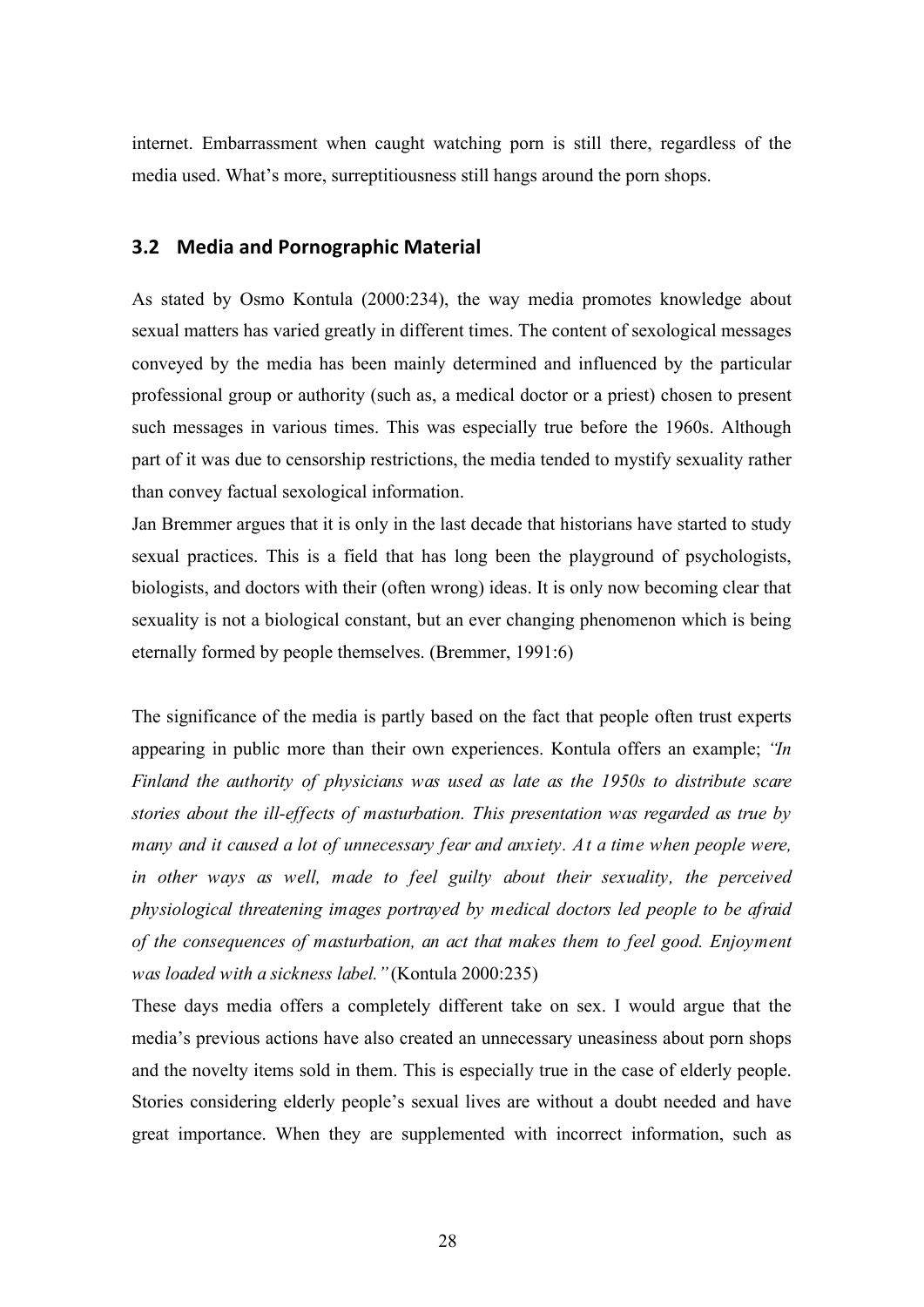internet. Embarrassment when caught watching porn is still there, regardless of the media used. What's more, surreptitiousness still hangs around the porn shops.

## 3.2 Media and Pornographic Material

As stated by Osmo Kontula (2000:234), the way media promotes knowledge about sexual matters has varied greatly in different times. The content of sexological messages conveyed by the media has been mainly determined and influenced by the particular professional group or authority (such as, a medical doctor or a priest) chosen to present such messages in various times. This was especially true before the 1960s. Although part of it was due to censorship restrictions, the media tended to mystify sexuality rather than convey factual sexological information.

Jan Bremmer argues that it is only in the last decade that historians have started to study sexual practices. This is a field that has long been the playground of psychologists, biologists, and doctors with their (often wrong) ideas. It is only now becoming clear that sexuality is not a biological constant, but an ever changing phenomenon which is being eternally formed by people themselves. (Bremmer, 1991:6)

The significance of the media is partly based on the fact that people often trust experts appearing in public more than their own experiences. Kontula offers an example; *"In Finland the authority of physicians was used as late as the 1950s to distribute scare stories about the ill-effects of masturbation. This presentation was regarded as true by many and it caused a lot of unnecessary fear and anxiety. At a time when people were, in other ways as well, made to feel guilty about their sexuality, the perceived physiological threatening images portrayed by medical doctors led people to be afraid of the consequences of masturbation, an act that makes them to feel good. Enjoyment was loaded with a sickness label."* (Kontula 2000:235)

These days media offers a completely different take on sex. I would argue that the media's previous actions have also created an unnecessary uneasiness about porn shops and the novelty items sold in them. This is especially true in the case of elderly people. Stories considering elderly people's sexual lives are without a doubt needed and have great importance. When they are supplemented with incorrect information, such as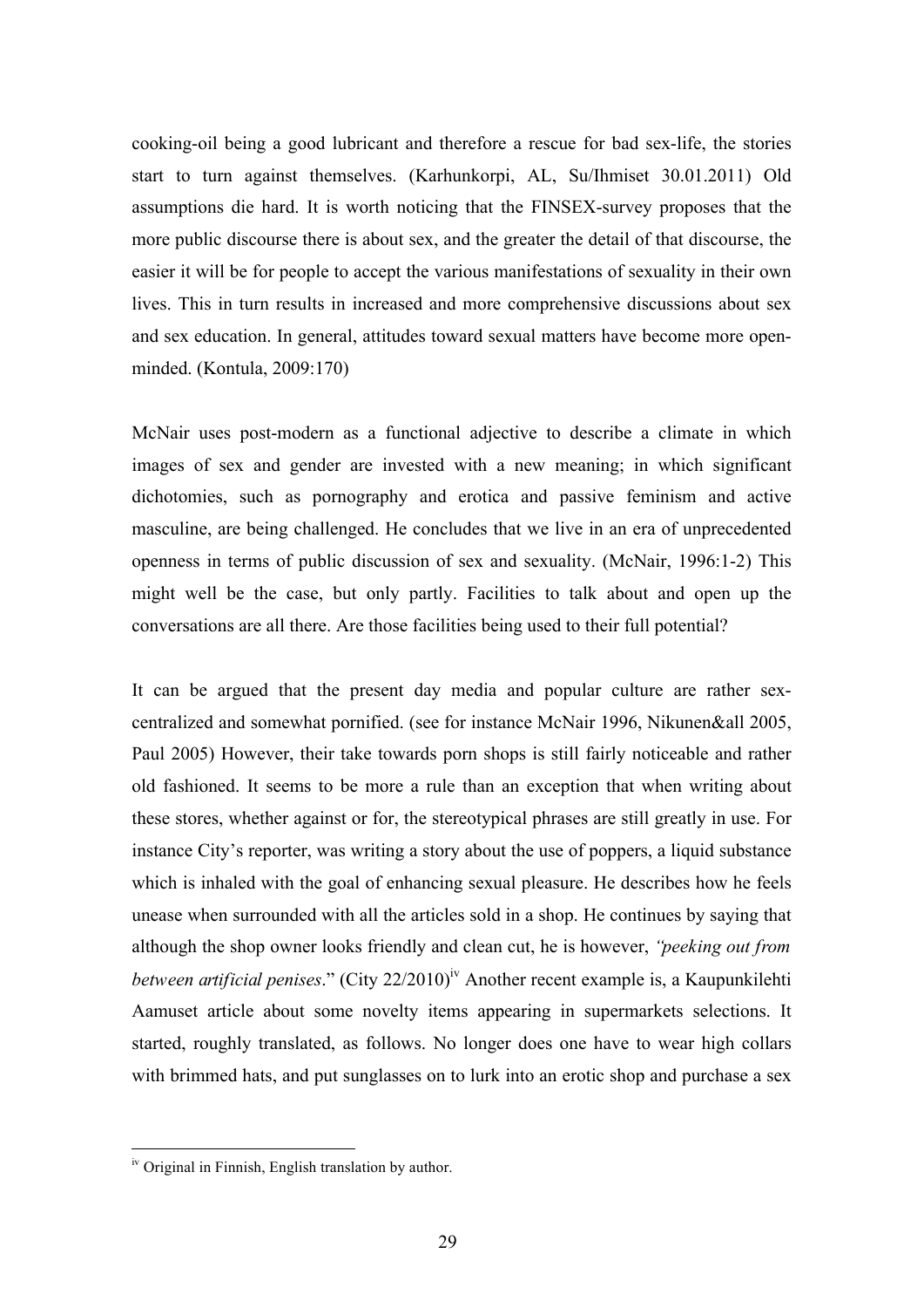cooking-oil being a good lubricant and therefore a rescue for bad sex-life, the stories start to turn against themselves. (Karhunkorpi, AL, Su/Ihmiset 30.01.2011) Old assumptions die hard. It is worth noticing that the FINSEX-survey proposes that the more public discourse there is about sex, and the greater the detail of that discourse, the easier it will be for people to accept the various manifestations of sexuality in their own lives. This in turn results in increased and more comprehensive discussions about sex and sex education. In general, attitudes toward sexual matters have become more open-minded. (Kontula, 2009:170)

McNair uses post-modern as a functional adjective to describe a climate in which images of sex and gender are invested with a new meaning; in which significant dichotomies, such as pornography and erotica and passive feminism and active masculine, are being challenged. He concludes that we live in an era of unprecedented openness in terms of public discussion of sex and sexuality. (McNair, 1996:1-2) This might well be the case, but only partly. Facilities to talk about and open up the conversations are all there. Are those facilities being used to their full potential?

It can be argued that the present day media and popular culture are rather sex-centralized and somewhat pornified. (see for instance McNair 1996, Nikunen&all 2005, Paul 2005) However, their take towards porn shops is still fairly noticeable and rather old fashioned. It seems to be more a rule than an exception that when writing about these stores, whether against or for, the stereotypical phrases are still greatly in use. For instance City's reporter, was writing a story about the use of poppers, a liquid substance which is inhaled with the goal of enhancing sexual pleasure. He describes how he feels unease when surrounded with all the articles sold in a shop. He continues by saying that although the shop owner looks friendly and clean cut, he is however, *"peeking out from between artificial penises*." (City 22/2010)[iv] Another recent example is, a Kaupunkilehti Aamuset article about some novelty items appearing in supermarkets selections. It started, roughly translated, as follows. No longer does one have to wear high collars with brimmed hats, and put sunglasses on to lurk into an erotic shop and purchase a sex

[iv] Original in Finnish, English translation by author.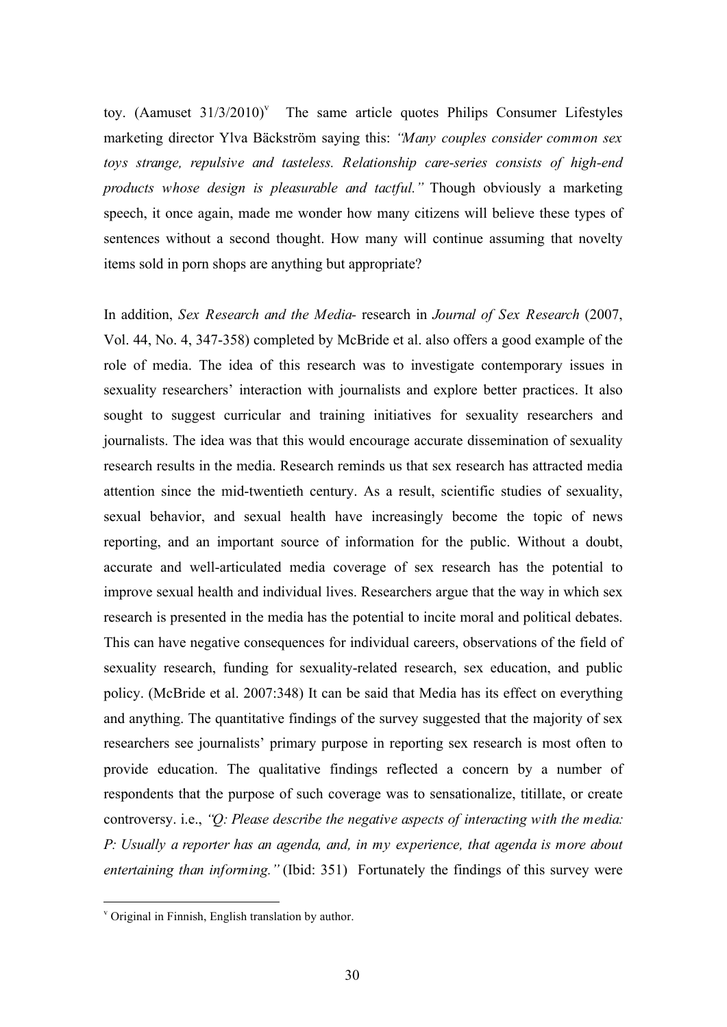toy. (Aamuset 31/3/2010)[v] The same article quotes Philips Consumer Lifestyles marketing director Ylva Bäckström saying this: *"Many couples consider common sex toys strange, repulsive and tasteless. Relationship care-series consists of high-end products whose design is pleasurable and tactful."* Though obviously a marketing speech, it once again, made me wonder how many citizens will believe these types of sentences without a second thought. How many will continue assuming that novelty items sold in porn shops are anything but appropriate?

In addition, *Sex Research and the Media*- research in *Journal of Sex Research* (2007, Vol. 44, No. 4, 347-358) completed by McBride et al. also offers a good example of the role of media. The idea of this research was to investigate contemporary issues in sexuality researchers' interaction with journalists and explore better practices. It also sought to suggest curricular and training initiatives for sexuality researchers and journalists. The idea was that this would encourage accurate dissemination of sexuality research results in the media. Research reminds us that sex research has attracted media attention since the mid-twentieth century. As a result, scientific studies of sexuality, sexual behavior, and sexual health have increasingly become the topic of news reporting, and an important source of information for the public. Without a doubt, accurate and well-articulated media coverage of sex research has the potential to improve sexual health and individual lives. Researchers argue that the way in which sex research is presented in the media has the potential to incite moral and political debates. This can have negative consequences for individual careers, observations of the field of sexuality research, funding for sexuality-related research, sex education, and public policy. (McBride et al. 2007:348) It can be said that Media has its effect on everything and anything. The quantitative findings of the survey suggested that the majority of sex researchers see journalists' primary purpose in reporting sex research is most often to provide education. The qualitative findings reflected a concern by a number of respondents that the purpose of such coverage was to sensationalize, titillate, or create controversy. i.e., *"Q: Please describe the negative aspects of interacting with the media: P: Usually a reporter has an agenda, and, in my experience, that agenda is more about entertaining than informing."* (Ibid: 351) Fortunately the findings of this survey were

[v] Original in Finnish, English translation by author.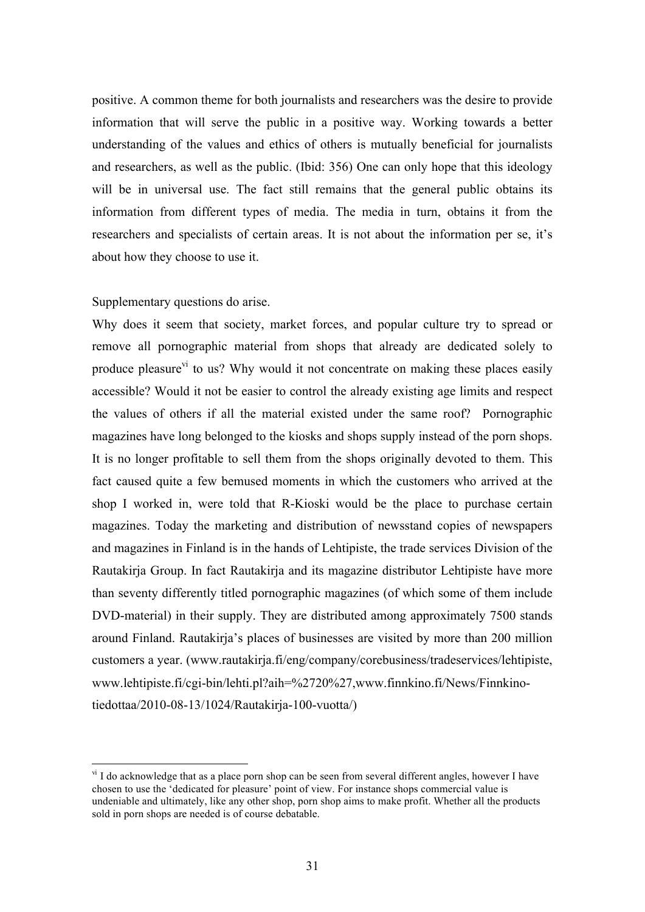positive. A common theme for both journalists and researchers was the desire to provide information that will serve the public in a positive way. Working towards a better understanding of the values and ethics of others is mutually beneficial for journalists and researchers, as well as the public. (Ibid: 356) One can only hope that this ideology will be in universal use. The fact still remains that the general public obtains its information from different types of media. The media in turn, obtains it from the researchers and specialists of certain areas. It is not about the information per se, it's about how they choose to use it.

Supplementary questions do arise.

Why does it seem that society, market forces, and popular culture try to spread or remove all pornographic material from shops that already are dedicated solely to produce pleasure[vi] to us? Why would it not concentrate on making these places easily accessible? Would it not be easier to control the already existing age limits and respect the values of others if all the material existed under the same roof? Pornographic magazines have long belonged to the kiosks and shops supply instead of the porn shops. It is no longer profitable to sell them from the shops originally devoted to them. This fact caused quite a few bemused moments in which the customers who arrived at the shop I worked in, were told that R-Kioski would be the place to purchase certain magazines. Today the marketing and distribution of newsstand copies of newspapers and magazines in Finland is in the hands of Lehtipiste, the trade services Division of the Rautakirja Group. In fact Rautakirja and its magazine distributor Lehtipiste have more than seventy differently titled pornographic magazines (of which some of them include DVD-material) in their supply. They are distributed among approximately 7500 stands around Finland. Rautakirja's places of businesses are visited by more than 200 million customers a year. (www.rautakirja.fi/eng/company/corebusiness/tradeservices/lehtipiste, www.lehtipiste.fi/cgi-bin/lehti.pl?aih=%2720%27,www.finnkino.fi/News/Finnkino-tiedottaa/2010-08-13/1024/Rautakirja-100-vuotta/)

---

[vi] I do acknowledge that as a place porn shop can be seen from several different angles, however I have chosen to use the 'dedicated for pleasure' point of view. For instance shops commercial value is undeniable and ultimately, like any other shop, porn shop aims to make profit. Whether all the products sold in porn shops are needed is of course debatable.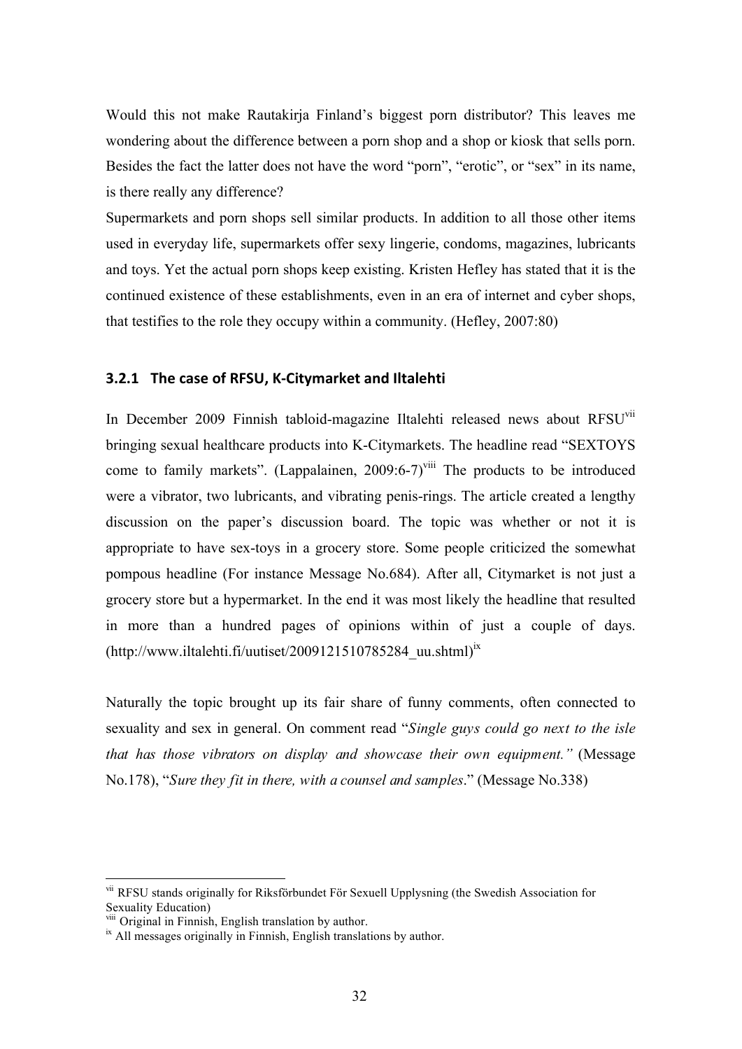Would this not make Rautakirja Finland's biggest porn distributor? This leaves me wondering about the difference between a porn shop and a shop or kiosk that sells porn. Besides the fact the latter does not have the word "porn", "erotic", or "sex" in its name, is there really any difference?

Supermarkets and porn shops sell similar products. In addition to all those other items used in everyday life, supermarkets offer sexy lingerie, condoms, magazines, lubricants and toys. Yet the actual porn shops keep existing. Kristen Hefley has stated that it is the continued existence of these establishments, even in an era of internet and cyber shops, that testifies to the role they occupy within a community. (Hefley, 2007:80)

### 3.2.1 The case of RFSU, K-Citymarket and Iltalehti

In December 2009 Finnish tabloid-magazine Iltalehti released news about RFSU[vii] bringing sexual healthcare products into K-Citymarkets. The headline read "SEXTOYS come to family markets". (Lappalainen, 2009:6-7)[viii] The products to be introduced were a vibrator, two lubricants, and vibrating penis-rings. The article created a lengthy discussion on the paper's discussion board. The topic was whether or not it is appropriate to have sex-toys in a grocery store. Some people criticized the somewhat pompous headline (For instance Message No.684). After all, Citymarket is not just a grocery store but a hypermarket. In the end it was most likely the headline that resulted in more than a hundred pages of opinions within of just a couple of days. (http://www.iltalehti.fi/uutiset/2009121510785284_uu.shtml)[ix]

Naturally the topic brought up its fair share of funny comments, often connected to sexuality and sex in general. On comment read "*Single guys could go next to the isle that has those vibrators on display and showcase their own equipment.*" (Message No.178), "*Sure they fit in there, with a counsel and samples*." (Message No.338)

---

[vii] RFSU stands originally for Riksförbundet För Sexuell Upplysning (the Swedish Association for Sexuality Education)

[viii] Original in Finnish, English translation by author.

[ix] All messages originally in Finnish, English translations by author.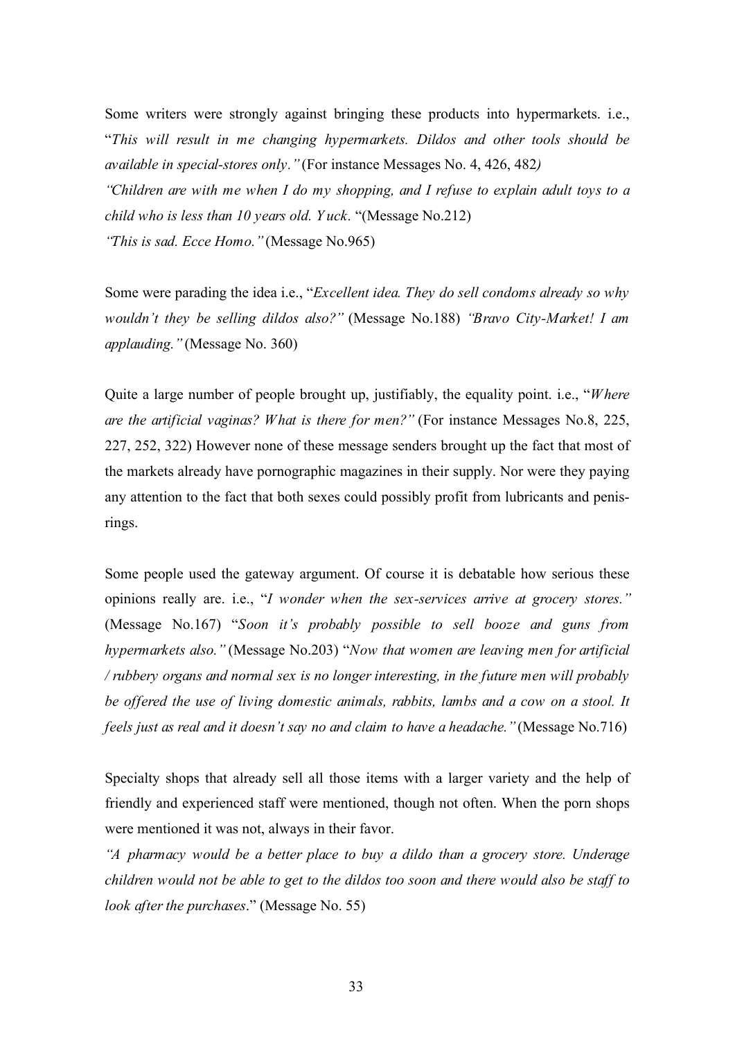Some writers were strongly against bringing these products into hypermarkets. i.e., "*This will result in me changing hypermarkets. Dildos and other tools should be available in special-stores only.*" (For instance Messages No. 4, 426, 482*)*

*"Children are with me when I do my shopping, and I refuse to explain adult toys to a child who is less than 10 years old. Yuck*. "(Message No.212)

*"This is sad. Ecce Homo."* (Message No.965)

Some were parading the idea i.e., "*Excellent idea. They do sell condoms already so why wouldn't they be selling dildos also?"* (Message No.188) *"Bravo City-Market! I am applauding."* (Message No. 360)

Quite a large number of people brought up, justifiably, the equality point. i.e., "*Where are the artificial vaginas? What is there for men?"* (For instance Messages No.8, 225, 227, 252, 322) However none of these message senders brought up the fact that most of the markets already have pornographic magazines in their supply. Nor were they paying any attention to the fact that both sexes could possibly profit from lubricants and penis-rings.

Some people used the gateway argument. Of course it is debatable how serious these opinions really are. i.e., "*I wonder when the sex-services arrive at grocery stores."* (Message No.167) "*Soon it's probably possible to sell booze and guns from hypermarkets also."* (Message No.203) "*Now that women are leaving men for artificial / rubbery organs and normal sex is no longer interesting, in the future men will probably be offered the use of living domestic animals, rabbits, lambs and a cow on a stool. It feels just as real and it doesn't say no and claim to have a headache."* (Message No.716)

Specialty shops that already sell all those items with a larger variety and the help of friendly and experienced staff were mentioned, though not often. When the porn shops were mentioned it was not, always in their favor.

*"A pharmacy would be a better place to buy a dildo than a grocery store. Underage children would not be able to get to the dildos too soon and there would also be staff to look after the purchases*." (Message No. 55)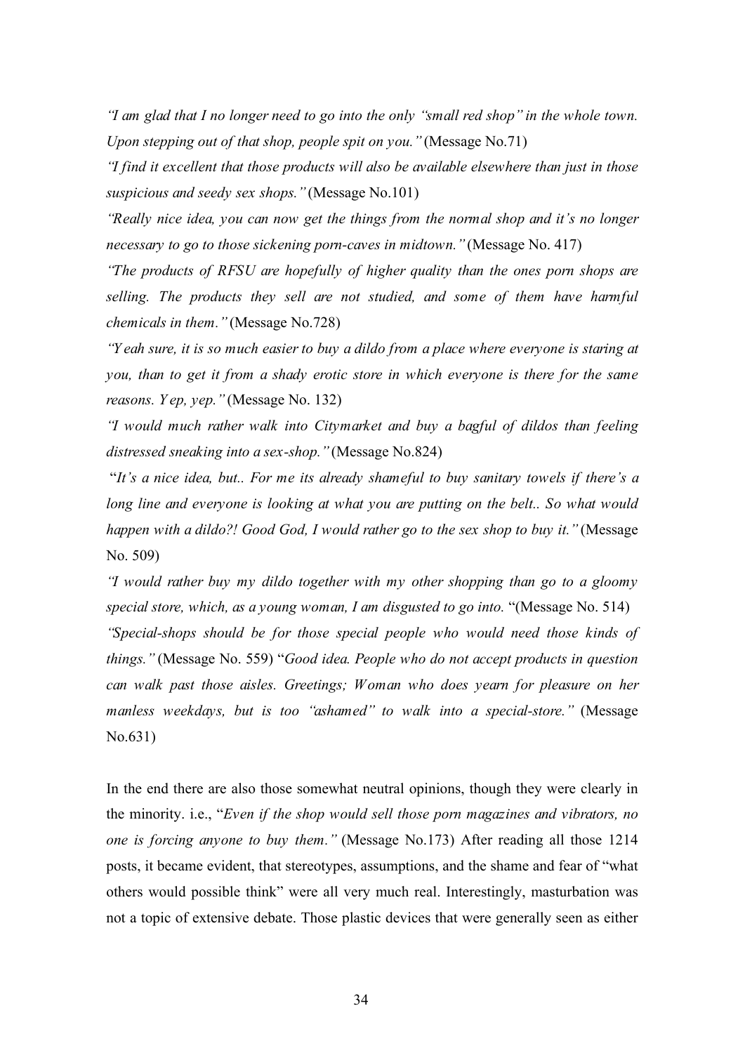*"I am glad that I no longer need to go into the only "small red shop" in the whole town. Upon stepping out of that shop, people spit on you."* (Message No.71)

*"I find it excellent that those products will also be available elsewhere than just in those suspicious and seedy sex shops."* (Message No.101)

*"Really nice idea, you can now get the things from the normal shop and it's no longer necessary to go to those sickening porn-caves in midtown."* (Message No. 417)

*"The products of RFSU are hopefully of higher quality than the ones porn shops are selling. The products they sell are not studied, and some of them have harmful chemicals in them."* (Message No.728)

*"Yeah sure, it is so much easier to buy a dildo from a place where everyone is staring at you, than to get it from a shady erotic store in which everyone is there for the same reasons. Yep, yep."* (Message No. 132)

*"I would much rather walk into Citymarket and buy a bagful of dildos than feeling distressed sneaking into a sex-shop."* (Message No.824)

"*It's a nice idea, but.. For me its already shameful to buy sanitary towels if there's a long line and everyone is looking at what you are putting on the belt.. So what would happen with a dildo?! Good God, I would rather go to the sex shop to buy it."* (Message No. 509)

*"I would rather buy my dildo together with my other shopping than go to a gloomy special store, which, as a young woman, I am disgusted to go into.* "(Message No. 514)

*"Special-shops should be for those special people who would need those kinds of things."* (Message No. 559) "*Good idea. People who do not accept products in question can walk past those aisles. Greetings; Woman who does yearn for pleasure on her manless weekdays, but is too "ashamed" to walk into a special-store."* (Message No.631)

In the end there are also those somewhat neutral opinions, though they were clearly in the minority. i.e., "*Even if the shop would sell those porn magazines and vibrators, no one is forcing anyone to buy them."* (Message No.173) After reading all those 1214 posts, it became evident, that stereotypes, assumptions, and the shame and fear of "what others would possible think" were all very much real. Interestingly, masturbation was not a topic of extensive debate. Those plastic devices that were generally seen as either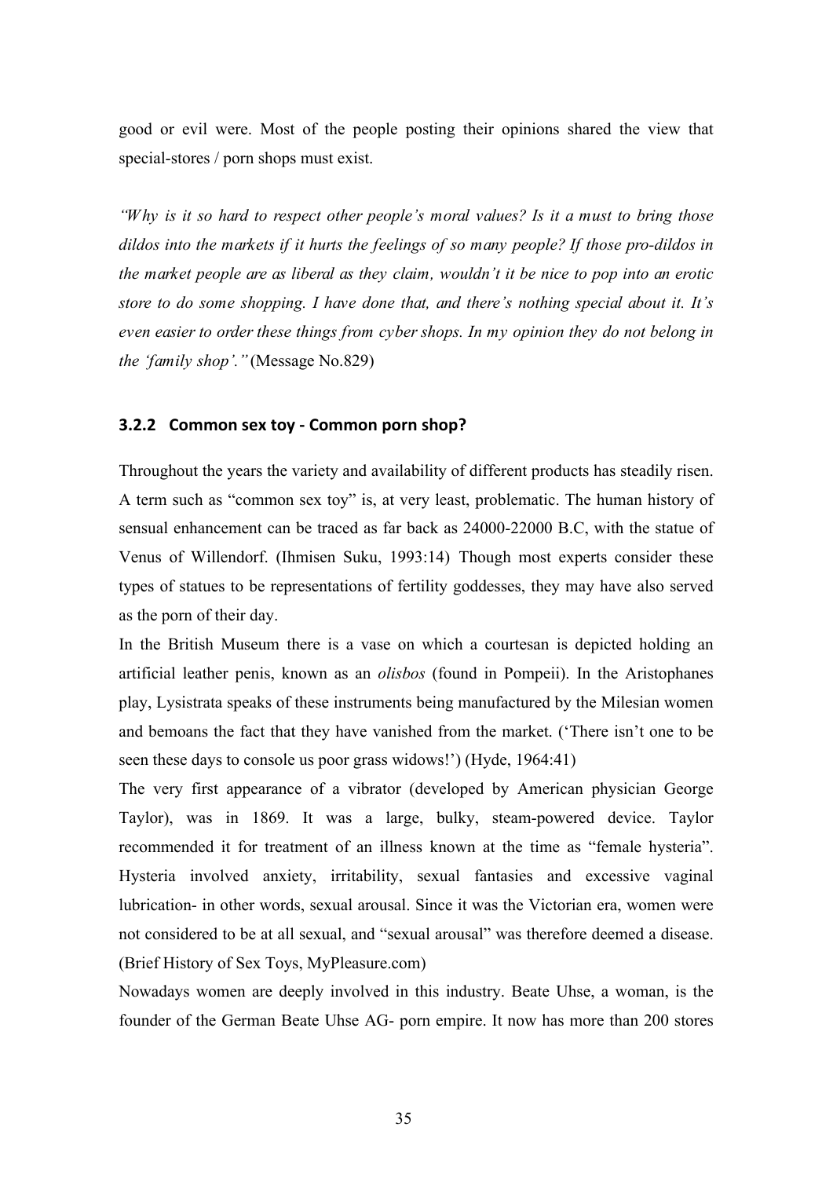good or evil were. Most of the people posting their opinions shared the view that special-stores / porn shops must exist.

*"Why is it so hard to respect other people's moral values? Is it a must to bring those dildos into the markets if it hurts the feelings of so many people? If those pro-dildos in the market people are as liberal as they claim, wouldn't it be nice to pop into an erotic store to do some shopping. I have done that, and there's nothing special about it. It's even easier to order these things from cyber shops. In my opinion they do not belong in the 'family shop'."* (Message No.829)

### 3.2.2 Common sex toy - Common porn shop?

Throughout the years the variety and availability of different products has steadily risen. A term such as "common sex toy" is, at very least, problematic. The human history of sensual enhancement can be traced as far back as 24000-22000 B.C, with the statue of Venus of Willendorf. (Ihmisen Suku, 1993:14) Though most experts consider these types of statues to be representations of fertility goddesses, they may have also served as the porn of their day.

In the British Museum there is a vase on which a courtesan is depicted holding an artificial leather penis, known as an *olisbos* (found in Pompeii). In the Aristophanes play, Lysistrata speaks of these instruments being manufactured by the Milesian women and bemoans the fact that they have vanished from the market. ('There isn't one to be seen these days to console us poor grass widows!') (Hyde, 1964:41)

The very first appearance of a vibrator (developed by American physician George Taylor), was in 1869. It was a large, bulky, steam-powered device. Taylor recommended it for treatment of an illness known at the time as "female hysteria". Hysteria involved anxiety, irritability, sexual fantasies and excessive vaginal lubrication- in other words, sexual arousal. Since it was the Victorian era, women were not considered to be at all sexual, and "sexual arousal" was therefore deemed a disease. (Brief History of Sex Toys, MyPleasure.com)

Nowadays women are deeply involved in this industry. Beate Uhse, a woman, is the founder of the German Beate Uhse AG- porn empire. It now has more than 200 stores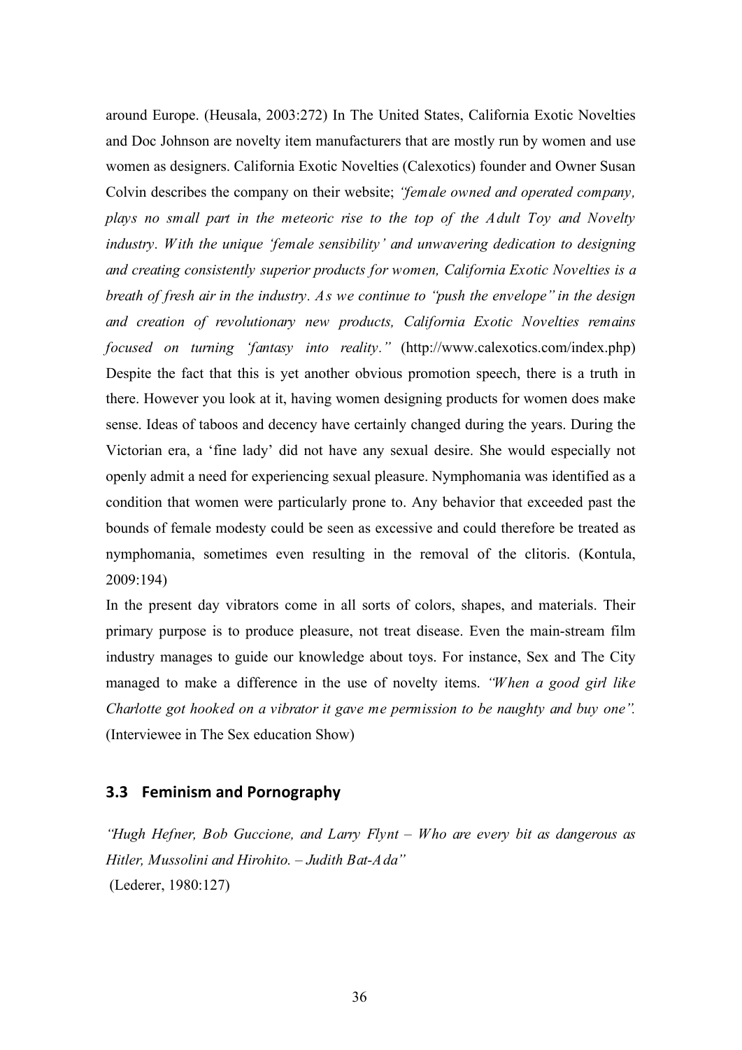around Europe. (Heusala, 2003:272) In The United States, California Exotic Novelties and Doc Johnson are novelty item manufacturers that are mostly run by women and use women as designers. California Exotic Novelties (Calexotics) founder and Owner Susan Colvin describes the company on their website; *"female owned and operated company, plays no small part in the meteoric rise to the top of the Adult Toy and Novelty industry. With the unique 'female sensibility' and unwavering dedication to designing and creating consistently superior products for women, California Exotic Novelties is a breath of fresh air in the industry. As we continue to "push the envelope" in the design and creation of revolutionary new products, California Exotic Novelties remains focused on turning 'fantasy into reality."* (http://www.calexotics.com/index.php) Despite the fact that this is yet another obvious promotion speech, there is a truth in there. However you look at it, having women designing products for women does make sense. Ideas of taboos and decency have certainly changed during the years. During the Victorian era, a 'fine lady' did not have any sexual desire. She would especially not openly admit a need for experiencing sexual pleasure. Nymphomania was identified as a condition that women were particularly prone to. Any behavior that exceeded past the bounds of female modesty could be seen as excessive and could therefore be treated as nymphomania, sometimes even resulting in the removal of the clitoris. (Kontula, 2009:194)

In the present day vibrators come in all sorts of colors, shapes, and materials. Their primary purpose is to produce pleasure, not treat disease. Even the main-stream film industry manages to guide our knowledge about toys. For instance, Sex and The City managed to make a difference in the use of novelty items. *"When a good girl like Charlotte got hooked on a vibrator it gave me permission to be naughty and buy one".* (Interviewee in The Sex education Show)

### 3.3 Feminism and Pornography

*"Hugh Hefner, Bob Guccione, and Larry Flynt – Who are every bit as dangerous as Hitler, Mussolini and Hirohito. – Judith Bat-Ada"*
(Lederer, 1980:127)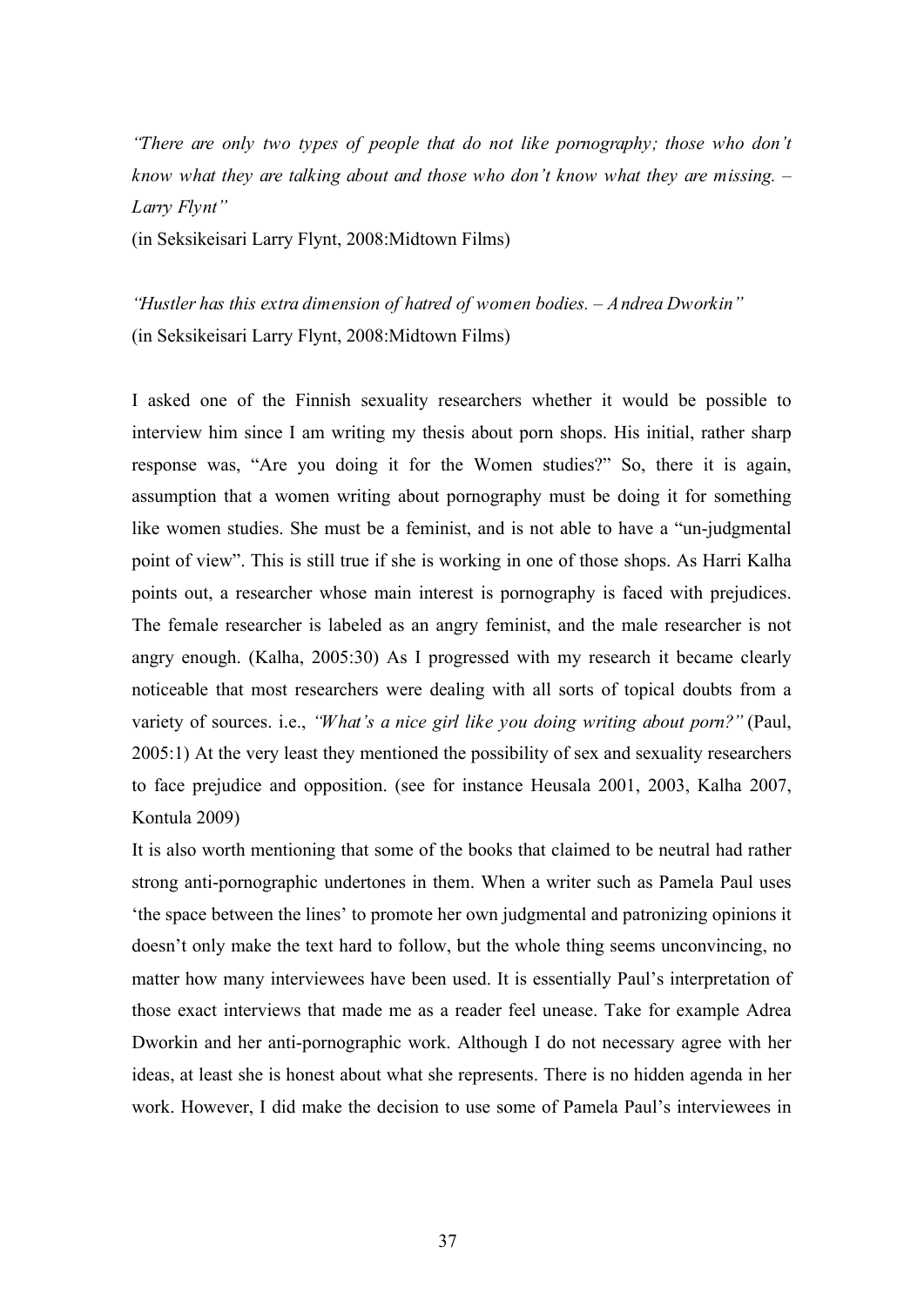*"There are only two types of people that do not like pornography; those who don't know what they are talking about and those who don't know what they are missing. – Larry Flynt"*
(in Seksikeisari Larry Flynt, 2008:Midtown Films)

*"Hustler has this extra dimension of hatred of women bodies. – Andrea Dworkin"*
(in Seksikeisari Larry Flynt, 2008:Midtown Films)

I asked one of the Finnish sexuality researchers whether it would be possible to interview him since I am writing my thesis about porn shops. His initial, rather sharp response was, "Are you doing it for the Women studies?" So, there it is again, assumption that a women writing about pornography must be doing it for something like women studies. She must be a feminist, and is not able to have a "un-judgmental point of view". This is still true if she is working in one of those shops. As Harri Kalha points out, a researcher whose main interest is pornography is faced with prejudices. The female researcher is labeled as an angry feminist, and the male researcher is not angry enough. (Kalha, 2005:30) As I progressed with my research it became clearly noticeable that most researchers were dealing with all sorts of topical doubts from a variety of sources. i.e., *"What's a nice girl like you doing writing about porn?"* (Paul, 2005:1) At the very least they mentioned the possibility of sex and sexuality researchers to face prejudice and opposition. (see for instance Heusala 2001, 2003, Kalha 2007, Kontula 2009)

It is also worth mentioning that some of the books that claimed to be neutral had rather strong anti-pornographic undertones in them. When a writer such as Pamela Paul uses 'the space between the lines' to promote her own judgmental and patronizing opinions it doesn't only make the text hard to follow, but the whole thing seems unconvincing, no matter how many interviewees have been used. It is essentially Paul's interpretation of those exact interviews that made me as a reader feel unease. Take for example Adrea Dworkin and her anti-pornographic work. Although I do not necessary agree with her ideas, at least she is honest about what she represents. There is no hidden agenda in her work. However, I did make the decision to use some of Pamela Paul's interviewees in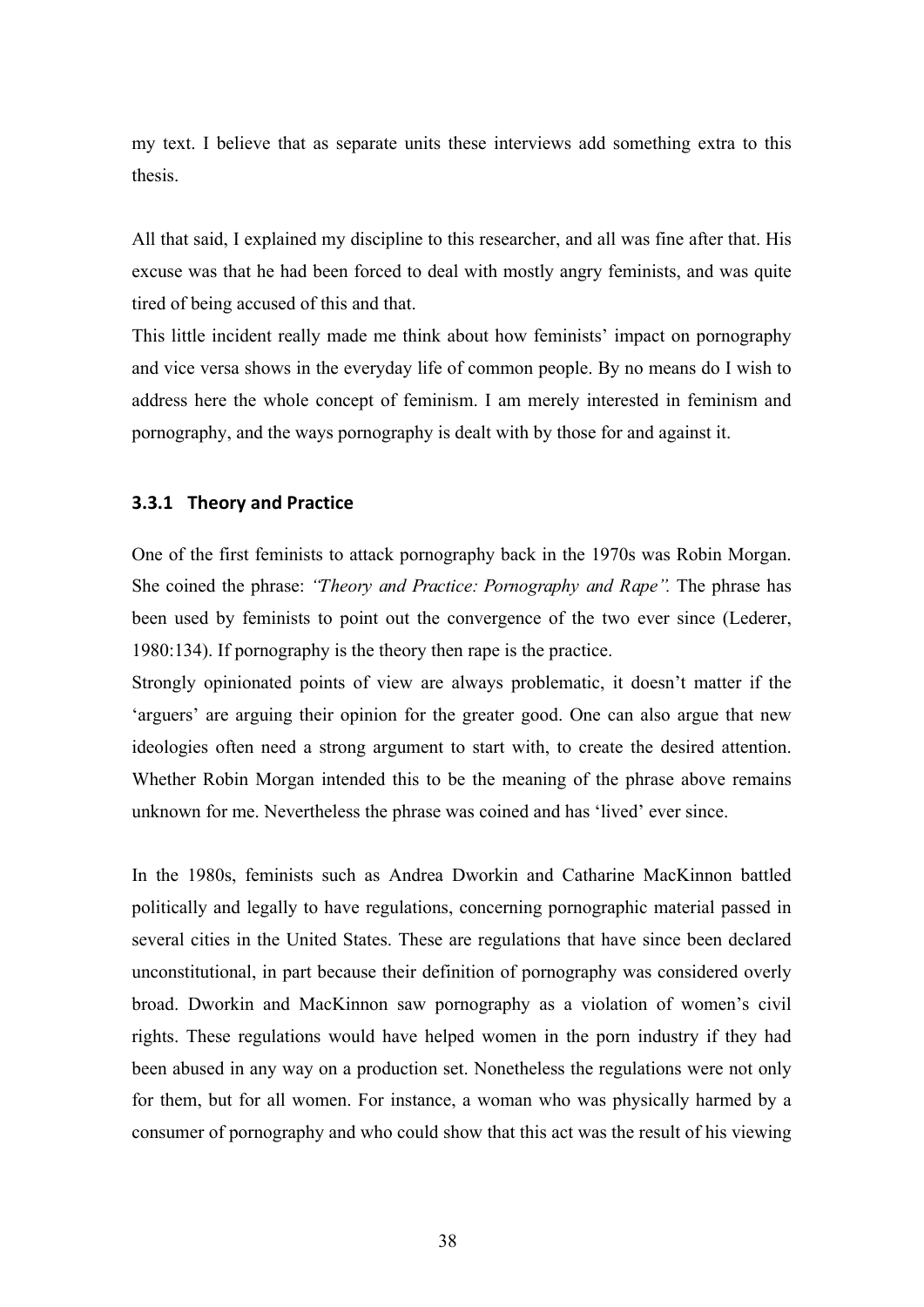my text. I believe that as separate units these interviews add something extra to this thesis.

All that said, I explained my discipline to this researcher, and all was fine after that. His excuse was that he had been forced to deal with mostly angry feminists, and was quite tired of being accused of this and that.

This little incident really made me think about how feminists' impact on pornography and vice versa shows in the everyday life of common people. By no means do I wish to address here the whole concept of feminism. I am merely interested in feminism and pornography, and the ways pornography is dealt with by those for and against it.

### 3.3.1 Theory and Practice

One of the first feminists to attack pornography back in the 1970s was Robin Morgan. She coined the phrase: *"Theory and Practice: Pornography and Rape".* The phrase has been used by feminists to point out the convergence of the two ever since (Lederer, 1980:134). If pornography is the theory then rape is the practice.

Strongly opinionated points of view are always problematic, it doesn't matter if the 'arguers' are arguing their opinion for the greater good. One can also argue that new ideologies often need a strong argument to start with, to create the desired attention. Whether Robin Morgan intended this to be the meaning of the phrase above remains unknown for me. Nevertheless the phrase was coined and has 'lived' ever since.

In the 1980s, feminists such as Andrea Dworkin and Catharine MacKinnon battled politically and legally to have regulations, concerning pornographic material passed in several cities in the United States. These are regulations that have since been declared unconstitutional, in part because their definition of pornography was considered overly broad. Dworkin and MacKinnon saw pornography as a violation of women's civil rights. These regulations would have helped women in the porn industry if they had been abused in any way on a production set. Nonetheless the regulations were not only for them, but for all women. For instance, a woman who was physically harmed by a consumer of pornography and who could show that this act was the result of his viewing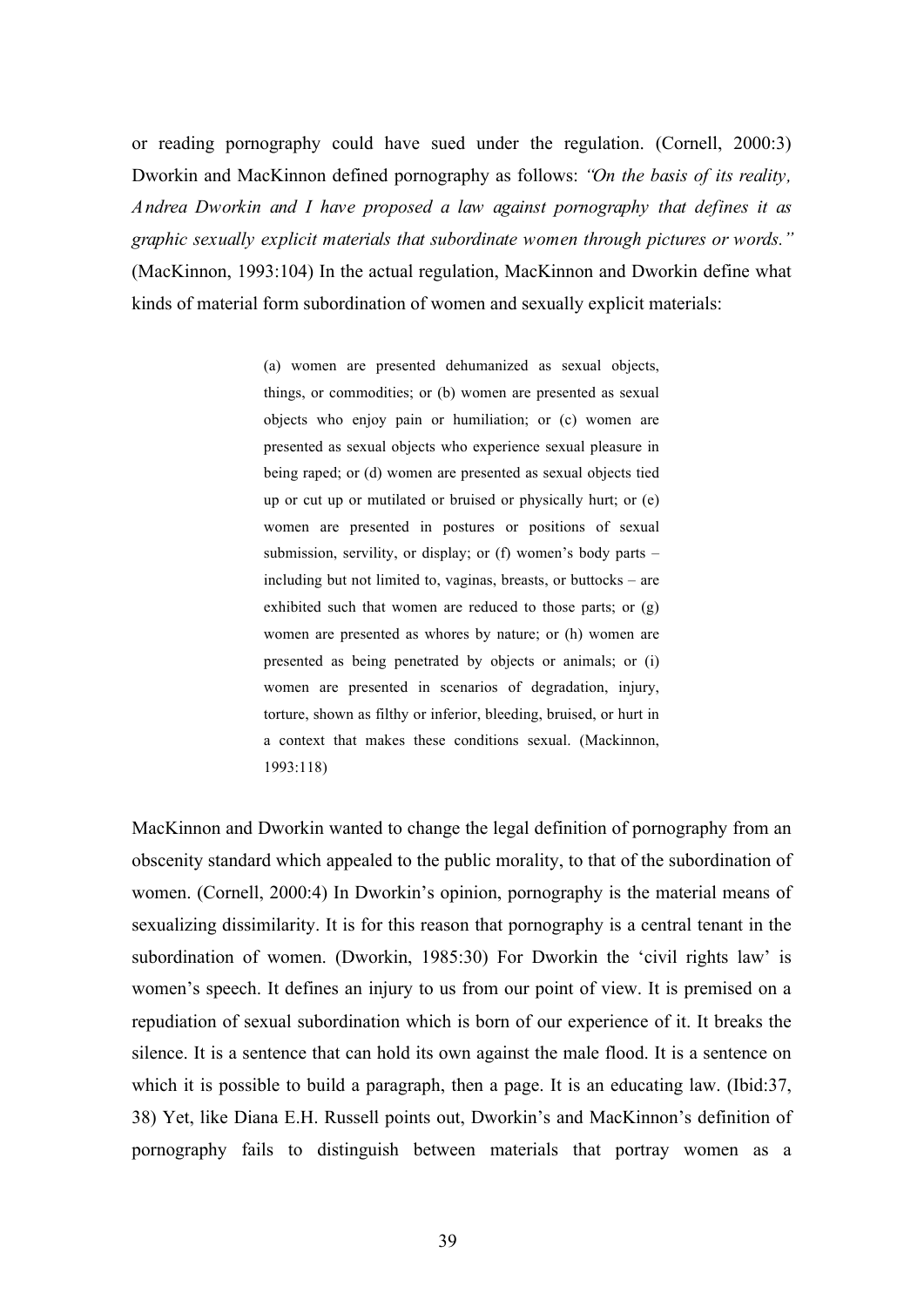or reading pornography could have sued under the regulation. (Cornell, 2000:3) Dworkin and MacKinnon defined pornography as follows: *"On the basis of its reality, Andrea Dworkin and I have proposed a law against pornography that defines it as graphic sexually explicit materials that subordinate women through pictures or words."* (MacKinnon, 1993:104) In the actual regulation, MacKinnon and Dworkin define what kinds of material form subordination of women and sexually explicit materials:

> (a) women are presented dehumanized as sexual objects, things, or commodities; or (b) women are presented as sexual objects who enjoy pain or humiliation; or (c) women are presented as sexual objects who experience sexual pleasure in being raped; or (d) women are presented as sexual objects tied up or cut up or mutilated or bruised or physically hurt; or (e) women are presented in postures or positions of sexual submission, servility, or display; or (f) women's body parts – including but not limited to, vaginas, breasts, or buttocks – are exhibited such that women are reduced to those parts; or (g) women are presented as whores by nature; or (h) women are presented as being penetrated by objects or animals; or (i) women are presented in scenarios of degradation, injury, torture, shown as filthy or inferior, bleeding, bruised, or hurt in a context that makes these conditions sexual. (Mackinnon, 1993:118)

MacKinnon and Dworkin wanted to change the legal definition of pornography from an obscenity standard which appealed to the public morality, to that of the subordination of women. (Cornell, 2000:4) In Dworkin's opinion, pornography is the material means of sexualizing dissimilarity. It is for this reason that pornography is a central tenant in the subordination of women. (Dworkin, 1985:30) For Dworkin the 'civil rights law' is women's speech. It defines an injury to us from our point of view. It is premised on a repudiation of sexual subordination which is born of our experience of it. It breaks the silence. It is a sentence that can hold its own against the male flood. It is a sentence on which it is possible to build a paragraph, then a page. It is an educating law. (Ibid:37, 38) Yet, like Diana E.H. Russell points out, Dworkin's and MacKinnon's definition of pornography fails to distinguish between materials that portray women as a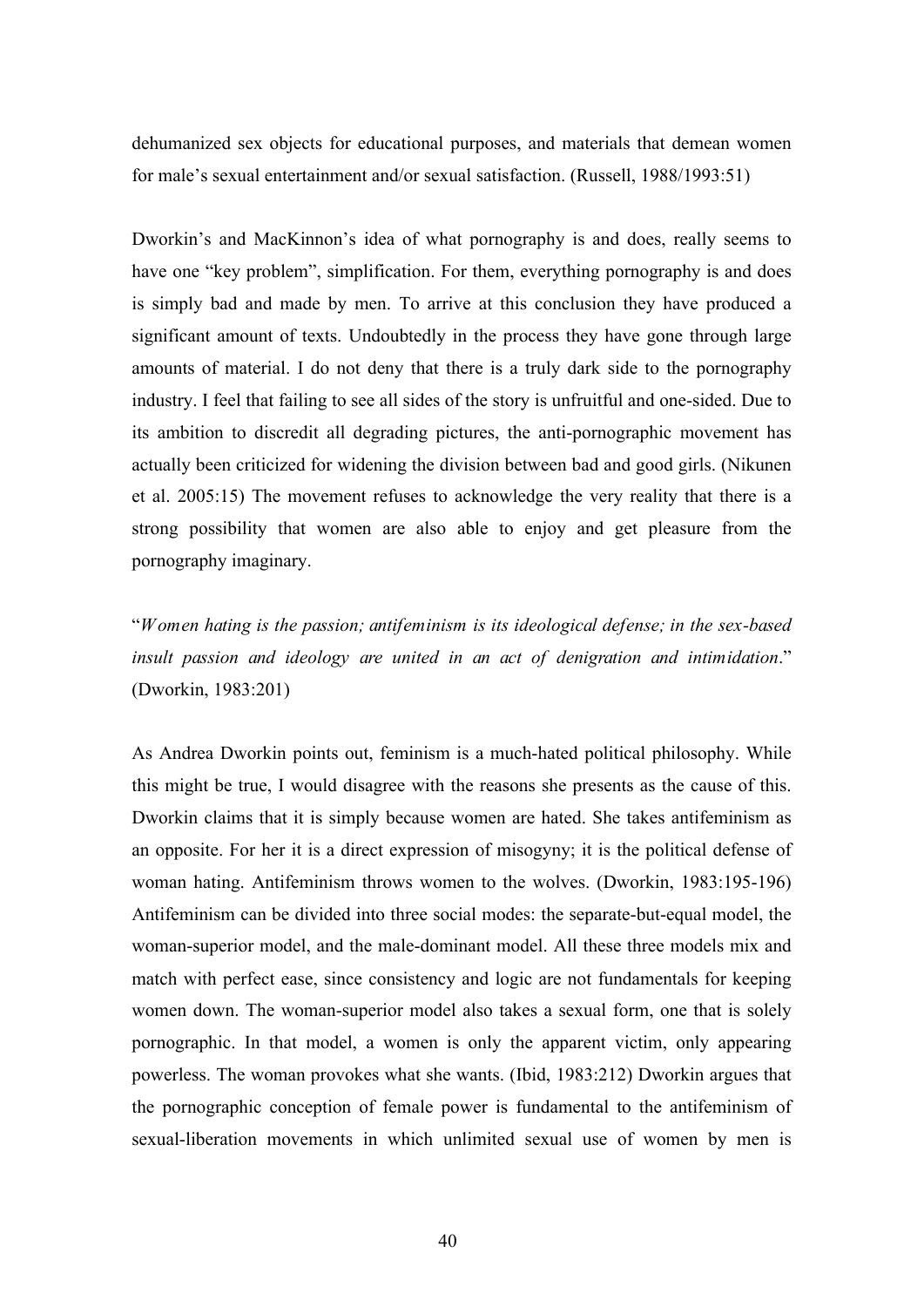dehumanized sex objects for educational purposes, and materials that demean women for male's sexual entertainment and/or sexual satisfaction. (Russell, 1988/1993:51)

Dworkin's and MacKinnon's idea of what pornography is and does, really seems to have one "key problem", simplification. For them, everything pornography is and does is simply bad and made by men. To arrive at this conclusion they have produced a significant amount of texts. Undoubtedly in the process they have gone through large amounts of material. I do not deny that there is a truly dark side to the pornography industry. I feel that failing to see all sides of the story is unfruitful and one-sided. Due to its ambition to discredit all degrading pictures, the anti-pornographic movement has actually been criticized for widening the division between bad and good girls. (Nikunen et al. 2005:15) The movement refuses to acknowledge the very reality that there is a strong possibility that women are also able to enjoy and get pleasure from the pornography imaginary.

"*Women hating is the passion; antifeminism is its ideological defense; in the sex-based insult passion and ideology are united in an act of denigration and intimidation*." (Dworkin, 1983:201)

As Andrea Dworkin points out, feminism is a much-hated political philosophy. While this might be true, I would disagree with the reasons she presents as the cause of this. Dworkin claims that it is simply because women are hated. She takes antifeminism as an opposite. For her it is a direct expression of misogyny; it is the political defense of woman hating. Antifeminism throws women to the wolves. (Dworkin, 1983:195-196) Antifeminism can be divided into three social modes: the separate-but-equal model, the woman-superior model, and the male-dominant model. All these three models mix and match with perfect ease, since consistency and logic are not fundamentals for keeping women down. The woman-superior model also takes a sexual form, one that is solely pornographic. In that model, a women is only the apparent victim, only appearing powerless. The woman provokes what she wants. (Ibid, 1983:212) Dworkin argues that the pornographic conception of female power is fundamental to the antifeminism of sexual-liberation movements in which unlimited sexual use of women by men is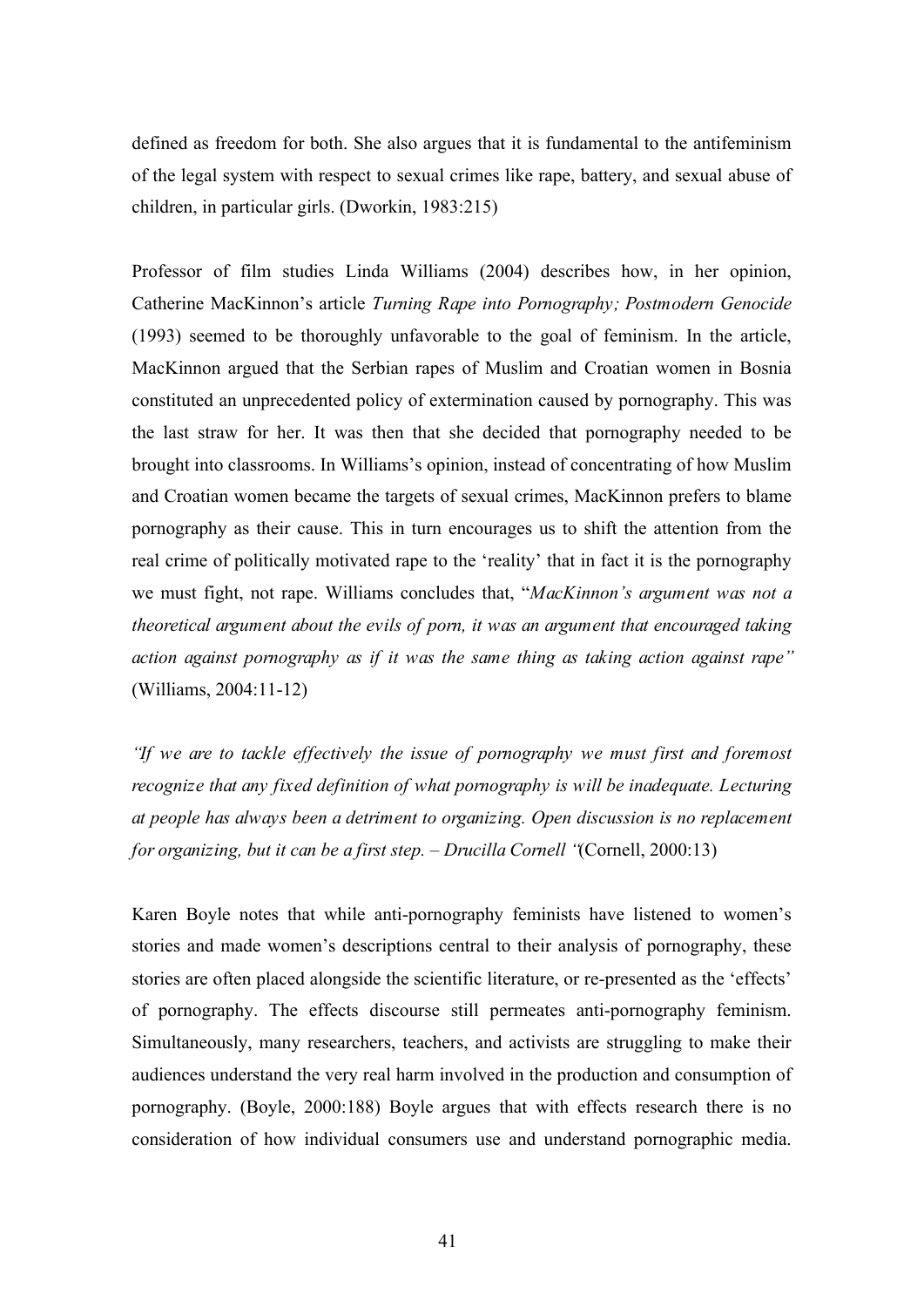defined as freedom for both. She also argues that it is fundamental to the antifeminism of the legal system with respect to sexual crimes like rape, battery, and sexual abuse of children, in particular girls. (Dworkin, 1983:215)

Professor of film studies Linda Williams (2004) describes how, in her opinion, Catherine MacKinnon's article *Turning Rape into Pornography; Postmodern Genocide* (1993) seemed to be thoroughly unfavorable to the goal of feminism. In the article, MacKinnon argued that the Serbian rapes of Muslim and Croatian women in Bosnia constituted an unprecedented policy of extermination caused by pornography. This was the last straw for her. It was then that she decided that pornography needed to be brought into classrooms. In Williams's opinion, instead of concentrating of how Muslim and Croatian women became the targets of sexual crimes, MacKinnon prefers to blame pornography as their cause. This in turn encourages us to shift the attention from the real crime of politically motivated rape to the 'reality' that in fact it is the pornography we must fight, not rape. Williams concludes that, "*MacKinnon's argument was not a theoretical argument about the evils of porn, it was an argument that encouraged taking action against pornography as if it was the same thing as taking action against rape"* (Williams, 2004:11-12)

*"If we are to tackle effectively the issue of pornography we must first and foremost recognize that any fixed definition of what pornography is will be inadequate. Lecturing at people has always been a detriment to organizing. Open discussion is no replacement for organizing, but it can be a first step. – Drucilla Cornell "*(Cornell, 2000:13)

Karen Boyle notes that while anti-pornography feminists have listened to women's stories and made women's descriptions central to their analysis of pornography, these stories are often placed alongside the scientific literature, or re-presented as the 'effects' of pornography. The effects discourse still permeates anti-pornography feminism. Simultaneously, many researchers, teachers, and activists are struggling to make their audiences understand the very real harm involved in the production and consumption of pornography. (Boyle, 2000:188) Boyle argues that with effects research there is no consideration of how individual consumers use and understand pornographic media.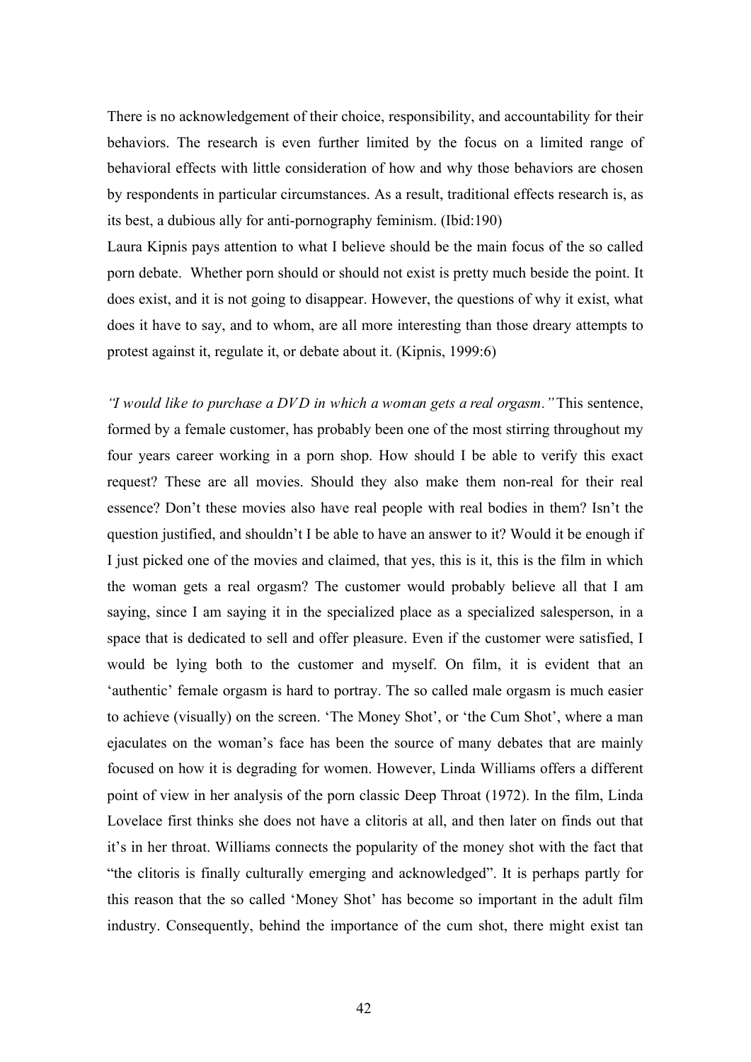There is no acknowledgement of their choice, responsibility, and accountability for their behaviors. The research is even further limited by the focus on a limited range of behavioral effects with little consideration of how and why those behaviors are chosen by respondents in particular circumstances. As a result, traditional effects research is, as its best, a dubious ally for anti-pornography feminism. (Ibid:190)

Laura Kipnis pays attention to what I believe should be the main focus of the so called porn debate. Whether porn should or should not exist is pretty much beside the point. It does exist, and it is not going to disappear. However, the questions of why it exist, what does it have to say, and to whom, are all more interesting than those dreary attempts to protest against it, regulate it, or debate about it. (Kipnis, 1999:6)

*"I would like to purchase a DVD in which a woman gets a real orgasm."* This sentence, formed by a female customer, has probably been one of the most stirring throughout my four years career working in a porn shop. How should I be able to verify this exact request? These are all movies. Should they also make them non-real for their real essence? Don't these movies also have real people with real bodies in them? Isn't the question justified, and shouldn't I be able to have an answer to it? Would it be enough if I just picked one of the movies and claimed, that yes, this is it, this is the film in which the woman gets a real orgasm? The customer would probably believe all that I am saying, since I am saying it in the specialized place as a specialized salesperson, in a space that is dedicated to sell and offer pleasure. Even if the customer were satisfied, I would be lying both to the customer and myself. On film, it is evident that an 'authentic' female orgasm is hard to portray. The so called male orgasm is much easier to achieve (visually) on the screen. 'The Money Shot', or 'the Cum Shot', where a man ejaculates on the woman's face has been the source of many debates that are mainly focused on how it is degrading for women. However, Linda Williams offers a different point of view in her analysis of the porn classic Deep Throat (1972). In the film, Linda Lovelace first thinks she does not have a clitoris at all, and then later on finds out that it's in her throat. Williams connects the popularity of the money shot with the fact that "the clitoris is finally culturally emerging and acknowledged". It is perhaps partly for this reason that the so called 'Money Shot' has become so important in the adult film industry. Consequently, behind the importance of the cum shot, there might exist tan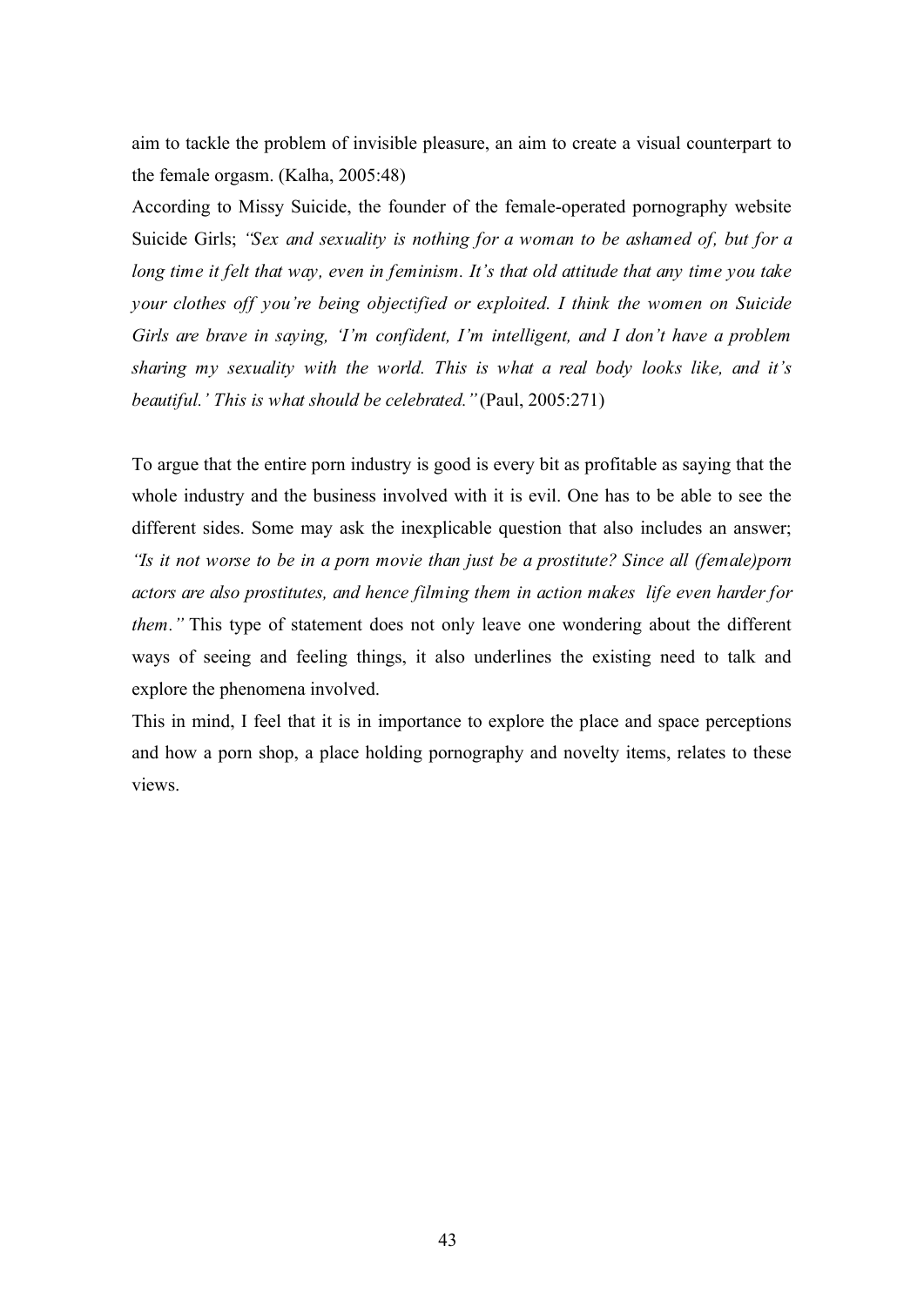aim to tackle the problem of invisible pleasure, an aim to create a visual counterpart to the female orgasm. (Kalha, 2005:48)

According to Missy Suicide, the founder of the female-operated pornography website Suicide Girls; *"Sex and sexuality is nothing for a woman to be ashamed of, but for a long time it felt that way, even in feminism. It's that old attitude that any time you take your clothes off you're being objectified or exploited. I think the women on Suicide Girls are brave in saying, 'I'm confident, I'm intelligent, and I don't have a problem sharing my sexuality with the world. This is what a real body looks like, and it's beautiful.' This is what should be celebrated."* (Paul, 2005:271)

To argue that the entire porn industry is good is every bit as profitable as saying that the whole industry and the business involved with it is evil. One has to be able to see the different sides. Some may ask the inexplicable question that also includes an answer; *"Is it not worse to be in a porn movie than just be a prostitute? Since all (female)porn actors are also prostitutes, and hence filming them in action makes life even harder for them."* This type of statement does not only leave one wondering about the different ways of seeing and feeling things, it also underlines the existing need to talk and explore the phenomena involved.

This in mind, I feel that it is in importance to explore the place and space perceptions and how a porn shop, a place holding pornography and novelty items, relates to these views.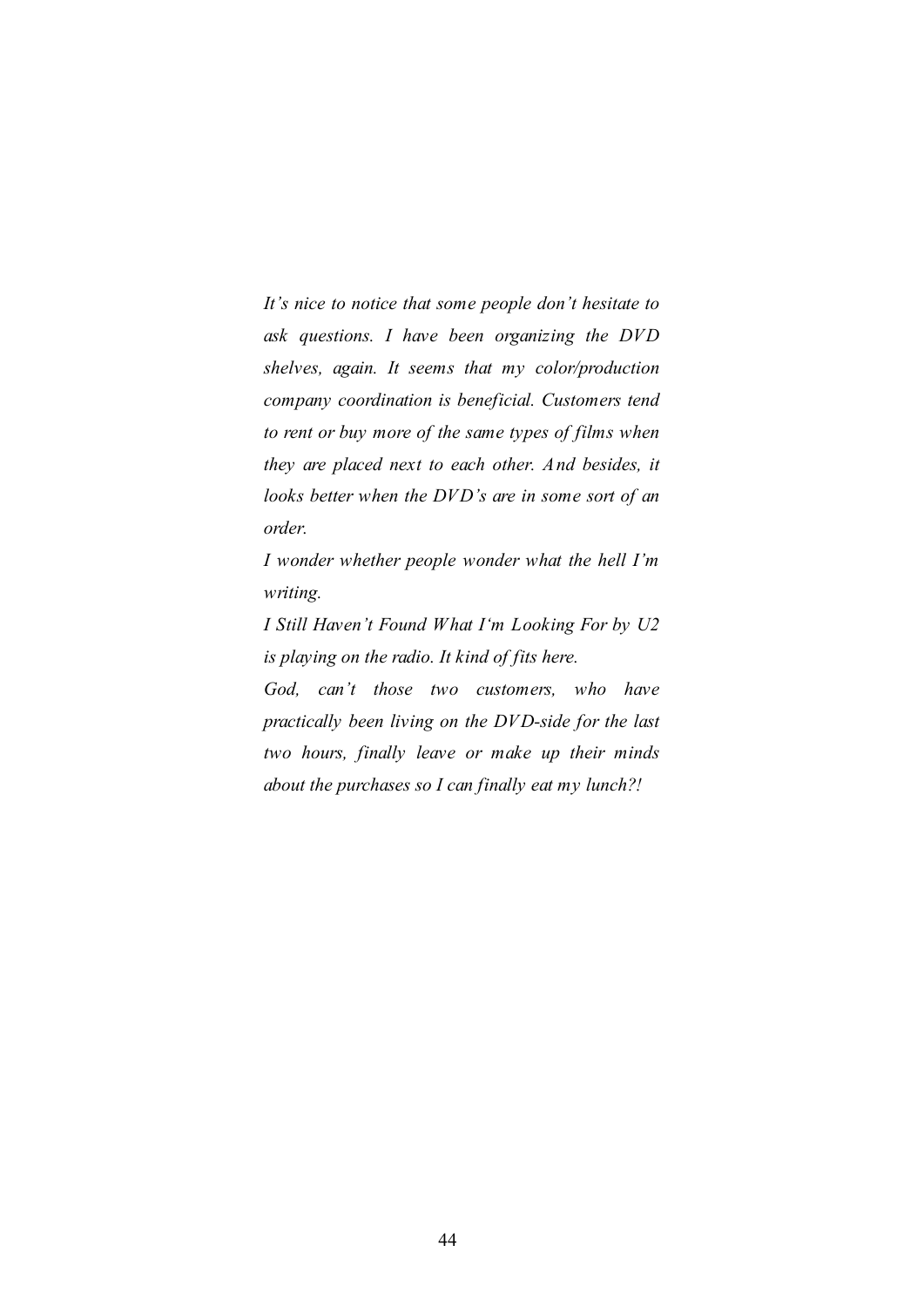*It's nice to notice that some people don't hesitate to ask questions. I have been organizing the DVD shelves, again. It seems that my color/production company coordination is beneficial. Customers tend to rent or buy more of the same types of films when they are placed next to each other. And besides, it looks better when the DVD's are in some sort of an order.*

*I wonder whether people wonder what the hell I'm writing.*

*I Still Haven't Found What I'm Looking For by U2 is playing on the radio. It kind of fits here.*

*God, can't those two customers, who have practically been living on the DVD-side for the last two hours, finally leave or make up their minds about the purchases so I can finally eat my lunch?!*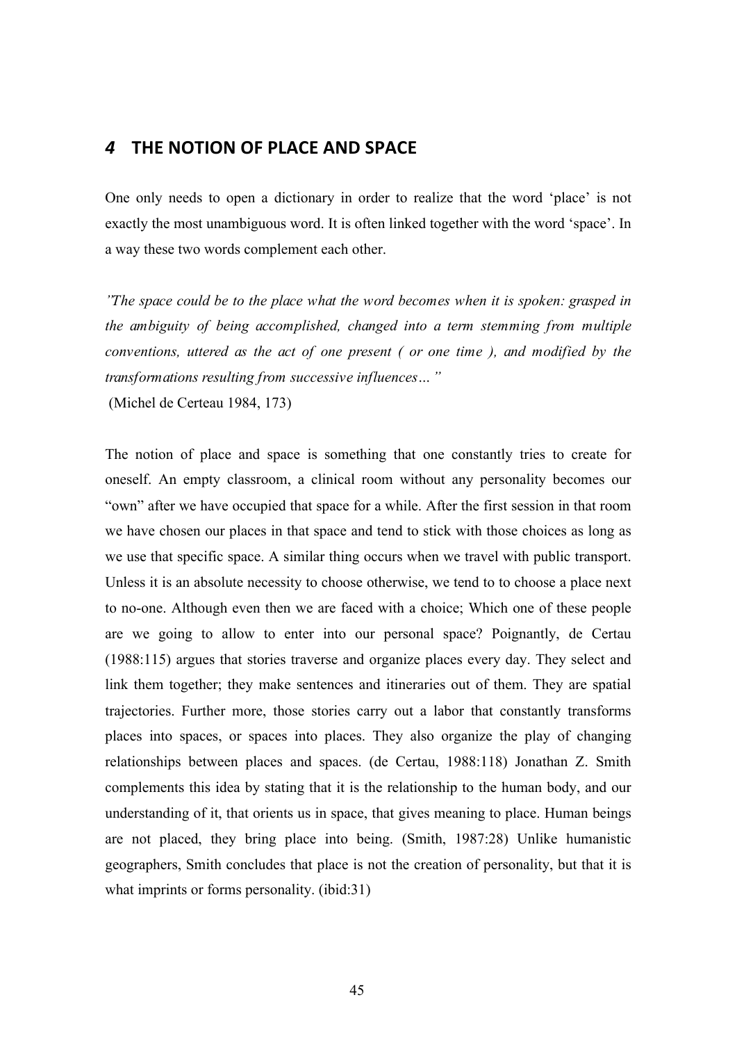## *4* THE NOTION OF PLACE AND SPACE

One only needs to open a dictionary in order to realize that the word 'place' is not exactly the most unambiguous word. It is often linked together with the word 'space'. In a way these two words complement each other.

*'The space could be to the place what the word becomes when it is spoken: grasped in the ambiguity of being accomplished, changed into a term stemming from multiple conventions, uttered as the act of one present ( or one time ), and modified by the transformations resulting from successive influences…"*

(Michel de Certeau 1984, 173)

The notion of place and space is something that one constantly tries to create for oneself. An empty classroom, a clinical room without any personality becomes our "own" after we have occupied that space for a while. After the first session in that room we have chosen our places in that space and tend to stick with those choices as long as we use that specific space. A similar thing occurs when we travel with public transport. Unless it is an absolute necessity to choose otherwise, we tend to to choose a place next to no-one. Although even then we are faced with a choice; Which one of these people are we going to allow to enter into our personal space? Poignantly, de Certau (1988:115) argues that stories traverse and organize places every day. They select and link them together; they make sentences and itineraries out of them. They are spatial trajectories. Further more, those stories carry out a labor that constantly transforms places into spaces, or spaces into places. They also organize the play of changing relationships between places and spaces. (de Certeau, 1988:118) Jonathan Z. Smith complements this idea by stating that it is the relationship to the human body, and our understanding of it, that orients us in space, that gives meaning to place. Human beings are not placed, they bring place into being. (Smith, 1987:28) Unlike humanistic geographers, Smith concludes that place is not the creation of personality, but that it is what imprints or forms personality. (ibid:31)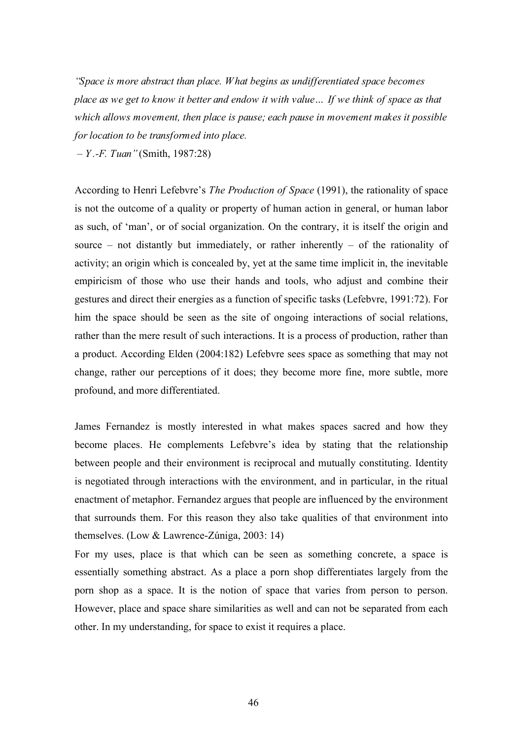*"Space is more abstract than place. What begins as undifferentiated space becomes place as we get to know it better and endow it with value… If we think of space as that which allows movement, then place is pause; each pause in movement makes it possible for location to be transformed into place.*
*– Y.-F. Tuan"* (Smith, 1987:28)

According to Henri Lefebvre's *The Production of Space* (1991), the rationality of space is not the outcome of a quality or property of human action in general, or human labor as such, of 'man', or of social organization. On the contrary, it is itself the origin and source – not distantly but immediately, or rather inherently – of the rationality of activity; an origin which is concealed by, yet at the same time implicit in, the inevitable empiricism of those who use their hands and tools, who adjust and combine their gestures and direct their energies as a function of specific tasks (Lefebvre, 1991:72). For him the space should be seen as the site of ongoing interactions of social relations, rather than the mere result of such interactions. It is a process of production, rather than a product. According Elden (2004:182) Lefebvre sees space as something that may not change, rather our perceptions of it does; they become more fine, more subtle, more profound, and more differentiated.

James Fernandez is mostly interested in what makes spaces sacred and how they become places. He complements Lefebvre's idea by stating that the relationship between people and their environment is reciprocal and mutually constituting. Identity is negotiated through interactions with the environment, and in particular, in the ritual enactment of metaphor. Fernandez argues that people are influenced by the environment that surrounds them. For this reason they also take qualities of that environment into themselves. (Low & Lawrence-Zúniga, 2003: 14)

For my uses, place is that which can be seen as something concrete, a space is essentially something abstract. As a place a porn shop differentiates largely from the porn shop as a space. It is the notion of space that varies from person to person. However, place and space share similarities as well and can not be separated from each other. In my understanding, for space to exist it requires a place.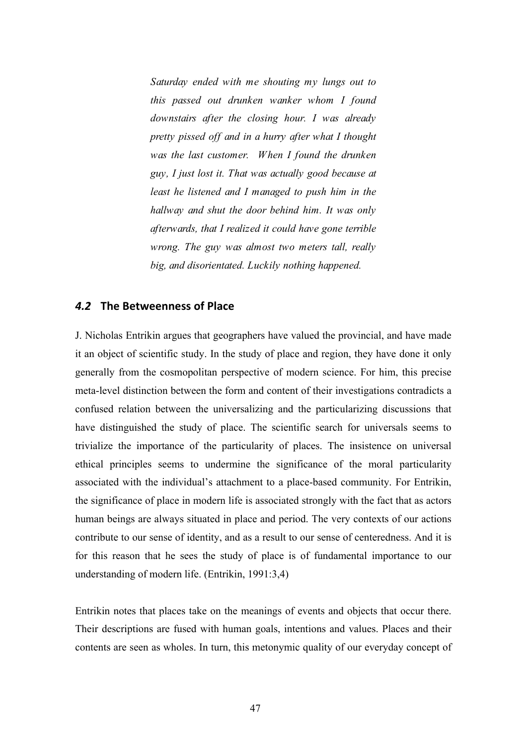> *Saturday ended with me shouting my lungs out to this passed out drunken wanker whom I found downstairs after the closing hour. I was already pretty pissed off and in a hurry after what I thought was the last customer. When I found the drunken guy, I just lost it. That was actually good because at least he listened and I managed to push him in the hallway and shut the door behind him. It was only afterwards, that I realized it could have gone terrible wrong. The guy was almost two meters tall, really big, and disorientated. Luckily nothing happened.*

## *4.2* The Betweenness of Place

J. Nicholas Entrikin argues that geographers have valued the provincial, and have made it an object of scientific study. In the study of place and region, they have done it only generally from the cosmopolitan perspective of modern science. For him, this precise meta-level distinction between the form and content of their investigations contradicts a confused relation between the universalizing and the particularizing discussions that have distinguished the study of place. The scientific search for universals seems to trivialize the importance of the particularity of places. The insistence on universal ethical principles seems to undermine the significance of the moral particularity associated with the individual's attachment to a place-based community. For Entrikin, the significance of place in modern life is associated strongly with the fact that as actors human beings are always situated in place and period. The very contexts of our actions contribute to our sense of identity, and as a result to our sense of centeredness. And it is for this reason that he sees the study of place is of fundamental importance to our understanding of modern life. (Entrikin, 1991:3,4)

Entrikin notes that places take on the meanings of events and objects that occur there. Their descriptions are fused with human goals, intentions and values. Places and their contents are seen as wholes. In turn, this metonymic quality of our everyday concept of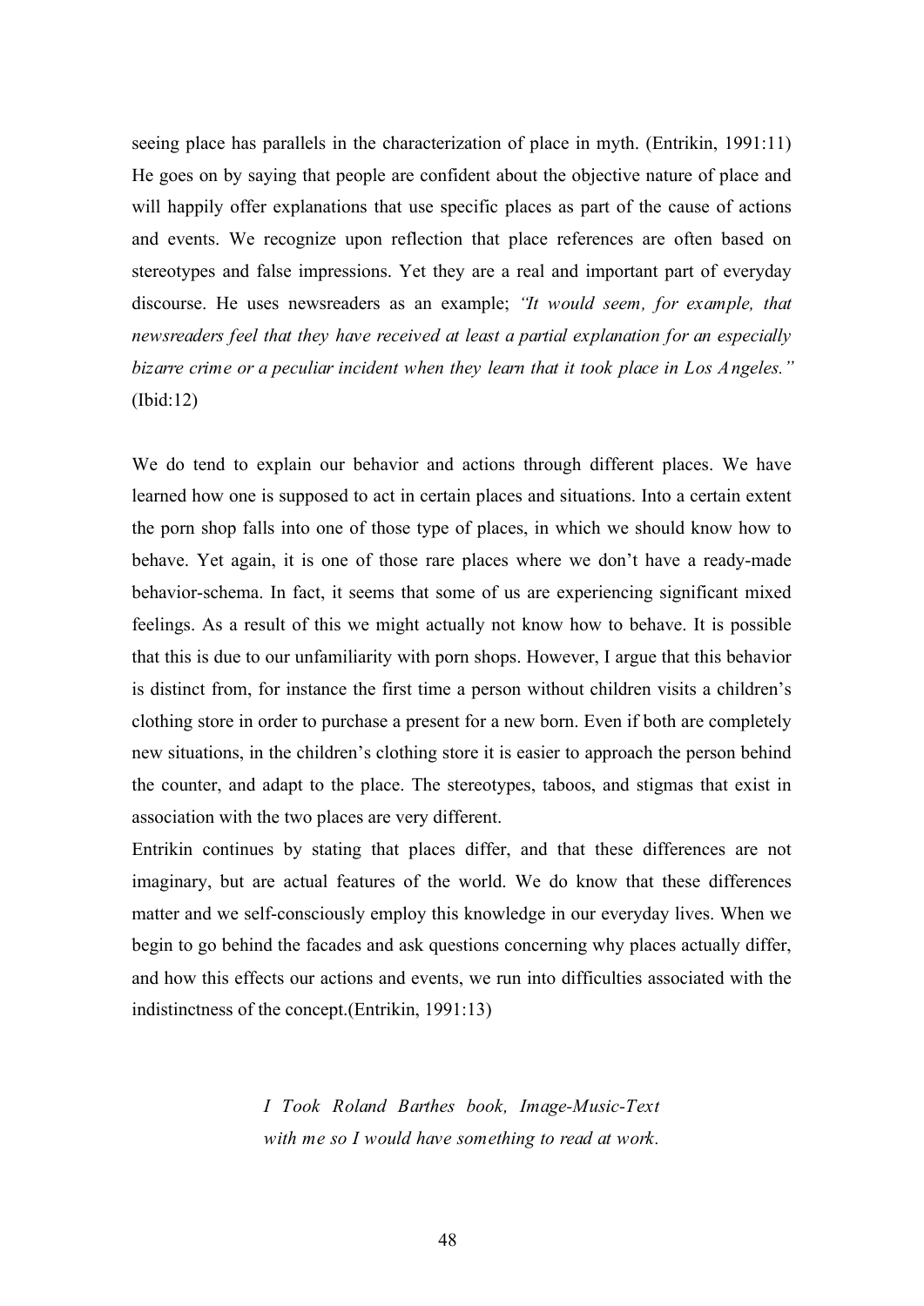seeing place has parallels in the characterization of place in myth. (Entrikin, 1991:11) He goes on by saying that people are confident about the objective nature of place and will happily offer explanations that use specific places as part of the cause of actions and events. We recognize upon reflection that place references are often based on stereotypes and false impressions. Yet they are a real and important part of everyday discourse. He uses newsreaders as an example; *"It would seem, for example, that newsreaders feel that they have received at least a partial explanation for an especially bizarre crime or a peculiar incident when they learn that it took place in Los Angeles."* (Ibid:12)

We do tend to explain our behavior and actions through different places. We have learned how one is supposed to act in certain places and situations. Into a certain extent the porn shop falls into one of those type of places, in which we should know how to behave. Yet again, it is one of those rare places where we don't have a ready-made behavior-schema. In fact, it seems that some of us are experiencing significant mixed feelings. As a result of this we might actually not know how to behave. It is possible that this is due to our unfamiliarity with porn shops. However, I argue that this behavior is distinct from, for instance the first time a person without children visits a children's clothing store in order to purchase a present for a new born. Even if both are completely new situations, in the children's clothing store it is easier to approach the person behind the counter, and adapt to the place. The stereotypes, taboos, and stigmas that exist in association with the two places are very different.

Entrikin continues by stating that places differ, and that these differences are not imaginary, but are actual features of the world. We do know that these differences matter and we self-consciously employ this knowledge in our everyday lives. When we begin to go behind the facades and ask questions concerning why places actually differ, and how this effects our actions and events, we run into difficulties associated with the indistinctness of the concept.(Entrikin, 1991:13)

*I Took Roland Barthes book, Image-Music-Text with me so I would have something to read at work.*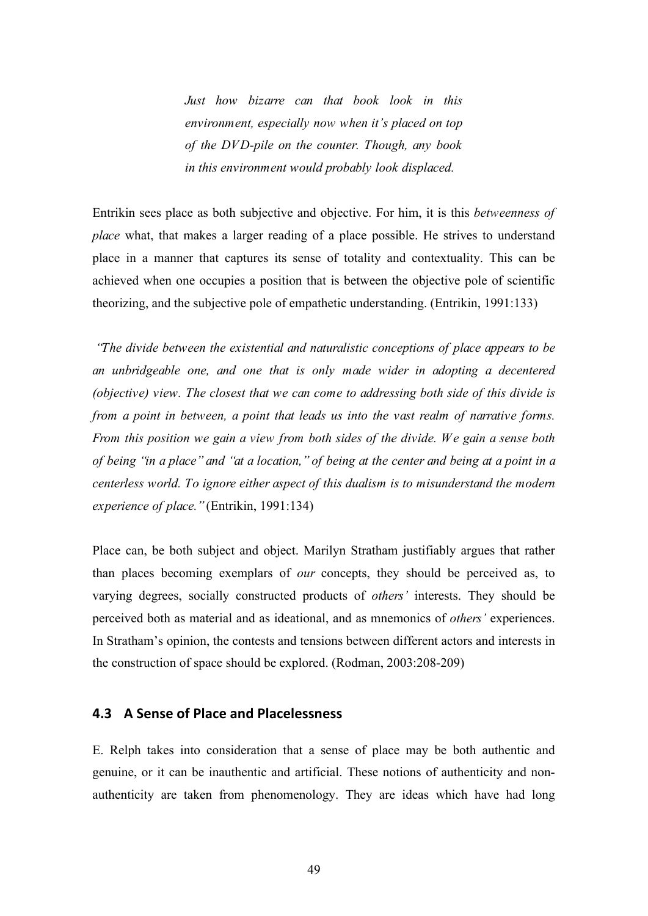*Just how bizarre can that book look in this environment, especially now when it's placed on top of the DVD-pile on the counter. Though, any book in this environment would probably look displaced.*

Entrikin sees place as both subjective and objective. For him, it is this *betweenness of place* what, that makes a larger reading of a place possible. He strives to understand place in a manner that captures its sense of totality and contextuality. This can be achieved when one occupies a position that is between the objective pole of scientific theorizing, and the subjective pole of empathetic understanding. (Entrikin, 1991:133)

*"The divide between the existential and naturalistic conceptions of place appears to be an unbridgeable one, and one that is only made wider in adopting a decentered (objective) view. The closest that we can come to addressing both side of this divide is from a point in between, a point that leads us into the vast realm of narrative forms. From this position we gain a view from both sides of the divide. We gain a sense both of being "in a place" and "at a location," of being at the center and being at a point in a centerless world. To ignore either aspect of this dualism is to misunderstand the modern experience of place."* (Entrikin, 1991:134)

Place can, be both subject and object. Marilyn Stratham justifiably argues that rather than places becoming exemplars of *our* concepts, they should be perceived as, to varying degrees, socially constructed products of *others'* interests. They should be perceived both as material and as ideational, and as mnemonics of *others'* experiences. In Stratham's opinion, the contests and tensions between different actors and interests in the construction of space should be explored. (Rodman, 2003:208-209)

## 4.3 A Sense of Place and Placelessness

E. Relph takes into consideration that a sense of place may be both authentic and genuine, or it can be inauthentic and artificial. These notions of authenticity and non-authenticity are taken from phenomenology. They are ideas which have had long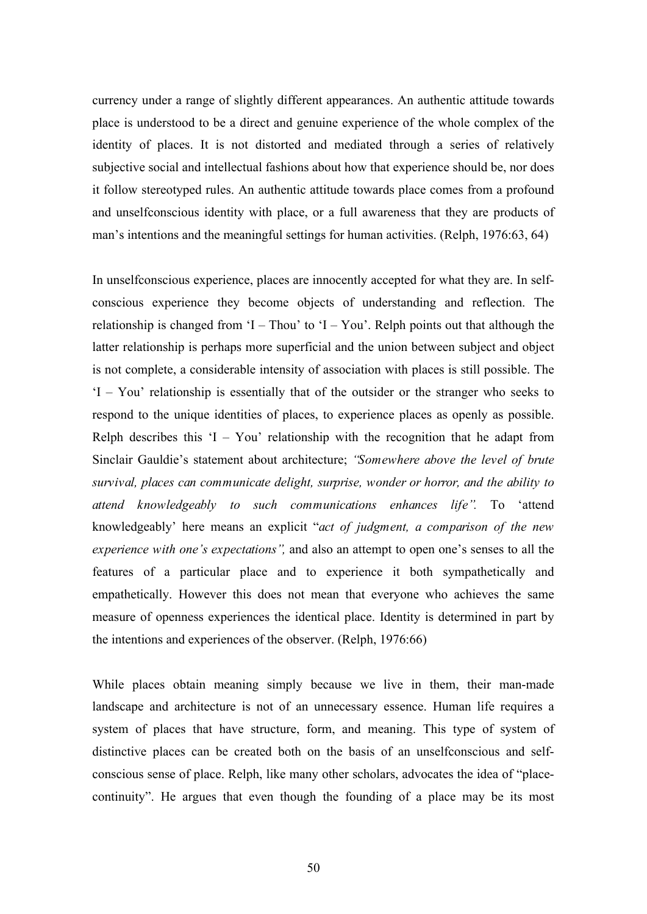currency under a range of slightly different appearances. An authentic attitude towards place is understood to be a direct and genuine experience of the whole complex of the identity of places. It is not distorted and mediated through a series of relatively subjective social and intellectual fashions about how that experience should be, nor does it follow stereotyped rules. An authentic attitude towards place comes from a profound and unselfconscious identity with place, or a full awareness that they are products of man's intentions and the meaningful settings for human activities. (Relph, 1976:63, 64)

In unselfconscious experience, places are innocently accepted for what they are. In self-conscious experience they become objects of understanding and reflection. The relationship is changed from 'I – Thou' to 'I – You'. Relph points out that although the latter relationship is perhaps more superficial and the union between subject and object is not complete, a considerable intensity of association with places is still possible. The 'I – You' relationship is essentially that of the outsider or the stranger who seeks to respond to the unique identities of places, to experience places as openly as possible. Relph describes this 'I – You' relationship with the recognition that he adapt from Sinclair Gauldie's statement about architecture; *"Somewhere above the level of brute survival, places can communicate delight, surprise, wonder or horror, and the ability to attend knowledgeably to such communications enhances life".* To 'attend knowledgeably' here means an explicit "*act of judgment, a comparison of the new experience with one's expectations",* and also an attempt to open one's senses to all the features of a particular place and to experience it both sympathetically and empathetically. However this does not mean that everyone who achieves the same measure of openness experiences the identical place. Identity is determined in part by the intentions and experiences of the observer. (Relph, 1976:66)

While places obtain meaning simply because we live in them, their man-made landscape and architecture is not of an unnecessary essence. Human life requires a system of places that have structure, form, and meaning. This type of system of distinctive places can be created both on the basis of an unselfconscious and self-conscious sense of place. Relph, like many other scholars, advocates the idea of "place-continuity". He argues that even though the founding of a place may be its most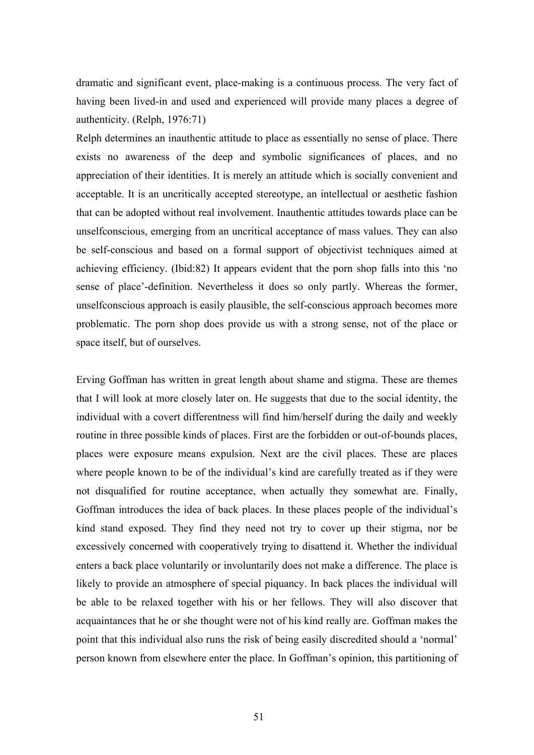dramatic and significant event, place-making is a continuous process. The very fact of having been lived-in and used and experienced will provide many places a degree of authenticity. (Relph, 1976:71)

Relph determines an inauthentic attitude to place as essentially no sense of place. There exists no awareness of the deep and symbolic significances of places, and no appreciation of their identities. It is merely an attitude which is socially convenient and acceptable. It is an uncritically accepted stereotype, an intellectual or aesthetic fashion that can be adopted without real involvement. Inauthentic attitudes towards place can be unselfconscious, emerging from an uncritical acceptance of mass values. They can also be self-conscious and based on a formal support of objectivist techniques aimed at achieving efficiency. (Ibid:82) It appears evident that the porn shop falls into this 'no sense of place'-definition. Nevertheless it does so only partly. Whereas the former, unselfconscious approach is easily plausible, the self-conscious approach becomes more problematic. The porn shop does provide us with a strong sense, not of the place or space itself, but of ourselves.

Erving Goffman has written in great length about shame and stigma. These are themes that I will look at more closely later on. He suggests that due to the social identity, the individual with a covert differentness will find him/herself during the daily and weekly routine in three possible kinds of places. First are the forbidden or out-of-bounds places, places were exposure means expulsion. Next are the civil places. These are places where people known to be of the individual's kind are carefully treated as if they were not disqualified for routine acceptance, when actually they somewhat are. Finally, Goffman introduces the idea of back places. In these places people of the individual's kind stand exposed. They find they need not try to cover up their stigma, nor be excessively concerned with cooperatively trying to disattend it. Whether the individual enters a back place voluntarily or involuntarily does not make a difference. The place is likely to provide an atmosphere of special piquancy. In back places the individual will be able to be relaxed together with his or her fellows. They will also discover that acquaintances that he or she thought were not of his kind really are. Goffman makes the point that this individual also runs the risk of being easily discredited should a 'normal' person known from elsewhere enter the place. In Goffman's opinion, this partitioning of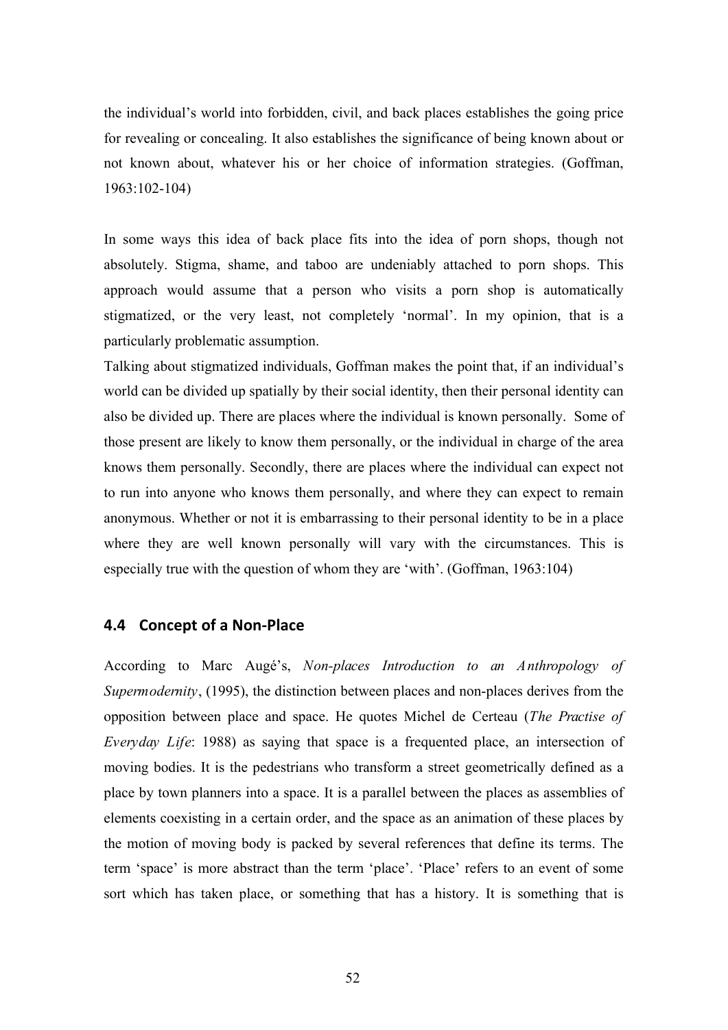the individual's world into forbidden, civil, and back places establishes the going price for revealing or concealing. It also establishes the significance of being known about or not known about, whatever his or her choice of information strategies. (Goffman, 1963:102-104)

In some ways this idea of back place fits into the idea of porn shops, though not absolutely. Stigma, shame, and taboo are undeniably attached to porn shops. This approach would assume that a person who visits a porn shop is automatically stigmatized, or the very least, not completely 'normal'. In my opinion, that is a particularly problematic assumption.

Talking about stigmatized individuals, Goffman makes the point that, if an individual's world can be divided up spatially by their social identity, then their personal identity can also be divided up. There are places where the individual is known personally. Some of those present are likely to know them personally, or the individual in charge of the area knows them personally. Secondly, there are places where the individual can expect not to run into anyone who knows them personally, and where they can expect to remain anonymous. Whether or not it is embarrassing to their personal identity to be in a place where they are well known personally will vary with the circumstances. This is especially true with the question of whom they are 'with'. (Goffman, 1963:104)

## 4.4 Concept of a Non-Place

According to Marc Augé's, *Non-places Introduction to an Anthropology of Supermodernity*, (1995), the distinction between places and non-places derives from the opposition between place and space. He quotes Michel de Certeau (*The Practise of Everyday Life*: 1988) as saying that space is a frequented place, an intersection of moving bodies. It is the pedestrians who transform a street geometrically defined as a place by town planners into a space. It is a parallel between the places as assemblies of elements coexisting in a certain order, and the space as an animation of these places by the motion of moving body is packed by several references that define its terms. The term 'space' is more abstract than the term 'place'. 'Place' refers to an event of some sort which has taken place, or something that has a history. It is something that is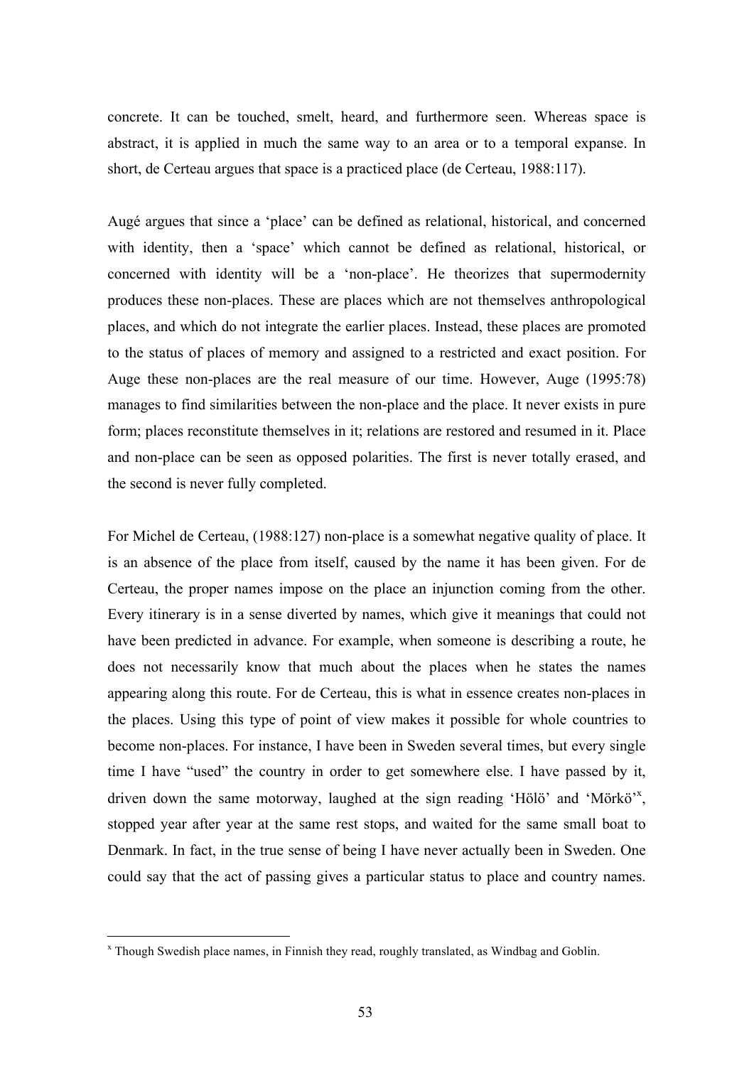concrete. It can be touched, smelt, heard, and furthermore seen. Whereas space is abstract, it is applied in much the same way to an area or to a temporal expanse. In short, de Certeau argues that space is a practiced place (de Certeau, 1988:117).

Augé argues that since a 'place' can be defined as relational, historical, and concerned with identity, then a 'space' which cannot be defined as relational, historical, or concerned with identity will be a 'non-place'. He theorizes that supermodernity produces these non-places. These are places which are not themselves anthropological places, and which do not integrate the earlier places. Instead, these places are promoted to the status of places of memory and assigned to a restricted and exact position. For Auge these non-places are the real measure of our time. However, Auge (1995:78) manages to find similarities between the non-place and the place. It never exists in pure form; places reconstitute themselves in it; relations are restored and resumed in it. Place and non-place can be seen as opposed polarities. The first is never totally erased, and the second is never fully completed.

For Michel de Certeau, (1988:127) non-place is a somewhat negative quality of place. It is an absence of the place from itself, caused by the name it has been given. For de Certeau, the proper names impose on the place an injunction coming from the other. Every itinerary is in a sense diverted by names, which give it meanings that could not have been predicted in advance. For example, when someone is describing a route, he does not necessarily know that much about the places when he states the names appearing along this route. For de Certeau, this is what in essence creates non-places in the places. Using this type of point of view makes it possible for whole countries to become non-places. For instance, I have been in Sweden several times, but every single time I have "used" the country in order to get somewhere else. I have passed by it, driven down the same motorway, laughed at the sign reading 'Hölö' and 'Mörkö'[x], stopped year after year at the same rest stops, and waited for the same small boat to Denmark. In fact, in the true sense of being I have never actually been in Sweden. One could say that the act of passing gives a particular status to place and country names.

[x] Though Swedish place names, in Finnish they read, roughly translated, as Windbag and Goblin.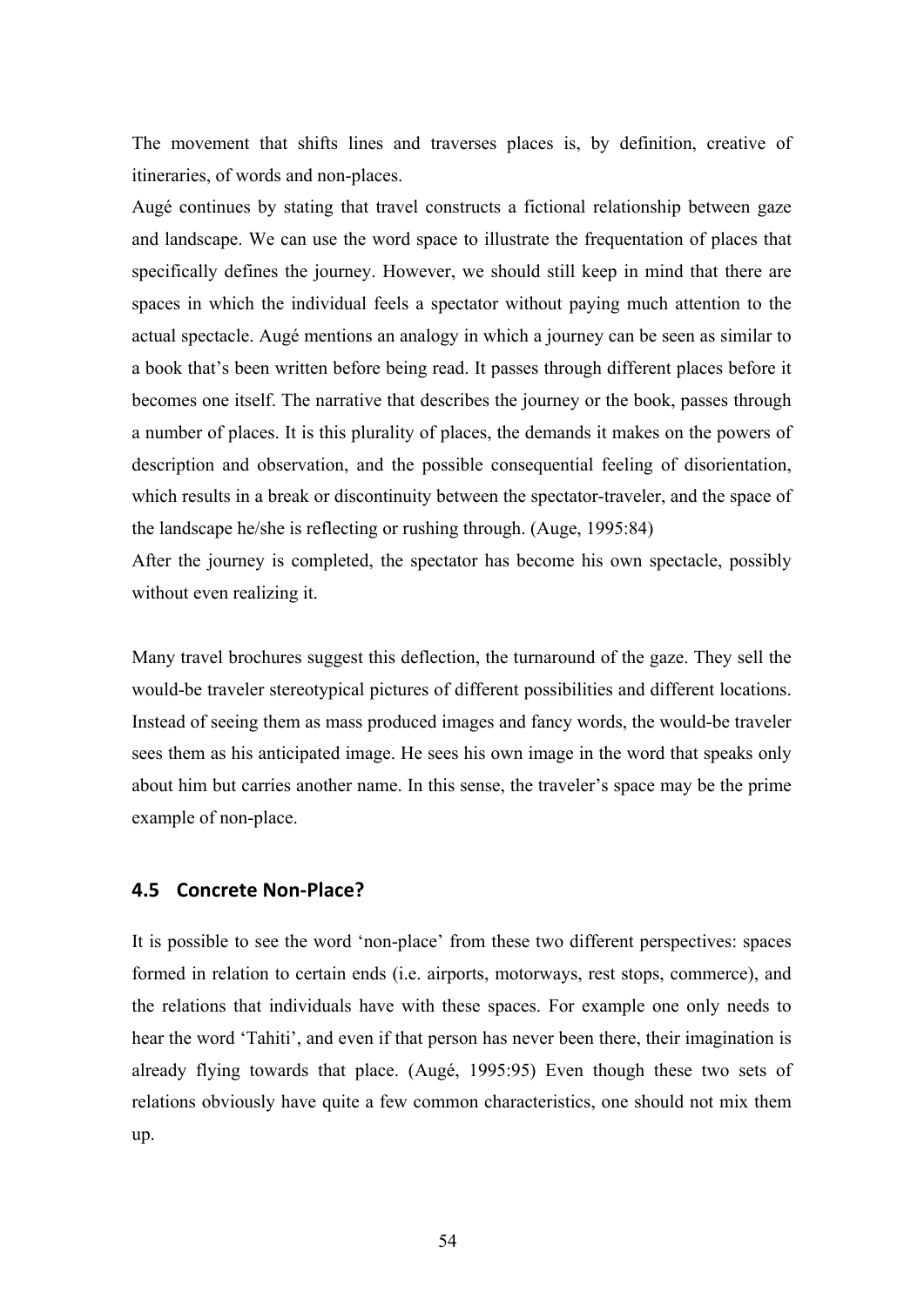The movement that shifts lines and traverses places is, by definition, creative of itineraries, of words and non-places.

Augé continues by stating that travel constructs a fictional relationship between gaze and landscape. We can use the word space to illustrate the frequentation of places that specifically defines the journey. However, we should still keep in mind that there are spaces in which the individual feels a spectator without paying much attention to the actual spectacle. Augé mentions an analogy in which a journey can be seen as similar to a book that's been written before being read. It passes through different places before it becomes one itself. The narrative that describes the journey or the book, passes through a number of places. It is this plurality of places, the demands it makes on the powers of description and observation, and the possible consequential feeling of disorientation, which results in a break or discontinuity between the spectator-traveler, and the space of the landscape he/she is reflecting or rushing through. (Auge, 1995:84)

After the journey is completed, the spectator has become his own spectacle, possibly without even realizing it.

Many travel brochures suggest this deflection, the turnaround of the gaze. They sell the would-be traveler stereotypical pictures of different possibilities and different locations. Instead of seeing them as mass produced images and fancy words, the would-be traveler sees them as his anticipated image. He sees his own image in the word that speaks only about him but carries another name. In this sense, the traveler's space may be the prime example of non-place.

## 4.5 Concrete Non-Place?

It is possible to see the word 'non-place' from these two different perspectives: spaces formed in relation to certain ends (i.e. airports, motorways, rest stops, commerce), and the relations that individuals have with these spaces. For example one only needs to hear the word 'Tahiti', and even if that person has never been there, their imagination is already flying towards that place. (Augé, 1995:95) Even though these two sets of relations obviously have quite a few common characteristics, one should not mix them up.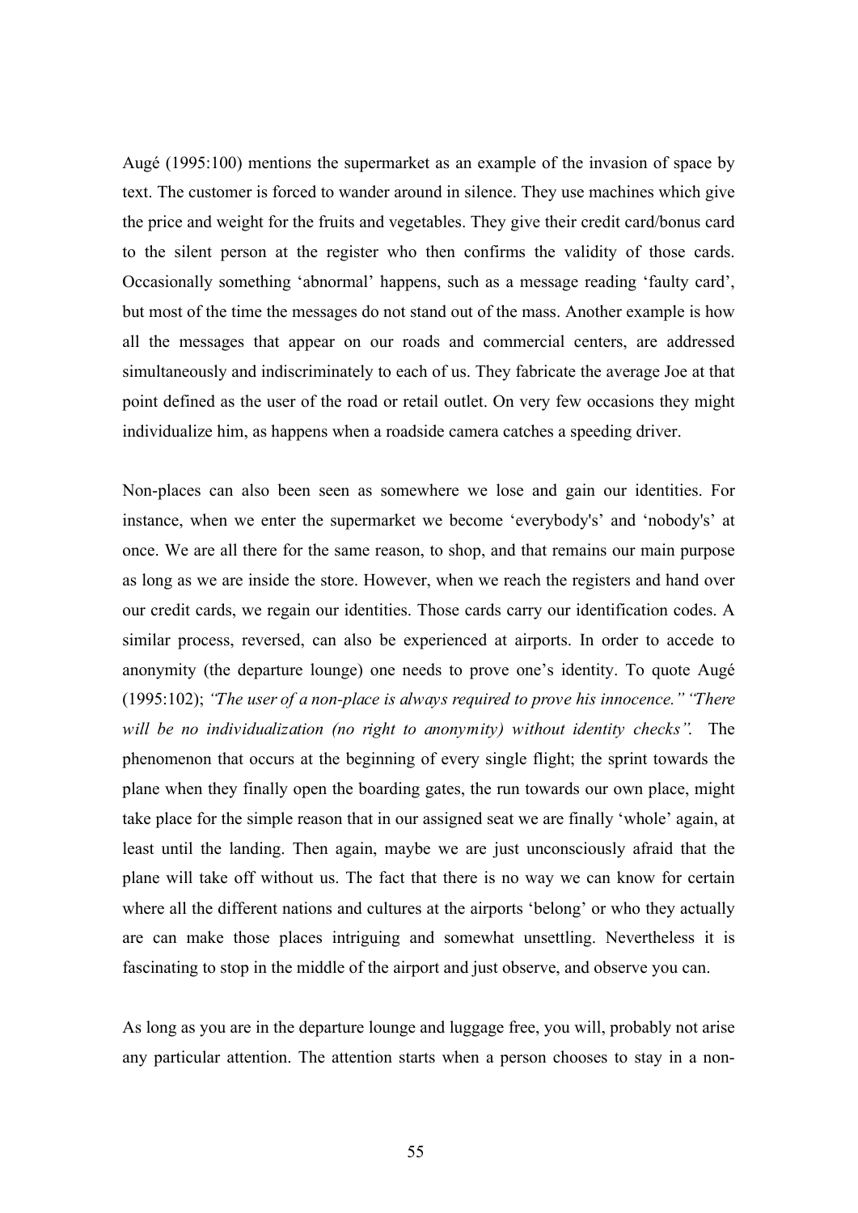Augé (1995:100) mentions the supermarket as an example of the invasion of space by text. The customer is forced to wander around in silence. They use machines which give the price and weight for the fruits and vegetables. They give their credit card/bonus card to the silent person at the register who then confirms the validity of those cards. Occasionally something 'abnormal' happens, such as a message reading 'faulty card', but most of the time the messages do not stand out of the mass. Another example is how all the messages that appear on our roads and commercial centers, are addressed simultaneously and indiscriminately to each of us. They fabricate the average Joe at that point defined as the user of the road or retail outlet. On very few occasions they might individualize him, as happens when a roadside camera catches a speeding driver.

Non-places can also been seen as somewhere we lose and gain our identities. For instance, when we enter the supermarket we become 'everybody's' and 'nobody's' at once. We are all there for the same reason, to shop, and that remains our main purpose as long as we are inside the store. However, when we reach the registers and hand over our credit cards, we regain our identities. Those cards carry our identification codes. A similar process, reversed, can also be experienced at airports. In order to accede to anonymity (the departure lounge) one needs to prove one's identity. To quote Augé (1995:102); *"The user of a non-place is always required to prove his innocence." "There will be no individualization (no right to anonymity) without identity checks".* The phenomenon that occurs at the beginning of every single flight; the sprint towards the plane when they finally open the boarding gates, the run towards our own place, might take place for the simple reason that in our assigned seat we are finally 'whole' again, at least until the landing. Then again, maybe we are just unconsciously afraid that the plane will take off without us. The fact that there is no way we can know for certain where all the different nations and cultures at the airports 'belong' or who they actually are can make those places intriguing and somewhat unsettling. Nevertheless it is fascinating to stop in the middle of the airport and just observe, and observe you can.

As long as you are in the departure lounge and luggage free, you will, probably not arise any particular attention. The attention starts when a person chooses to stay in a non-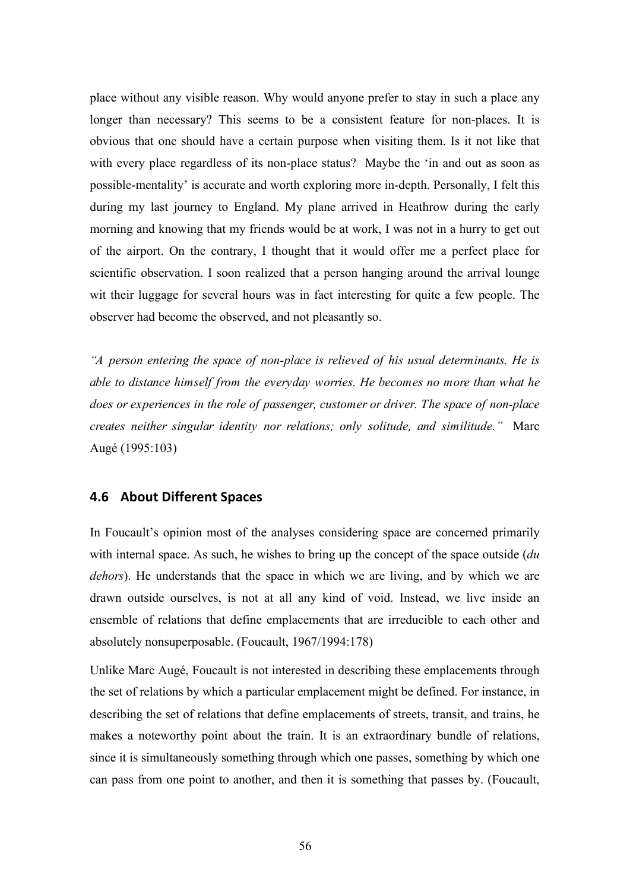place without any visible reason. Why would anyone prefer to stay in such a place any longer than necessary? This seems to be a consistent feature for non-places. It is obvious that one should have a certain purpose when visiting them. Is it not like that with every place regardless of its non-place status? Maybe the 'in and out as soon as possible-mentality' is accurate and worth exploring more in-depth. Personally, I felt this during my last journey to England. My plane arrived in Heathrow during the early morning and knowing that my friends would be at work, I was not in a hurry to get out of the airport. On the contrary, I thought that it would offer me a perfect place for scientific observation. I soon realized that a person hanging around the arrival lounge wit their luggage for several hours was in fact interesting for quite a few people. The observer had become the observed, and not pleasantly so.

*"A person entering the space of non-place is relieved of his usual determinants. He is able to distance himself from the everyday worries. He becomes no more than what he does or experiences in the role of passenger, customer or driver. The space of non-place creates neither singular identity nor relations; only solitude, and similitude."* Marc Augé (1995:103)

## 4.6 About Different Spaces

In Foucault's opinion most of the analyses considering space are concerned primarily with internal space. As such, he wishes to bring up the concept of the space outside (*du dehors*). He understands that the space in which we are living, and by which we are drawn outside ourselves, is not at all any kind of void. Instead, we live inside an ensemble of relations that define emplacements that are irreducible to each other and absolutely nonsuperposable. (Foucault, 1967/1994:178)

Unlike Marc Augé, Foucault is not interested in describing these emplacements through the set of relations by which a particular emplacement might be defined. For instance, in describing the set of relations that define emplacements of streets, transit, and trains, he makes a noteworthy point about the train. It is an extraordinary bundle of relations, since it is simultaneously something through which one passes, something by which one can pass from one point to another, and then it is something that passes by. (Foucault,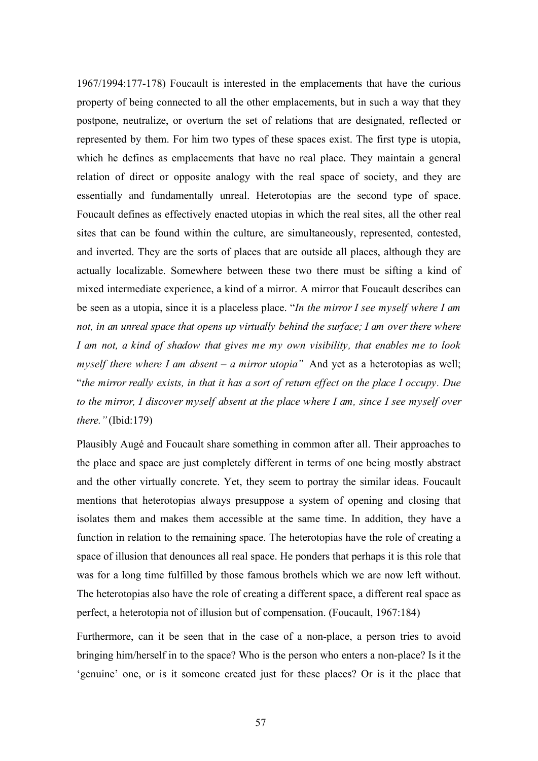1967/1994:177-178) Foucault is interested in the emplacements that have the curious property of being connected to all the other emplacements, but in such a way that they postpone, neutralize, or overturn the set of relations that are designated, reflected or represented by them. For him two types of these spaces exist. The first type is utopia, which he defines as emplacements that have no real place. They maintain a general relation of direct or opposite analogy with the real space of society, and they are essentially and fundamentally unreal. Heterotopias are the second type of space. Foucault defines as effectively enacted utopias in which the real sites, all the other real sites that can be found within the culture, are simultaneously, represented, contested, and inverted. They are the sorts of places that are outside all places, although they are actually localizable. Somewhere between these two there must be sifting a kind of mixed intermediate experience, a kind of a mirror. A mirror that Foucault describes can be seen as a utopia, since it is a placeless place. "*In the mirror I see myself where I am not, in an unreal space that opens up virtually behind the surface; I am over there where I am not, a kind of shadow that gives me my own visibility, that enables me to look myself there where I am absent – a mirror utopia"* And yet as a heterotopias as well; "*the mirror really exists, in that it has a sort of return effect on the place I occupy. Due to the mirror, I discover myself absent at the place where I am, since I see myself over there."* (Ibid:179)

Plausibly Augé and Foucault share something in common after all. Their approaches to the place and space are just completely different in terms of one being mostly abstract and the other virtually concrete. Yet, they seem to portray the similar ideas. Foucault mentions that heterotopias always presuppose a system of opening and closing that isolates them and makes them accessible at the same time. In addition, they have a function in relation to the remaining space. The heterotopias have the role of creating a space of illusion that denounces all real space. He ponders that perhaps it is this role that was for a long time fulfilled by those famous brothels which we are now left without. The heterotopias also have the role of creating a different space, a different real space as perfect, a heterotopia not of illusion but of compensation. (Foucault, 1967:184)

Furthermore, can it be seen that in the case of a non-place, a person tries to avoid bringing him/herself in to the space? Who is the person who enters a non-place? Is it the 'genuine' one, or is it someone created just for these places? Or is it the place that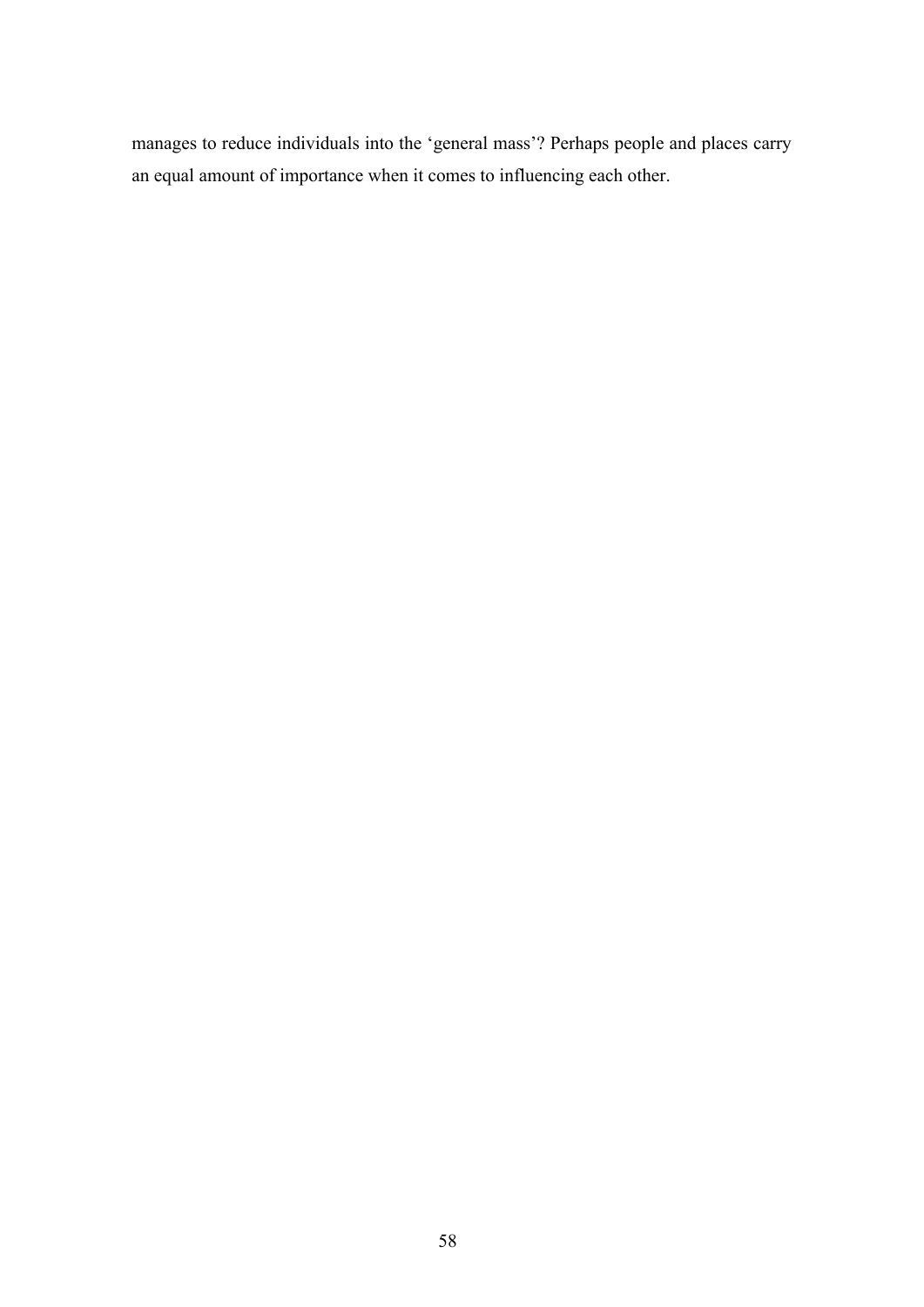manages to reduce individuals into the ‘general mass’? Perhaps people and places carry an equal amount of importance when it comes to influencing each other.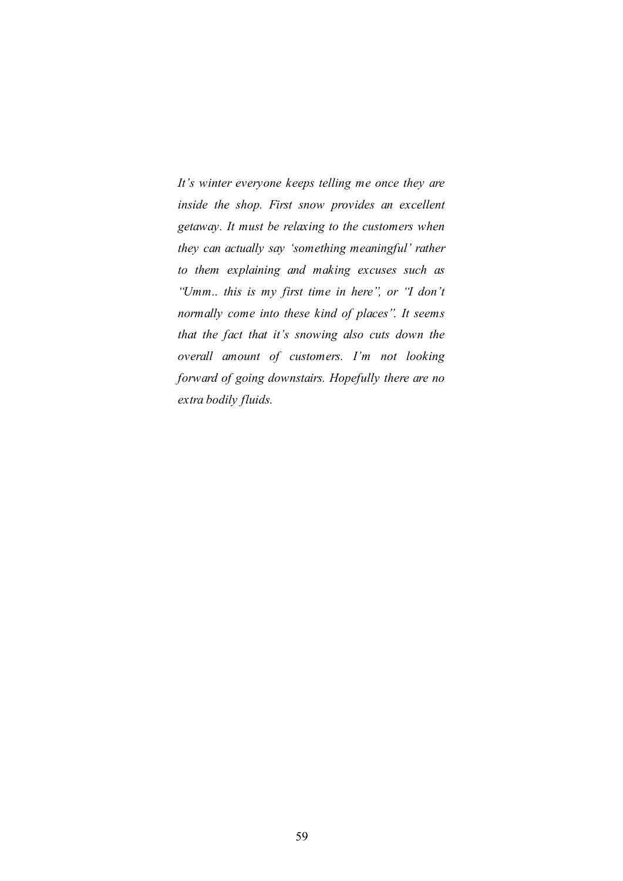*It's winter everyone keeps telling me once they are inside the shop. First snow provides an excellent getaway. It must be relaxing to the customers when they can actually say 'something meaningful' rather to them explaining and making excuses such as "Umm.. this is my first time in here", or "I don't normally come into these kind of places". It seems that the fact that it's snowing also cuts down the overall amount of customers. I'm not looking forward of going downstairs. Hopefully there are no extra bodily fluids.*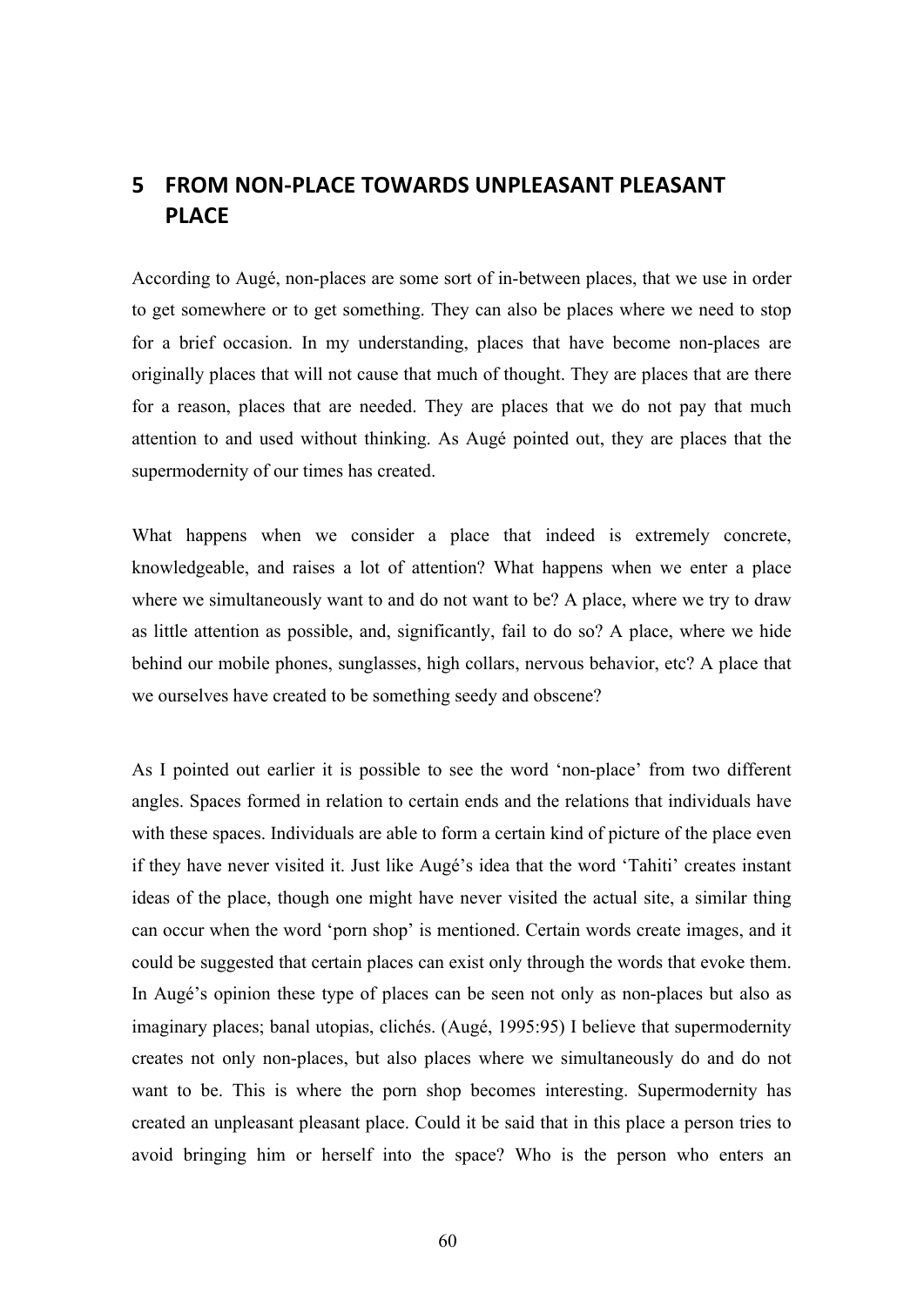# 5 FROM NON-PLACE TOWARDS UNPLEASANT PLEASANT PLACE

According to Augé, non-places are some sort of in-between places, that we use in order to get somewhere or to get something. They can also be places where we need to stop for a brief occasion. In my understanding, places that have become non-places are originally places that will not cause that much of thought. They are places that are there for a reason, places that are needed. They are places that we do not pay that much attention to and used without thinking. As Augé pointed out, they are places that the supermodernity of our times has created.

What happens when we consider a place that indeed is extremely concrete, knowledgeable, and raises a lot of attention? What happens when we enter a place where we simultaneously want to and do not want to be? A place, where we try to draw as little attention as possible, and, significantly, fail to do so? A place, where we hide behind our mobile phones, sunglasses, high collars, nervous behavior, etc? A place that we ourselves have created to be something seedy and obscene?

As I pointed out earlier it is possible to see the word 'non-place' from two different angles. Spaces formed in relation to certain ends and the relations that individuals have with these spaces. Individuals are able to form a certain kind of picture of the place even if they have never visited it. Just like Augé's idea that the word 'Tahiti' creates instant ideas of the place, though one might have never visited the actual site, a similar thing can occur when the word 'porn shop' is mentioned. Certain words create images, and it could be suggested that certain places can exist only through the words that evoke them. In Augé's opinion these type of places can be seen not only as non-places but also as imaginary places; banal utopias, clichés. (Augé, 1995:95) I believe that supermodernity creates not only non-places, but also places where we simultaneously do and do not want to be. This is where the porn shop becomes interesting. Supermodernity has created an unpleasant pleasant place. Could it be said that in this place a person tries to avoid bringing him or herself into the space? Who is the person who enters an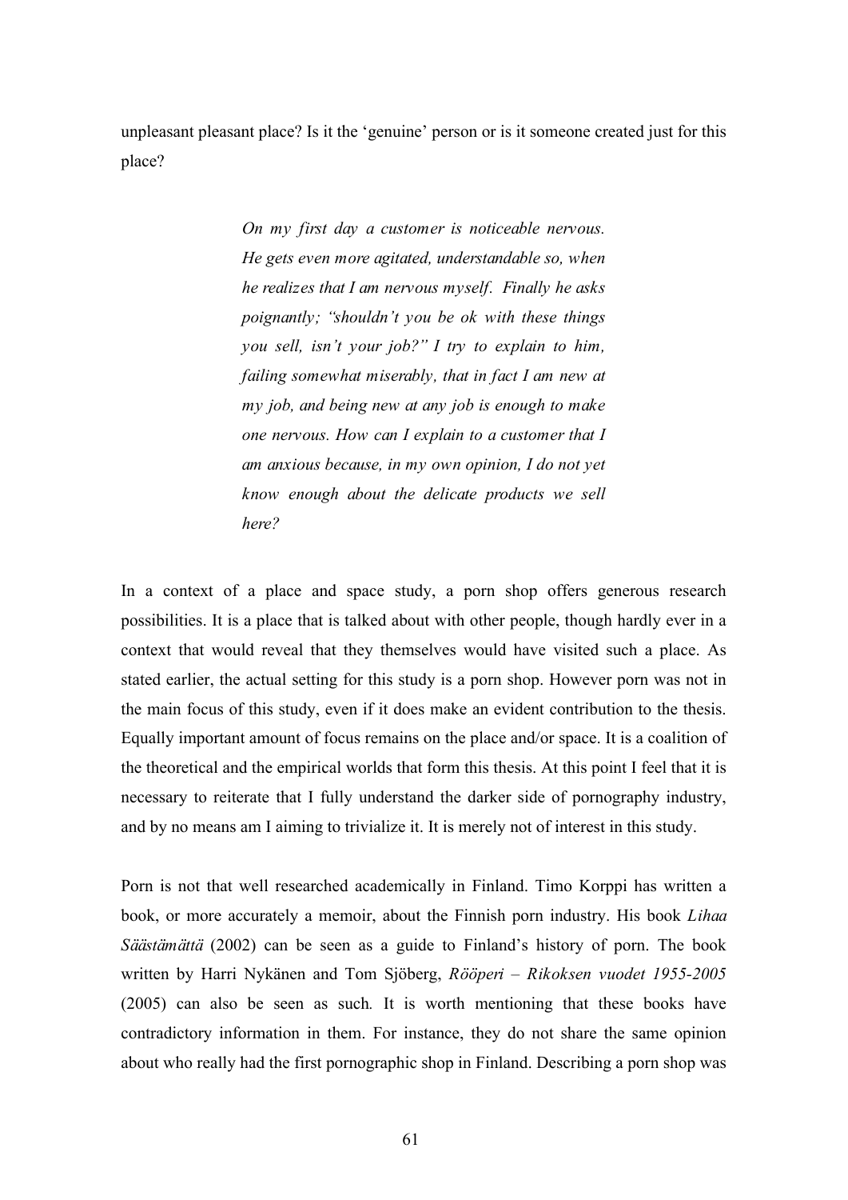unpleasant pleasant place? Is it the 'genuine' person or is it someone created just for this place?

> *On my first day a customer is noticeable nervous. He gets even more agitated, understandable so, when he realizes that I am nervous myself. Finally he asks poignantly; "shouldn't you be ok with these things you sell, isn't your job?" I try to explain to him, failing somewhat miserably, that in fact I am new at my job, and being new at any job is enough to make one nervous. How can I explain to a customer that I am anxious because, in my own opinion, I do not yet know enough about the delicate products we sell here?*

In a context of a place and space study, a porn shop offers generous research possibilities. It is a place that is talked about with other people, though hardly ever in a context that would reveal that they themselves would have visited such a place. As stated earlier, the actual setting for this study is a porn shop. However porn was not in the main focus of this study, even if it does make an evident contribution to the thesis. Equally important amount of focus remains on the place and/or space. It is a coalition of the theoretical and the empirical worlds that form this thesis. At this point I feel that it is necessary to reiterate that I fully understand the darker side of pornography industry, and by no means am I aiming to trivialize it. It is merely not of interest in this study.

Porn is not that well researched academically in Finland. Timo Korppi has written a book, or more accurately a memoir, about the Finnish porn industry. His book *Lihaa Säästämättä* (2002) can be seen as a guide to Finland's history of porn. The book written by Harri Nykänen and Tom Sjöberg, *Rööperi – Rikoksen vuodet 1955-2005* (2005) can also be seen as such. It is worth mentioning that these books have contradictory information in them. For instance, they do not share the same opinion about who really had the first pornographic shop in Finland. Describing a porn shop was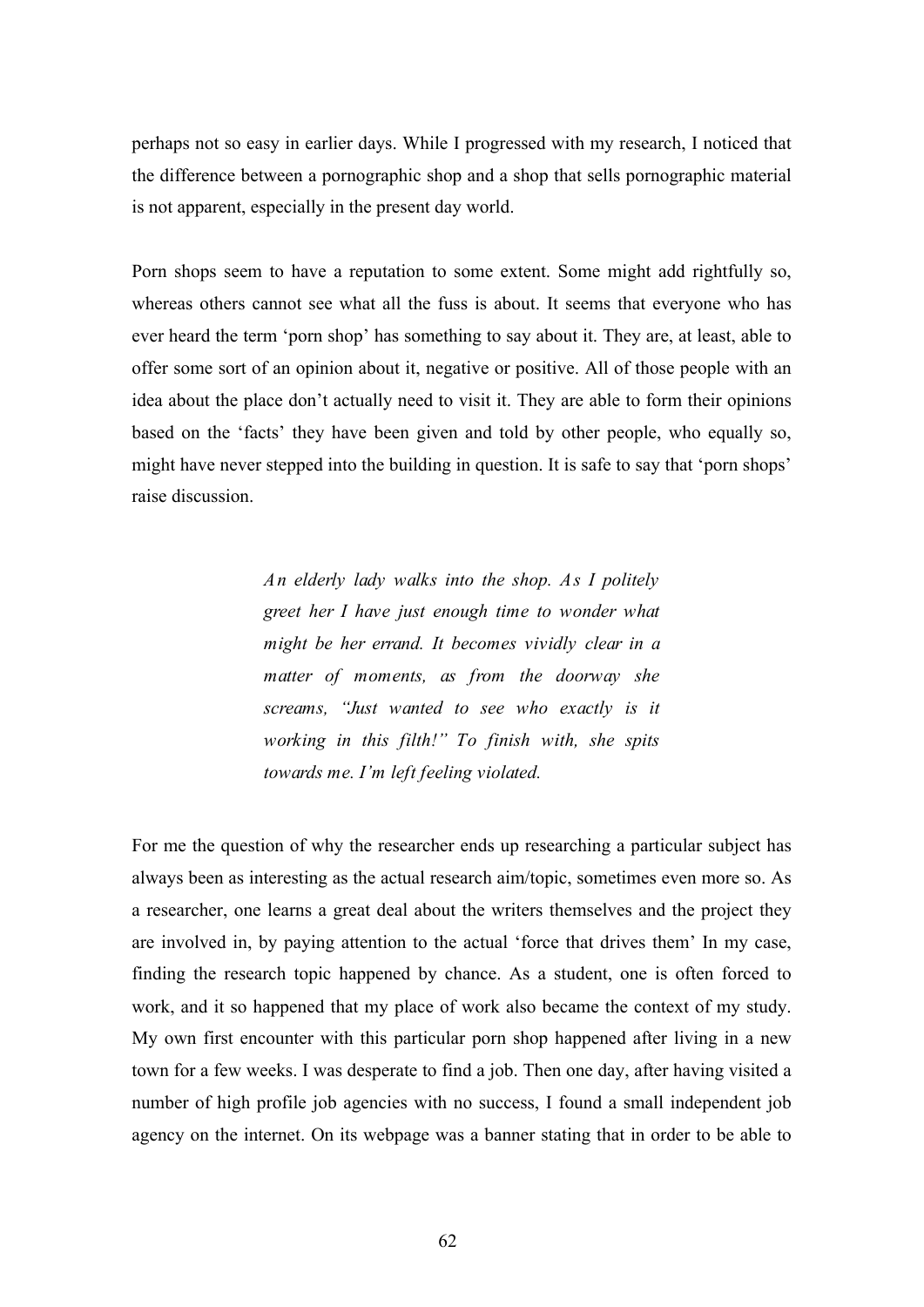perhaps not so easy in earlier days. While I progressed with my research, I noticed that the difference between a pornographic shop and a shop that sells pornographic material is not apparent, especially in the present day world.

Porn shops seem to have a reputation to some extent. Some might add rightfully so, whereas others cannot see what all the fuss is about. It seems that everyone who has ever heard the term 'porn shop' has something to say about it. They are, at least, able to offer some sort of an opinion about it, negative or positive. All of those people with an idea about the place don't actually need to visit it. They are able to form their opinions based on the 'facts' they have been given and told by other people, who equally so, might have never stepped into the building in question. It is safe to say that 'porn shops' raise discussion.

> *An elderly lady walks into the shop. As I politely greet her I have just enough time to wonder what might be her errand. It becomes vividly clear in a matter of moments, as from the doorway she screams, "Just wanted to see who exactly is it working in this filth!" To finish with, she spits towards me. I'm left feeling violated.*

For me the question of why the researcher ends up researching a particular subject has always been as interesting as the actual research aim/topic, sometimes even more so. As a researcher, one learns a great deal about the writers themselves and the project they are involved in, by paying attention to the actual 'force that drives them' In my case, finding the research topic happened by chance. As a student, one is often forced to work, and it so happened that my place of work also became the context of my study. My own first encounter with this particular porn shop happened after living in a new town for a few weeks. I was desperate to find a job. Then one day, after having visited a number of high profile job agencies with no success, I found a small independent job agency on the internet. On its webpage was a banner stating that in order to be able to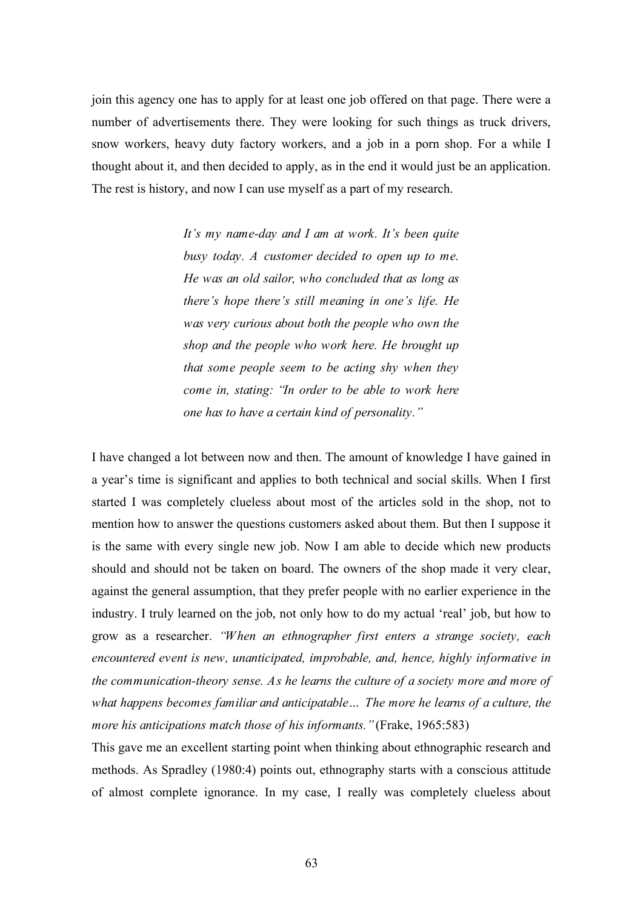join this agency one has to apply for at least one job offered on that page. There were a number of advertisements there. They were looking for such things as truck drivers, snow workers, heavy duty factory workers, and a job in a porn shop. For a while I thought about it, and then decided to apply, as in the end it would just be an application. The rest is history, and now I can use myself as a part of my research.

> *It's my name-day and I am at work. It's been quite busy today. A customer decided to open up to me. He was an old sailor, who concluded that as long as there's hope there's still meaning in one's life. He was very curious about both the people who own the shop and the people who work here. He brought up that some people seem to be acting shy when they come in, stating: "In order to be able to work here one has to have a certain kind of personality."*

I have changed a lot between now and then. The amount of knowledge I have gained in a year's time is significant and applies to both technical and social skills. When I first started I was completely clueless about most of the articles sold in the shop, not to mention how to answer the questions customers asked about them. But then I suppose it is the same with every single new job. Now I am able to decide which new products should and should not be taken on board. The owners of the shop made it very clear, against the general assumption, that they prefer people with no earlier experience in the industry. I truly learned on the job, not only how to do my actual 'real' job, but how to grow as a researcher. *"When an ethnographer first enters a strange society, each encountered event is new, unanticipated, improbable, and, hence, highly informative in the communication-theory sense. As he learns the culture of a society more and more of what happens becomes familiar and anticipatable… The more he learns of a culture, the more his anticipations match those of his informants."* (Frake, 1965:583)

This gave me an excellent starting point when thinking about ethnographic research and methods. As Spradley (1980:4) points out, ethnography starts with a conscious attitude of almost complete ignorance. In my case, I really was completely clueless about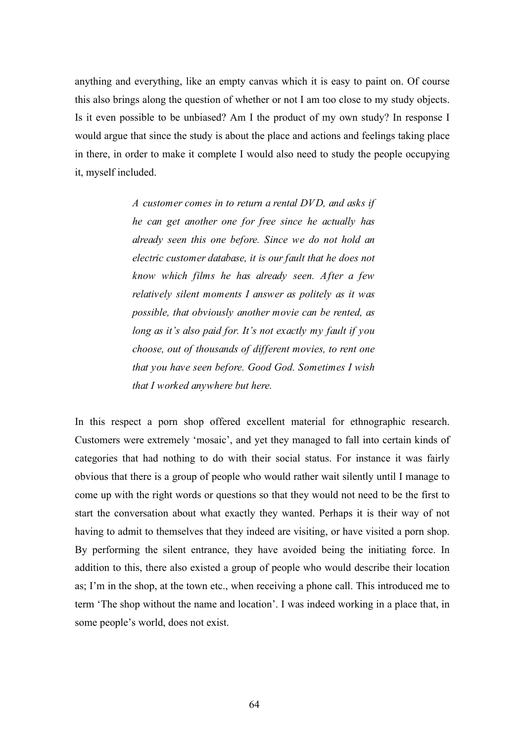anything and everything, like an empty canvas which it is easy to paint on. Of course this also brings along the question of whether or not I am too close to my study objects. Is it even possible to be unbiased? Am I the product of my own study? In response I would argue that since the study is about the place and actions and feelings taking place in there, in order to make it complete I would also need to study the people occupying it, myself included.

> *A customer comes in to return a rental DVD, and asks if he can get another one for free since he actually has already seen this one before. Since we do not hold an electric customer database, it is our fault that he does not know which films he has already seen. After a few relatively silent moments I answer as politely as it was possible, that obviously another movie can be rented, as long as it's also paid for. It's not exactly my fault if you choose, out of thousands of different movies, to rent one that you have seen before. Good God. Sometimes I wish that I worked anywhere but here.*

In this respect a porn shop offered excellent material for ethnographic research. Customers were extremely 'mosaic', and yet they managed to fall into certain kinds of categories that had nothing to do with their social status. For instance it was fairly obvious that there is a group of people who would rather wait silently until I manage to come up with the right words or questions so that they would not need to be the first to start the conversation about what exactly they wanted. Perhaps it is their way of not having to admit to themselves that they indeed are visiting, or have visited a porn shop. By performing the silent entrance, they have avoided being the initiating force. In addition to this, there also existed a group of people who would describe their location as; I'm in the shop, at the town etc., when receiving a phone call. This introduced me to term 'The shop without the name and location'. I was indeed working in a place that, in some people's world, does not exist.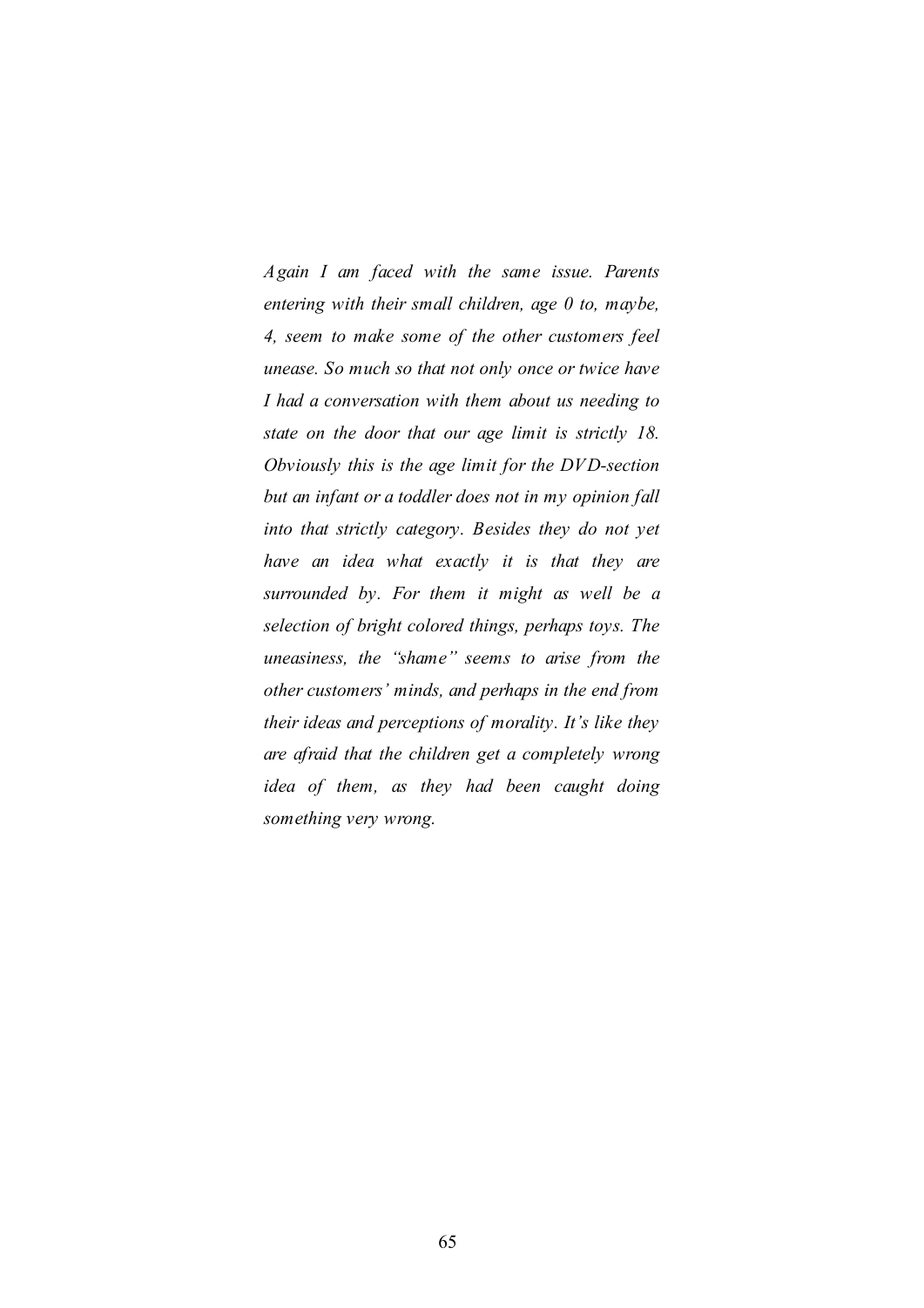*Again I am faced with the same issue. Parents entering with their small children, age 0 to, maybe, 4, seem to make some of the other customers feel unease. So much so that not only once or twice have I had a conversation with them about us needing to state on the door that our age limit is strictly 18. Obviously this is the age limit for the DVD-section but an infant or a toddler does not in my opinion fall into that strictly category. Besides they do not yet have an idea what exactly it is that they are surrounded by. For them it might as well be a selection of bright colored things, perhaps toys. The uneasiness, the "shame" seems to arise from the other customers' minds, and perhaps in the end from their ideas and perceptions of morality. It's like they are afraid that the children get a completely wrong idea of them, as they had been caught doing something very wrong.*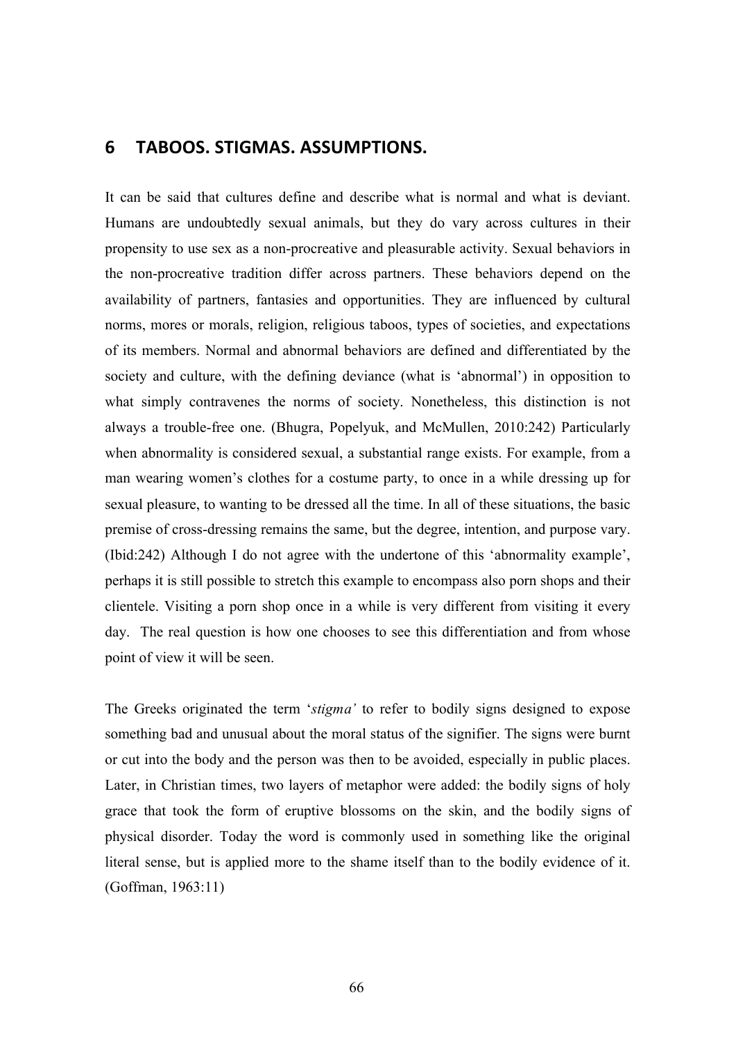# 6 TABOOS. STIGMAS. ASSUMPTIONS.

It can be said that cultures define and describe what is normal and what is deviant. Humans are undoubtedly sexual animals, but they do vary across cultures in their propensity to use sex as a non-procreative and pleasurable activity. Sexual behaviors in the non-procreative tradition differ across partners. These behaviors depend on the availability of partners, fantasies and opportunities. They are influenced by cultural norms, mores or morals, religion, religious taboos, types of societies, and expectations of its members. Normal and abnormal behaviors are defined and differentiated by the society and culture, with the defining deviance (what is 'abnormal') in opposition to what simply contravenes the norms of society. Nonetheless, this distinction is not always a trouble-free one. (Bhugra, Popelyuk, and McMullen, 2010:242) Particularly when abnormality is considered sexual, a substantial range exists. For example, from a man wearing women's clothes for a costume party, to once in a while dressing up for sexual pleasure, to wanting to be dressed all the time. In all of these situations, the basic premise of cross-dressing remains the same, but the degree, intention, and purpose vary. (Ibid:242) Although I do not agree with the undertone of this 'abnormality example', perhaps it is still possible to stretch this example to encompass also porn shops and their clientele. Visiting a porn shop once in a while is very different from visiting it every day. The real question is how one chooses to see this differentiation and from whose point of view it will be seen.

The Greeks originated the term '*stigma'* to refer to bodily signs designed to expose something bad and unusual about the moral status of the signifier. The signs were burnt or cut into the body and the person was then to be avoided, especially in public places. Later, in Christian times, two layers of metaphor were added: the bodily signs of holy grace that took the form of eruptive blossoms on the skin, and the bodily signs of physical disorder. Today the word is commonly used in something like the original literal sense, but is applied more to the shame itself than to the bodily evidence of it. (Goffman, 1963:11)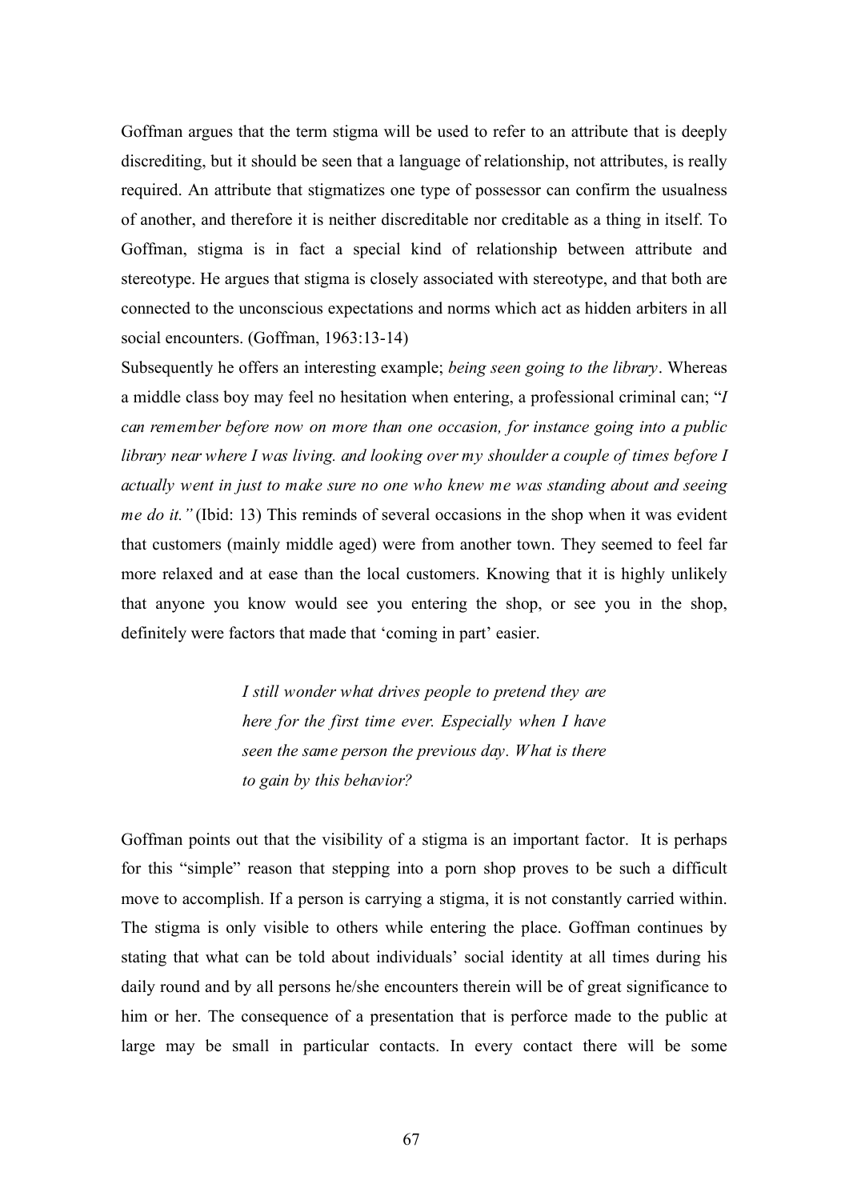Goffman argues that the term stigma will be used to refer to an attribute that is deeply discrediting, but it should be seen that a language of relationship, not attributes, is really required. An attribute that stigmatizes one type of possessor can confirm the usualness of another, and therefore it is neither discreditable nor creditable as a thing in itself. To Goffman, stigma is in fact a special kind of relationship between attribute and stereotype. He argues that stigma is closely associated with stereotype, and that both are connected to the unconscious expectations and norms which act as hidden arbiters in all social encounters. (Goffman, 1963:13-14)

Subsequently he offers an interesting example; *being seen going to the library*. Whereas a middle class boy may feel no hesitation when entering, a professional criminal can; "*I can remember before now on more than one occasion, for instance going into a public library near where I was living. and looking over my shoulder a couple of times before I actually went in just to make sure no one who knew me was standing about and seeing me do it."* (Ibid: 13) This reminds of several occasions in the shop when it was evident that customers (mainly middle aged) were from another town. They seemed to feel far more relaxed and at ease than the local customers. Knowing that it is highly unlikely that anyone you know would see you entering the shop, or see you in the shop, definitely were factors that made that 'coming in part' easier.

> *I still wonder what drives people to pretend they are here for the first time ever. Especially when I have seen the same person the previous day. What is there to gain by this behavior?*

Goffman points out that the visibility of a stigma is an important factor. It is perhaps for this "simple" reason that stepping into a porn shop proves to be such a difficult move to accomplish. If a person is carrying a stigma, it is not constantly carried within. The stigma is only visible to others while entering the place. Goffman continues by stating that what can be told about individuals' social identity at all times during his daily round and by all persons he/she encounters therein will be of great significance to him or her. The consequence of a presentation that is perforce made to the public at large may be small in particular contacts. In every contact there will be some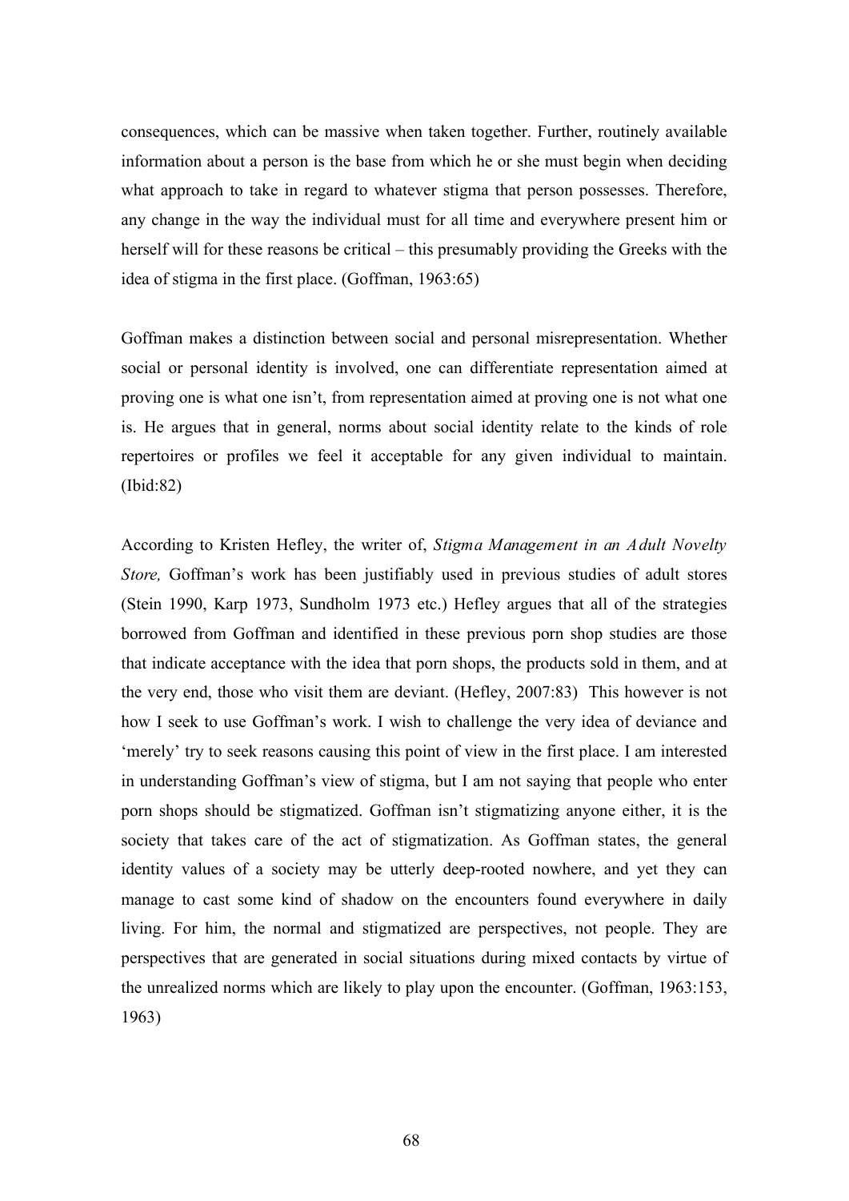consequences, which can be massive when taken together. Further, routinely available information about a person is the base from which he or she must begin when deciding what approach to take in regard to whatever stigma that person possesses. Therefore, any change in the way the individual must for all time and everywhere present him or herself will for these reasons be critical – this presumably providing the Greeks with the idea of stigma in the first place. (Goffman, 1963:65)

Goffman makes a distinction between social and personal misrepresentation. Whether social or personal identity is involved, one can differentiate representation aimed at proving one is what one isn't, from representation aimed at proving one is not what one is. He argues that in general, norms about social identity relate to the kinds of role repertoires or profiles we feel it acceptable for any given individual to maintain. (Ibid:82)

According to Kristen Hefley, the writer of, *Stigma Management in an Adult Novelty Store,* Goffman's work has been justifiably used in previous studies of adult stores (Stein 1990, Karp 1973, Sundholm 1973 etc.) Hefley argues that all of the strategies borrowed from Goffman and identified in these previous porn shop studies are those that indicate acceptance with the idea that porn shops, the products sold in them, and at the very end, those who visit them are deviant. (Hefley, 2007:83) This however is not how I seek to use Goffman's work. I wish to challenge the very idea of deviance and 'merely' try to seek reasons causing this point of view in the first place. I am interested in understanding Goffman's view of stigma, but I am not saying that people who enter porn shops should be stigmatized. Goffman isn't stigmatizing anyone either, it is the society that takes care of the act of stigmatization. As Goffman states, the general identity values of a society may be utterly deep-rooted nowhere, and yet they can manage to cast some kind of shadow on the encounters found everywhere in daily living. For him, the normal and stigmatized are perspectives, not people. They are perspectives that are generated in social situations during mixed contacts by virtue of the unrealized norms which are likely to play upon the encounter. (Goffman, 1963:153, 1963)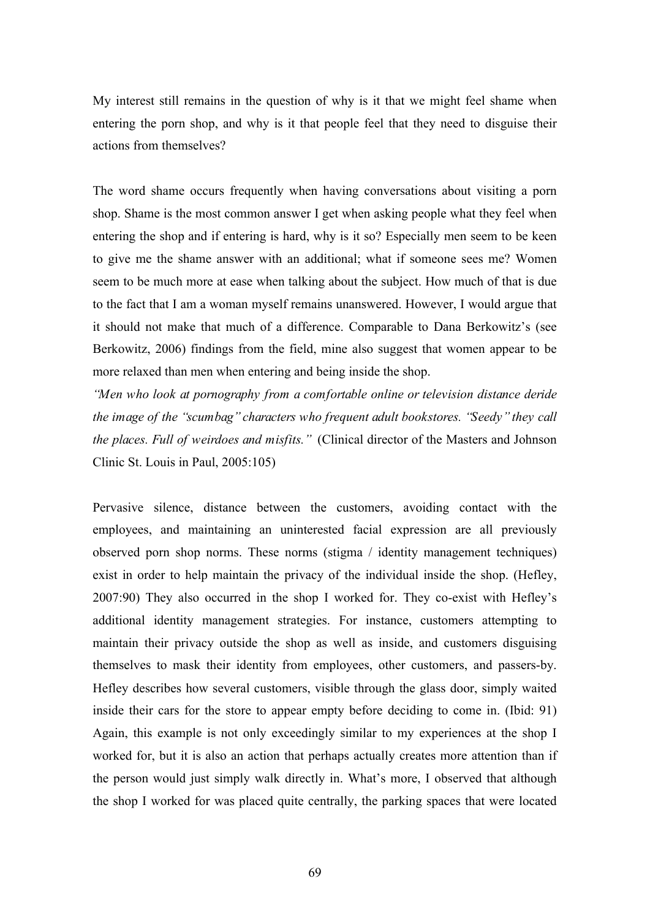My interest still remains in the question of why is it that we might feel shame when entering the porn shop, and why is it that people feel that they need to disguise their actions from themselves?

The word shame occurs frequently when having conversations about visiting a porn shop. Shame is the most common answer I get when asking people what they feel when entering the shop and if entering is hard, why is it so? Especially men seem to be keen to give me the shame answer with an additional; what if someone sees me? Women seem to be much more at ease when talking about the subject. How much of that is due to the fact that I am a woman myself remains unanswered. However, I would argue that it should not make that much of a difference. Comparable to Dana Berkowitz's (see Berkowitz, 2006) findings from the field, mine also suggest that women appear to be more relaxed than men when entering and being inside the shop.

*"Men who look at pornography from a comfortable online or television distance deride the image of the "scumbag" characters who frequent adult bookstores. "Seedy" they call the places. Full of weirdoes and misfits."* (Clinical director of the Masters and Johnson Clinic St. Louis in Paul, 2005:105)

Pervasive silence, distance between the customers, avoiding contact with the employees, and maintaining an uninterested facial expression are all previously observed porn shop norms. These norms (stigma / identity management techniques) exist in order to help maintain the privacy of the individual inside the shop. (Hefley, 2007:90) They also occurred in the shop I worked for. They co-exist with Hefley's additional identity management strategies. For instance, customers attempting to maintain their privacy outside the shop as well as inside, and customers disguising themselves to mask their identity from employees, other customers, and passers-by. Hefley describes how several customers, visible through the glass door, simply waited inside their cars for the store to appear empty before deciding to come in. (Ibid: 91) Again, this example is not only exceedingly similar to my experiences at the shop I worked for, but it is also an action that perhaps actually creates more attention than if the person would just simply walk directly in. What's more, I observed that although the shop I worked for was placed quite centrally, the parking spaces that were located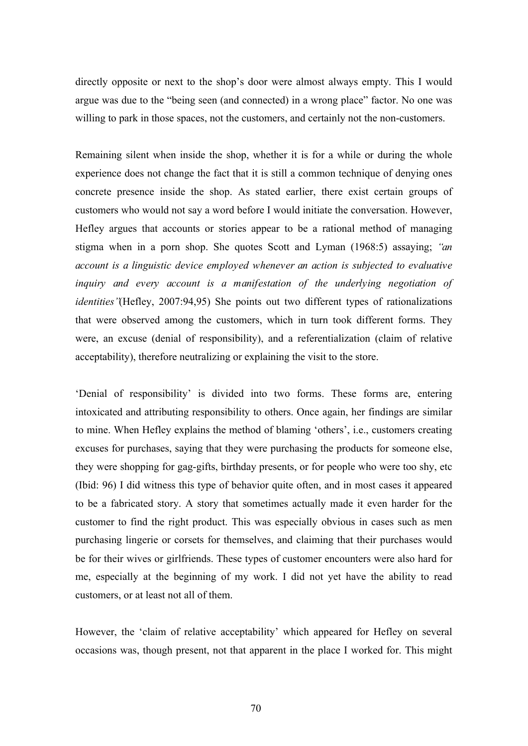directly opposite or next to the shop's door were almost always empty. This I would argue was due to the "being seen (and connected) in a wrong place" factor. No one was willing to park in those spaces, not the customers, and certainly not the non-customers.

Remaining silent when inside the shop, whether it is for a while or during the whole experience does not change the fact that it is still a common technique of denying ones concrete presence inside the shop. As stated earlier, there exist certain groups of customers who would not say a word before I would initiate the conversation. However, Hefley argues that accounts or stories appear to be a rational method of managing stigma when in a porn shop. She quotes Scott and Lyman (1968:5) assaying; *"an account is a linguistic device employed whenever an action is subjected to evaluative inquiry and every account is a manifestation of the underlying negotiation of identities"*(Hefley, 2007:94,95) She points out two different types of rationalizations that were observed among the customers, which in turn took different forms. They were, an excuse (denial of responsibility), and a referentialization (claim of relative acceptability), therefore neutralizing or explaining the visit to the store.

'Denial of responsibility' is divided into two forms. These forms are, entering intoxicated and attributing responsibility to others. Once again, her findings are similar to mine. When Hefley explains the method of blaming 'others', i.e., customers creating excuses for purchases, saying that they were purchasing the products for someone else, they were shopping for gag-gifts, birthday presents, or for people who were too shy, etc (Ibid: 96) I did witness this type of behavior quite often, and in most cases it appeared to be a fabricated story. A story that sometimes actually made it even harder for the customer to find the right product. This was especially obvious in cases such as men purchasing lingerie or corsets for themselves, and claiming that their purchases would be for their wives or girlfriends. These types of customer encounters were also hard for me, especially at the beginning of my work. I did not yet have the ability to read customers, or at least not all of them.

However, the 'claim of relative acceptability' which appeared for Hefley on several occasions was, though present, not that apparent in the place I worked for. This might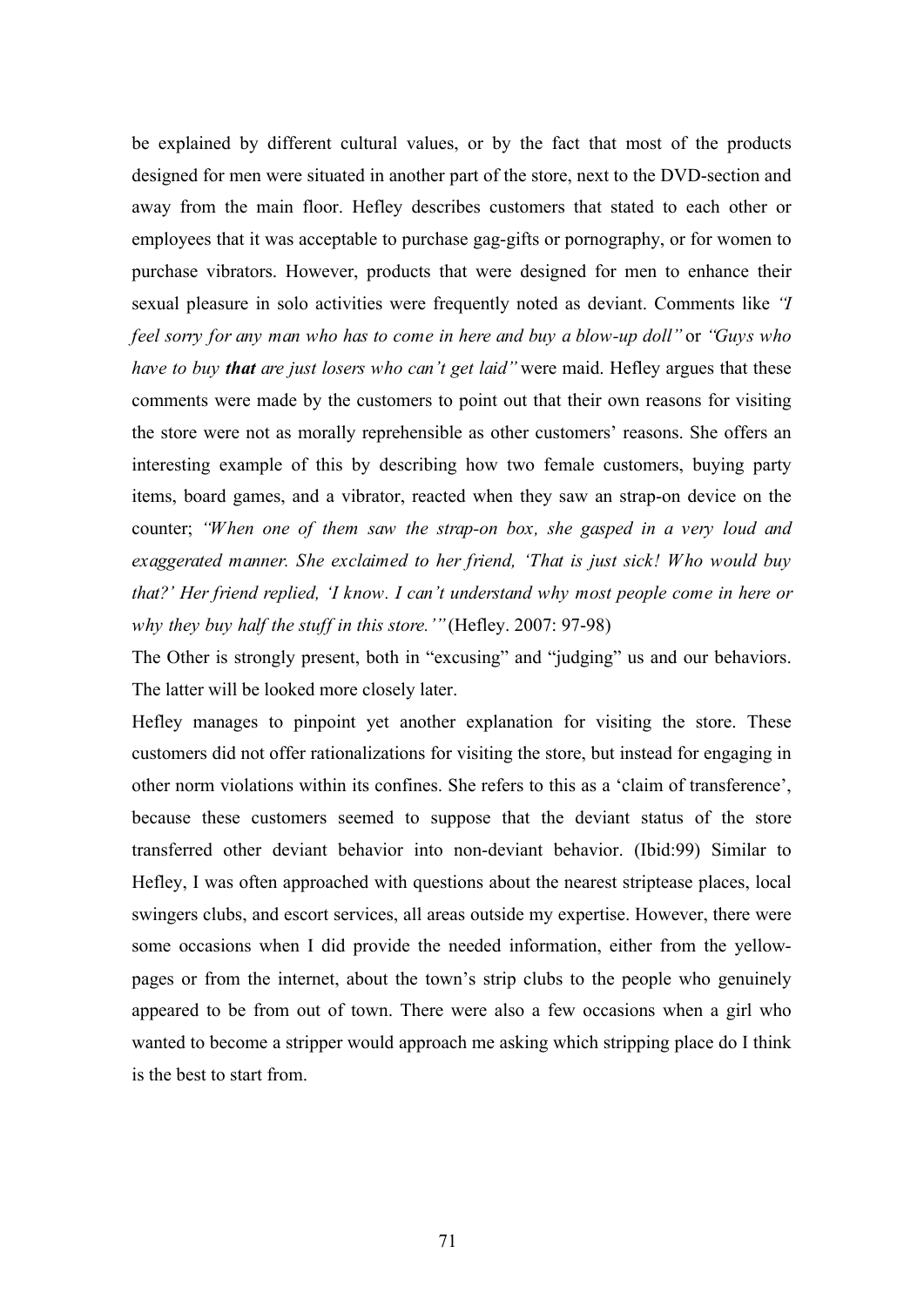be explained by different cultural values, or by the fact that most of the products designed for men were situated in another part of the store, next to the DVD-section and away from the main floor. Hefley describes customers that stated to each other or employees that it was acceptable to purchase gag-gifts or pornography, or for women to purchase vibrators. However, products that were designed for men to enhance their sexual pleasure in solo activities were frequently noted as deviant. Comments like *"I feel sorry for any man who has to come in here and buy a blow-up doll"* or *"Guys who have to buy **that** are just losers who can't get laid"* were maid. Hefley argues that these comments were made by the customers to point out that their own reasons for visiting the store were not as morally reprehensible as other customers' reasons. She offers an interesting example of this by describing how two female customers, buying party items, board games, and a vibrator, reacted when they saw an strap-on device on the counter; *"When one of them saw the strap-on box, she gasped in a very loud and exaggerated manner. She exclaimed to her friend, 'That is just sick! Who would buy that?' Her friend replied, 'I know. I can't understand why most people come in here or why they buy half the stuff in this store.'"* (Hefley. 2007: 97-98)

The Other is strongly present, both in "excusing" and "judging" us and our behaviors. The latter will be looked more closely later.

Hefley manages to pinpoint yet another explanation for visiting the store. These customers did not offer rationalizations for visiting the store, but instead for engaging in other norm violations within its confines. She refers to this as a 'claim of transference', because these customers seemed to suppose that the deviant status of the store transferred other deviant behavior into non-deviant behavior. (Ibid:99) Similar to Hefley, I was often approached with questions about the nearest striptease places, local swingers clubs, and escort services, all areas outside my expertise. However, there were some occasions when I did provide the needed information, either from the yellow-pages or from the internet, about the town's strip clubs to the people who genuinely appeared to be from out of town. There were also a few occasions when a girl who wanted to become a stripper would approach me asking which stripping place do I think is the best to start from.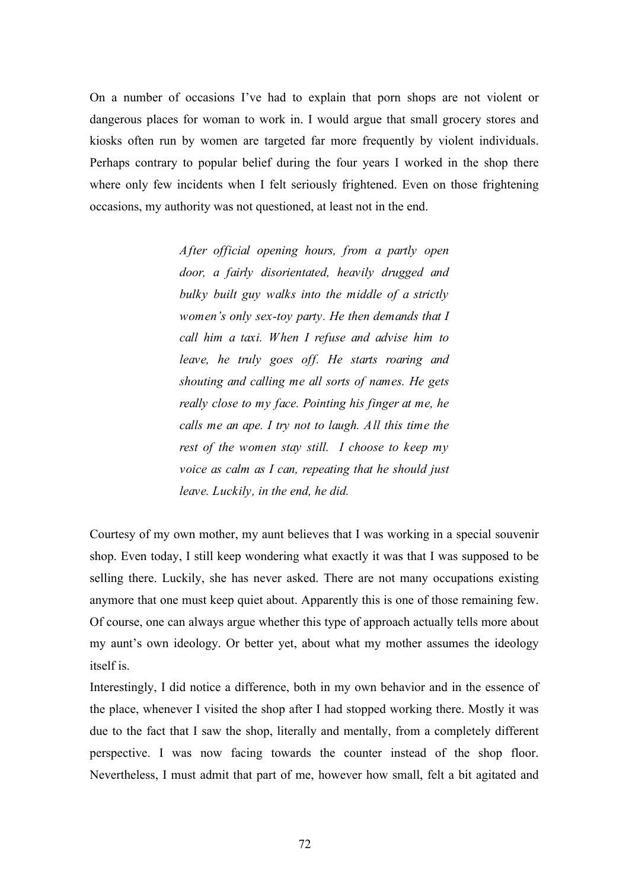On a number of occasions I've had to explain that porn shops are not violent or dangerous places for woman to work in. I would argue that small grocery stores and kiosks often run by women are targeted far more frequently by violent individuals. Perhaps contrary to popular belief during the four years I worked in the shop there where only few incidents when I felt seriously frightened. Even on those frightening occasions, my authority was not questioned, at least not in the end.

> *After official opening hours, from a partly open door, a fairly disorientated, heavily drugged and bulky built guy walks into the middle of a strictly women's only sex-toy party. He then demands that I call him a taxi. When I refuse and advise him to leave, he truly goes off. He starts roaring and shouting and calling me all sorts of names. He gets really close to my face. Pointing his finger at me, he calls me an ape. I try not to laugh. All this time the rest of the women stay still. I choose to keep my voice as calm as I can, repeating that he should just leave. Luckily, in the end, he did.*

Courtesy of my own mother, my aunt believes that I was working in a special souvenir shop. Even today, I still keep wondering what exactly it was that I was supposed to be selling there. Luckily, she has never asked. There are not many occupations existing anymore that one must keep quiet about. Apparently this is one of those remaining few. Of course, one can always argue whether this type of approach actually tells more about my aunt's own ideology. Or better yet, about what my mother assumes the ideology itself is.

Interestingly, I did notice a difference, both in my own behavior and in the essence of the place, whenever I visited the shop after I had stopped working there. Mostly it was due to the fact that I saw the shop, literally and mentally, from a completely different perspective. I was now facing towards the counter instead of the shop floor. Nevertheless, I must admit that part of me, however how small, felt a bit agitated and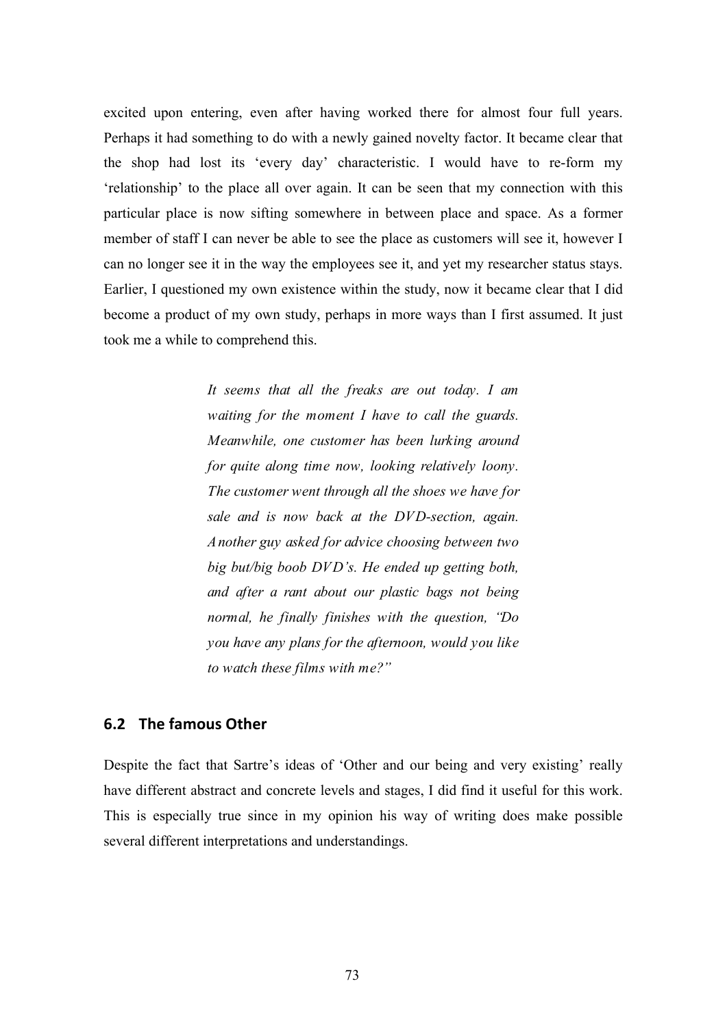excited upon entering, even after having worked there for almost four full years. Perhaps it had something to do with a newly gained novelty factor. It became clear that the shop had lost its 'every day' characteristic. I would have to re-form my 'relationship' to the place all over again. It can be seen that my connection with this particular place is now sifting somewhere in between place and space. As a former member of staff I can never be able to see the place as customers will see it, however I can no longer see it in the way the employees see it, and yet my researcher status stays. Earlier, I questioned my own existence within the study, now it became clear that I did become a product of my own study, perhaps in more ways than I first assumed. It just took me a while to comprehend this.

> *It seems that all the freaks are out today. I am waiting for the moment I have to call the guards. Meanwhile, one customer has been lurking around for quite along time now, looking relatively loony. The customer went through all the shoes we have for sale and is now back at the DVD-section, again. Another guy asked for advice choosing between two big but/big boob DVD's. He ended up getting both, and after a rant about our plastic bags not being normal, he finally finishes with the question, "Do you have any plans for the afternoon, would you like to watch these films with me?"*

## 6.2 The famous Other

Despite the fact that Sartre's ideas of 'Other and our being and very existing' really have different abstract and concrete levels and stages, I did find it useful for this work. This is especially true since in my opinion his way of writing does make possible several different interpretations and understandings.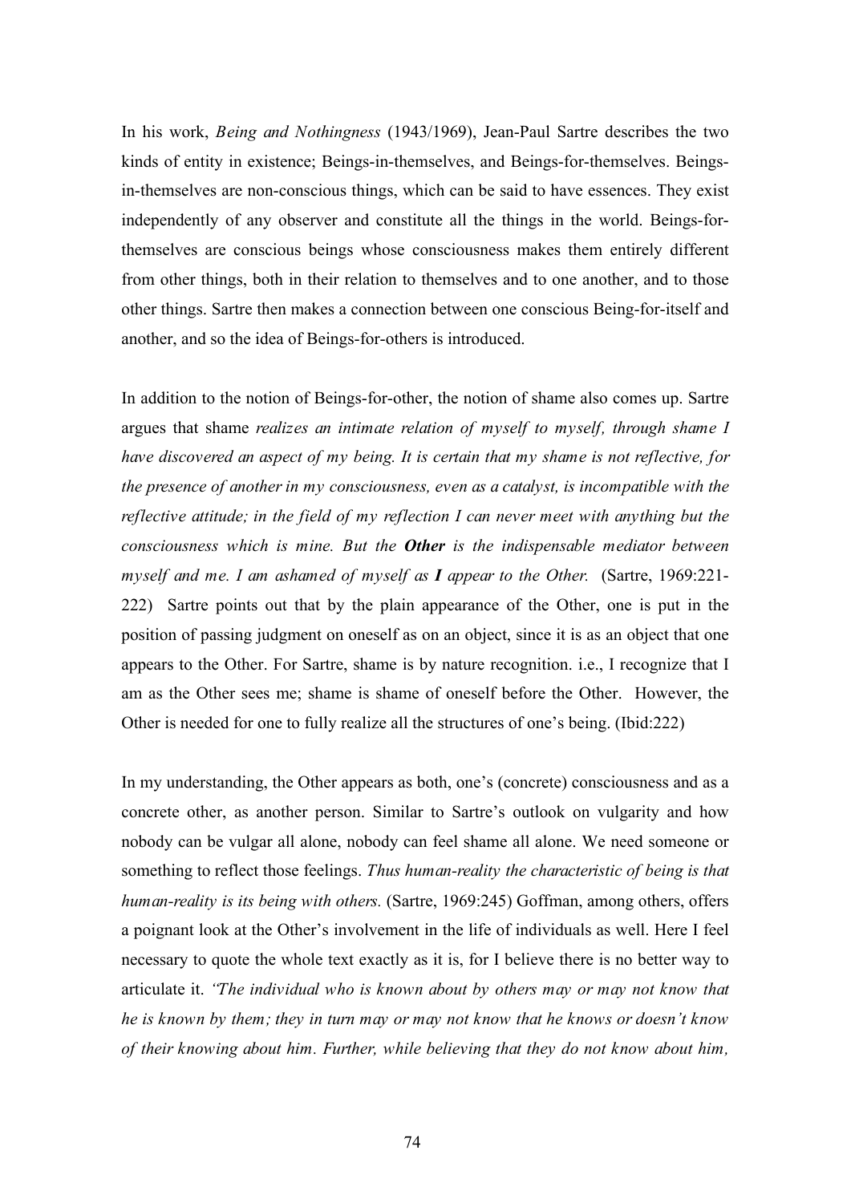In his work, *Being and Nothingness* (1943/1969), Jean-Paul Sartre describes the two kinds of entity in existence; Beings-in-themselves, and Beings-for-themselves. Beings-in-themselves are non-conscious things, which can be said to have essences. They exist independently of any observer and constitute all the things in the world. Beings-for-themselves are conscious beings whose consciousness makes them entirely different from other things, both in their relation to themselves and to one another, and to those other things. Sartre then makes a connection between one conscious Being-for-itself and another, and so the idea of Beings-for-others is introduced.

In addition to the notion of Beings-for-other, the notion of shame also comes up. Sartre argues that shame *realizes an intimate relation of myself to myself, through shame I have discovered an aspect of my being. It is certain that my shame is not reflective, for the presence of another in my consciousness, even as a catalyst, is incompatible with the reflective attitude; in the field of my reflection I can never meet with anything but the consciousness which is mine. But the **Other** is the indispensable mediator between myself and me. I am ashamed of myself as **I** appear to the Other.* (Sartre, 1969:221-222) Sartre points out that by the plain appearance of the Other, one is put in the position of passing judgment on oneself as on an object, since it is as an object that one appears to the Other. For Sartre, shame is by nature recognition. i.e., I recognize that I am as the Other sees me; shame is shame of oneself before the Other. However, the Other is needed for one to fully realize all the structures of one's being. (Ibid:222)

In my understanding, the Other appears as both, one's (concrete) consciousness and as a concrete other, as another person. Similar to Sartre's outlook on vulgarity and how nobody can be vulgar all alone, nobody can feel shame all alone. We need someone or something to reflect those feelings. *Thus human-reality the characteristic of being is that human-reality is its being with others.* (Sartre, 1969:245) Goffman, among others, offers a poignant look at the Other's involvement in the life of individuals as well. Here I feel necessary to quote the whole text exactly as it is, for I believe there is no better way to articulate it. *'The individual who is known about by others may or may not know that he is known by them; they in turn may or may not know that he knows or doesn't know of their knowing about him. Further, while believing that they do not know about him,*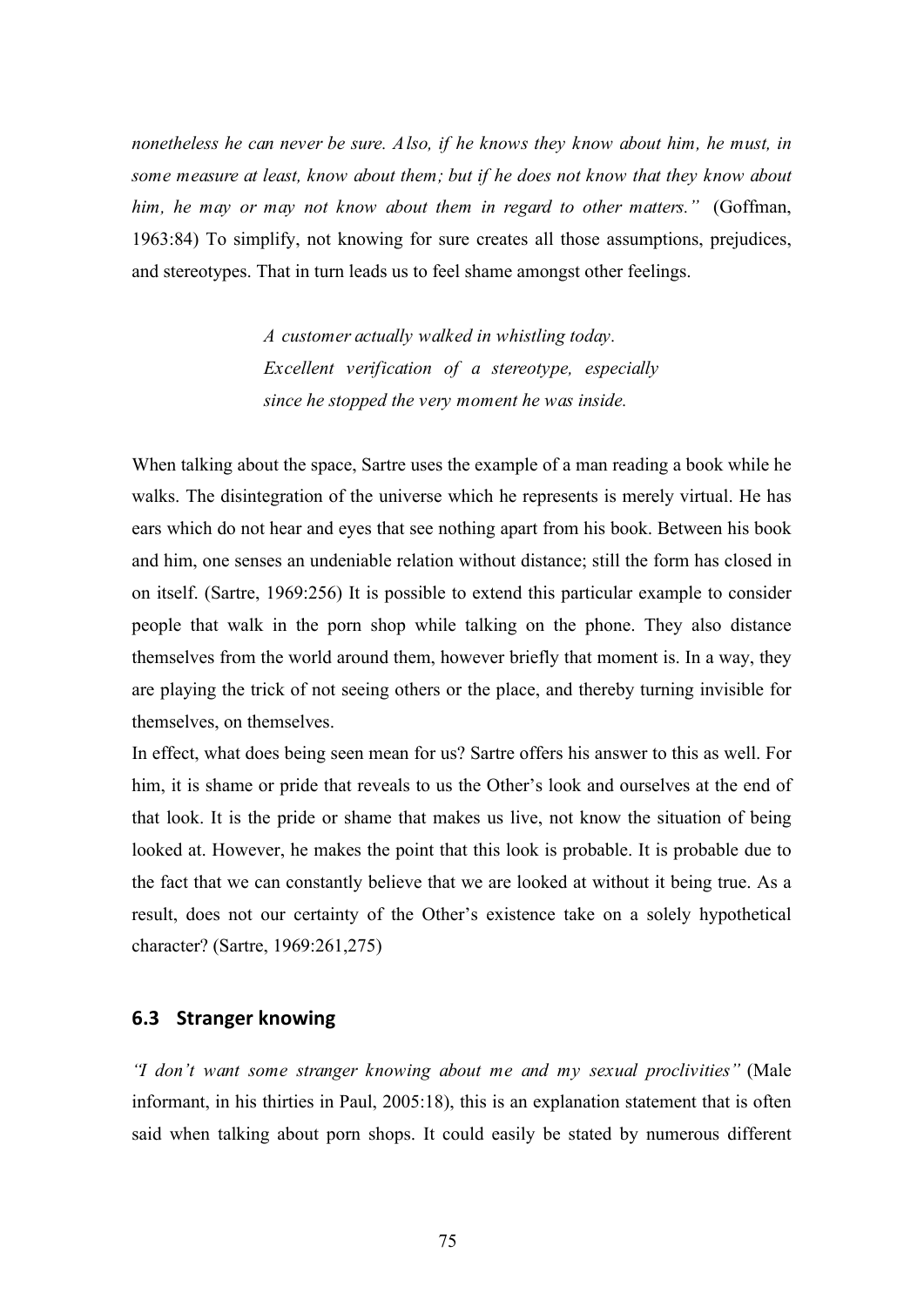*nonetheless he can never be sure. Also, if he knows they know about him, he must, in some measure at least, know about them; but if he does not know that they know about him, he may or may not know about them in regard to other matters."* (Goffman, 1963:84) To simplify, not knowing for sure creates all those assumptions, prejudices, and stereotypes. That in turn leads us to feel shame amongst other feelings.

> *A customer actually walked in whistling today. Excellent verification of a stereotype, especially since he stopped the very moment he was inside.*

When talking about the space, Sartre uses the example of a man reading a book while he walks. The disintegration of the universe which he represents is merely virtual. He has ears which do not hear and eyes that see nothing apart from his book. Between his book and him, one senses an undeniable relation without distance; still the form has closed in on itself. (Sartre, 1969:256) It is possible to extend this particular example to consider people that walk in the porn shop while talking on the phone. They also distance themselves from the world around them, however briefly that moment is. In a way, they are playing the trick of not seeing others or the place, and thereby turning invisible for themselves, on themselves.

In effect, what does being seen mean for us? Sartre offers his answer to this as well. For him, it is shame or pride that reveals to us the Other's look and ourselves at the end of that look. It is the pride or shame that makes us live, not know the situation of being looked at. However, he makes the point that this look is probable. It is probable due to the fact that we can constantly believe that we are looked at without it being true. As a result, does not our certainty of the Other's existence take on a solely hypothetical character? (Sartre, 1969:261,275)

## 6.3 Stranger knowing

*"I don't want some stranger knowing about me and my sexual proclivities"* (Male informant, in his thirties in Paul, 2005:18), this is an explanation statement that is often said when talking about porn shops. It could easily be stated by numerous different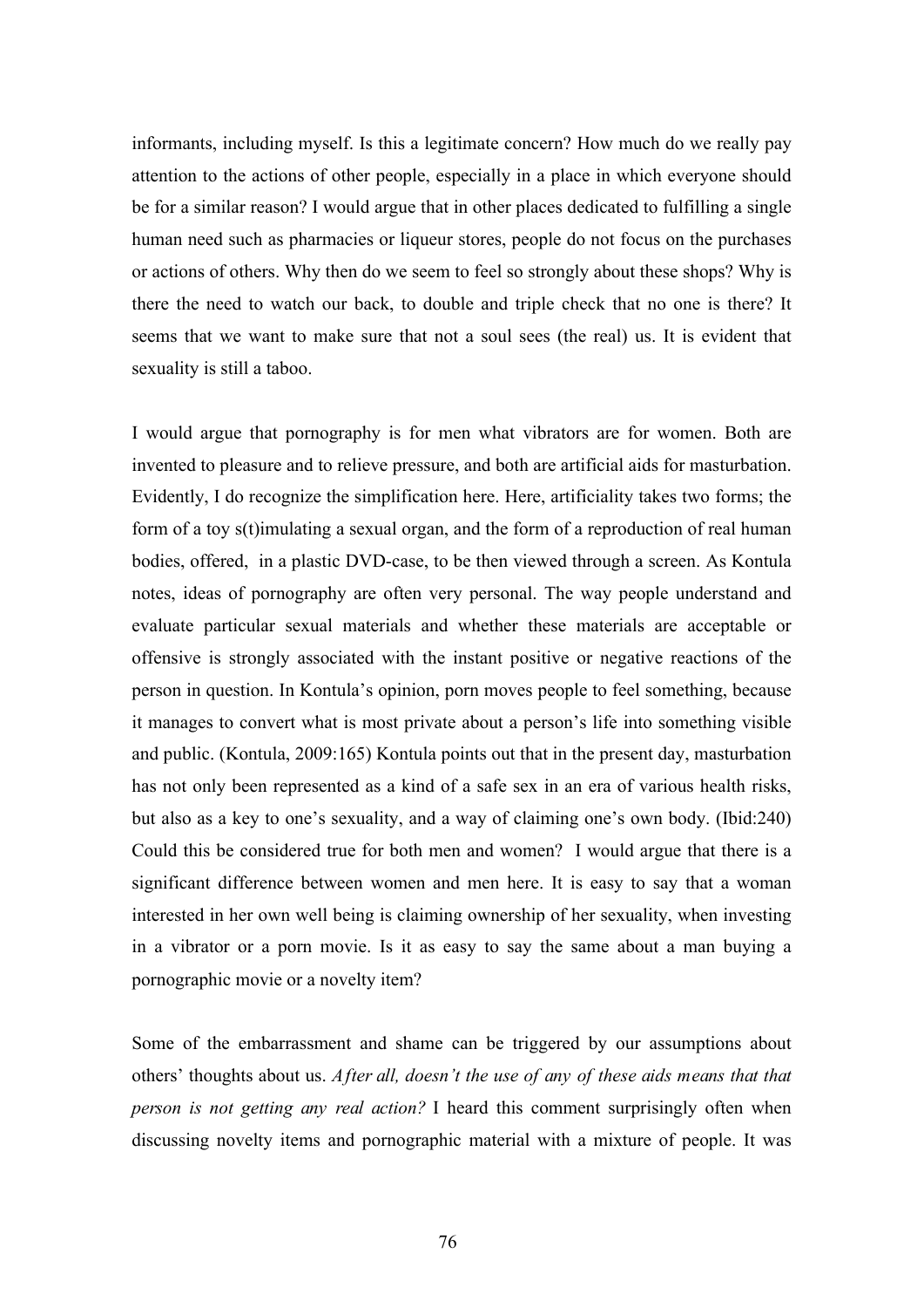informants, including myself. Is this a legitimate concern? How much do we really pay attention to the actions of other people, especially in a place in which everyone should be for a similar reason? I would argue that in other places dedicated to fulfilling a single human need such as pharmacies or liqueur stores, people do not focus on the purchases or actions of others. Why then do we seem to feel so strongly about these shops? Why is there the need to watch our back, to double and triple check that no one is there? It seems that we want to make sure that not a soul sees (the real) us. It is evident that sexuality is still a taboo.

I would argue that pornography is for men what vibrators are for women. Both are invented to pleasure and to relieve pressure, and both are artificial aids for masturbation. Evidently, I do recognize the simplification here. Here, artificiality takes two forms; the form of a toy s(t)imulating a sexual organ, and the form of a reproduction of real human bodies, offered, in a plastic DVD-case, to be then viewed through a screen. As Kontula notes, ideas of pornography are often very personal. The way people understand and evaluate particular sexual materials and whether these materials are acceptable or offensive is strongly associated with the instant positive or negative reactions of the person in question. In Kontula's opinion, porn moves people to feel something, because it manages to convert what is most private about a person's life into something visible and public. (Kontula, 2009:165) Kontula points out that in the present day, masturbation has not only been represented as a kind of a safe sex in an era of various health risks, but also as a key to one's sexuality, and a way of claiming one's own body. (Ibid:240) Could this be considered true for both men and women? I would argue that there is a significant difference between women and men here. It is easy to say that a woman interested in her own well being is claiming ownership of her sexuality, when investing in a vibrator or a porn movie. Is it as easy to say the same about a man buying a pornographic movie or a novelty item?

Some of the embarrassment and shame can be triggered by our assumptions about others' thoughts about us. *After all, doesn't the use of any of these aids means that that person is not getting any real action?* I heard this comment surprisingly often when discussing novelty items and pornographic material with a mixture of people. It was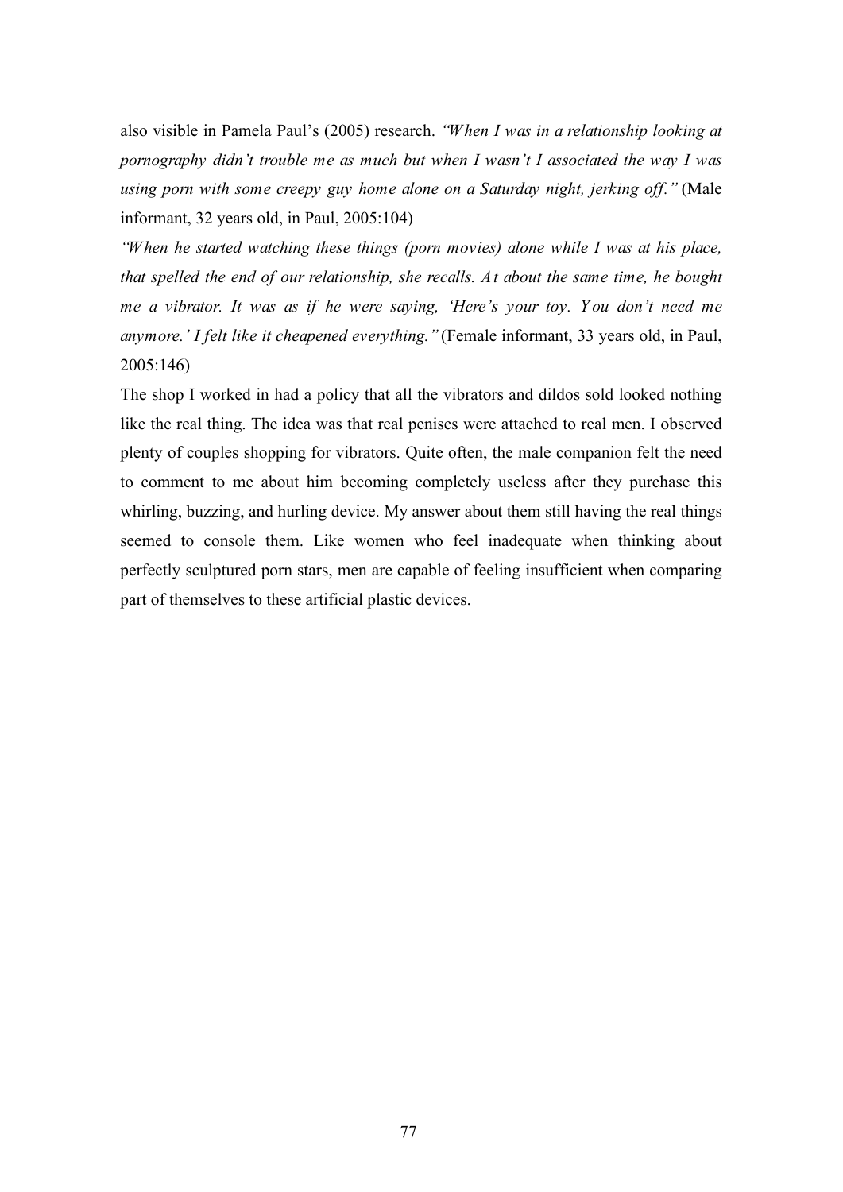also visible in Pamela Paul's (2005) research. *"When I was in a relationship looking at pornography didn't trouble me as much but when I wasn't I associated the way I was using porn with some creepy guy home alone on a Saturday night, jerking off."* (Male informant, 32 years old, in Paul, 2005:104)

*"When he started watching these things (porn movies) alone while I was at his place, that spelled the end of our relationship, she recalls. At about the same time, he bought me a vibrator. It was as if he were saying, 'Here's your toy. You don't need me anymore.' I felt like it cheapened everything."* (Female informant, 33 years old, in Paul, 2005:146)

The shop I worked in had a policy that all the vibrators and dildos sold looked nothing like the real thing. The idea was that real penises were attached to real men. I observed plenty of couples shopping for vibrators. Quite often, the male companion felt the need to comment to me about him becoming completely useless after they purchase this whirling, buzzing, and hurling device. My answer about them still having the real things seemed to console them. Like women who feel inadequate when thinking about perfectly sculptured porn stars, men are capable of feeling insufficient when comparing part of themselves to these artificial plastic devices.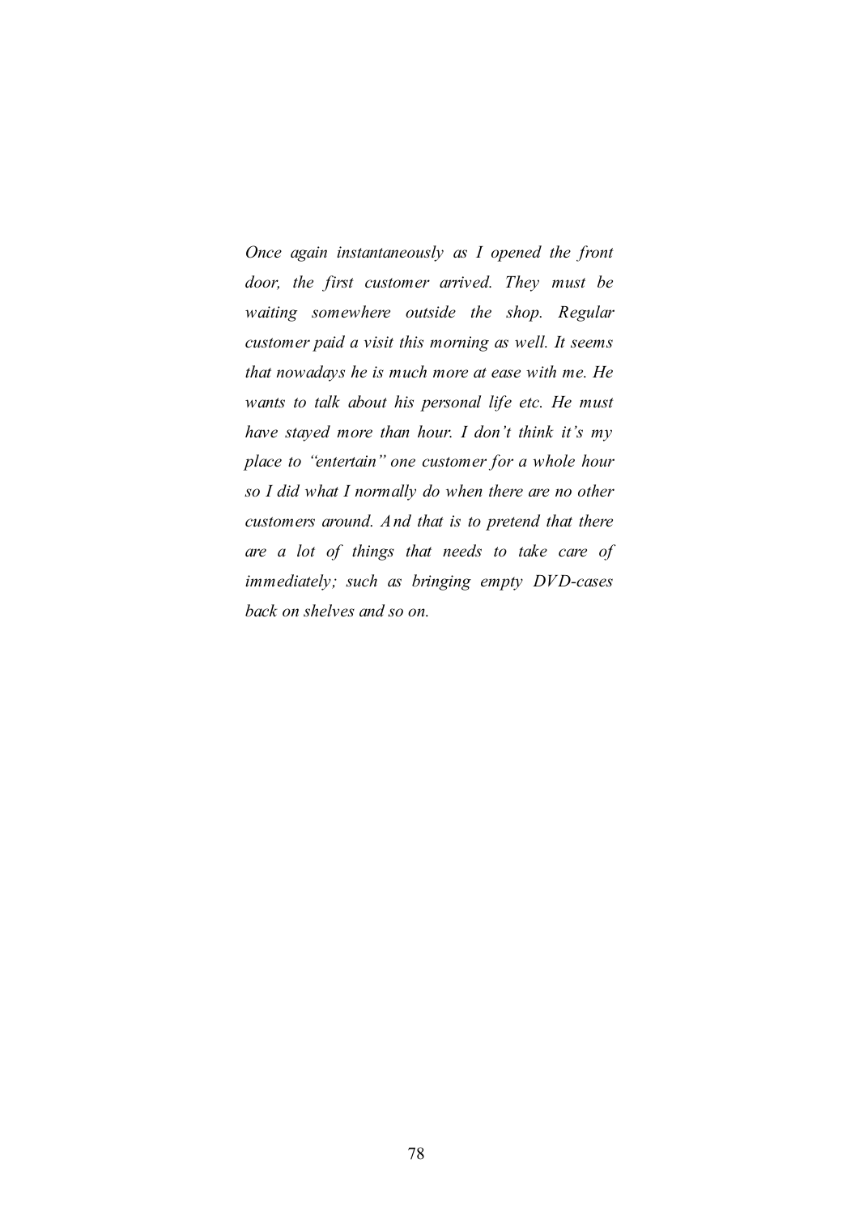*Once again instantaneously as I opened the front door, the first customer arrived. They must be waiting somewhere outside the shop. Regular customer paid a visit this morning as well. It seems that nowadays he is much more at ease with me. He wants to talk about his personal life etc. He must have stayed more than hour. I don't think it's my place to "entertain" one customer for a whole hour so I did what I normally do when there are no other customers around. And that is to pretend that there are a lot of things that needs to take care of immediately; such as bringing empty DVD-cases back on shelves and so on.*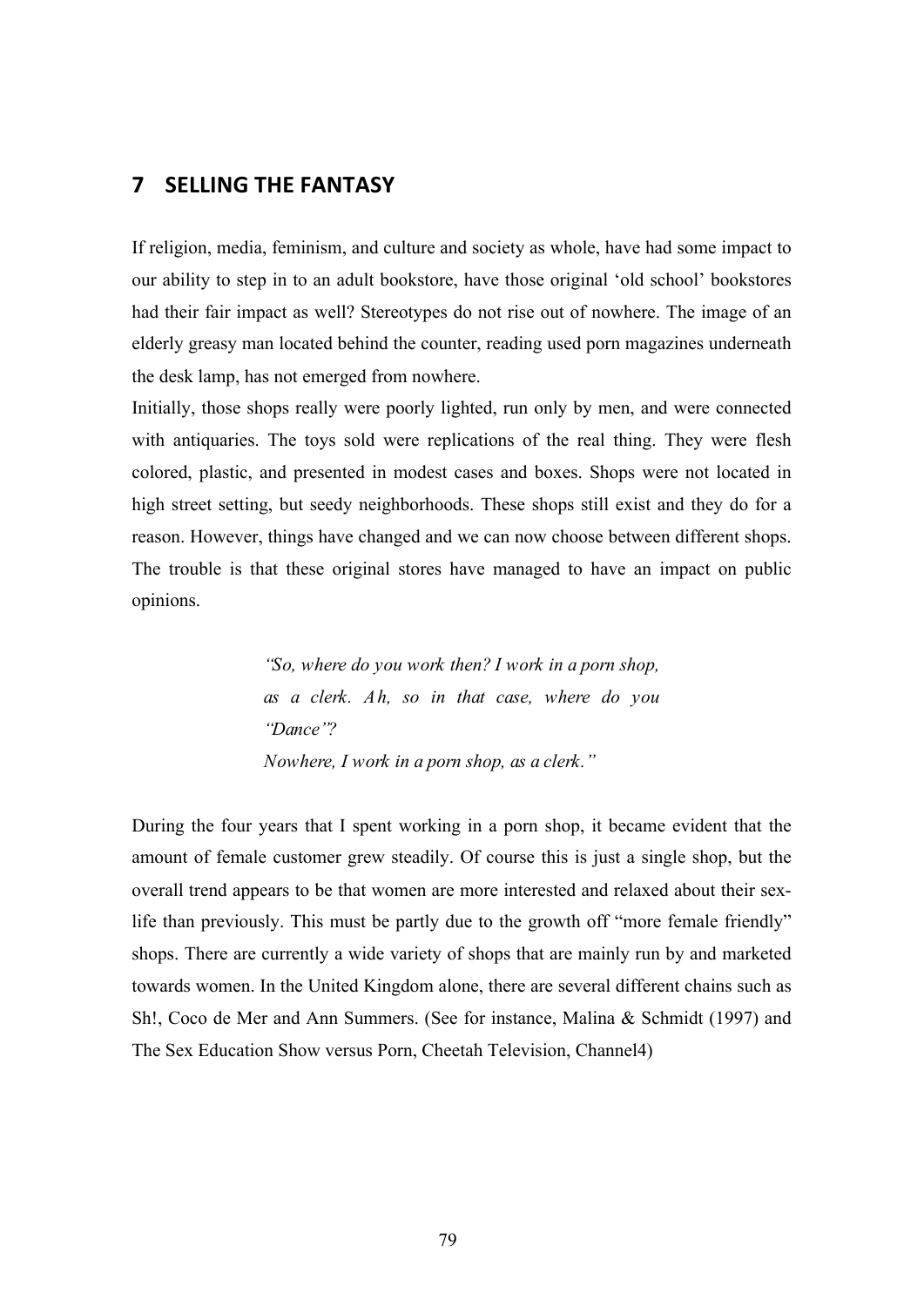# 7 SELLING THE FANTASY

If religion, media, feminism, and culture and society as whole, have had some impact to our ability to step in to an adult bookstore, have those original 'old school' bookstores had their fair impact as well? Stereotypes do not rise out of nowhere. The image of an elderly greasy man located behind the counter, reading used porn magazines underneath the desk lamp, has not emerged from nowhere.

Initially, those shops really were poorly lighted, run only by men, and were connected with antiquaries. The toys sold were replications of the real thing. They were flesh colored, plastic, and presented in modest cases and boxes. Shops were not located in high street setting, but seedy neighborhoods. These shops still exist and they do for a reason. However, things have changed and we can now choose between different shops. The trouble is that these original stores have managed to have an impact on public opinions.

> *"So, where do you work then? I work in a porn shop, as a clerk. Ah, so in that case, where do you "Dance"?*
> *Nowhere, I work in a porn shop, as a clerk."*

During the four years that I spent working in a porn shop, it became evident that the amount of female customer grew steadily. Of course this is just a single shop, but the overall trend appears to be that women are more interested and relaxed about their sex-life than previously. This must be partly due to the growth off "more female friendly" shops. There are currently a wide variety of shops that are mainly run by and marketed towards women. In the United Kingdom alone, there are several different chains such as Sh!, Coco de Mer and Ann Summers. (See for instance, Malina & Schmidt (1997) and The Sex Education Show versus Porn, Cheetah Television, Channel4)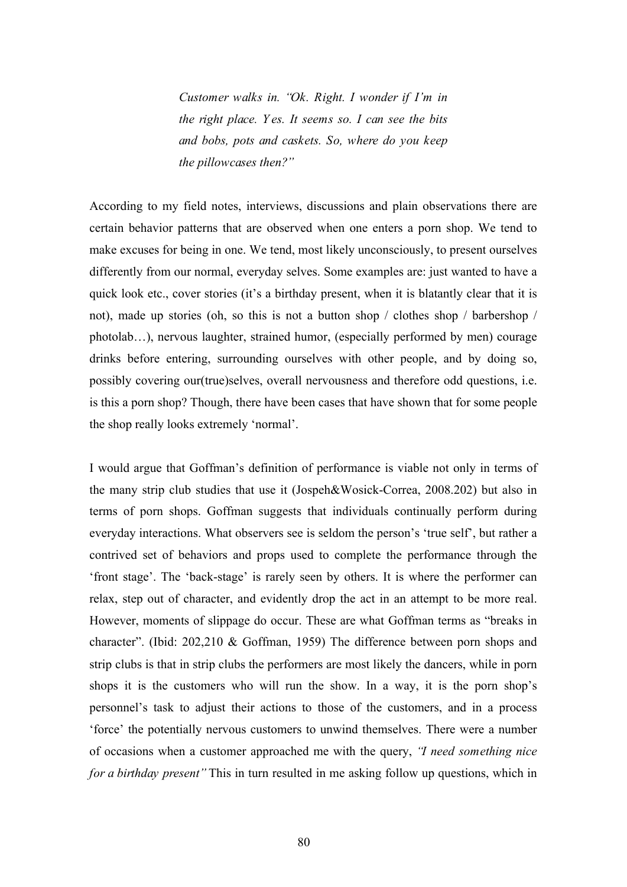> *Customer walks in. "Ok. Right. I wonder if I'm in the right place. Yes. It seems so. I can see the bits and bobs, pots and caskets. So, where do you keep the pillowcases then?"*

According to my field notes, interviews, discussions and plain observations there are certain behavior patterns that are observed when one enters a porn shop. We tend to make excuses for being in one. We tend, most likely unconsciously, to present ourselves differently from our normal, everyday selves. Some examples are: just wanted to have a quick look etc., cover stories (it's a birthday present, when it is blatantly clear that it is not), made up stories (oh, so this is not a button shop / clothes shop / barbershop / photolab…), nervous laughter, strained humor, (especially performed by men) courage drinks before entering, surrounding ourselves with other people, and by doing so, possibly covering our(true)selves, overall nervousness and therefore odd questions, i.e. is this a porn shop? Though, there have been cases that have shown that for some people the shop really looks extremely 'normal'.

I would argue that Goffman's definition of performance is viable not only in terms of the many strip club studies that use it (Jospeh&Wosick-Correa, 2008.202) but also in terms of porn shops. Goffman suggests that individuals continually perform during everyday interactions. What observers see is seldom the person's 'true self', but rather a contrived set of behaviors and props used to complete the performance through the 'front stage'. The 'back-stage' is rarely seen by others. It is where the performer can relax, step out of character, and evidently drop the act in an attempt to be more real. However, moments of slippage do occur. These are what Goffman terms as "breaks in character". (Ibid: 202,210 & Goffman, 1959) The difference between porn shops and strip clubs is that in strip clubs the performers are most likely the dancers, while in porn shops it is the customers who will run the show. In a way, it is the porn shop's personnel's task to adjust their actions to those of the customers, and in a process 'force' the potentially nervous customers to unwind themselves. There were a number of occasions when a customer approached me with the query, *"I need something nice for a birthday present"* This in turn resulted in me asking follow up questions, which in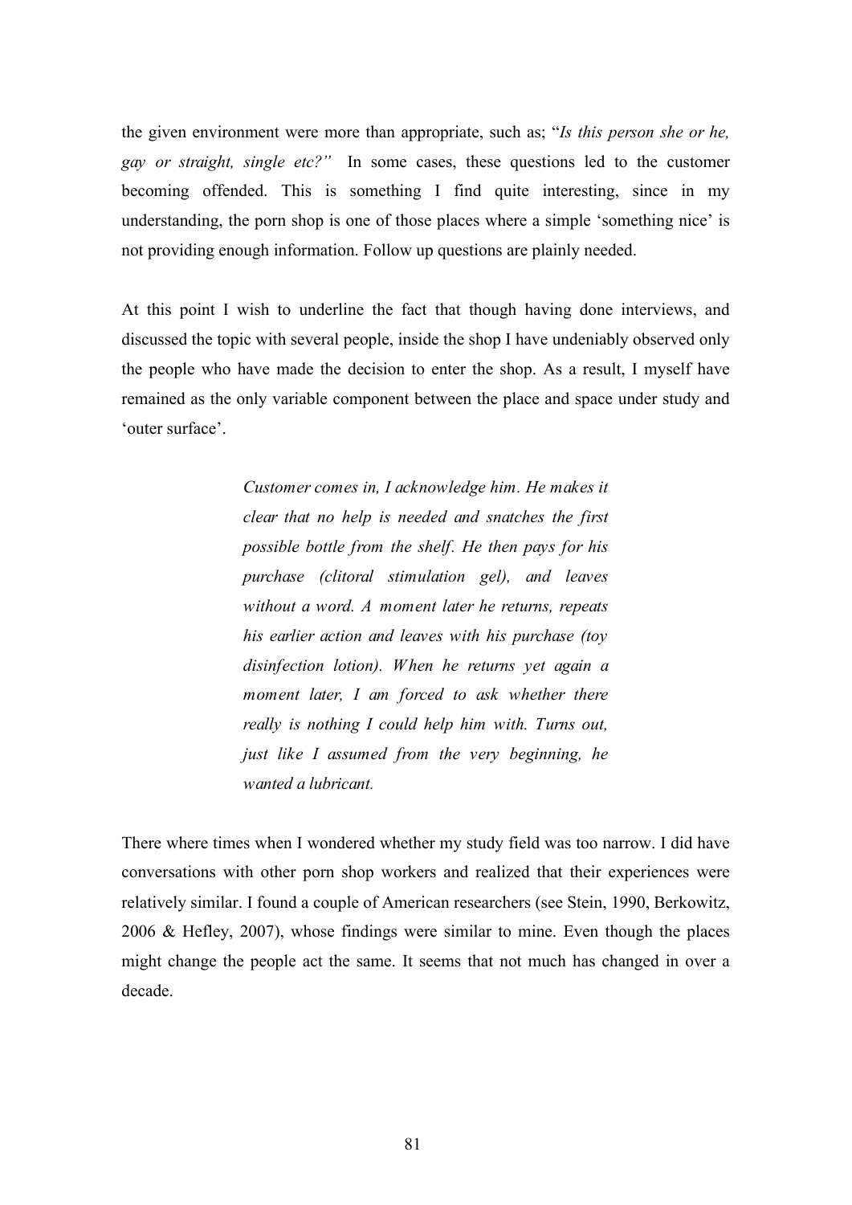the given environment were more than appropriate, such as; "*Is this person she or he, gay or straight, single etc?"* In some cases, these questions led to the customer becoming offended. This is something I find quite interesting, since in my understanding, the porn shop is one of those places where a simple 'something nice' is not providing enough information. Follow up questions are plainly needed.

At this point I wish to underline the fact that though having done interviews, and discussed the topic with several people, inside the shop I have undeniably observed only the people who have made the decision to enter the shop. As a result, I myself have remained as the only variable component between the place and space under study and 'outer surface'.

> *Customer comes in, I acknowledge him. He makes it clear that no help is needed and snatches the first possible bottle from the shelf. He then pays for his purchase (clitoral stimulation gel), and leaves without a word. A moment later he returns, repeats his earlier action and leaves with his purchase (toy disinfection lotion). When he returns yet again a moment later, I am forced to ask whether there really is nothing I could help him with. Turns out, just like I assumed from the very beginning, he wanted a lubricant.*

There where times when I wondered whether my study field was too narrow. I did have conversations with other porn shop workers and realized that their experiences were relatively similar. I found a couple of American researchers (see Stein, 1990, Berkowitz, 2006 & Hefley, 2007), whose findings were similar to mine. Even though the places might change the people act the same. It seems that not much has changed in over a decade.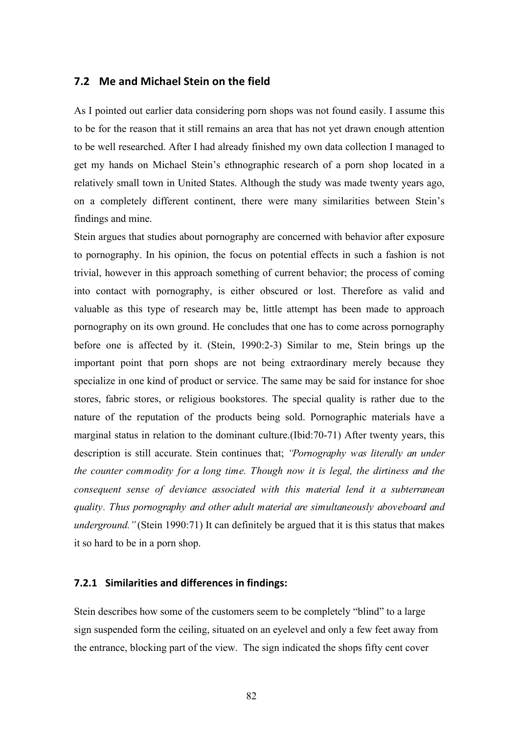## 7.2 Me and Michael Stein on the field

As I pointed out earlier data considering porn shops was not found easily. I assume this to be for the reason that it still remains an area that has not yet drawn enough attention to be well researched. After I had already finished my own data collection I managed to get my hands on Michael Stein's ethnographic research of a porn shop located in a relatively small town in United States. Although the study was made twenty years ago, on a completely different continent, there were many similarities between Stein's findings and mine.

Stein argues that studies about pornography are concerned with behavior after exposure to pornography. In his opinion, the focus on potential effects in such a fashion is not trivial, however in this approach something of current behavior; the process of coming into contact with pornography, is either obscured or lost. Therefore as valid and valuable as this type of research may be, little attempt has been made to approach pornography on its own ground. He concludes that one has to come across pornography before one is affected by it. (Stein, 1990:2-3) Similar to me, Stein brings up the important point that porn shops are not being extraordinary merely because they specialize in one kind of product or service. The same may be said for instance for shoe stores, fabric stores, or religious bookstores. The special quality is rather due to the nature of the reputation of the products being sold. Pornographic materials have a marginal status in relation to the dominant culture.(Ibid:70-71) After twenty years, this description is still accurate. Stein continues that; *"Pornography was literally an under the counter commodity for a long time. Though now it is legal, the dirtiness and the consequent sense of deviance associated with this material lend it a subterranean quality. Thus pornography and other adult material are simultaneously aboveboard and underground."* (Stein 1990:71) It can definitely be argued that it is this status that makes it so hard to be in a porn shop.

### 7.2.1 Similarities and differences in findings:

Stein describes how some of the customers seem to be completely "blind" to a large sign suspended form the ceiling, situated on an eyelevel and only a few feet away from the entrance, blocking part of the view. The sign indicated the shops fifty cent cover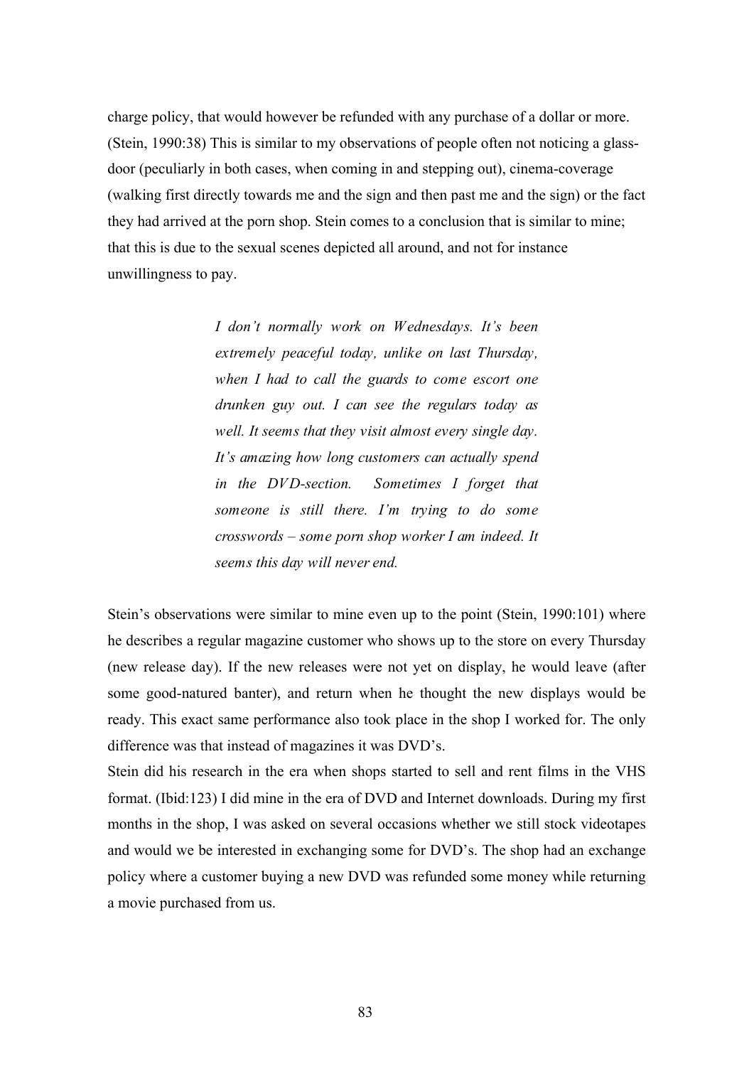charge policy, that would however be refunded with any purchase of a dollar or more. (Stein, 1990:38) This is similar to my observations of people often not noticing a glass-door (peculiarly in both cases, when coming in and stepping out), cinema-coverage (walking first directly towards me and the sign and then past me and the sign) or the fact they had arrived at the porn shop. Stein comes to a conclusion that is similar to mine; that this is due to the sexual scenes depicted all around, and not for instance unwillingness to pay.

> *I don't normally work on Wednesdays. It's been extremely peaceful today, unlike on last Thursday, when I had to call the guards to come escort one drunken guy out. I can see the regulars today as well. It seems that they visit almost every single day. It's amazing how long customers can actually spend in the DVD-section. Sometimes I forget that someone is still there. I'm trying to do some crosswords – some porn shop worker I am indeed. It seems this day will never end.*

Stein's observations were similar to mine even up to the point (Stein, 1990:101) where he describes a regular magazine customer who shows up to the store on every Thursday (new release day). If the new releases were not yet on display, he would leave (after some good-natured banter), and return when he thought the new displays would be ready. This exact same performance also took place in the shop I worked for. The only difference was that instead of magazines it was DVD's.

Stein did his research in the era when shops started to sell and rent films in the VHS format. (Ibid:123) I did mine in the era of DVD and Internet downloads. During my first months in the shop, I was asked on several occasions whether we still stock videotapes and would we be interested in exchanging some for DVD's. The shop had an exchange policy where a customer buying a new DVD was refunded some money while returning a movie purchased from us.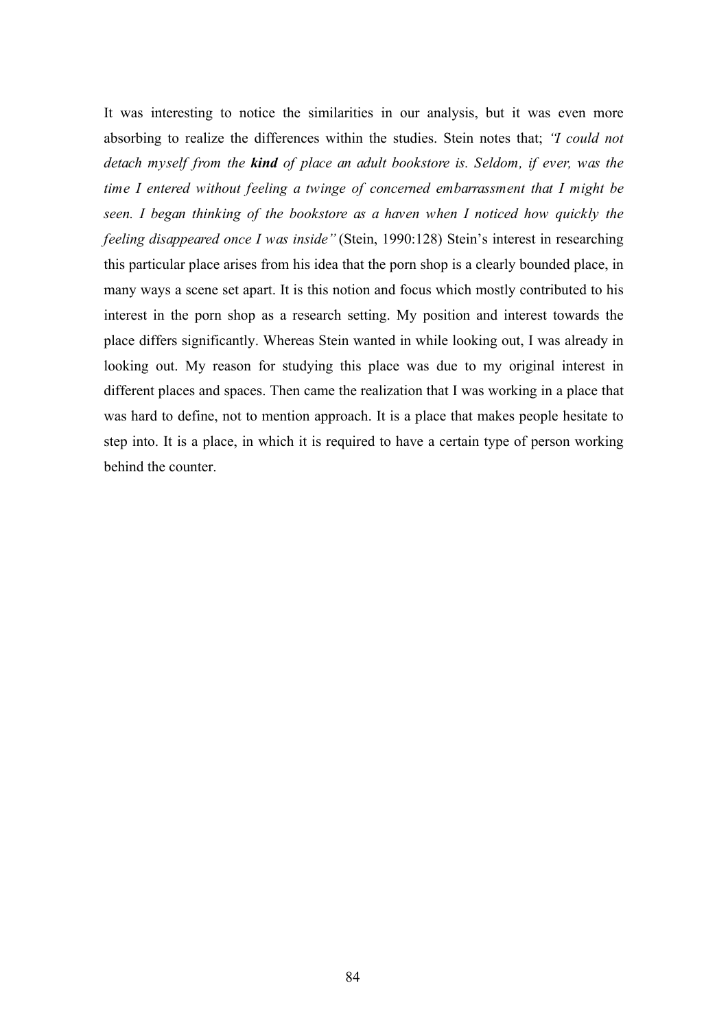It was interesting to notice the similarities in our analysis, but it was even more absorbing to realize the differences within the studies. Stein notes that; *"I could not detach myself from the **kind** of place an adult bookstore is. Seldom, if ever, was the time I entered without feeling a twinge of concerned embarrassment that I might be seen. I began thinking of the bookstore as a haven when I noticed how quickly the feeling disappeared once I was inside"* (Stein, 1990:128) Stein's interest in researching this particular place arises from his idea that the porn shop is a clearly bounded place, in many ways a scene set apart. It is this notion and focus which mostly contributed to his interest in the porn shop as a research setting. My position and interest towards the place differs significantly. Whereas Stein wanted in while looking out, I was already in looking out. My reason for studying this place was due to my original interest in different places and spaces. Then came the realization that I was working in a place that was hard to define, not to mention approach. It is a place that makes people hesitate to step into. It is a place, in which it is required to have a certain type of person working behind the counter.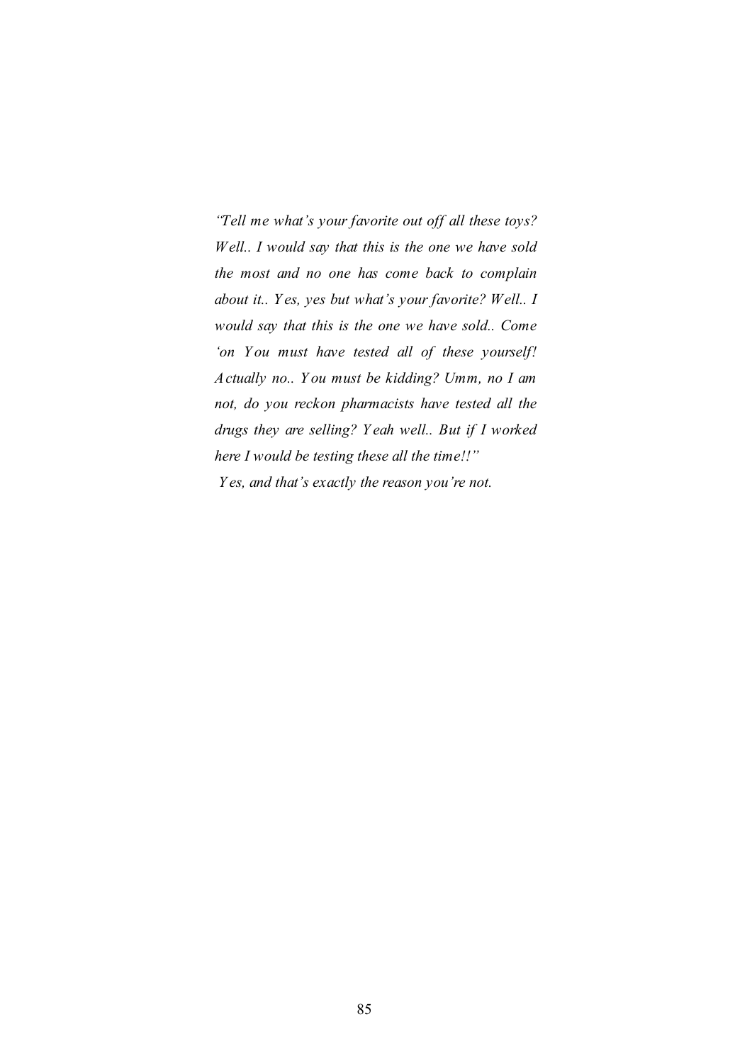*"Tell me what's your favorite out off all these toys? Well.. I would say that this is the one we have sold the most and no one has come back to complain about it.. Yes, yes but what's your favorite? Well.. I would say that this is the one we have sold.. Come 'on You must have tested all of these yourself! Actually no.. You must be kidding? Umm, no I am not, do you reckon pharmacists have tested all the drugs they are selling? Yeah well.. But if I worked here I would be testing these all the time!!"*

*Yes, and that's exactly the reason you're not.*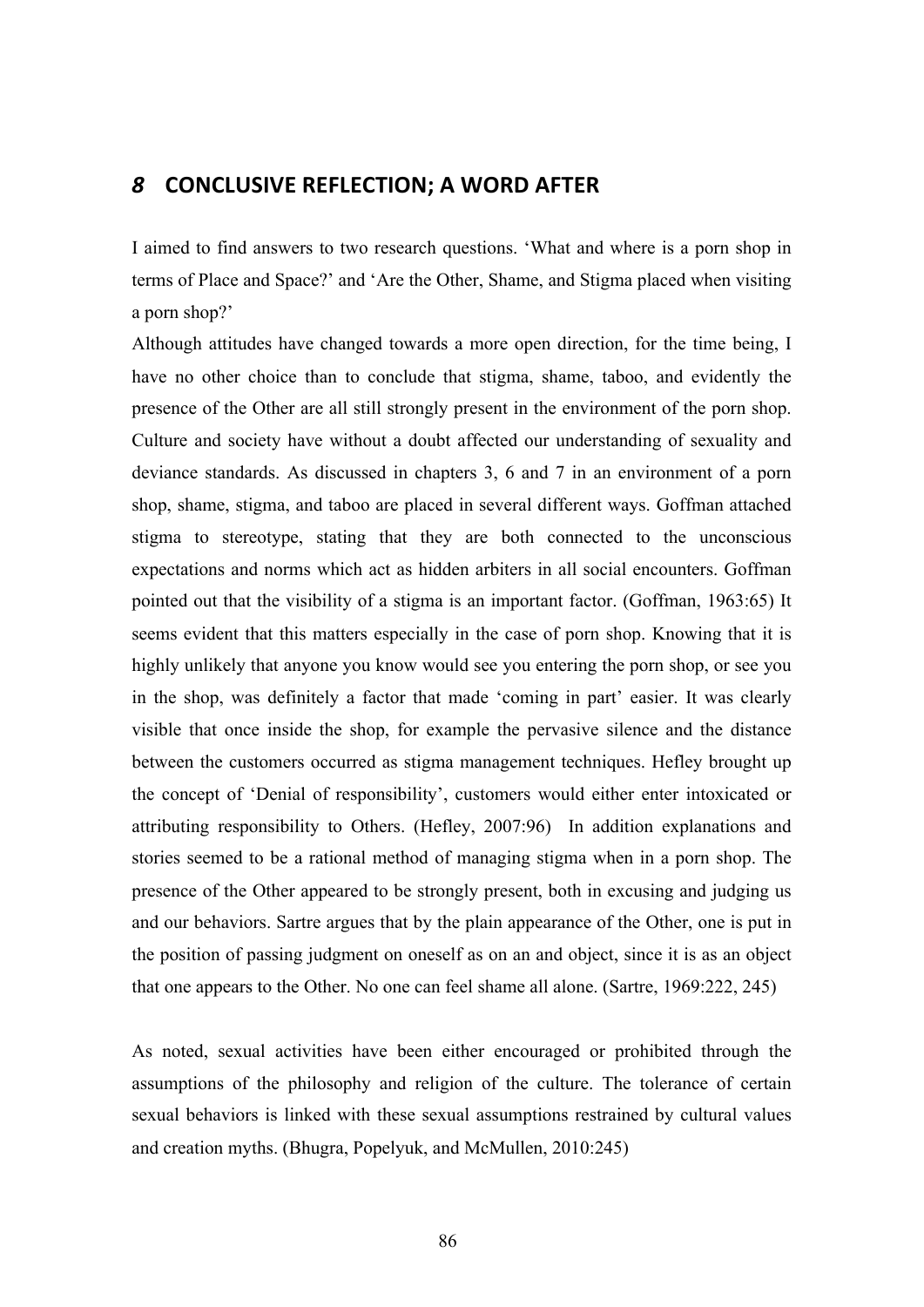# *8* CONCLUSIVE REFLECTION; A WORD AFTER

I aimed to find answers to two research questions. 'What and where is a porn shop in terms of Place and Space?' and 'Are the Other, Shame, and Stigma placed when visiting a porn shop?'

Although attitudes have changed towards a more open direction, for the time being, I have no other choice than to conclude that stigma, shame, taboo, and evidently the presence of the Other are all still strongly present in the environment of the porn shop. Culture and society have without a doubt affected our understanding of sexuality and deviance standards. As discussed in chapters 3, 6 and 7 in an environment of a porn shop, shame, stigma, and taboo are placed in several different ways. Goffman attached stigma to stereotype, stating that they are both connected to the unconscious expectations and norms which act as hidden arbiters in all social encounters. Goffman pointed out that the visibility of a stigma is an important factor. (Goffman, 1963:65) It seems evident that this matters especially in the case of porn shop. Knowing that it is highly unlikely that anyone you know would see you entering the porn shop, or see you in the shop, was definitely a factor that made 'coming in part' easier. It was clearly visible that once inside the shop, for example the pervasive silence and the distance between the customers occurred as stigma management techniques. Hefley brought up the concept of 'Denial of responsibility', customers would either enter intoxicated or attributing responsibility to Others. (Hefley, 2007:96) In addition explanations and stories seemed to be a rational method of managing stigma when in a porn shop. The presence of the Other appeared to be strongly present, both in excusing and judging us and our behaviors. Sartre argues that by the plain appearance of the Other, one is put in the position of passing judgment on oneself as on an and object, since it is as an object that one appears to the Other. No one can feel shame all alone. (Sartre, 1969:222, 245)

As noted, sexual activities have been either encouraged or prohibited through the assumptions of the philosophy and religion of the culture. The tolerance of certain sexual behaviors is linked with these sexual assumptions restrained by cultural values and creation myths. (Bhugra, Popelyuk, and McMullen, 2010:245)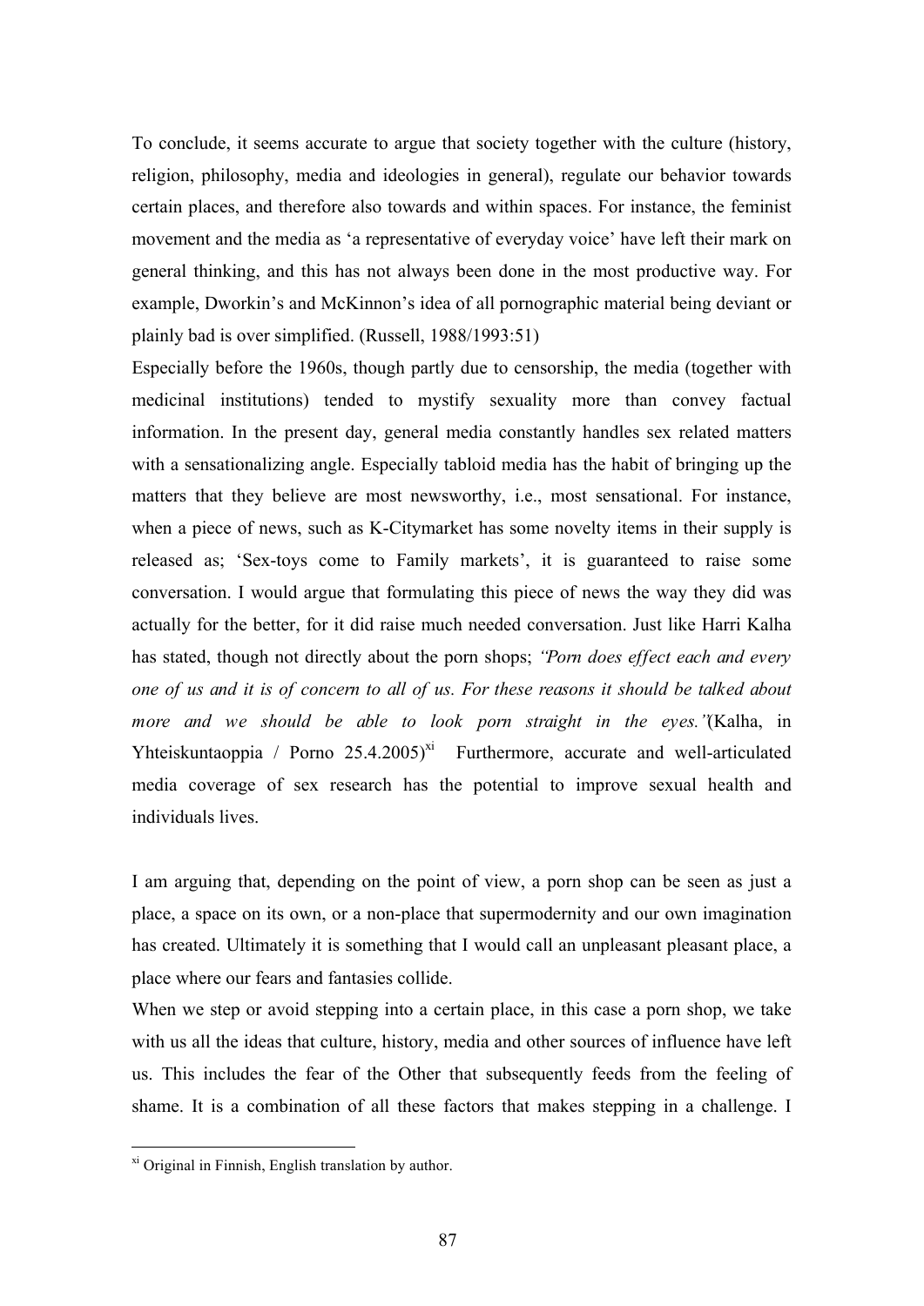To conclude, it seems accurate to argue that society together with the culture (history, religion, philosophy, media and ideologies in general), regulate our behavior towards certain places, and therefore also towards and within spaces. For instance, the feminist movement and the media as 'a representative of everyday voice' have left their mark on general thinking, and this has not always been done in the most productive way. For example, Dworkin's and McKinnon's idea of all pornographic material being deviant or plainly bad is over simplified. (Russell, 1988/1993:51)

Especially before the 1960s, though partly due to censorship, the media (together with medicinal institutions) tended to mystify sexuality more than convey factual information. In the present day, general media constantly handles sex related matters with a sensationalizing angle. Especially tabloid media has the habit of bringing up the matters that they believe are most newsworthy, i.e., most sensational. For instance, when a piece of news, such as K-Citymarket has some novelty items in their supply is released as; 'Sex-toys come to Family markets', it is guaranteed to raise some conversation. I would argue that formulating this piece of news the way they did was actually for the better, for it did raise much needed conversation. Just like Harri Kalha has stated, though not directly about the porn shops; *"Porn does effect each and every one of us and it is of concern to all of us. For these reasons it should be talked about more and we should be able to look porn straight in the eyes."*(Kalha, in Yhteiskuntaoppia / Porno 25.4.2005)[xi] Furthermore, accurate and well-articulated media coverage of sex research has the potential to improve sexual health and individuals lives.

I am arguing that, depending on the point of view, a porn shop can be seen as just a place, a space on its own, or a non-place that supermodernity and our own imagination has created. Ultimately it is something that I would call an unpleasant pleasant place, a place where our fears and fantasies collide.

When we step or avoid stepping into a certain place, in this case a porn shop, we take with us all the ideas that culture, history, media and other sources of influence have left us. This includes the fear of the Other that subsequently feeds from the feeling of shame. It is a combination of all these factors that makes stepping in a challenge. I

---

[xi] Original in Finnish, English translation by author.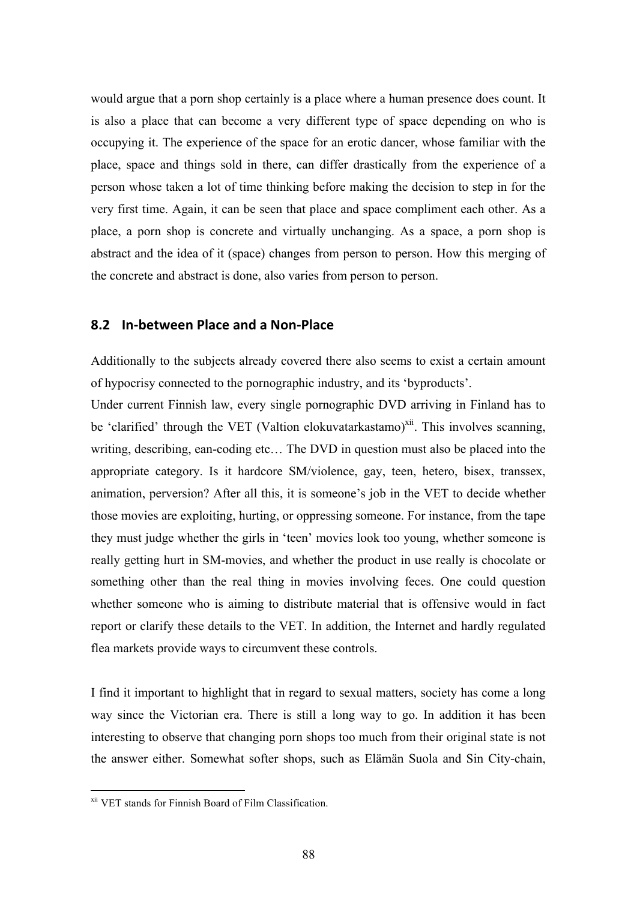would argue that a porn shop certainly is a place where a human presence does count. It is also a place that can become a very different type of space depending on who is occupying it. The experience of the space for an erotic dancer, whose familiar with the place, space and things sold in there, can differ drastically from the experience of a person whose taken a lot of time thinking before making the decision to step in for the very first time. Again, it can be seen that place and space compliment each other. As a place, a porn shop is concrete and virtually unchanging. As a space, a porn shop is abstract and the idea of it (space) changes from person to person. How this merging of the concrete and abstract is done, also varies from person to person.

## 8.2 In-between Place and a Non-Place

Additionally to the subjects already covered there also seems to exist a certain amount of hypocrisy connected to the pornographic industry, and its 'byproducts'.

Under current Finnish law, every single pornographic DVD arriving in Finland has to be 'clarified' through the VET (Valtion elokuvatarkastamo)[xii]. This involves scanning, writing, describing, ean-coding etc… The DVD in question must also be placed into the appropriate category. Is it hardcore SM/violence, gay, teen, hetero, bisex, transsex, animation, perversion? After all this, it is someone's job in the VET to decide whether those movies are exploiting, hurting, or oppressing someone. For instance, from the tape they must judge whether the girls in 'teen' movies look too young, whether someone is really getting hurt in SM-movies, and whether the product in use really is chocolate or something other than the real thing in movies involving feces. One could question whether someone who is aiming to distribute material that is offensive would in fact report or clarify these details to the VET. In addition, the Internet and hardly regulated flea markets provide ways to circumvent these controls.

I find it important to highlight that in regard to sexual matters, society has come a long way since the Victorian era. There is still a long way to go. In addition it has been interesting to observe that changing porn shops too much from their original state is not the answer either. Somewhat softer shops, such as Elämän Suola and Sin City-chain,

[xii] VET stands for Finnish Board of Film Classification.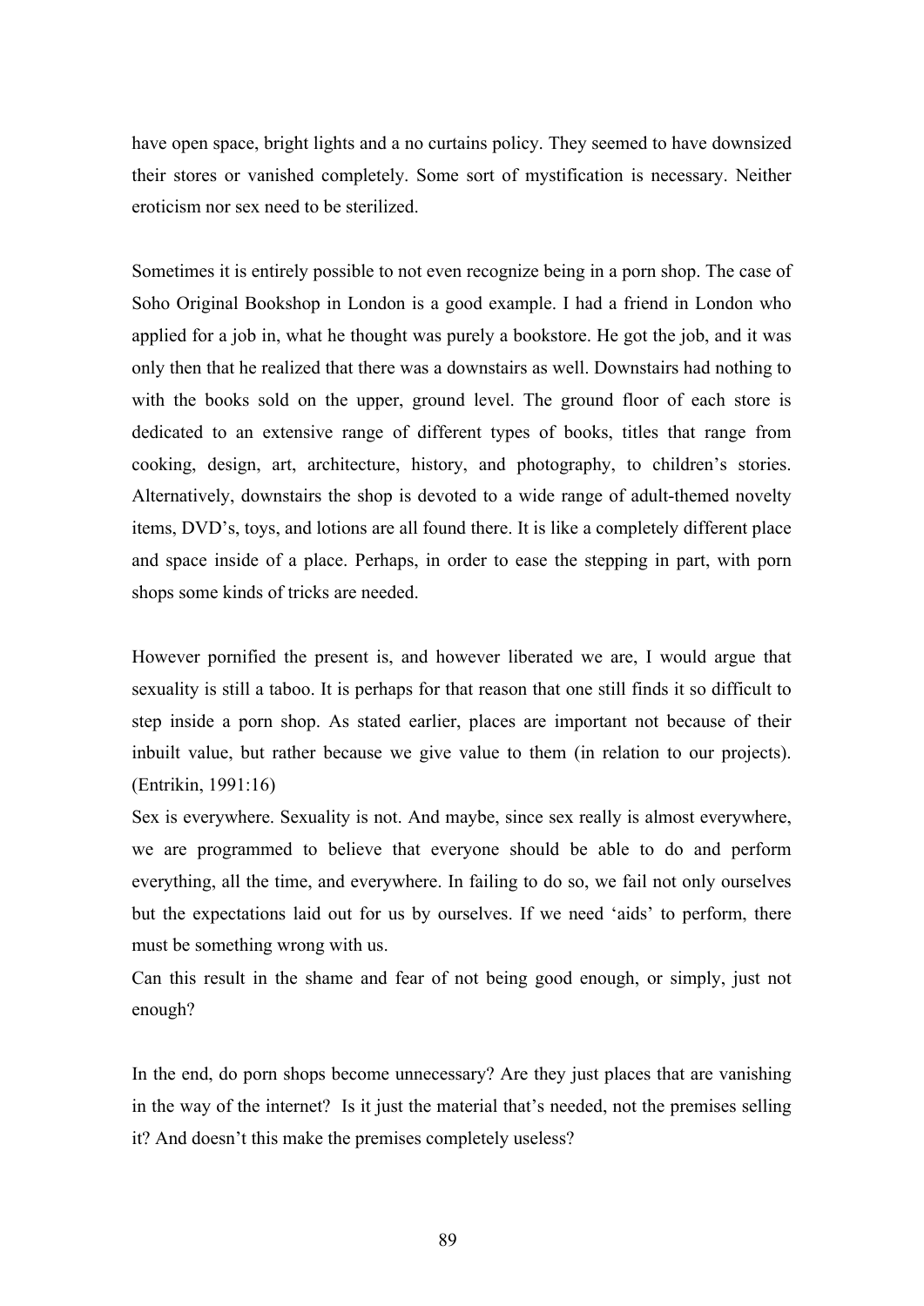have open space, bright lights and a no curtains policy. They seemed to have downsized their stores or vanished completely. Some sort of mystification is necessary. Neither eroticism nor sex need to be sterilized.

Sometimes it is entirely possible to not even recognize being in a porn shop. The case of Soho Original Bookshop in London is a good example. I had a friend in London who applied for a job in, what he thought was purely a bookstore. He got the job, and it was only then that he realized that there was a downstairs as well. Downstairs had nothing to with the books sold on the upper, ground level. The ground floor of each store is dedicated to an extensive range of different types of books, titles that range from cooking, design, art, architecture, history, and photography, to children's stories. Alternatively, downstairs the shop is devoted to a wide range of adult-themed novelty items, DVD's, toys, and lotions are all found there. It is like a completely different place and space inside of a place. Perhaps, in order to ease the stepping in part, with porn shops some kinds of tricks are needed.

However pornified the present is, and however liberated we are, I would argue that sexuality is still a taboo. It is perhaps for that reason that one still finds it so difficult to step inside a porn shop. As stated earlier, places are important not because of their inbuilt value, but rather because we give value to them (in relation to our projects). (Entrikin, 1991:16)

Sex is everywhere. Sexuality is not. And maybe, since sex really is almost everywhere, we are programmed to believe that everyone should be able to do and perform everything, all the time, and everywhere. In failing to do so, we fail not only ourselves but the expectations laid out for us by ourselves. If we need 'aids' to perform, there must be something wrong with us.

Can this result in the shame and fear of not being good enough, or simply, just not enough?

In the end, do porn shops become unnecessary? Are they just places that are vanishing in the way of the internet? Is it just the material that's needed, not the premises selling it? And doesn't this make the premises completely useless?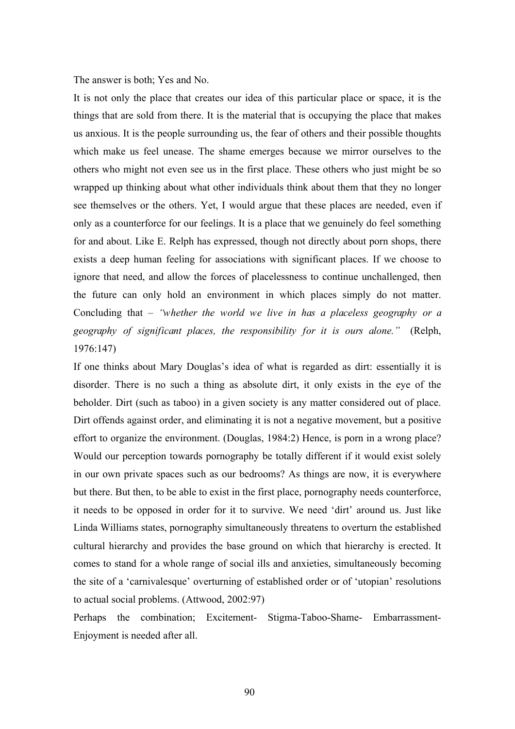The answer is both; Yes and No.

It is not only the place that creates our idea of this particular place or space, it is the things that are sold from there. It is the material that is occupying the place that makes us anxious. It is the people surrounding us, the fear of others and their possible thoughts which make us feel unease. The shame emerges because we mirror ourselves to the others who might not even see us in the first place. These others who just might be so wrapped up thinking about what other individuals think about them that they no longer see themselves or the others. Yet, I would argue that these places are needed, even if only as a counterforce for our feelings. It is a place that we genuinely do feel something for and about. Like E. Relph has expressed, though not directly about porn shops, there exists a deep human feeling for associations with significant places. If we choose to ignore that need, and allow the forces of placelessness to continue unchallenged, then the future can only hold an environment in which places simply do not matter. Concluding that – *"whether the world we live in has a placeless geography or a geography of significant places, the responsibility for it is ours alone."* (Relph, 1976:147)

If one thinks about Mary Douglas's idea of what is regarded as dirt: essentially it is disorder. There is no such a thing as absolute dirt, it only exists in the eye of the beholder. Dirt (such as taboo) in a given society is any matter considered out of place. Dirt offends against order, and eliminating it is not a negative movement, but a positive effort to organize the environment. (Douglas, 1984:2) Hence, is porn in a wrong place? Would our perception towards pornography be totally different if it would exist solely in our own private spaces such as our bedrooms? As things are now, it is everywhere but there. But then, to be able to exist in the first place, pornography needs counterforce, it needs to be opposed in order for it to survive. We need 'dirt' around us. Just like Linda Williams states, pornography simultaneously threatens to overturn the established cultural hierarchy and provides the base ground on which that hierarchy is erected. It comes to stand for a whole range of social ills and anxieties, simultaneously becoming the site of a 'carnivalesque' overturning of established order or of 'utopian' resolutions to actual social problems. (Attwood, 2002:97)

Perhaps the combination; Excitement- Stigma-Taboo-Shame- Embarrassment-Enjoyment is needed after all.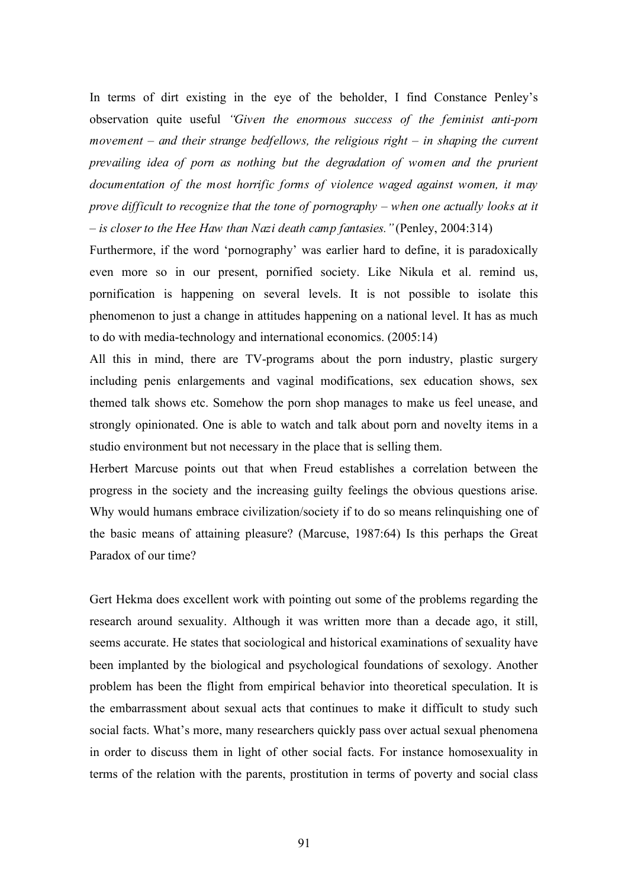In terms of dirt existing in the eye of the beholder, I find Constance Penley's observation quite useful *"Given the enormous success of the feminist anti-porn movement – and their strange bedfellows, the religious right – in shaping the current prevailing idea of porn as nothing but the degradation of women and the prurient documentation of the most horrific forms of violence waged against women, it may prove difficult to recognize that the tone of pornography – when one actually looks at it – is closer to the Hee Haw than Nazi death camp fantasies."* (Penley, 2004:314)

Furthermore, if the word 'pornography' was earlier hard to define, it is paradoxically even more so in our present, pornified society. Like Nikula et al. remind us, pornification is happening on several levels. It is not possible to isolate this phenomenon to just a change in attitudes happening on a national level. It has as much to do with media-technology and international economics. (2005:14)

All this in mind, there are TV-programs about the porn industry, plastic surgery including penis enlargements and vaginal modifications, sex education shows, sex themed talk shows etc. Somehow the porn shop manages to make us feel unease, and strongly opinionated. One is able to watch and talk about porn and novelty items in a studio environment but not necessary in the place that is selling them.

Herbert Marcuse points out that when Freud establishes a correlation between the progress in the society and the increasing guilty feelings the obvious questions arise. Why would humans embrace civilization/society if to do so means relinquishing one of the basic means of attaining pleasure? (Marcuse, 1987:64) Is this perhaps the Great Paradox of our time?

Gert Hekma does excellent work with pointing out some of the problems regarding the research around sexuality. Although it was written more than a decade ago, it still, seems accurate. He states that sociological and historical examinations of sexuality have been implanted by the biological and psychological foundations of sexology. Another problem has been the flight from empirical behavior into theoretical speculation. It is the embarrassment about sexual acts that continues to make it difficult to study such social facts. What's more, many researchers quickly pass over actual sexual phenomena in order to discuss them in light of other social facts. For instance homosexuality in terms of the relation with the parents, prostitution in terms of poverty and social class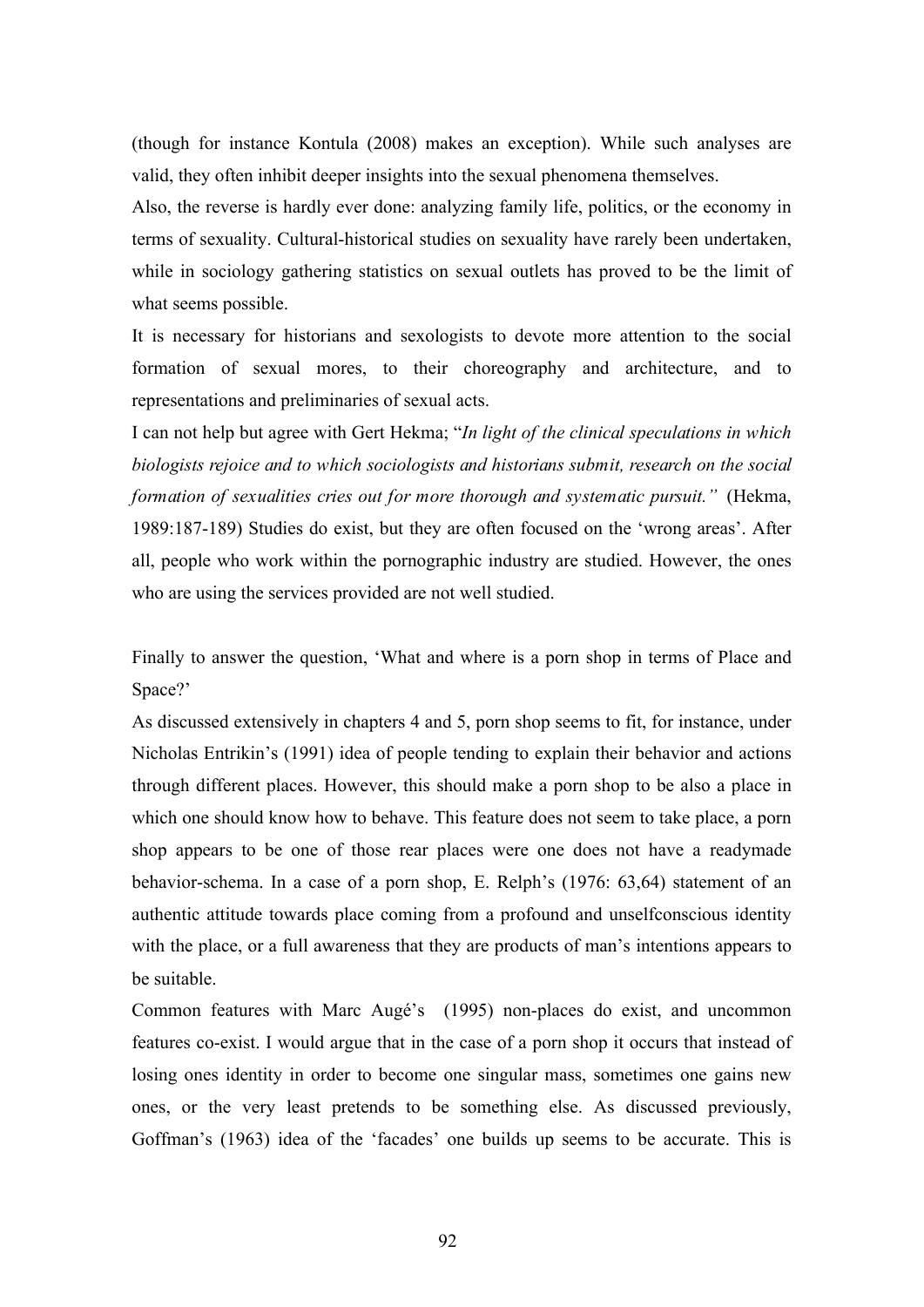(though for instance Kontula (2008) makes an exception). While such analyses are valid, they often inhibit deeper insights into the sexual phenomena themselves.

Also, the reverse is hardly ever done: analyzing family life, politics, or the economy in terms of sexuality. Cultural-historical studies on sexuality have rarely been undertaken, while in sociology gathering statistics on sexual outlets has proved to be the limit of what seems possible.

It is necessary for historians and sexologists to devote more attention to the social formation of sexual mores, to their choreography and architecture, and to representations and preliminaries of sexual acts.

I can not help but agree with Gert Hekma; "*In light of the clinical speculations in which biologists rejoice and to which sociologists and historians submit, research on the social formation of sexualities cries out for more thorough and systematic pursuit.*" (Hekma, 1989:187-189) Studies do exist, but they are often focused on the 'wrong areas'. After all, people who work within the pornographic industry are studied. However, the ones who are using the services provided are not well studied.

Finally to answer the question, 'What and where is a porn shop in terms of Place and Space?'

As discussed extensively in chapters 4 and 5, porn shop seems to fit, for instance, under Nicholas Entrikin's (1991) idea of people tending to explain their behavior and actions through different places. However, this should make a porn shop to be also a place in which one should know how to behave. This feature does not seem to take place, a porn shop appears to be one of those rear places were one does not have a readymade behavior-schema. In a case of a porn shop, E. Relph's (1976: 63,64) statement of an authentic attitude towards place coming from a profound and unselfconscious identity with the place, or a full awareness that they are products of man's intentions appears to be suitable.

Common features with Marc Augé's (1995) non-places do exist, and uncommon features co-exist. I would argue that in the case of a porn shop it occurs that instead of losing ones identity in order to become one singular mass, sometimes one gains new ones, or the very least pretends to be something else. As discussed previously, Goffman's (1963) idea of the 'facades' one builds up seems to be accurate. This is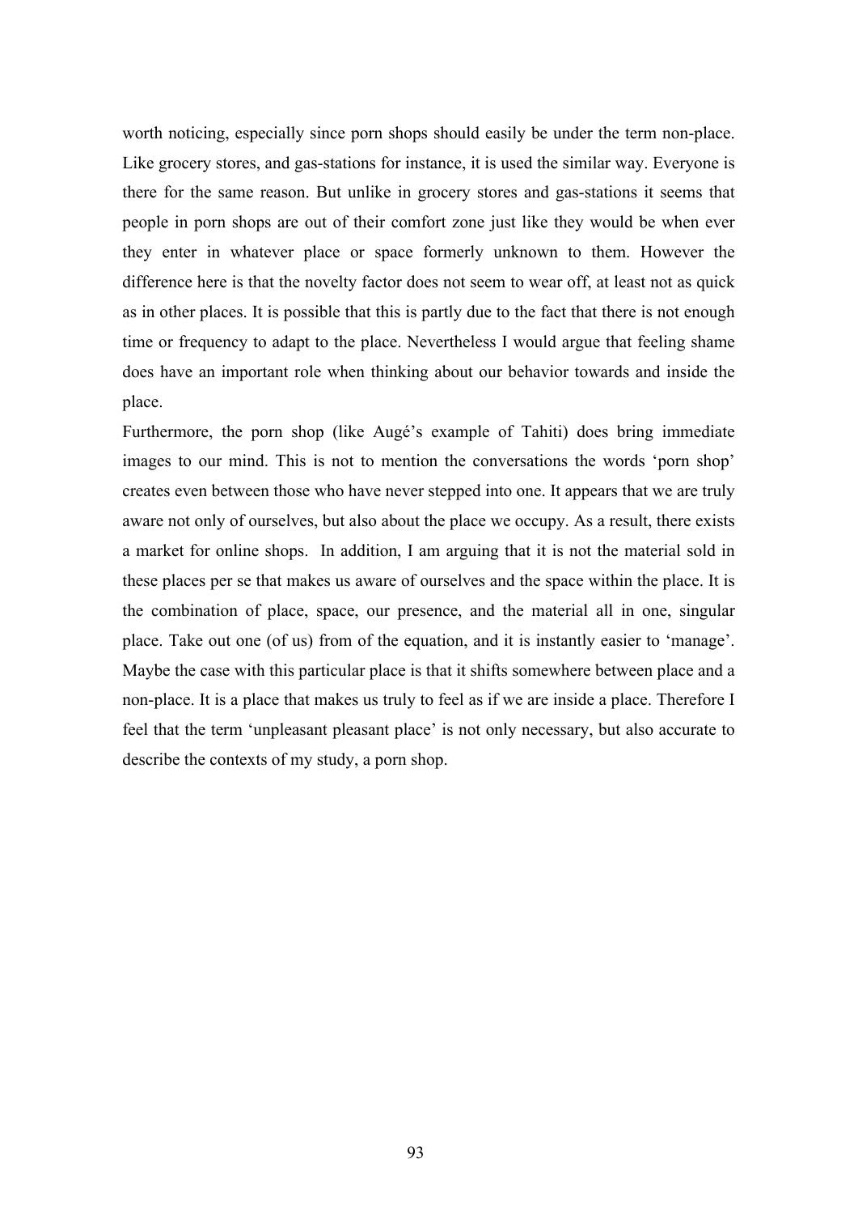worth noticing, especially since porn shops should easily be under the term non-place. Like grocery stores, and gas-stations for instance, it is used the similar way. Everyone is there for the same reason. But unlike in grocery stores and gas-stations it seems that people in porn shops are out of their comfort zone just like they would be when ever they enter in whatever place or space formerly unknown to them. However the difference here is that the novelty factor does not seem to wear off, at least not as quick as in other places. It is possible that this is partly due to the fact that there is not enough time or frequency to adapt to the place. Nevertheless I would argue that feeling shame does have an important role when thinking about our behavior towards and inside the place.

Furthermore, the porn shop (like Augé's example of Tahiti) does bring immediate images to our mind. This is not to mention the conversations the words 'porn shop' creates even between those who have never stepped into one. It appears that we are truly aware not only of ourselves, but also about the place we occupy. As a result, there exists a market for online shops. In addition, I am arguing that it is not the material sold in these places per se that makes us aware of ourselves and the space within the place. It is the combination of place, space, our presence, and the material all in one, singular place. Take out one (of us) from of the equation, and it is instantly easier to 'manage'. Maybe the case with this particular place is that it shifts somewhere between place and a non-place. It is a place that makes us truly to feel as if we are inside a place. Therefore I feel that the term 'unpleasant pleasant place' is not only necessary, but also accurate to describe the contexts of my study, a porn shop.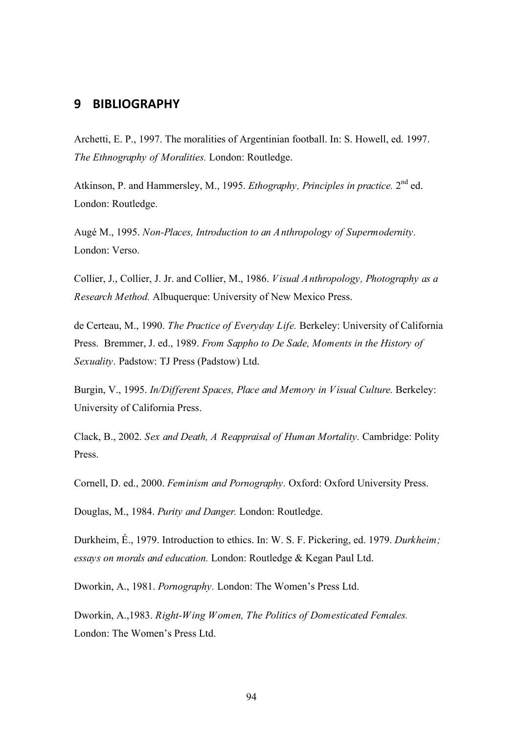# 9 BIBLIOGRAPHY

Archetti, E. P., 1997. The moralities of Argentinian football. In: S. Howell, ed. 1997. *The Ethnography of Moralities.* London: Routledge.

Atkinson, P. and Hammersley, M., 1995. *Ethography, Principles in practice.* 2nd ed. London: Routledge.

Augé M., 1995. *Non-Places, Introduction to an Anthropology of Supermodernity.* London: Verso.

Collier, J., Collier, J. Jr. and Collier, M., 1986. *Visual Anthropology, Photography as a Research Method.* Albuquerque: University of New Mexico Press.

de Certeau, M., 1990. *The Practice of Everyday Life.* Berkeley: University of California Press. Bremmer, J. ed., 1989. *From Sappho to De Sade, Moments in the History of Sexuality.* Padstow: TJ Press (Padstow) Ltd.

Burgin, V., 1995. *In/Different Spaces, Place and Memory in Visual Culture.* Berkeley: University of California Press.

Clack, B., 2002. *Sex and Death, A Reappraisal of Human Mortality.* Cambridge: Polity Press.

Cornell, D. ed., 2000. *Feminism and Pornography.* Oxford: Oxford University Press.

Douglas, M., 1984. *Purity and Danger.* London: Routledge.

Durkheim, É., 1979. Introduction to ethics. In: W. S. F. Pickering, ed. 1979. *Durkheim; essays on morals and education.* London: Routledge & Kegan Paul Ltd.

Dworkin, A., 1981. *Pornography.* London: The Women's Press Ltd.

Dworkin, A.,1983. *Right-Wing Women, The Politics of Domesticated Females.* London: The Women's Press Ltd.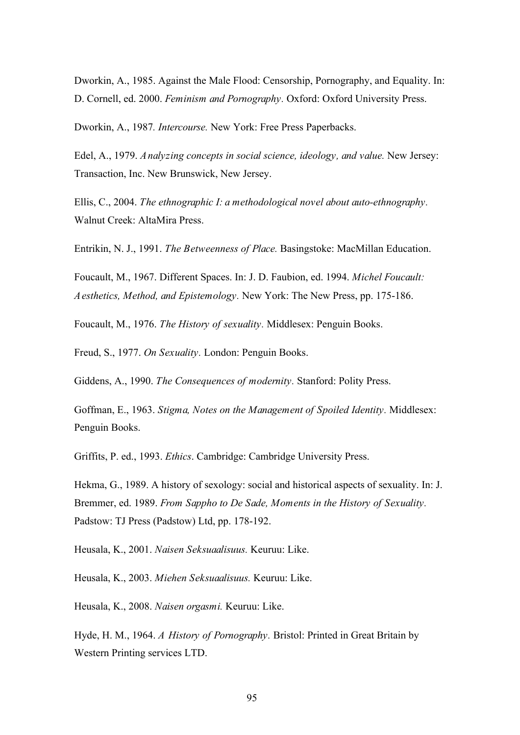Dworkin, A., 1985. Against the Male Flood: Censorship, Pornography, and Equality. In: D. Cornell, ed. 2000. *Feminism and Pornography*. Oxford: Oxford University Press.

Dworkin, A., 1987. *Intercourse.* New York: Free Press Paperbacks.

Edel, A., 1979. *Analyzing concepts in social science, ideology, and value.* New Jersey: Transaction, Inc. New Brunswick, New Jersey.

Ellis, C., 2004. *The ethnographic I: a methodological novel about auto-ethnography*. Walnut Creek: AltaMira Press.

Entrikin, N. J., 1991. *The Betweenness of Place.* Basingstoke: MacMillan Education.

Foucault, M., 1967. Different Spaces. In: J. D. Faubion, ed. 1994. *Michel Foucault: Aesthetics, Method, and Epistemology*. New York: The New Press, pp. 175-186.

Foucault, M., 1976. *The History of sexuality*. Middlesex: Penguin Books.

Freud, S., 1977. *On Sexuality*. London: Penguin Books.

Giddens, A., 1990. *The Consequences of modernity*. Stanford: Polity Press.

Goffman, E., 1963. *Stigma, Notes on the Management of Spoiled Identity*. Middlesex: Penguin Books.

Griffits, P. ed., 1993. *Ethics*. Cambridge: Cambridge University Press.

Hekma, G., 1989. A history of sexology: social and historical aspects of sexuality. In: J. Bremmer, ed. 1989. *From Sappho to De Sade, Moments in the History of Sexuality*. Padstow: TJ Press (Padstow) Ltd, pp. 178-192.

Heusala, K., 2001. *Naisen Seksuaalisuus.* Keuruu: Like.

Heusala, K., 2003. *Miehen Seksuaalisuus.* Keuruu: Like.

Heusala, K., 2008. *Naisen orgasmi.* Keuruu: Like.

Hyde, H. M., 1964. *A History of Pornography*. Bristol: Printed in Great Britain by Western Printing services LTD.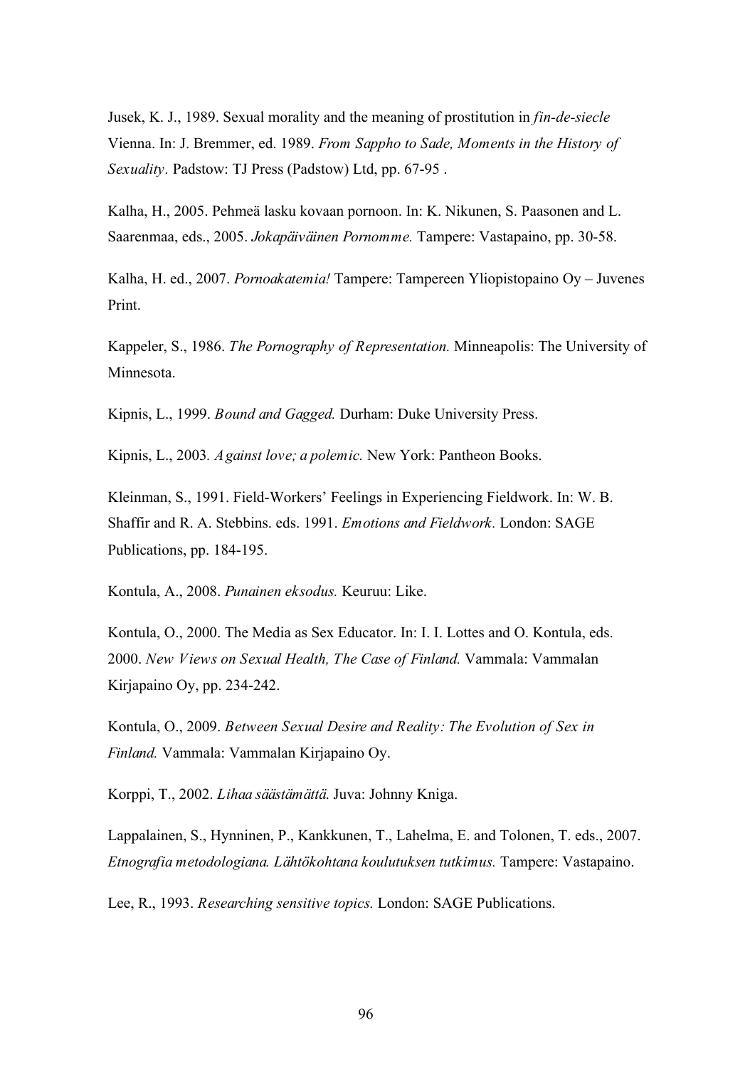Jusek, K. J., 1989. Sexual morality and the meaning of prostitution in *fin-de-siecle* Vienna. In: J. Bremmer, ed. 1989. *From Sappho to Sade, Moments in the History of Sexuality.* Padstow: TJ Press (Padstow) Ltd, pp. 67-95 .

Kalha, H., 2005. Pehmeä lasku kovaan pornoon. In: K. Nikunen, S. Paasonen and L. Saarenmaa, eds., 2005. *Jokapäiväinen Pornomme.* Tampere: Vastapaino, pp. 30-58.

Kalha, H. ed., 2007. *Pornoakatemia!* Tampere: Tampereen Yliopistopaino Oy – Juvenes Print.

Kappeler, S., 1986. *The Pornography of Representation.* Minneapolis: The University of Minnesota.

Kipnis, L., 1999. *Bound and Gagged.* Durham: Duke University Press.

Kipnis, L., 2003. *Against love; a polemic.* New York: Pantheon Books.

Kleinman, S., 1991. Field-Workers' Feelings in Experiencing Fieldwork. In: W. B. Shaffir and R. A. Stebbins. eds. 1991. *Emotions and Fieldwork.* London: SAGE Publications, pp. 184-195.

Kontula, A., 2008. *Punainen eksodus.* Keuruu: Like.

Kontula, O., 2000. The Media as Sex Educator. In: I. I. Lottes and O. Kontula, eds. 2000. *New Views on Sexual Health, The Case of Finland.* Vammala: Vammalan Kirjapaino Oy, pp. 234-242.

Kontula, O., 2009. *Between Sexual Desire and Reality: The Evolution of Sex in Finland.* Vammala: Vammalan Kirjapaino Oy.

Korppi, T., 2002. *Lihaa säästämättä.* Juva: Johnny Kniga.

Lappalainen, S., Hynninen, P., Kankkunen, T., Lahelma, E. and Tolonen, T. eds., 2007. *Etnografia metodologiana. Lähtökohtana koulutuksen tutkimus.* Tampere: Vastapaino.

Lee, R., 1993. *Researching sensitive topics.* London: SAGE Publications.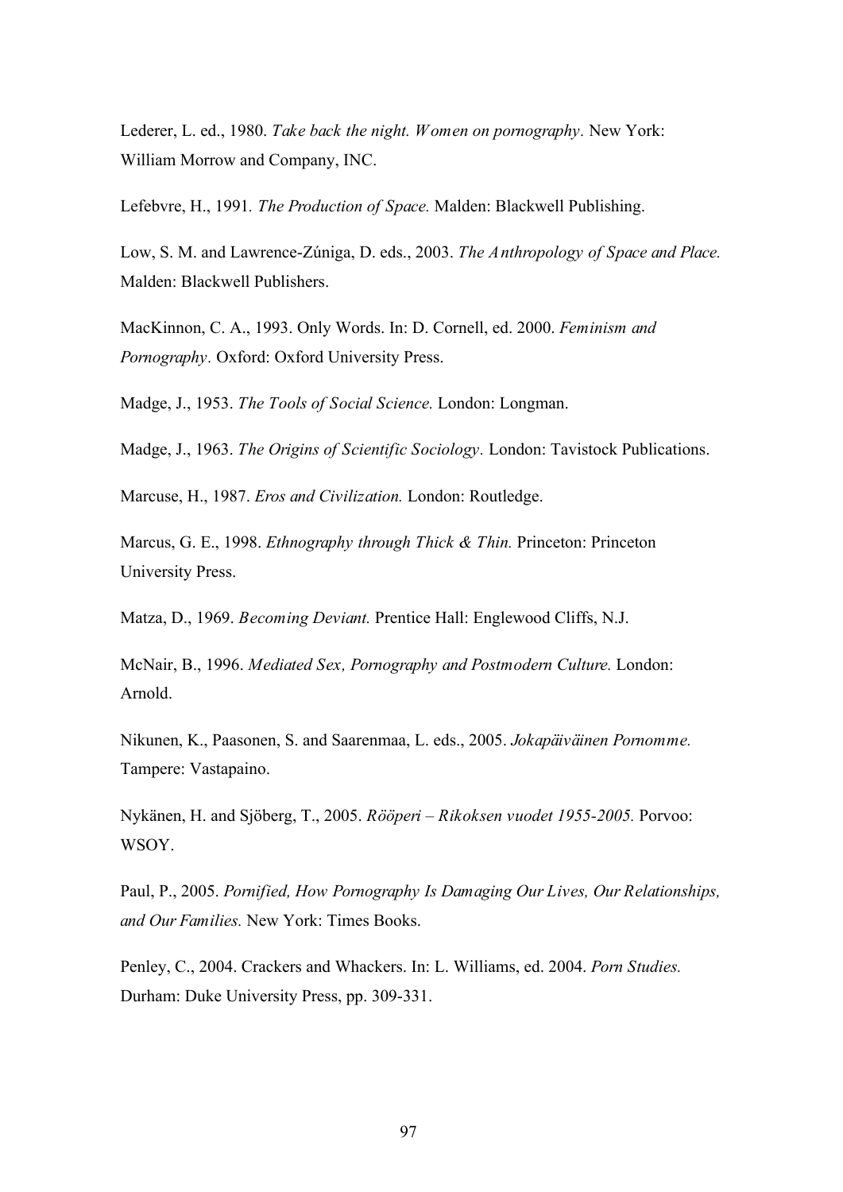Lederer, L. ed., 1980. *Take back the night. Women on pornography.* New York: William Morrow and Company, INC.

Lefebvre, H., 1991. *The Production of Space.* Malden: Blackwell Publishing.

Low, S. M. and Lawrence-Zúniga, D. eds., 2003. *The Anthropology of Space and Place.* Malden: Blackwell Publishers.

MacKinnon, C. A., 1993. Only Words. In: D. Cornell, ed. 2000. *Feminism and Pornography.* Oxford: Oxford University Press.

Madge, J., 1953. *The Tools of Social Science.* London: Longman.

Madge, J., 1963. *The Origins of Scientific Sociology.* London: Tavistock Publications.

Marcuse, H., 1987. *Eros and Civilization.* London: Routledge.

Marcus, G. E., 1998. *Ethnography through Thick & Thin.* Princeton: Princeton University Press.

Matza, D., 1969. *Becoming Deviant.* Prentice Hall: Englewood Cliffs, N.J.

McNair, B., 1996. *Mediated Sex, Pornography and Postmodern Culture.* London: Arnold.

Nikunen, K., Paasonen, S. and Saarenmaa, L. eds., 2005. *Jokapäiväinen Pornomme.* Tampere: Vastapaino.

Nykänen, H. and Sjöberg, T., 2005. *Rööperi – Rikoksen vuodet 1955-2005.* Porvoo: WSOY.

Paul, P., 2005. *Pornified, How Pornography Is Damaging Our Lives, Our Relationships, and Our Families.* New York: Times Books.

Penley, C., 2004. Crackers and Whackers. In: L. Williams, ed. 2004. *Porn Studies.* Durham: Duke University Press, pp. 309-331.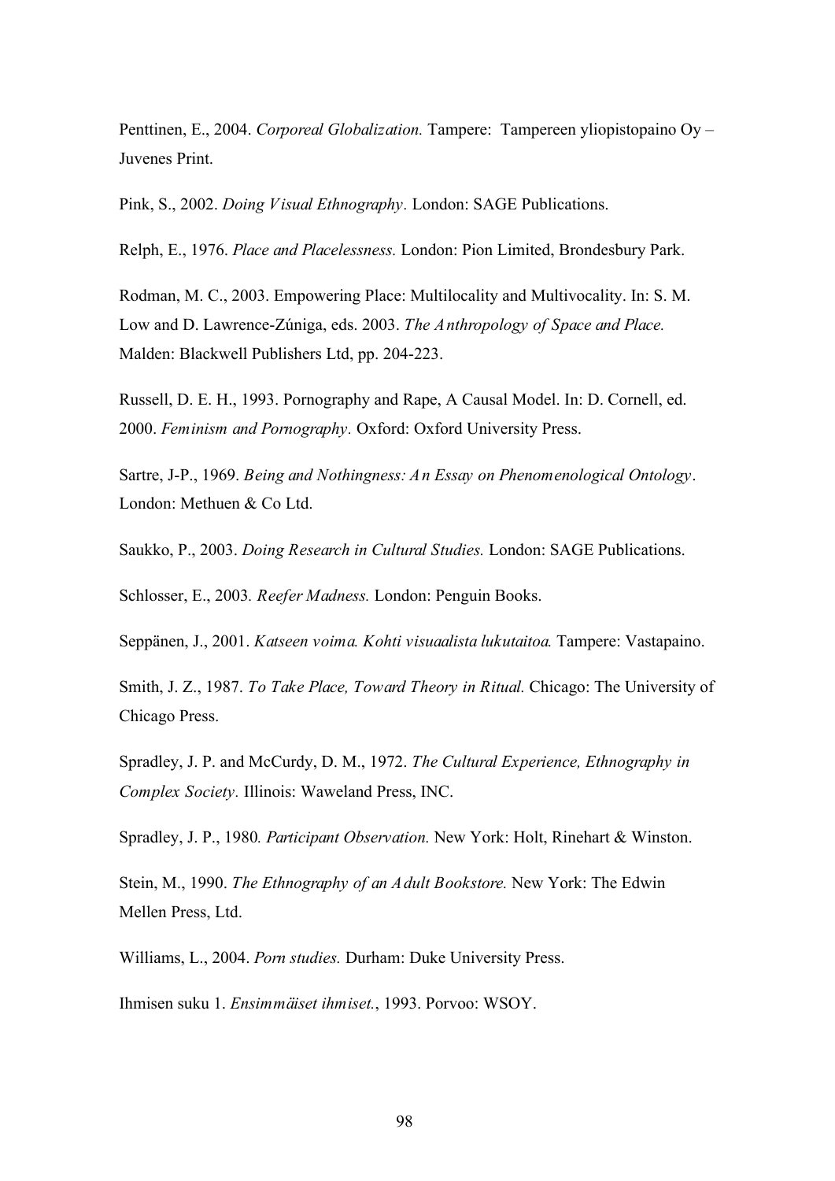Penttinen, E., 2004. *Corporeal Globalization.* Tampere: Tampereen yliopistopaino Oy – Juvenes Print.

Pink, S., 2002. *Doing Visual Ethnography.* London: SAGE Publications.

Relph, E., 1976. *Place and Placelessness.* London: Pion Limited, Brondesbury Park.

Rodman, M. C., 2003. Empowering Place: Multilocality and Multivocality. In: S. M. Low and D. Lawrence-Zúniga, eds. 2003. *The Anthropology of Space and Place.* Malden: Blackwell Publishers Ltd, pp. 204-223.

Russell, D. E. H., 1993. Pornography and Rape, A Causal Model. In: D. Cornell, ed. 2000. *Feminism and Pornography.* Oxford: Oxford University Press.

Sartre, J-P., 1969. *Being and Nothingness: An Essay on Phenomenological Ontology.* London: Methuen & Co Ltd.

Saukko, P., 2003. *Doing Research in Cultural Studies.* London: SAGE Publications.

Schlosser, E., 2003. *Reefer Madness.* London: Penguin Books.

Seppänen, J., 2001. *Katseen voima. Kohti visuaalista lukutaitoa.* Tampere: Vastapaino.

Smith, J. Z., 1987. *To Take Place, Toward Theory in Ritual.* Chicago: The University of Chicago Press.

Spradley, J. P. and McCurdy, D. M., 1972. *The Cultural Experience, Ethnography in Complex Society.* Illinois: Waweland Press, INC.

Spradley, J. P., 1980. *Participant Observation.* New York: Holt, Rinehart & Winston.

Stein, M., 1990. *The Ethnography of an Adult Bookstore.* New York: The Edwin Mellen Press, Ltd.

Williams, L., 2004. *Porn studies.* Durham: Duke University Press.

Ihmisen suku 1. *Ensimmäiset ihmiset.*, 1993. Porvoo: WSOY.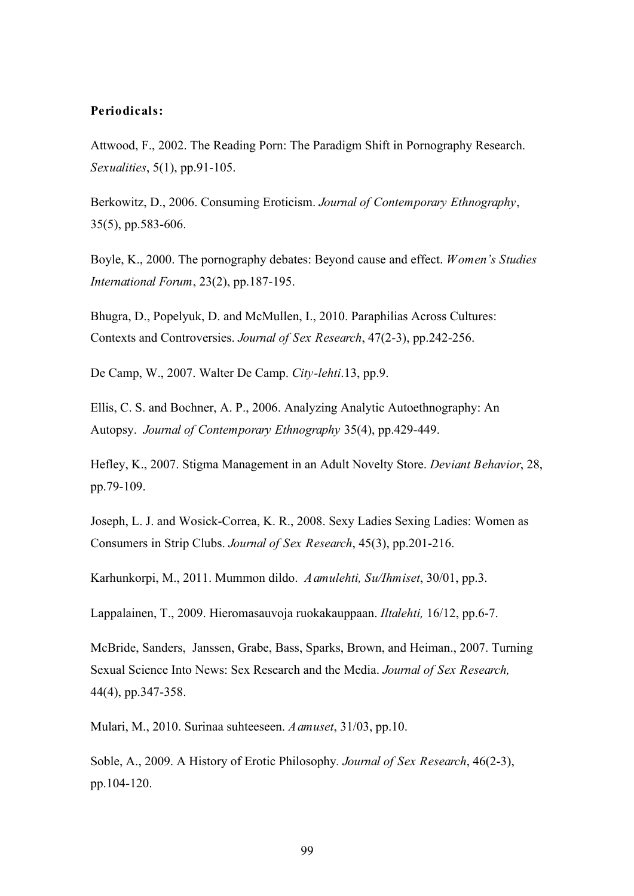**Periodicals:**

Attwood, F., 2002. The Reading Porn: The Paradigm Shift in Pornography Research. *Sexualities*, 5(1), pp.91-105.

Berkowitz, D., 2006. Consuming Eroticism. *Journal of Contemporary Ethnography*, 35(5), pp.583-606.

Boyle, K., 2000. The pornography debates: Beyond cause and effect. *Women's Studies International Forum*, 23(2), pp.187-195.

Bhugra, D., Popelyuk, D. and McMullen, I., 2010. Paraphilias Across Cultures: Contexts and Controversies. *Journal of Sex Research*, 47(2-3), pp.242-256.

De Camp, W., 2007. Walter De Camp. *City-lehti*.13, pp.9.

Ellis, C. S. and Bochner, A. P., 2006. Analyzing Analytic Autoethnography: An Autopsy. *Journal of Contemporary Ethnography* 35(4), pp.429-449.

Hefley, K., 2007. Stigma Management in an Adult Novelty Store. *Deviant Behavior*, 28, pp.79-109.

Joseph, L. J. and Wosick-Correa, K. R., 2008. Sexy Ladies Sexing Ladies: Women as Consumers in Strip Clubs. *Journal of Sex Research*, 45(3), pp.201-216.

Karhunkorpi, M., 2011. Mummon dildo. *Aamulehti, Su/Ihmiset*, 30/01, pp.3.

Lappalainen, T., 2009. Hieromasauvoja ruokakauppaan. *Iltalehti,* 16/12, pp.6-7.

McBride, Sanders, Janssen, Grabe, Bass, Sparks, Brown, and Heiman., 2007. Turning Sexual Science Into News: Sex Research and the Media. *Journal of Sex Research,* 44(4), pp.347-358.

Mulari, M., 2010. Surinaa suhteeseen. *Aamuset*, 31/03, pp.10.

Soble, A., 2009. A History of Erotic Philosophy. *Journal of Sex Research*, 46(2-3), pp.104-120.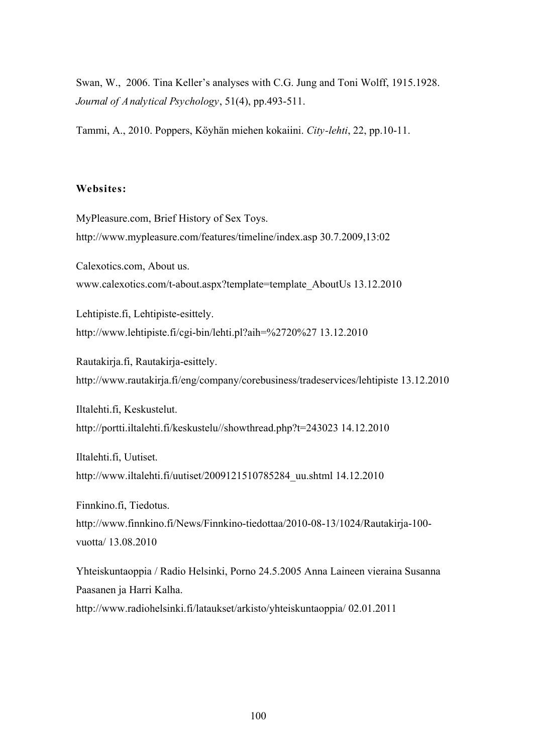Swan, W., 2006. Tina Keller's analyses with C.G. Jung and Toni Wolff, 1915.1928. *Journal of Analytical Psychology*, 51(4), pp.493-511.

Tammi, A., 2010. Poppers, Köyhän miehen kokaiini. *City-lehti*, 22, pp.10-11.

**Websites:**

MyPleasure.com, Brief History of Sex Toys.
http://www.mypleasure.com/features/timeline/index.asp 30.7.2009,13:02

Calexotics.com, About us.
www.calexotics.com/t-about.aspx?template=template_AboutUs 13.12.2010

Lehtipiste.fi, Lehtipiste-esittely.
http://www.lehtipiste.fi/cgi-bin/lehti.pl?aih=%2720%27 13.12.2010

Rautakirja.fi, Rautakirja-esittely.
http://www.rautakirja.fi/eng/company/corebusiness/tradeservices/lehtipiste 13.12.2010

Iltalehti.fi, Keskustelut.
http://portti.iltalehti.fi/keskustelu//showthread.php?t=243023 14.12.2010

Iltalehti.fi, Uutiset.
http://www.iltalehti.fi/uutiset/2009121510785284_uu.shtml 14.12.2010

Finnkino.fi, Tiedotus.
http://www.finnkino.fi/News/Finnkino-tiedottaa/2010-08-13/1024/Rautakirja-100-vuotta/ 13.08.2010

Yhteiskuntaoppia / Radio Helsinki, Porno 24.5.2005 Anna Laineen vieraina Susanna Paasanen ja Harri Kalha.
http://www.radiohelsinki.fi/lataukset/arkisto/yhteiskuntaoppia/ 02.01.2011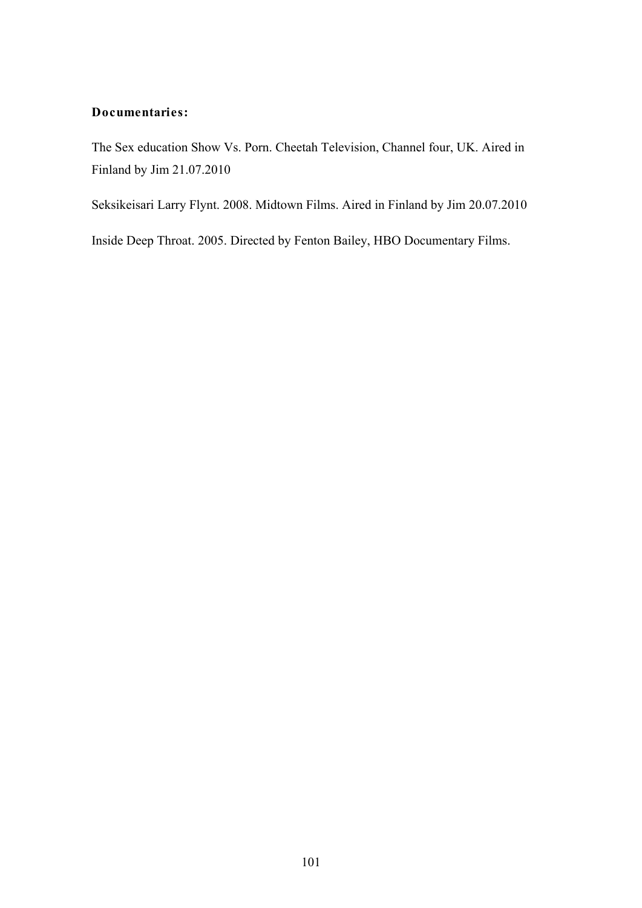**Documentaries:**

The Sex education Show Vs. Porn. Cheetah Television, Channel four, UK. Aired in Finland by Jim 21.07.2010

Seksikeisari Larry Flynt. 2008. Midtown Films. Aired in Finland by Jim 20.07.2010

Inside Deep Throat. 2005. Directed by Fenton Bailey, HBO Documentary Films.